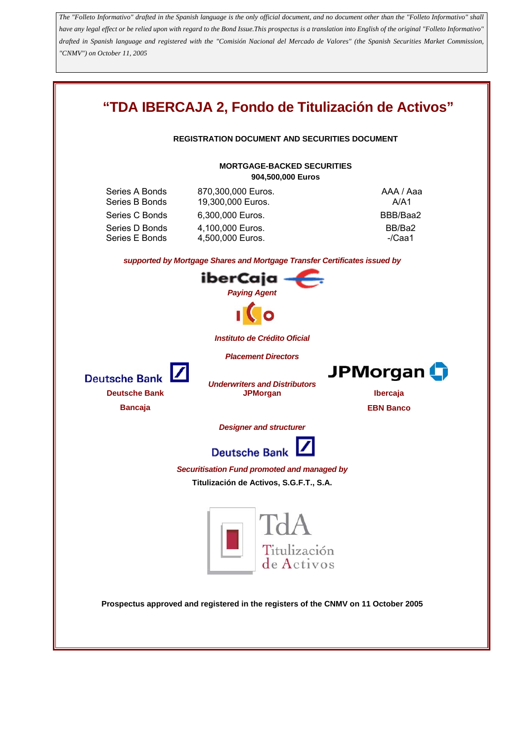*The "Folleto Informativo" drafted in the Spanish language is the only official document, and no document other than the "Folleto Informativo" shall have any legal effect or be relied upon with regard to the Bond Issue.This prospectus is a translation into English of the original "Folleto Informativo" drafted in Spanish language and registered with the "Comisión Nacional del Mercado de Valores" (the Spanish Securities Market Commission, "CNMV") on October 11, 2005*

# "TDA IBERCAJA 2, Fondo de Titulización de Activos"

**REGISTRATION DOCUMENT AND SECURITIES DOCUMENT**

**MORTGAGE-BACKED SECURITIES**
**904,500,000 Euros**

| | | |
|---|---|---|
| Series A Bonds | 870,300,000 Euros. | AAA / Aaa |
| Series B Bonds | 19,300,000 Euros. | A/A1 |
| Series C Bonds | 6,300,000 Euros. | BBB/Baa2 |
| Series D Bonds | 4,100,000 Euros. | BB/Ba2 |
| Series E Bonds | 4,500,000 Euros. | -/Caa1 |

***supported by Mortgage Shares and Mortgage Transfer Certificates issued by***

iberCaja

***Paying Agent***

ICO

***Instituto de Crédito Oficial***

***Placement Directors***

Deutsche Bank

JPMorgan

***Underwriters and Distributors***

**Deutsche Bank**

**JPMorgan**

**Ibercaja**

**Bancaja**

**EBN Banco**

***Designer and structurer***

Deutsche Bank

***Securitisation Fund promoted and managed by***

**Titulización de Activos, S.G.F.T., S.A.**

TdA Titulización de Activos

**Prospectus approved and registered in the registers of the CNMV on 11 October 2005**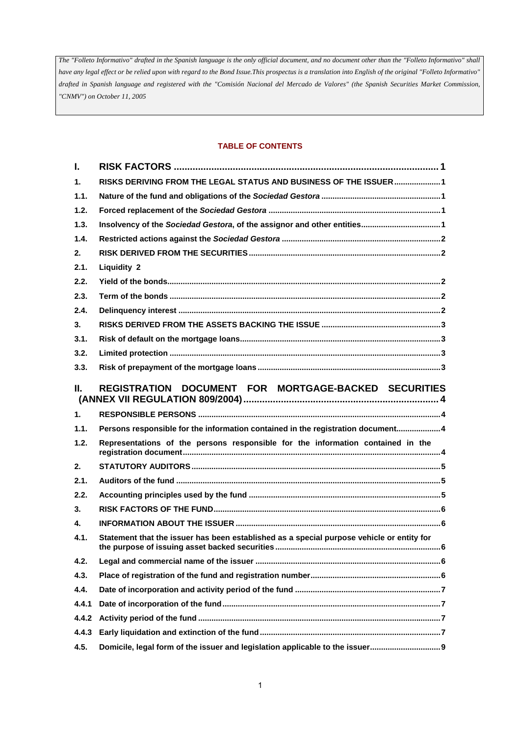*The "Folleto Informativo" drafted in the Spanish language is the only official document, and no document other than the "Folleto Informativo" shall have any legal effect or be relied upon with regard to the Bond Issue.This prospectus is a translation into English of the original "Folleto Informativo" drafted in Spanish language and registered with the "Comisión Nacional del Mercado de Valores" (the Spanish Securities Market Commission, "CNMV") on October 11, 2005*

**TABLE OF CONTENTS**

| | | |
|---|---|---|
| **I.** | **RISK FACTORS** | **1** |
| **1.** | **RISKS DERIVING FROM THE LEGAL STATUS AND BUSINESS OF THE ISSUER** | **1** |
| **1.1.** | **Nature of the fund and obligations of the *Sociedad Gestora*** | **1** |
| **1.2.** | **Forced replacement of the *Sociedad Gestora*** | **1** |
| **1.3.** | **Insolvency of the *Sociedad Gestora*, of the assignor and other entities** | **1** |
| **1.4.** | **Restricted actions against the *Sociedad Gestora*** | **2** |
| **2.** | **RISK DERIVED FROM THE SECURITIES** | **2** |
| **2.1.** | **Liquidity** | **2** |
| **2.2.** | **Yield of the bonds** | **2** |
| **2.3.** | **Term of the bonds** | **2** |
| **2.4.** | **Delinquency interest** | **2** |
| **3.** | **RISKS DERIVED FROM THE ASSETS BACKING THE ISSUE** | **3** |
| **3.1.** | **Risk of default on the mortgage loans** | **3** |
| **3.2.** | **Limited protection** | **3** |
| **3.3.** | **Risk of prepayment of the mortgage loans** | **3** |
| **II.** | **REGISTRATION DOCUMENT FOR MORTGAGE-BACKED SECURITIES (ANNEX VII REGULATION 809/2004)** | **4** |
| **1.** | **RESPONSIBLE PERSONS** | **4** |
| **1.1.** | **Persons responsible for the information contained in the registration document** | **4** |
| **1.2.** | **Representations of the persons responsible for the information contained in the registration document** | **4** |
| **2.** | **STATUTORY AUDITORS** | **5** |
| **2.1.** | **Auditors of the fund** | **5** |
| **2.2.** | **Accounting principles used by the fund** | **5** |
| **3.** | **RISK FACTORS OF THE FUND** | **6** |
| **4.** | **INFORMATION ABOUT THE ISSUER** | **6** |
| **4.1.** | **Statement that the issuer has been established as a special purpose vehicle or entity for the purpose of issuing asset backed securities** | **6** |
| **4.2.** | **Legal and commercial name of the issuer** | **6** |
| **4.3.** | **Place of registration of the fund and registration number** | **6** |
| **4.4.** | **Date of incorporation and activity period of the fund** | **7** |
| **4.4.1** | **Date of incorporation of the fund** | **7** |
| **4.4.2** | **Activity period of the fund** | **7** |
| **4.4.3** | **Early liquidation and extinction of the fund** | **7** |
| **4.5.** | **Domicile, legal form of the issuer and legislation applicable to the issuer** | **9** |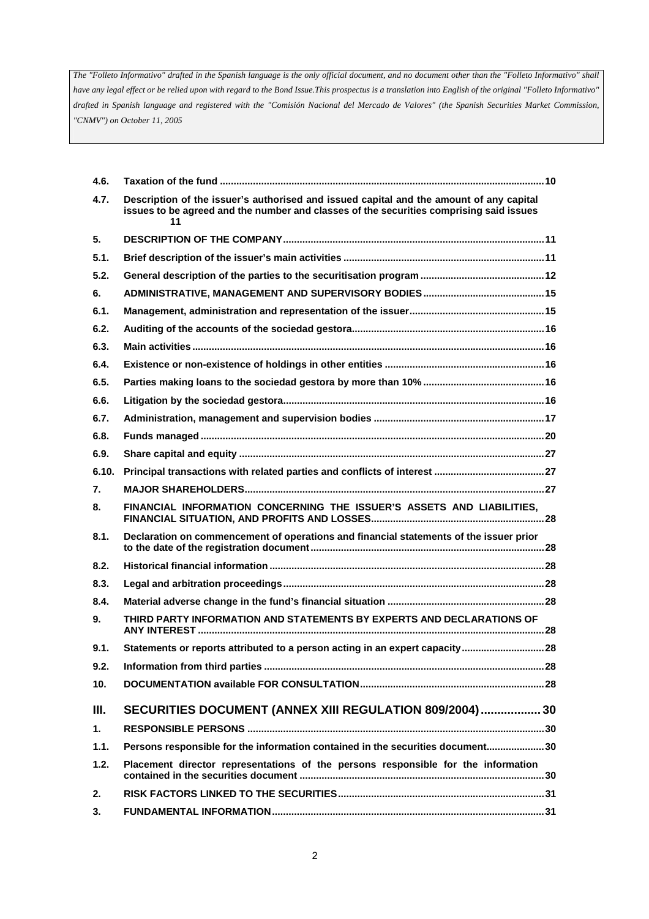*The "Folleto Informativo" drafted in the Spanish language is the only official document, and no document other than the "Folleto Informativo" shall have any legal effect or be relied upon with regard to the Bond Issue.This prospectus is a translation into English of the original "Folleto Informativo" drafted in Spanish language and registered with the "Comisión Nacional del Mercado de Valores" (the Spanish Securities Market Commission, "CNMV") on October 11, 2005*

| | | |
|---|---|---|
| **4.6.** | **Taxation of the fund** | **10** |
| **4.7.** | **Description of the issuer's authorised and issued capital and the amount of any capital issues to be agreed and the number and classes of the securities comprising said issues** | **11** |
| **5.** | **DESCRIPTION OF THE COMPANY** | **11** |
| **5.1.** | **Brief description of the issuer's main activities** | **11** |
| **5.2.** | **General description of the parties to the securitisation program** | **12** |
| **6.** | **ADMINISTRATIVE, MANAGEMENT AND SUPERVISORY BODIES** | **15** |
| **6.1.** | **Management, administration and representation of the issuer** | **15** |
| **6.2.** | **Auditing of the accounts of the sociedad gestora** | **16** |
| **6.3.** | **Main activities** | **16** |
| **6.4.** | **Existence or non-existence of holdings in other entities** | **16** |
| **6.5.** | **Parties making loans to the sociedad gestora by more than 10%** | **16** |
| **6.6.** | **Litigation by the sociedad gestora** | **16** |
| **6.7.** | **Administration, management and supervision bodies** | **17** |
| **6.8.** | **Funds managed** | **20** |
| **6.9.** | **Share capital and equity** | **27** |
| **6.10.** | **Principal transactions with related parties and conflicts of interest** | **27** |
| **7.** | **MAJOR SHAREHOLDERS** | **27** |
| **8.** | **FINANCIAL INFORMATION CONCERNING THE ISSUER'S ASSETS AND LIABILITIES, FINANCIAL SITUATION, AND PROFITS AND LOSSES** | **28** |
| **8.1.** | **Declaration on commencement of operations and financial statements of the issuer prior to the date of the registration document** | **28** |
| **8.2.** | **Historical financial information** | **28** |
| **8.3.** | **Legal and arbitration proceedings** | **28** |
| **8.4.** | **Material adverse change in the fund's financial situation** | **28** |
| **9.** | **THIRD PARTY INFORMATION AND STATEMENTS BY EXPERTS AND DECLARATIONS OF ANY INTEREST** | **28** |
| **9.1.** | **Statements or reports attributed to a person acting in an expert capacity** | **28** |
| **9.2.** | **Information from third parties** | **28** |
| **10.** | **DOCUMENTATION available FOR CONSULTATION** | **28** |
| **III.** | **SECURITIES DOCUMENT (ANNEX XIII REGULATION 809/2004)** | **30** |
| **1.** | **RESPONSIBLE PERSONS** | **30** |
| **1.1.** | **Persons responsible for the information contained in the securities document** | **30** |
| **1.2.** | **Placement director representations of the persons responsible for the information contained in the securities document** | **30** |
| **2.** | **RISK FACTORS LINKED TO THE SECURITIES** | **31** |
| **3.** | **FUNDAMENTAL INFORMATION** | **31** |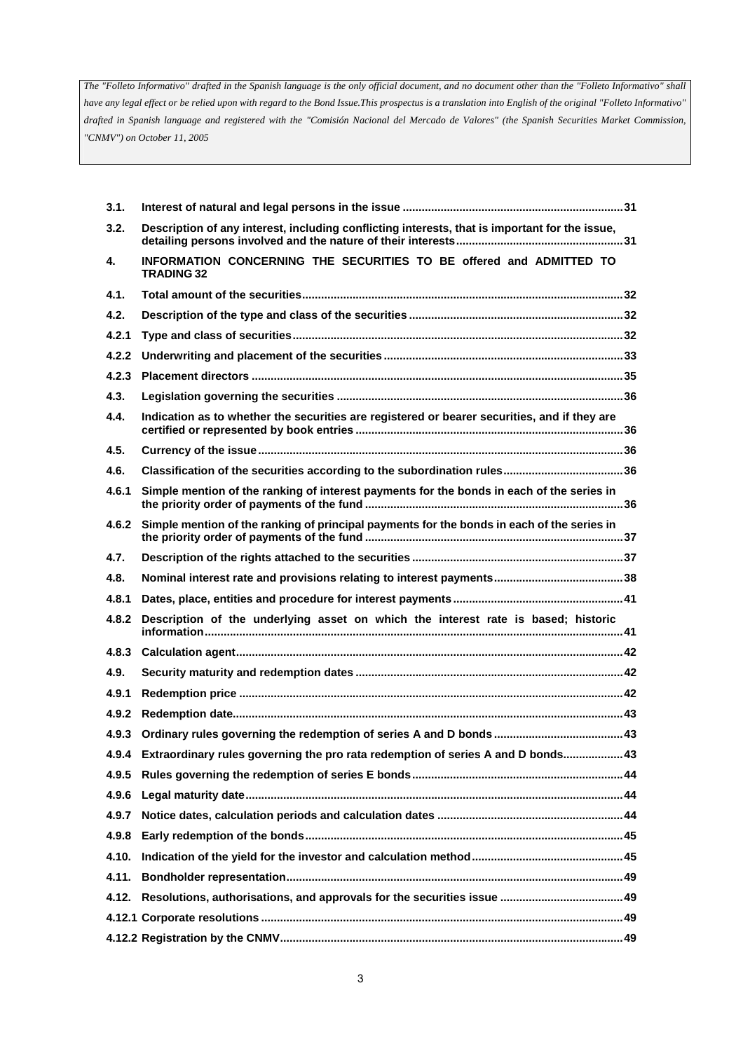*The "Folleto Informativo" drafted in the Spanish language is the only official document, and no document other than the "Folleto Informativo" shall have any legal effect or be relied upon with regard to the Bond Issue.This prospectus is a translation into English of the original "Folleto Informativo" drafted in Spanish language and registered with the "Comisión Nacional del Mercado de Valores" (the Spanish Securities Market Commission, "CNMV") on October 11, 2005*

| | | |
|---|---|---|
| **3.1.** | **Interest of natural and legal persons in the issue** | **31** |
| **3.2.** | **Description of any interest, including conflicting interests, that is important for the issue, detailing persons involved and the nature of their interests** | **31** |
| **4.** | **INFORMATION CONCERNING THE SECURITIES TO BE offered and ADMITTED TO TRADING** | **32** |
| **4.1.** | **Total amount of the securities** | **32** |
| **4.2.** | **Description of the type and class of the securities** | **32** |
| **4.2.1** | **Type and class of securities** | **32** |
| **4.2.2** | **Underwriting and placement of the securities** | **33** |
| **4.2.3** | **Placement directors** | **35** |
| **4.3.** | **Legislation governing the securities** | **36** |
| **4.4.** | **Indication as to whether the securities are registered or bearer securities, and if they are certified or represented by book entries** | **36** |
| **4.5.** | **Currency of the issue** | **36** |
| **4.6.** | **Classification of the securities according to the subordination rules** | **36** |
| **4.6.1** | **Simple mention of the ranking of interest payments for the bonds in each of the series in the priority order of payments of the fund** | **36** |
| **4.6.2** | **Simple mention of the ranking of principal payments for the bonds in each of the series in the priority order of payments of the fund** | **37** |
| **4.7.** | **Description of the rights attached to the securities** | **37** |
| **4.8.** | **Nominal interest rate and provisions relating to interest payments** | **38** |
| **4.8.1** | **Dates, place, entities and procedure for interest payments** | **41** |
| **4.8.2** | **Description of the underlying asset on which the interest rate is based; historic information** | **41** |
| **4.8.3** | **Calculation agent** | **42** |
| **4.9.** | **Security maturity and redemption dates** | **42** |
| **4.9.1** | **Redemption price** | **42** |
| **4.9.2** | **Redemption date** | **43** |
| **4.9.3** | **Ordinary rules governing the redemption of series A and D bonds** | **43** |
| **4.9.4** | **Extraordinary rules governing the pro rata redemption of series A and D bonds** | **43** |
| **4.9.5** | **Rules governing the redemption of series E bonds** | **44** |
| **4.9.6** | **Legal maturity date** | **44** |
| **4.9.7** | **Notice dates, calculation periods and calculation dates** | **44** |
| **4.9.8** | **Early redemption of the bonds** | **45** |
| **4.10.** | **Indication of the yield for the investor and calculation method** | **45** |
| **4.11.** | **Bondholder representation** | **49** |
| **4.12.** | **Resolutions, authorisations, and approvals for the securities issue** | **49** |
| **4.12.1** | **Corporate resolutions** | **49** |
| **4.12.2** | **Registration by the CNMV** | **49** |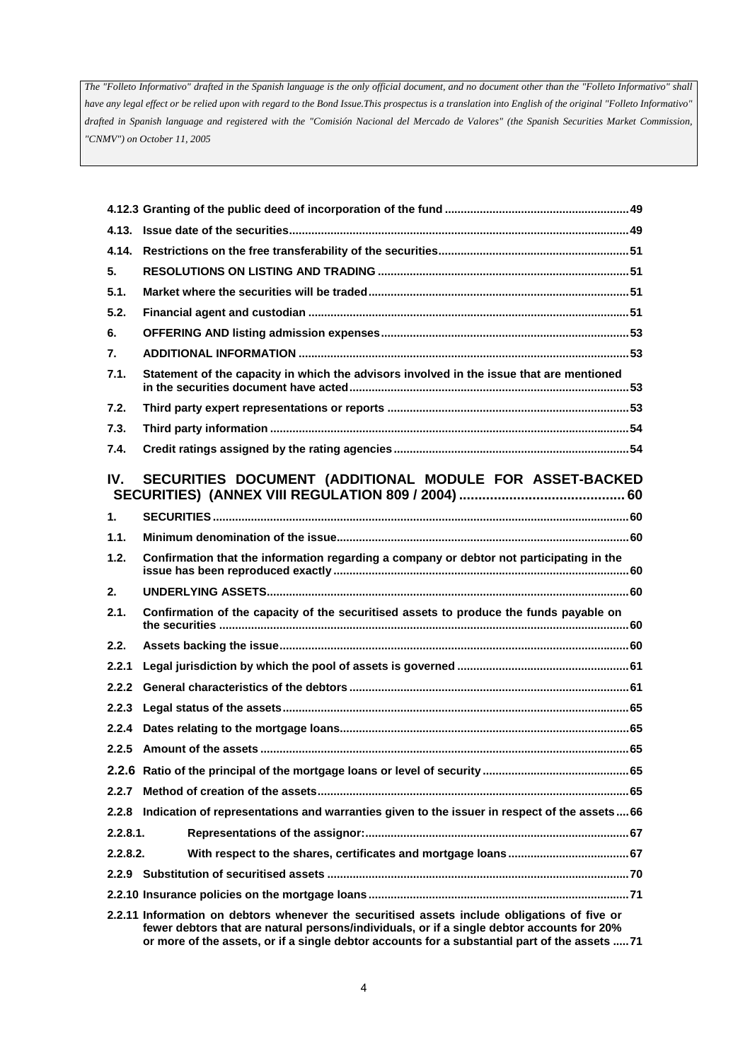*The "Folleto Informativo" drafted in the Spanish language is the only official document, and no document other than the "Folleto Informativo" shall have any legal effect or be relied upon with regard to the Bond Issue.This prospectus is a translation into English of the original "Folleto Informativo" drafted in Spanish language and registered with the "Comisión Nacional del Mercado de Valores" (the Spanish Securities Market Commission, "CNMV") on October 11, 2005*

| | | |
|---|---|---|
| **4.12.3** | **Granting of the public deed of incorporation of the fund** | **49** |
| **4.13.** | **Issue date of the securities** | **49** |
| **4.14.** | **Restrictions on the free transferability of the securities** | **51** |
| **5.** | **RESOLUTIONS ON LISTING AND TRADING** | **51** |
| **5.1.** | **Market where the securities will be traded** | **51** |
| **5.2.** | **Financial agent and custodian** | **51** |
| **6.** | **OFFERING AND listing admission expenses** | **53** |
| **7.** | **ADDITIONAL INFORMATION** | **53** |
| **7.1.** | **Statement of the capacity in which the advisors involved in the issue that are mentioned in the securities document have acted** | **53** |
| **7.2.** | **Third party expert representations or reports** | **53** |
| **7.3.** | **Third party information** | **54** |
| **7.4.** | **Credit ratings assigned by the rating agencies** | **54** |
| **IV.** | **SECURITIES DOCUMENT (ADDITIONAL MODULE FOR ASSET-BACKED SECURITIES) (ANNEX VIII REGULATION 809 / 2004)** | **60** |
| **1.** | **SECURITIES** | **60** |
| **1.1.** | **Minimum denomination of the issue** | **60** |
| **1.2.** | **Confirmation that the information regarding a company or debtor not participating in the issue has been reproduced exactly** | **60** |
| **2.** | **UNDERLYING ASSETS** | **60** |
| **2.1.** | **Confirmation of the capacity of the securitised assets to produce the funds payable on the securities** | **60** |
| **2.2.** | **Assets backing the issue** | **60** |
| **2.2.1** | **Legal jurisdiction by which the pool of assets is governed** | **61** |
| **2.2.2** | **General characteristics of the debtors** | **61** |
| **2.2.3** | **Legal status of the assets** | **65** |
| **2.2.4** | **Dates relating to the mortgage loans** | **65** |
| **2.2.5** | **Amount of the assets** | **65** |
| **2.2.6** | **Ratio of the principal of the mortgage loans or level of security** | **65** |
| **2.2.7** | **Method of creation of the assets** | **65** |
| **2.2.8** | **Indication of representations and warranties given to the issuer in respect of the assets** | **66** |
| **2.2.8.1.** | **Representations of the assignor:** | **67** |
| **2.2.8.2.** | **With respect to the shares, certificates and mortgage loans** | **67** |
| **2.2.9** | **Substitution of securitised assets** | **70** |
| **2.2.10** | **Insurance policies on the mortgage loans** | **71** |
| **2.2.11** | **Information on debtors whenever the securitised assets include obligations of five or fewer debtors that are natural persons/individuals, or if a single debtor accounts for 20% or more of the assets, or if a single debtor accounts for a substantial part of the assets** | **71** |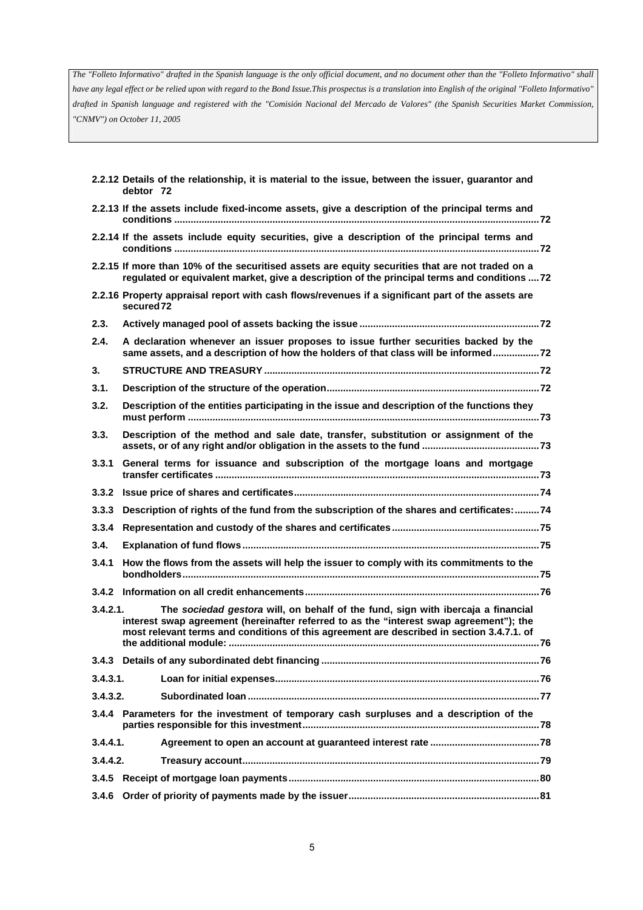*The "Folleto Informativo" drafted in the Spanish language is the only official document, and no document other than the "Folleto Informativo" shall have any legal effect or be relied upon with regard to the Bond Issue.This prospectus is a translation into English of the original "Folleto Informativo" drafted in Spanish language and registered with the "Comisión Nacional del Mercado de Valores" (the Spanish Securities Market Commission, "CNMV") on October 11, 2005*

**2.2.12 Details of the relationship, it is material to the issue, between the issuer, guarantor and debtor 72**

**2.2.13 If the assets include fixed-income assets, give a description of the principal terms and conditions ....................72**

**2.2.14 If the assets include equity securities, give a description of the principal terms and conditions ....................72**

**2.2.15 If more than 10% of the securitised assets are equity securities that are not traded on a regulated or equivalent market, give a description of the principal terms and conditions ....72**

**2.2.16 Property appraisal report with cash flows/revenues if a significant part of the assets are secured 72**

**2.3. Actively managed pool of assets backing the issue ....................72**

**2.4. A declaration whenever an issuer proposes to issue further securities backed by the same assets, and a description of how the holders of that class will be informed ....................72**

**3. STRUCTURE AND TREASURY ....................72**

**3.1. Description of the structure of the operation....................72**

**3.2. Description of the entities participating in the issue and description of the functions they must perform ....................73**

**3.3. Description of the method and sale date, transfer, substitution or assignment of the assets, or of any right and/or obligation in the assets to the fund ....................73**

**3.3.1 General terms for issuance and subscription of the mortgage loans and mortgage transfer certificates ....................73**

**3.3.2 Issue price of shares and certificates....................74**

**3.3.3 Description of rights of the fund from the subscription of the shares and certificates: ....................74**

**3.3.4 Representation and custody of the shares and certificates ....................75**

**3.4. Explanation of fund flows....................75**

**3.4.1 How the flows from the assets will help the issuer to comply with its commitments to the bondholders....................75**

**3.4.2 Information on all credit enhancements....................76**

**3.4.2.1. The *sociedad gestora* will, on behalf of the fund, sign with ibercaja a financial interest swap agreement (hereinafter referred to as the "interest swap agreement"); the most relevant terms and conditions of this agreement are described in section 3.4.7.1. of the additional module: ....................76**

**3.4.3 Details of any subordinated debt financing ....................76**

**3.4.3.1. Loan for initial expenses....................76**

**3.4.3.2. Subordinated loan ....................77**

**3.4.4 Parameters for the investment of temporary cash surpluses and a description of the parties responsible for this investment....................78**

**3.4.4.1. Agreement to open an account at guaranteed interest rate ....................78**

**3.4.4.2. Treasury account....................79**

**3.4.5 Receipt of mortgage loan payments....................80**

**3.4.6 Order of priority of payments made by the issuer....................81**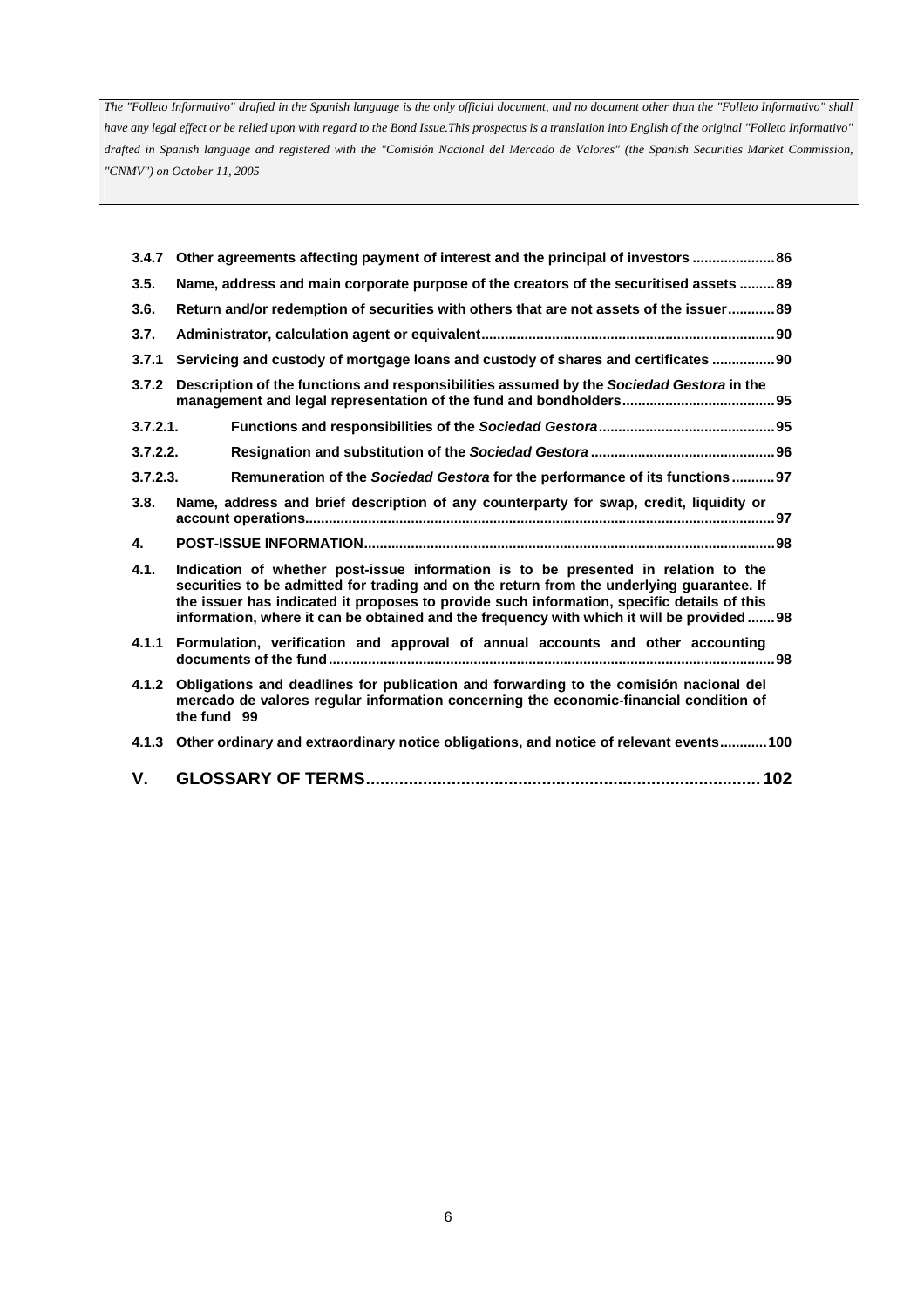*The "Folleto Informativo" drafted in the Spanish language is the only official document, and no document other than the "Folleto Informativo" shall have any legal effect or be relied upon with regard to the Bond Issue.This prospectus is a translation into English of the original "Folleto Informativo" drafted in Spanish language and registered with the "Comisión Nacional del Mercado de Valores" (the Spanish Securities Market Commission, "CNMV") on October 11, 2005*

**3.4.7 Other agreements affecting payment of interest and the principal of investors .....................86**

**3.5. Name, address and main corporate purpose of the creators of the securitised assets .........89**

**3.6. Return and/or redemption of securities with others that are not assets of the issuer............89**

**3.7. Administrator, calculation agent or equivalent..........................................................................90**

**3.7.1 Servicing and custody of mortgage loans and custody of shares and certificates ................90**

**3.7.2 Description of the functions and responsibilities assumed by the *Sociedad Gestora* in the management and legal representation of the fund and bondholders......................................95**

**3.7.2.1. Functions and responsibilities of the *Sociedad Gestora*............................................95**

**3.7.2.2. Resignation and substitution of the *Sociedad Gestora* ..............................................96**

**3.7.2.3. Remuneration of the *Sociedad Gestora* for the performance of its functions...........97**

**3.8. Name, address and brief description of any counterparty for swap, credit, liquidity or account operations......................................................................................................................97**

**4. POST-ISSUE INFORMATION........................................................................................................98**

**4.1. Indication of whether post-issue information is to be presented in relation to the securities to be admitted for trading and on the return from the underlying guarantee. If the issuer has indicated it proposes to provide such information, specific details of this information, where it can be obtained and the frequency with which it will be provided.......98**

**4.1.1 Formulation, verification and approval of annual accounts and other accounting documents of the fund................................................................................................................98**

**4.1.2 Obligations and deadlines for publication and forwarding to the comisión nacional del mercado de valores regular information concerning the economic-financial condition of the fund 99**

**4.1.3 Other ordinary and extraordinary notice obligations, and notice of relevant events............100**

**V. GLOSSARY OF TERMS.................................................................................. 102**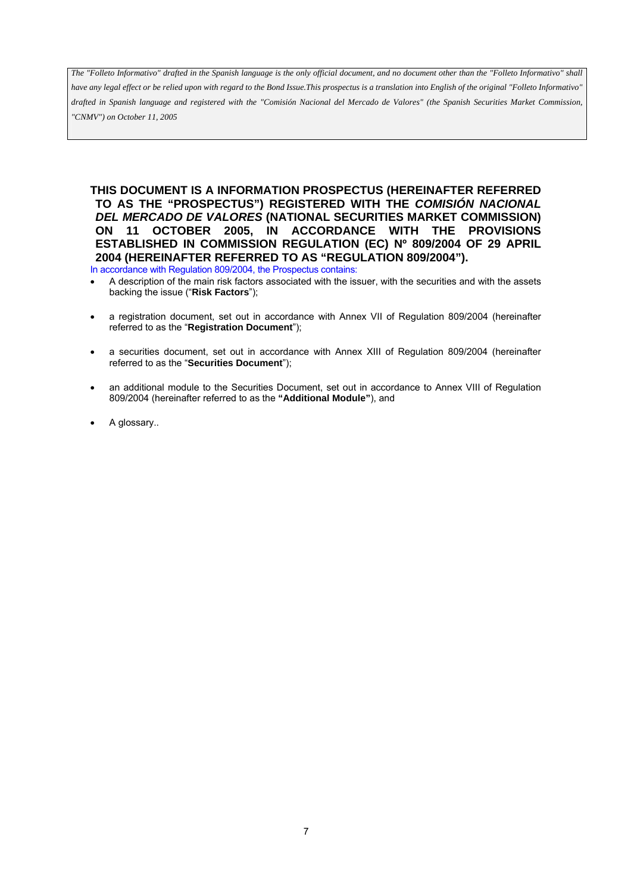*The "Folleto Informativo" drafted in the Spanish language is the only official document, and no document other than the "Folleto Informativo" shall have any legal effect or be relied upon with regard to the Bond Issue.This prospectus is a translation into English of the original "Folleto Informativo" drafted in Spanish language and registered with the "Comisión Nacional del Mercado de Valores" (the Spanish Securities Market Commission, "CNMV") on October 11, 2005*

**THIS DOCUMENT IS A INFORMATION PROSPECTUS (HEREINAFTER REFERRED TO AS THE "PROSPECTUS") REGISTERED WITH THE *COMISIÓN NACIONAL DEL MERCADO DE VALORES* (NATIONAL SECURITIES MARKET COMMISSION) ON 11 OCTOBER 2005, IN ACCORDANCE WITH THE PROVISIONS ESTABLISHED IN COMMISSION REGULATION (EC) Nº 809/2004 OF 29 APRIL 2004 (HEREINAFTER REFERRED TO AS "REGULATION 809/2004").**

In accordance with Regulation 809/2004, the Prospectus contains:

- A description of the main risk factors associated with the issuer, with the securities and with the assets backing the issue ("**Risk Factors**");
- a registration document, set out in accordance with Annex VII of Regulation 809/2004 (hereinafter referred to as the "**Registration Document**");
- a securities document, set out in accordance with Annex XIII of Regulation 809/2004 (hereinafter referred to as the "**Securities Document**");
- an additional module to the Securities Document, set out in accordance to Annex VIII of Regulation 809/2004 (hereinafter referred to as the **"Additional Module"**), and
- A glossary..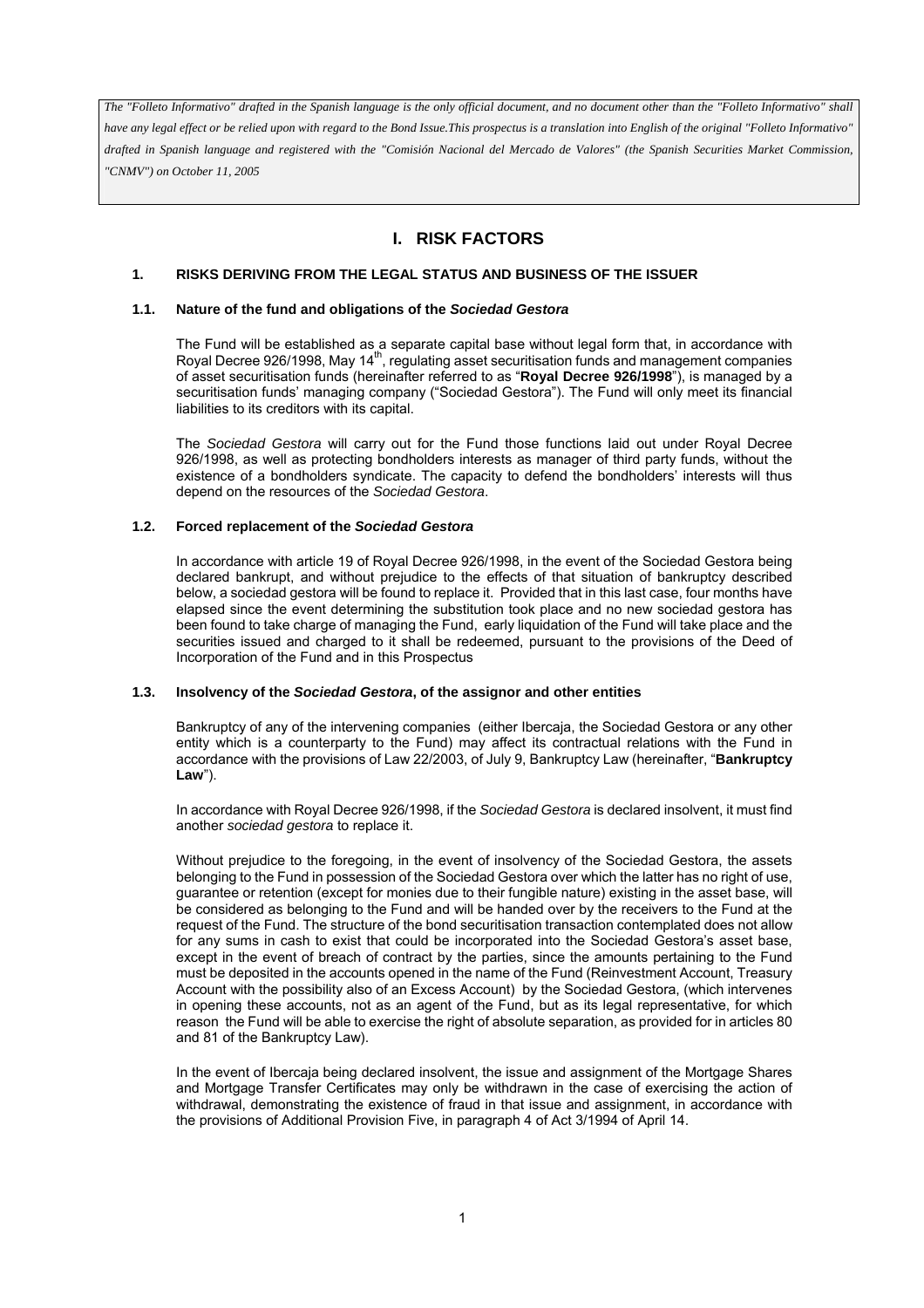*The "Folleto Informativo" drafted in the Spanish language is the only official document, and no document other than the "Folleto Informativo" shall have any legal effect or be relied upon with regard to the Bond Issue.This prospectus is a translation into English of the original "Folleto Informativo" drafted in Spanish language and registered with the "Comisión Nacional del Mercado de Valores" (the Spanish Securities Market Commission, "CNMV") on October 11, 2005*

# I. RISK FACTORS

## 1. RISKS DERIVING FROM THE LEGAL STATUS AND BUSINESS OF THE ISSUER

### 1.1. Nature of the fund and obligations of the *Sociedad Gestora*

The Fund will be established as a separate capital base without legal form that, in accordance with Royal Decree 926/1998, May 14th, regulating asset securitisation funds and management companies of asset securitisation funds (hereinafter referred to as "**Royal Decree 926/1998**"), is managed by a securitisation funds' managing company ("Sociedad Gestora"). The Fund will only meet its financial liabilities to its creditors with its capital.

The *Sociedad Gestora* will carry out for the Fund those functions laid out under Royal Decree 926/1998, as well as protecting bondholders interests as manager of third party funds, without the existence of a bondholders syndicate. The capacity to defend the bondholders' interests will thus depend on the resources of the *Sociedad Gestora*.

### 1.2. Forced replacement of the *Sociedad Gestora*

In accordance with article 19 of Royal Decree 926/1998, in the event of the Sociedad Gestora being declared bankrupt, and without prejudice to the effects of that situation of bankruptcy described below, a sociedad gestora will be found to replace it. Provided that in this last case, four months have elapsed since the event determining the substitution took place and no new sociedad gestora has been found to take charge of managing the Fund, early liquidation of the Fund will take place and the securities issued and charged to it shall be redeemed, pursuant to the provisions of the Deed of Incorporation of the Fund and in this Prospectus

### 1.3. Insolvency of the *Sociedad Gestora*, of the assignor and other entities

Bankruptcy of any of the intervening companies (either Ibercaja, the Sociedad Gestora or any other entity which is a counterparty to the Fund) may affect its contractual relations with the Fund in accordance with the provisions of Law 22/2003, of July 9, Bankruptcy Law (hereinafter, "**Bankruptcy Law**").

In accordance with Royal Decree 926/1998, if the *Sociedad Gestora* is declared insolvent, it must find another *sociedad gestora* to replace it.

Without prejudice to the foregoing, in the event of insolvency of the Sociedad Gestora, the assets belonging to the Fund in possession of the Sociedad Gestora over which the latter has no right of use, guarantee or retention (except for monies due to their fungible nature) existing in the asset base, will be considered as belonging to the Fund and will be handed over by the receivers to the Fund at the request of the Fund. The structure of the bond securitisation transaction contemplated does not allow for any sums in cash to exist that could be incorporated into the Sociedad Gestora's asset base, except in the event of breach of contract by the parties, since the amounts pertaining to the Fund must be deposited in the accounts opened in the name of the Fund (Reinvestment Account, Treasury Account with the possibility also of an Excess Account) by the Sociedad Gestora, (which intervenes in opening these accounts, not as an agent of the Fund, but as its legal representative, for which reason the Fund will be able to exercise the right of absolute separation, as provided for in articles 80 and 81 of the Bankruptcy Law).

In the event of Ibercaja being declared insolvent, the issue and assignment of the Mortgage Shares and Mortgage Transfer Certificates may only be withdrawn in the case of exercising the action of withdrawal, demonstrating the existence of fraud in that issue and assignment, in accordance with the provisions of Additional Provision Five, in paragraph 4 of Act 3/1994 of April 14.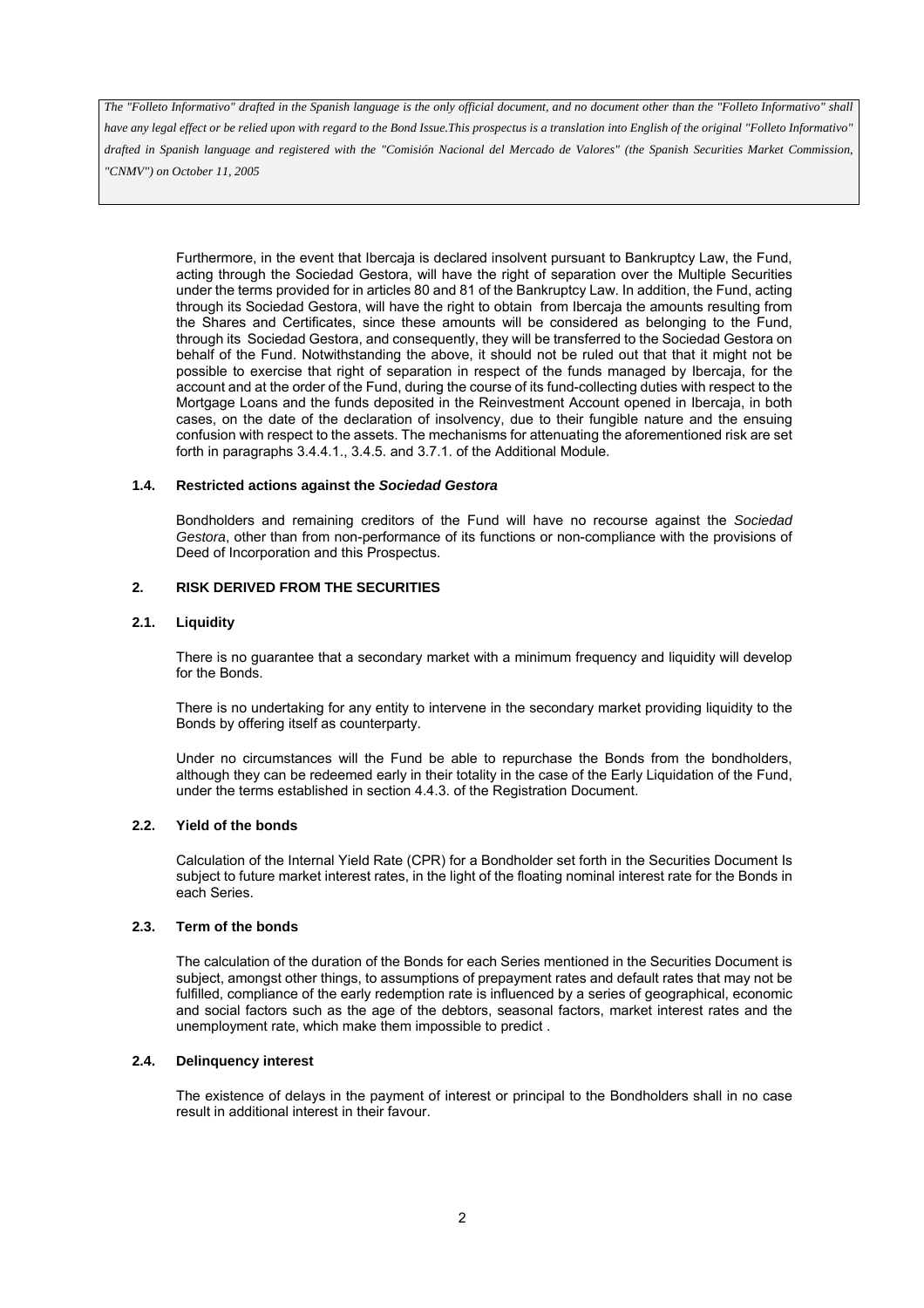*The "Folleto Informativo" drafted in the Spanish language is the only official document, and no document other than the "Folleto Informativo" shall have any legal effect or be relied upon with regard to the Bond Issue.This prospectus is a translation into English of the original "Folleto Informativo" drafted in Spanish language and registered with the "Comisión Nacional del Mercado de Valores" (the Spanish Securities Market Commission, "CNMV") on October 11, 2005*

Furthermore, in the event that Ibercaja is declared insolvent pursuant to Bankruptcy Law, the Fund, acting through the Sociedad Gestora, will have the right of separation over the Multiple Securities under the terms provided for in articles 80 and 81 of the Bankruptcy Law. In addition, the Fund, acting through its Sociedad Gestora, will have the right to obtain from Ibercaja the amounts resulting from the Shares and Certificates, since these amounts will be considered as belonging to the Fund, through its Sociedad Gestora, and consequently, they will be transferred to the Sociedad Gestora on behalf of the Fund. Notwithstanding the above, it should not be ruled out that that it might not be possible to exercise that right of separation in respect of the funds managed by Ibercaja, for the account and at the order of the Fund, during the course of its fund-collecting duties with respect to the Mortgage Loans and the funds deposited in the Reinvestment Account opened in Ibercaja, in both cases, on the date of the declaration of insolvency, due to their fungible nature and the ensuing confusion with respect to the assets. The mechanisms for attenuating the aforementioned risk are set forth in paragraphs 3.4.4.1., 3.4.5. and 3.7.1. of the Additional Module.

### 1.4. Restricted actions against the *Sociedad Gestora*

Bondholders and remaining creditors of the Fund will have no recourse against the *Sociedad Gestora*, other than from non-performance of its functions or non-compliance with the provisions of Deed of Incorporation and this Prospectus.

## 2. RISK DERIVED FROM THE SECURITIES

### 2.1. Liquidity

There is no guarantee that a secondary market with a minimum frequency and liquidity will develop for the Bonds.

There is no undertaking for any entity to intervene in the secondary market providing liquidity to the Bonds by offering itself as counterparty.

Under no circumstances will the Fund be able to repurchase the Bonds from the bondholders, although they can be redeemed early in their totality in the case of the Early Liquidation of the Fund, under the terms established in section 4.4.3. of the Registration Document.

### 2.2. Yield of the bonds

Calculation of the Internal Yield Rate (CPR) for a Bondholder set forth in the Securities Document Is subject to future market interest rates, in the light of the floating nominal interest rate for the Bonds in each Series.

### 2.3. Term of the bonds

The calculation of the duration of the Bonds for each Series mentioned in the Securities Document is subject, amongst other things, to assumptions of prepayment rates and default rates that may not be fulfilled, compliance of the early redemption rate is influenced by a series of geographical, economic and social factors such as the age of the debtors, seasonal factors, market interest rates and the unemployment rate, which make them impossible to predict .

### 2.4. Delinquency interest

The existence of delays in the payment of interest or principal to the Bondholders shall in no case result in additional interest in their favour.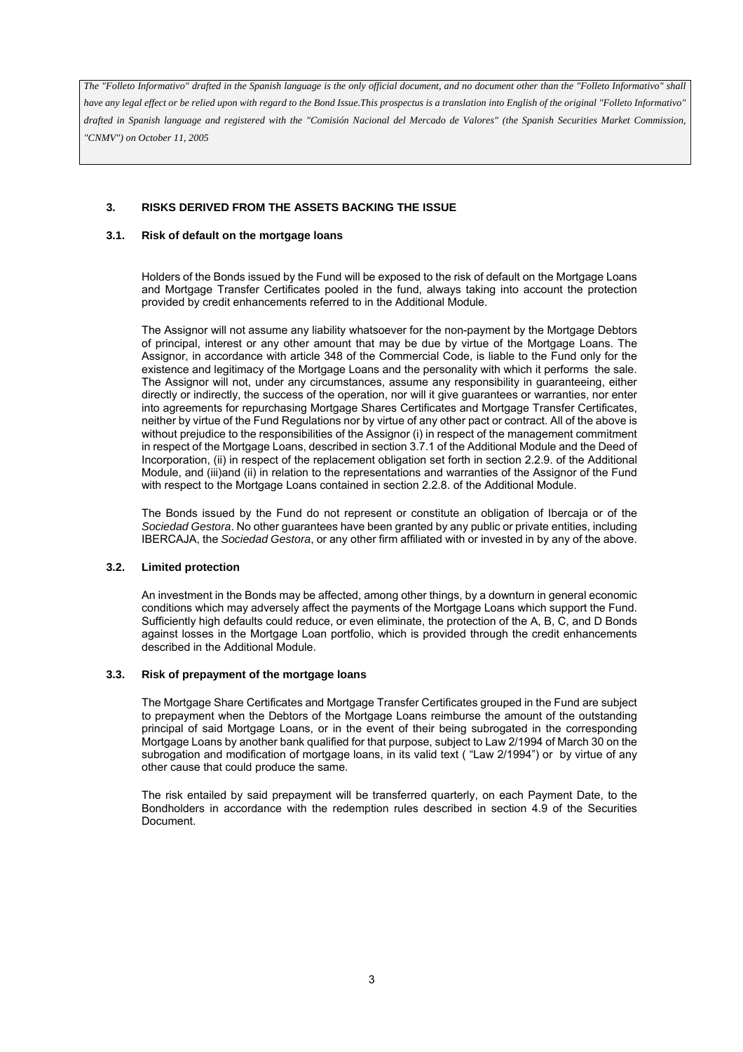*The "Folleto Informativo" drafted in the Spanish language is the only official document, and no document other than the "Folleto Informativo" shall have any legal effect or be relied upon with regard to the Bond Issue.This prospectus is a translation into English of the original "Folleto Informativo" drafted in Spanish language and registered with the "Comisión Nacional del Mercado de Valores" (the Spanish Securities Market Commission, "CNMV") on October 11, 2005*

## 3. RISKS DERIVED FROM THE ASSETS BACKING THE ISSUE

### 3.1. Risk of default on the mortgage loans

Holders of the Bonds issued by the Fund will be exposed to the risk of default on the Mortgage Loans and Mortgage Transfer Certificates pooled in the fund, always taking into account the protection provided by credit enhancements referred to in the Additional Module.

The Assignor will not assume any liability whatsoever for the non-payment by the Mortgage Debtors of principal, interest or any other amount that may be due by virtue of the Mortgage Loans. The Assignor, in accordance with article 348 of the Commercial Code, is liable to the Fund only for the existence and legitimacy of the Mortgage Loans and the personality with which it performs the sale. The Assignor will not, under any circumstances, assume any responsibility in guaranteeing, either directly or indirectly, the success of the operation, nor will it give guarantees or warranties, nor enter into agreements for repurchasing Mortgage Shares Certificates and Mortgage Transfer Certificates, neither by virtue of the Fund Regulations nor by virtue of any other pact or contract. All of the above is without prejudice to the responsibilities of the Assignor (i) in respect of the management commitment in respect of the Mortgage Loans, described in section 3.7.1 of the Additional Module and the Deed of Incorporation, (ii) in respect of the replacement obligation set forth in section 2.2.9. of the Additional Module, and (iii)and (ii) in relation to the representations and warranties of the Assignor of the Fund with respect to the Mortgage Loans contained in section 2.2.8. of the Additional Module.

The Bonds issued by the Fund do not represent or constitute an obligation of Ibercaja or of the *Sociedad Gestora*. No other guarantees have been granted by any public or private entities, including IBERCAJA, the *Sociedad Gestora*, or any other firm affiliated with or invested in by any of the above.

### 3.2. Limited protection

An investment in the Bonds may be affected, among other things, by a downturn in general economic conditions which may adversely affect the payments of the Mortgage Loans which support the Fund. Sufficiently high defaults could reduce, or even eliminate, the protection of the A, B, C, and D Bonds against losses in the Mortgage Loan portfolio, which is provided through the credit enhancements described in the Additional Module.

### 3.3. Risk of prepayment of the mortgage loans

The Mortgage Share Certificates and Mortgage Transfer Certificates grouped in the Fund are subject to prepayment when the Debtors of the Mortgage Loans reimburse the amount of the outstanding principal of said Mortgage Loans, or in the event of their being subrogated in the corresponding Mortgage Loans by another bank qualified for that purpose, subject to Law 2/1994 of March 30 on the subrogation and modification of mortgage loans, in its valid text ( "Law 2/1994") or by virtue of any other cause that could produce the same.

The risk entailed by said prepayment will be transferred quarterly, on each Payment Date, to the Bondholders in accordance with the redemption rules described in section 4.9 of the Securities Document.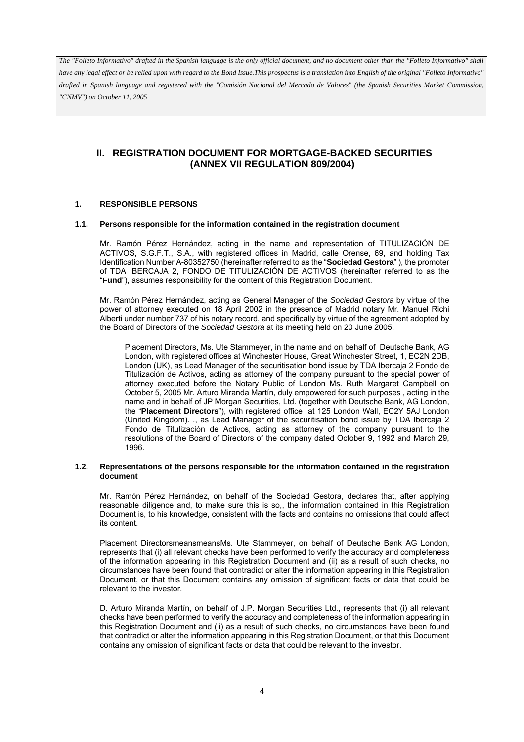*The "Folleto Informativo" drafted in the Spanish language is the only official document, and no document other than the "Folleto Informativo" shall have any legal effect or be relied upon with regard to the Bond Issue.This prospectus is a translation into English of the original "Folleto Informativo" drafted in Spanish language and registered with the "Comisión Nacional del Mercado de Valores" (the Spanish Securities Market Commission, "CNMV") on October 11, 2005*

## II. REGISTRATION DOCUMENT FOR MORTGAGE-BACKED SECURITIES (ANNEX VII REGULATION 809/2004)

### 1. RESPONSIBLE PERSONS

#### 1.1. Persons responsible for the information contained in the registration document

Mr. Ramón Pérez Hernández, acting in the name and representation of TITULIZACIÓN DE ACTIVOS, S.G.F.T., S.A., with registered offices in Madrid, calle Orense, 69, and holding Tax Identification Number A-80352750 (hereinafter referred to as the "**Sociedad Gestora**" ), the promoter of TDA IBERCAJA 2, FONDO DE TITULIZACIÓN DE ACTIVOS (hereinafter referred to as the "**Fund**"), assumes responsibility for the content of this Registration Document.

Mr. Ramón Pérez Hernández, acting as General Manager of the *Sociedad Gestora* by virtue of the power of attorney executed on 18 April 2002 in the presence of Madrid notary Mr. Manuel Richi Alberti under number 737 of his notary record, and specifically by virtue of the agreement adopted by the Board of Directors of the *Sociedad Gestora* at its meeting held on 20 June 2005.

Placement Directors, Ms. Ute Stammeyer, in the name and on behalf of Deutsche Bank, AG London, with registered offices at Winchester House, Great Winchester Street, 1, EC2N 2DB, London (UK), as Lead Manager of the securitisation bond issue by TDA Ibercaja 2 Fondo de Titulización de Activos, acting as attorney of the company pursuant to the special power of attorney executed before the Notary Public of London Ms. Ruth Margaret Campbell on October 5, 2005 Mr. Arturo Miranda Martín, duly empowered for such purposes , acting in the name and in behalf of JP Morgan Securities, Ltd. (together with Deutsche Bank, AG London, the "**Placement Directors**"), with registered office at 125 London Wall, EC2Y 5AJ London (United Kingdom). -, as Lead Manager of the securitisation bond issue by TDA Ibercaja 2 Fondo de Titulización de Activos, acting as attorney of the company pursuant to the resolutions of the Board of Directors of the company dated October 9, 1992 and March 29, 1996.

#### 1.2. Representations of the persons responsible for the information contained in the registration document

Mr. Ramón Pérez Hernández, on behalf of the Sociedad Gestora, declares that, after applying reasonable diligence and, to make sure this is so,, the information contained in this Registration Document is, to his knowledge, consistent with the facts and contains no omissions that could affect its content.

Placement DirectorsmeansmeansMs. Ute Stammeyer, on behalf of Deutsche Bank AG London, represents that (i) all relevant checks have been performed to verify the accuracy and completeness of the information appearing in this Registration Document and (ii) as a result of such checks, no circumstances have been found that contradict or alter the information appearing in this Registration Document, or that this Document contains any omission of significant facts or data that could be relevant to the investor.

D. Arturo Miranda Martín, on behalf of J.P. Morgan Securities Ltd., represents that (i) all relevant checks have been performed to verify the accuracy and completeness of the information appearing in this Registration Document and (ii) as a result of such checks, no circumstances have been found that contradict or alter the information appearing in this Registration Document, or that this Document contains any omission of significant facts or data that could be relevant to the investor.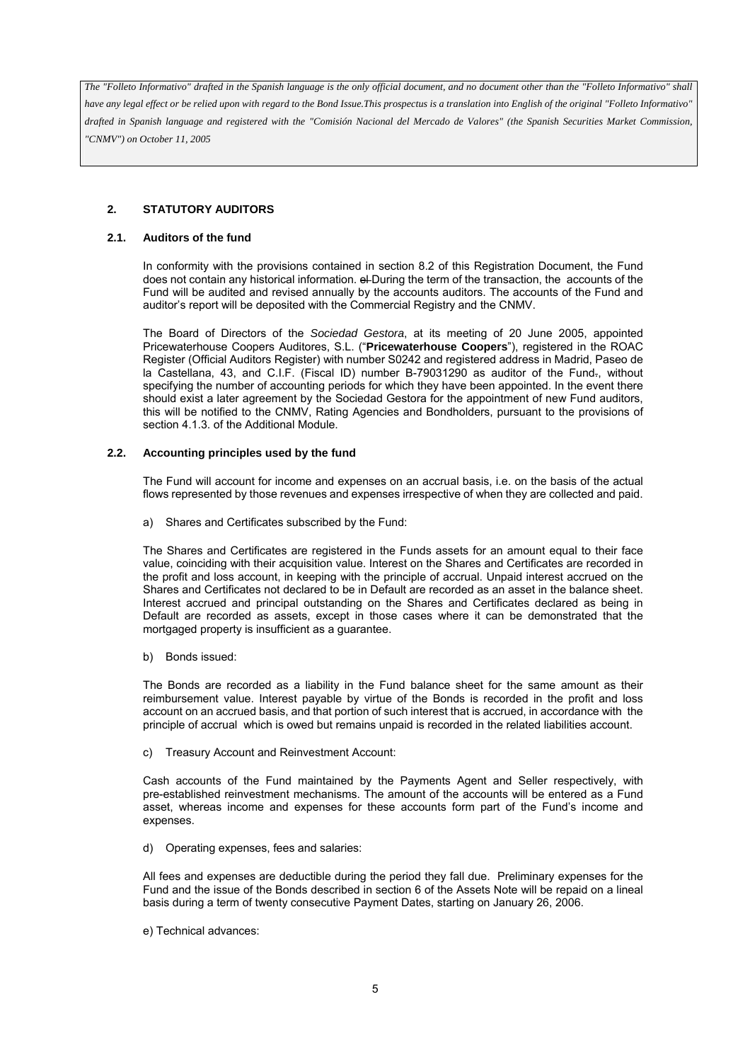*The "Folleto Informativo" drafted in the Spanish language is the only official document, and no document other than the "Folleto Informativo" shall have any legal effect or be relied upon with regard to the Bond Issue.This prospectus is a translation into English of the original "Folleto Informativo" drafted in Spanish language and registered with the "Comisión Nacional del Mercado de Valores" (the Spanish Securities Market Commission, "CNMV") on October 11, 2005*

## 2. STATUTORY AUDITORS

### 2.1. Auditors of the fund

In conformity with the provisions contained in section 8.2 of this Registration Document, the Fund does not contain any historical information. ~~el~~ During the term of the transaction, the accounts of the Fund will be audited and revised annually by the accounts auditors. The accounts of the Fund and auditor's report will be deposited with the Commercial Registry and the CNMV.

The Board of Directors of the *Sociedad Gestora*, at its meeting of 20 June 2005, appointed Pricewaterhouse Coopers Auditores, S.L. ("**Pricewaterhouse Coopers**"), registered in the ROAC Register (Official Auditors Register) with number S0242 and registered address in Madrid, Paseo de la Castellana, 43, and C.I.F. (Fiscal ID) number B-79031290 as auditor of the Fund~~.~~, without specifying the number of accounting periods for which they have been appointed. In the event there should exist a later agreement by the Sociedad Gestora for the appointment of new Fund auditors, this will be notified to the CNMV, Rating Agencies and Bondholders, pursuant to the provisions of section 4.1.3. of the Additional Module.

### 2.2. Accounting principles used by the fund

The Fund will account for income and expenses on an accrual basis, i.e. on the basis of the actual flows represented by those revenues and expenses irrespective of when they are collected and paid.

a) Shares and Certificates subscribed by the Fund:

The Shares and Certificates are registered in the Funds assets for an amount equal to their face value, coinciding with their acquisition value. Interest on the Shares and Certificates are recorded in the profit and loss account, in keeping with the principle of accrual. Unpaid interest accrued on the Shares and Certificates not declared to be in Default are recorded as an asset in the balance sheet. Interest accrued and principal outstanding on the Shares and Certificates declared as being in Default are recorded as assets, except in those cases where it can be demonstrated that the mortgaged property is insufficient as a guarantee.

b) Bonds issued:

The Bonds are recorded as a liability in the Fund balance sheet for the same amount as their reimbursement value. Interest payable by virtue of the Bonds is recorded in the profit and loss account on an accrued basis, and that portion of such interest that is accrued, in accordance with the principle of accrual which is owed but remains unpaid is recorded in the related liabilities account.

c) Treasury Account and Reinvestment Account:

Cash accounts of the Fund maintained by the Payments Agent and Seller respectively, with pre-established reinvestment mechanisms. The amount of the accounts will be entered as a Fund asset, whereas income and expenses for these accounts form part of the Fund's income and expenses.

d) Operating expenses, fees and salaries:

All fees and expenses are deductible during the period they fall due. Preliminary expenses for the Fund and the issue of the Bonds described in section 6 of the Assets Note will be repaid on a lineal basis during a term of twenty consecutive Payment Dates, starting on January 26, 2006.

e) Technical advances: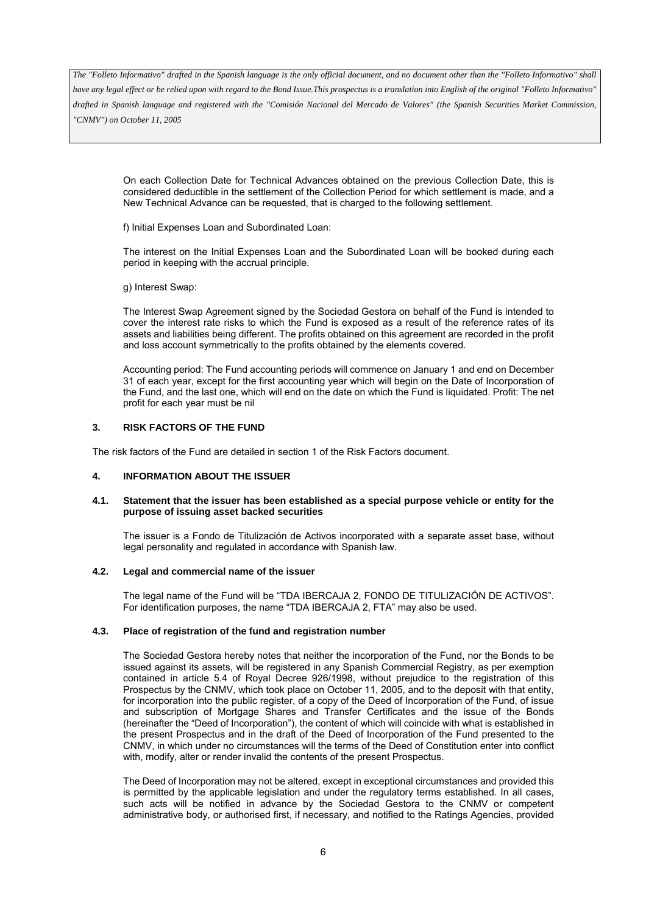On each Collection Date for Technical Advances obtained on the previous Collection Date, this is considered deductible in the settlement of the Collection Period for which settlement is made, and a New Technical Advance can be requested, that is charged to the following settlement.

f) Initial Expenses Loan and Subordinated Loan:

The interest on the Initial Expenses Loan and the Subordinated Loan will be booked during each period in keeping with the accrual principle.

g) Interest Swap:

The Interest Swap Agreement signed by the Sociedad Gestora on behalf of the Fund is intended to cover the interest rate risks to which the Fund is exposed as a result of the reference rates of its assets and liabilities being different. The profits obtained on this agreement are recorded in the profit and loss account symmetrically to the profits obtained by the elements covered.

Accounting period: The Fund accounting periods will commence on January 1 and end on December 31 of each year, except for the first accounting year which will begin on the Date of Incorporation of the Fund, and the last one, which will end on the date on which the Fund is liquidated. Profit: The net profit for each year must be nil

## 3. RISK FACTORS OF THE FUND

The risk factors of the Fund are detailed in section 1 of the Risk Factors document.

## 4. INFORMATION ABOUT THE ISSUER

### 4.1. Statement that the issuer has been established as a special purpose vehicle or entity for the purpose of issuing asset backed securities

The issuer is a Fondo de Titulización de Activos incorporated with a separate asset base, without legal personality and regulated in accordance with Spanish law.

### 4.2. Legal and commercial name of the issuer

The legal name of the Fund will be "TDA IBERCAJA 2, FONDO DE TITULIZACIÓN DE ACTIVOS". For identification purposes, the name "TDA IBERCAJA 2, FTA" may also be used.

### 4.3. Place of registration of the fund and registration number

The Sociedad Gestora hereby notes that neither the incorporation of the Fund, nor the Bonds to be issued against its assets, will be registered in any Spanish Commercial Registry, as per exemption contained in article 5.4 of Royal Decree 926/1998, without prejudice to the registration of this Prospectus by the CNMV, which took place on October 11, 2005, and to the deposit with that entity, for incorporation into the public register, of a copy of the Deed of Incorporation of the Fund, of issue and subscription of Mortgage Shares and Transfer Certificates and the issue of the Bonds (hereinafter the "Deed of Incorporation"), the content of which will coincide with what is established in the present Prospectus and in the draft of the Deed of Incorporation of the Fund presented to the CNMV, in which under no circumstances will the terms of the Deed of Constitution enter into conflict with, modify, alter or render invalid the contents of the present Prospectus.

The Deed of Incorporation may not be altered, except in exceptional circumstances and provided this is permitted by the applicable legislation and under the regulatory terms established. In all cases, such acts will be notified in advance by the Sociedad Gestora to the CNMV or competent administrative body, or authorised first, if necessary, and notified to the Ratings Agencies, provided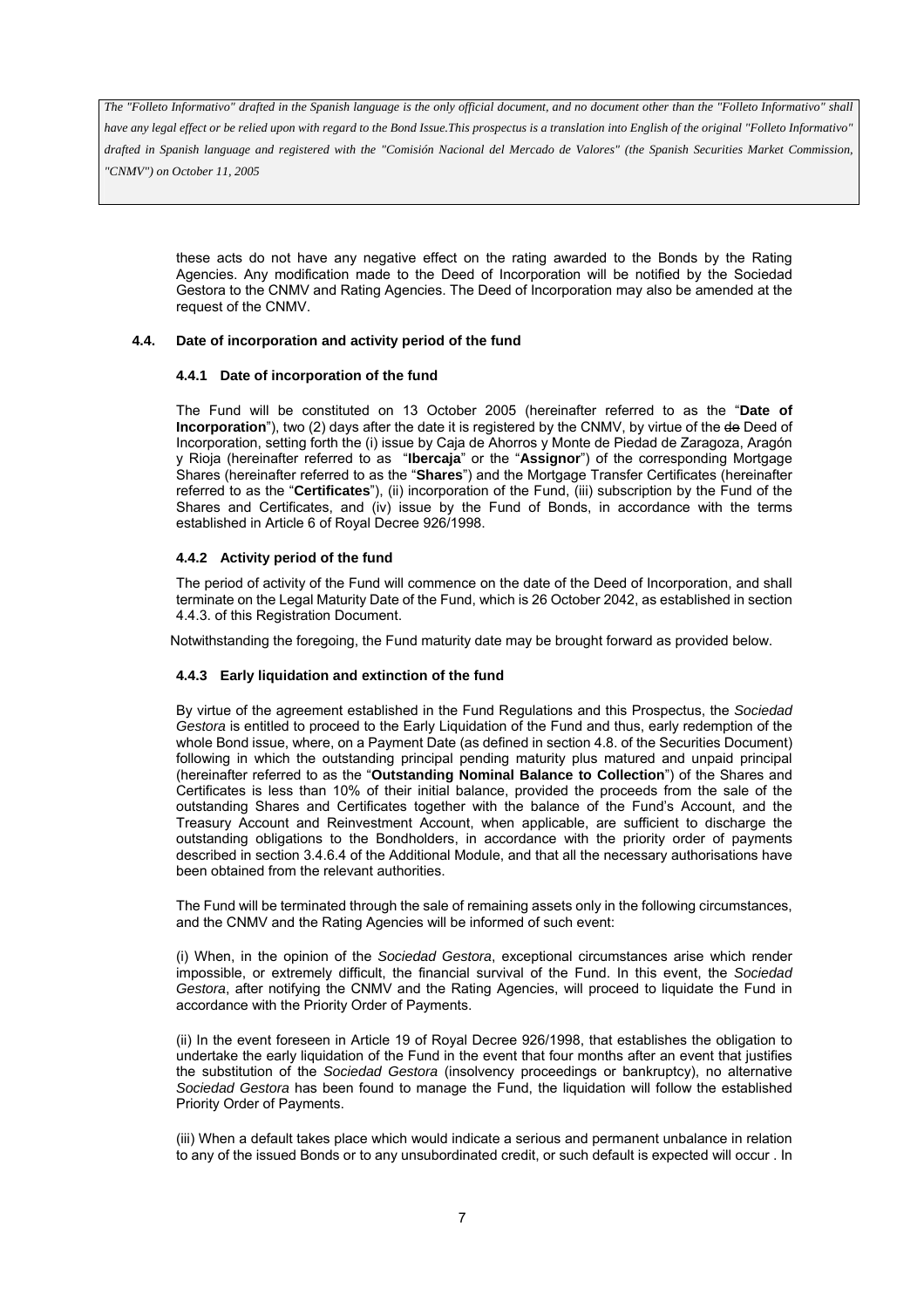these acts do not have any negative effect on the rating awarded to the Bonds by the Rating Agencies. Any modification made to the Deed of Incorporation will be notified by the Sociedad Gestora to the CNMV and Rating Agencies. The Deed of Incorporation may also be amended at the request of the CNMV.

### 4.4. Date of incorporation and activity period of the fund

#### 4.4.1 Date of incorporation of the fund

The Fund will be constituted on 13 October 2005 (hereinafter referred to as the "**Date of Incorporation**"), two (2) days after the date it is registered by the CNMV, by virtue of the ~~de~~ Deed of Incorporation, setting forth the (i) issue by Caja de Ahorros y Monte de Piedad de Zaragoza, Aragón y Rioja (hereinafter referred to as "**Ibercaja**" or the "**Assignor**") of the corresponding Mortgage Shares (hereinafter referred to as the "**Shares**") and the Mortgage Transfer Certificates (hereinafter referred to as the "**Certificates**"), (ii) incorporation of the Fund, (iii) subscription by the Fund of the Shares and Certificates, and (iv) issue by the Fund of Bonds, in accordance with the terms established in Article 6 of Royal Decree 926/1998.

#### 4.4.2 Activity period of the fund

The period of activity of the Fund will commence on the date of the Deed of Incorporation, and shall terminate on the Legal Maturity Date of the Fund, which is 26 October 2042, as established in section 4.4.3. of this Registration Document.

Notwithstanding the foregoing, the Fund maturity date may be brought forward as provided below.

#### 4.4.3 Early liquidation and extinction of the fund

By virtue of the agreement established in the Fund Regulations and this Prospectus, the *Sociedad Gestora* is entitled to proceed to the Early Liquidation of the Fund and thus, early redemption of the whole Bond issue, where, on a Payment Date (as defined in section 4.8. of the Securities Document) following in which the outstanding principal pending maturity plus matured and unpaid principal (hereinafter referred to as the "**Outstanding Nominal Balance to Collection**") of the Shares and Certificates is less than 10% of their initial balance, provided the proceeds from the sale of the outstanding Shares and Certificates together with the balance of the Fund's Account, and the Treasury Account and Reinvestment Account, when applicable, are sufficient to discharge the outstanding obligations to the Bondholders, in accordance with the priority order of payments described in section 3.4.6.4 of the Additional Module, and that all the necessary authorisations have been obtained from the relevant authorities.

The Fund will be terminated through the sale of remaining assets only in the following circumstances, and the CNMV and the Rating Agencies will be informed of such event:

(i) When, in the opinion of the *Sociedad Gestora*, exceptional circumstances arise which render impossible, or extremely difficult, the financial survival of the Fund. In this event, the *Sociedad Gestora*, after notifying the CNMV and the Rating Agencies, will proceed to liquidate the Fund in accordance with the Priority Order of Payments.

(ii) In the event foreseen in Article 19 of Royal Decree 926/1998, that establishes the obligation to undertake the early liquidation of the Fund in the event that four months after an event that justifies the substitution of the *Sociedad Gestora* (insolvency proceedings or bankruptcy), no alternative *Sociedad Gestora* has been found to manage the Fund, the liquidation will follow the established Priority Order of Payments.

(iii) When a default takes place which would indicate a serious and permanent unbalance in relation to any of the issued Bonds or to any unsubordinated credit, or such default is expected will occur . In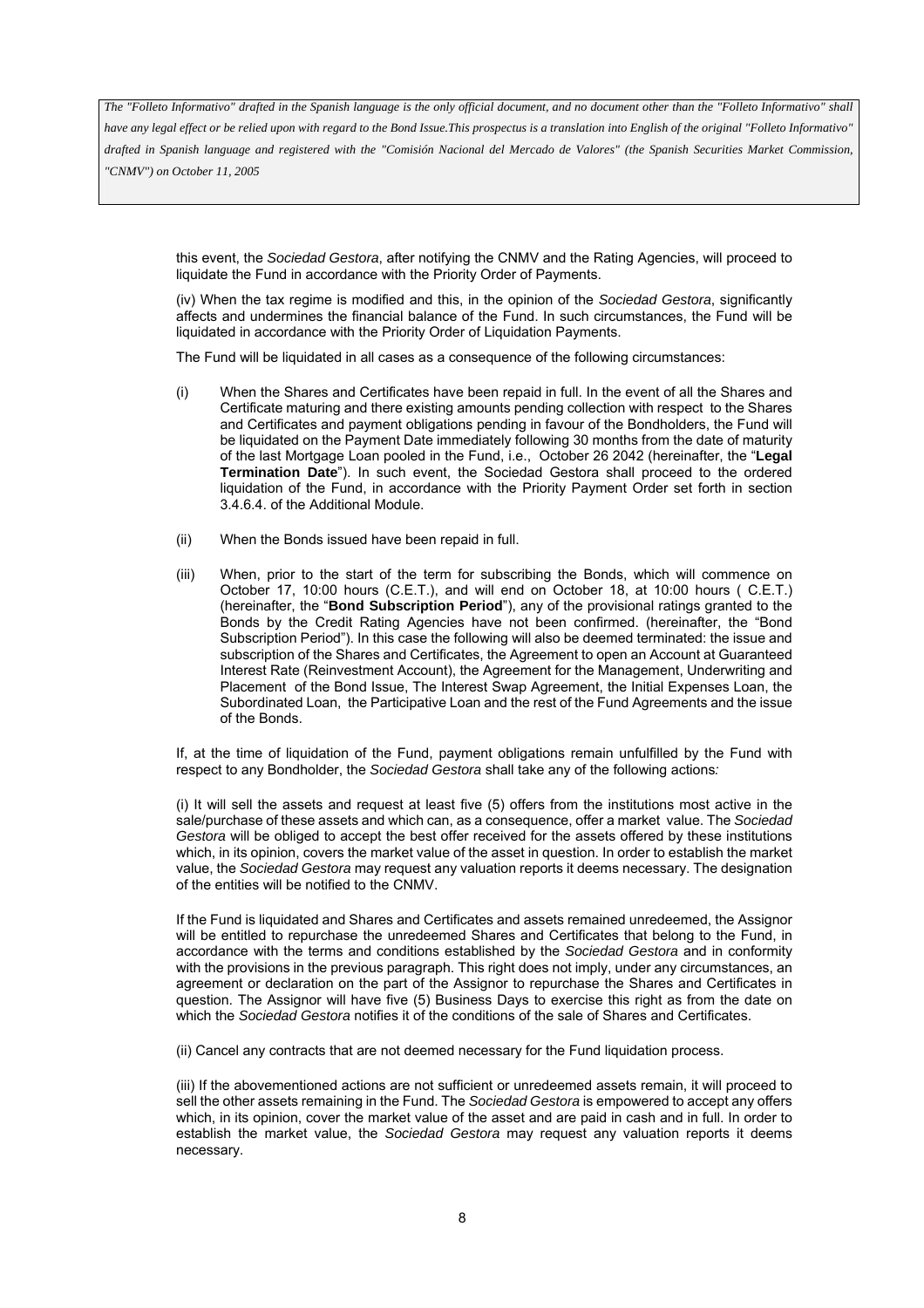this event, the *Sociedad Gestora*, after notifying the CNMV and the Rating Agencies, will proceed to liquidate the Fund in accordance with the Priority Order of Payments.

(iv) When the tax regime is modified and this, in the opinion of the *Sociedad Gestora*, significantly affects and undermines the financial balance of the Fund. In such circumstances, the Fund will be liquidated in accordance with the Priority Order of Liquidation Payments.

The Fund will be liquidated in all cases as a consequence of the following circumstances:

(i) When the Shares and Certificates have been repaid in full. In the event of all the Shares and Certificate maturing and there existing amounts pending collection with respect to the Shares and Certificates and payment obligations pending in favour of the Bondholders, the Fund will be liquidated on the Payment Date immediately following 30 months from the date of maturity of the last Mortgage Loan pooled in the Fund, i.e., October 26 2042 (hereinafter, the "**Legal Termination Date**"). In such event, the Sociedad Gestora shall proceed to the ordered liquidation of the Fund, in accordance with the Priority Payment Order set forth in section 3.4.6.4. of the Additional Module.

(ii) When the Bonds issued have been repaid in full.

(iii) When, prior to the start of the term for subscribing the Bonds, which will commence on October 17, 10:00 hours (C.E.T.), and will end on October 18, at 10:00 hours ( C.E.T.) (hereinafter, the "**Bond Subscription Period**"), any of the provisional ratings granted to the Bonds by the Credit Rating Agencies have not been confirmed. (hereinafter, the "Bond Subscription Period"). In this case the following will also be deemed terminated: the issue and subscription of the Shares and Certificates, the Agreement to open an Account at Guaranteed Interest Rate (Reinvestment Account), the Agreement for the Management, Underwriting and Placement of the Bond Issue, The Interest Swap Agreement, the Initial Expenses Loan, the Subordinated Loan, the Participative Loan and the rest of the Fund Agreements and the issue of the Bonds.

If, at the time of liquidation of the Fund, payment obligations remain unfulfilled by the Fund with respect to any Bondholder, the *Sociedad Gestora* shall take any of the following actions*:*

(i) It will sell the assets and request at least five (5) offers from the institutions most active in the sale/purchase of these assets and which can, as a consequence, offer a market value. The *Sociedad Gestora* will be obliged to accept the best offer received for the assets offered by these institutions which, in its opinion, covers the market value of the asset in question. In order to establish the market value, the *Sociedad Gestora* may request any valuation reports it deems necessary. The designation of the entities will be notified to the CNMV.

If the Fund is liquidated and Shares and Certificates and assets remained unredeemed, the Assignor will be entitled to repurchase the unredeemed Shares and Certificates that belong to the Fund, in accordance with the terms and conditions established by the *Sociedad Gestora* and in conformity with the provisions in the previous paragraph. This right does not imply, under any circumstances, an agreement or declaration on the part of the Assignor to repurchase the Shares and Certificates in question. The Assignor will have five (5) Business Days to exercise this right as from the date on which the *Sociedad Gestora* notifies it of the conditions of the sale of Shares and Certificates.

(ii) Cancel any contracts that are not deemed necessary for the Fund liquidation process.

(iii) If the abovementioned actions are not sufficient or unredeemed assets remain, it will proceed to sell the other assets remaining in the Fund. The *Sociedad Gestora* is empowered to accept any offers which, in its opinion, cover the market value of the asset and are paid in cash and in full. In order to establish the market value, the *Sociedad Gestora* may request any valuation reports it deems necessary.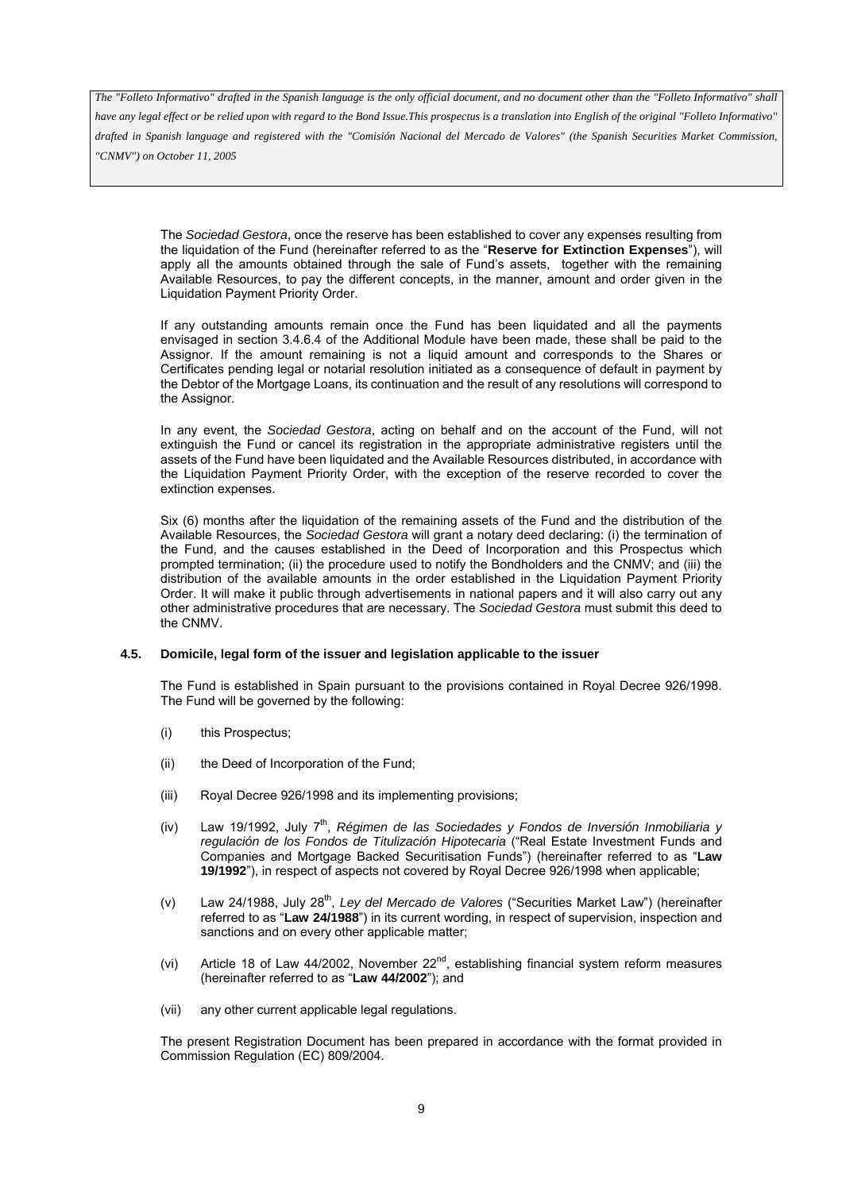The *Sociedad Gestora*, once the reserve has been established to cover any expenses resulting from the liquidation of the Fund (hereinafter referred to as the "**Reserve for Extinction Expenses**"), will apply all the amounts obtained through the sale of Fund's assets, together with the remaining Available Resources, to pay the different concepts, in the manner, amount and order given in the Liquidation Payment Priority Order.

If any outstanding amounts remain once the Fund has been liquidated and all the payments envisaged in section 3.4.6.4 of the Additional Module have been made, these shall be paid to the Assignor. If the amount remaining is not a liquid amount and corresponds to the Shares or Certificates pending legal or notarial resolution initiated as a consequence of default in payment by the Debtor of the Mortgage Loans, its continuation and the result of any resolutions will correspond to the Assignor.

In any event, the *Sociedad Gestora*, acting on behalf and on the account of the Fund, will not extinguish the Fund or cancel its registration in the appropriate administrative registers until the assets of the Fund have been liquidated and the Available Resources distributed, in accordance with the Liquidation Payment Priority Order, with the exception of the reserve recorded to cover the extinction expenses.

Six (6) months after the liquidation of the remaining assets of the Fund and the distribution of the Available Resources, the *Sociedad Gestora* will grant a notary deed declaring: (i) the termination of the Fund, and the causes established in the Deed of Incorporation and this Prospectus which prompted termination; (ii) the procedure used to notify the Bondholders and the CNMV; and (iii) the distribution of the available amounts in the order established in the Liquidation Payment Priority Order. It will make it public through advertisements in national papers and it will also carry out any other administrative procedures that are necessary. The *Sociedad Gestora* must submit this deed to the CNMV.

### 4.5. Domicile, legal form of the issuer and legislation applicable to the issuer

The Fund is established in Spain pursuant to the provisions contained in Royal Decree 926/1998. The Fund will be governed by the following:

(i) this Prospectus;

(ii) the Deed of Incorporation of the Fund;

(iii) Royal Decree 926/1998 and its implementing provisions;

(iv) Law 19/1992, July 7th, *Régimen de las Sociedades y Fondos de Inversión Inmobiliaria y regulación de los Fondos de Titulización Hipotecaria* ("Real Estate Investment Funds and Companies and Mortgage Backed Securitisation Funds") (hereinafter referred to as "**Law 19/1992**"), in respect of aspects not covered by Royal Decree 926/1998 when applicable;

(v) Law 24/1988, July 28th, *Ley del Mercado de Valores* ("Securities Market Law") (hereinafter referred to as "**Law 24/1988**") in its current wording, in respect of supervision, inspection and sanctions and on every other applicable matter;

(vi) Article 18 of Law 44/2002, November 22nd, establishing financial system reform measures (hereinafter referred to as "**Law 44/2002**"); and

(vii) any other current applicable legal regulations.

The present Registration Document has been prepared in accordance with the format provided in Commission Regulation (EC) 809/2004.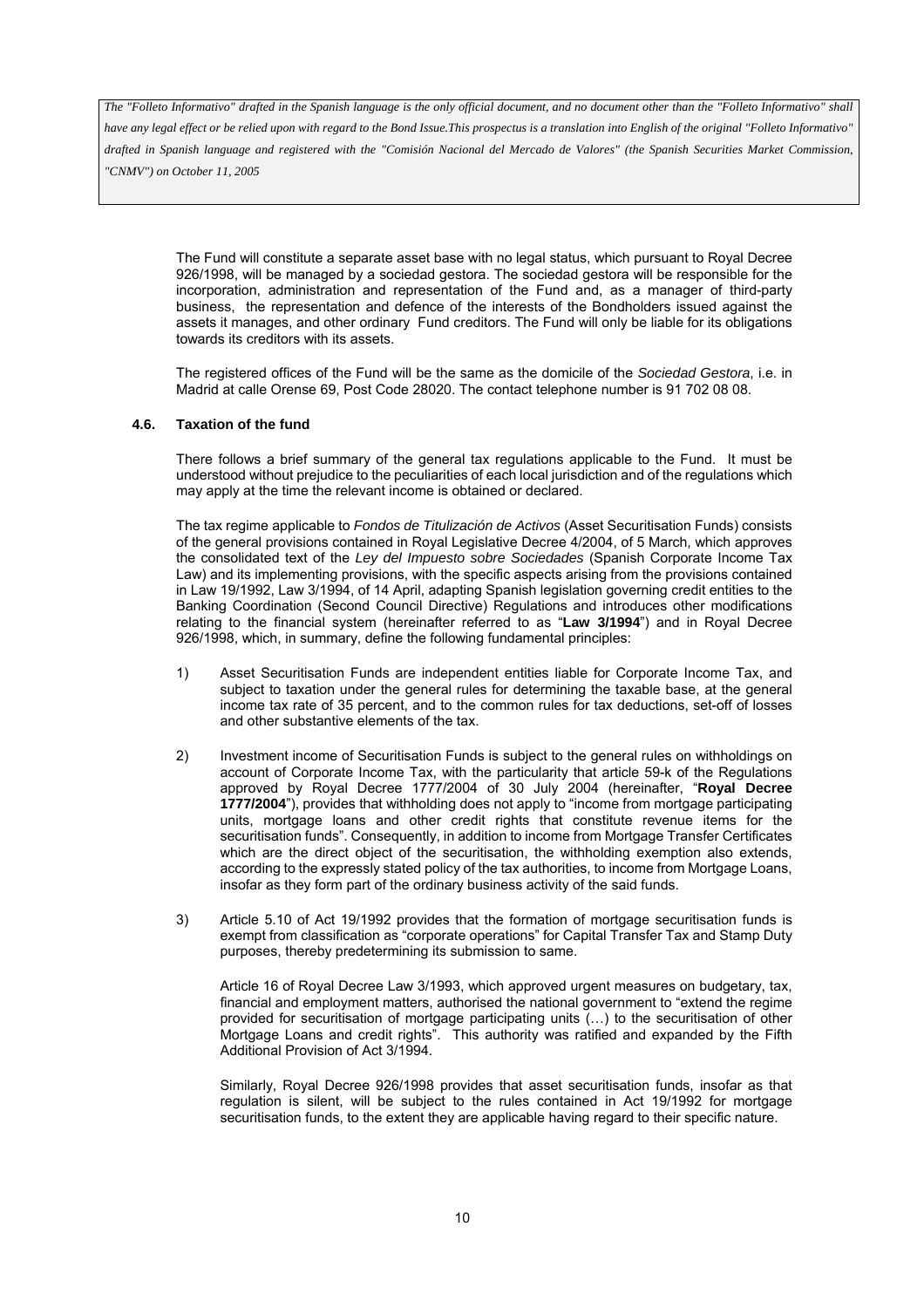The Fund will constitute a separate asset base with no legal status, which pursuant to Royal Decree 926/1998, will be managed by a sociedad gestora. The sociedad gestora will be responsible for the incorporation, administration and representation of the Fund and, as a manager of third-party business, the representation and defence of the interests of the Bondholders issued against the assets it manages, and other ordinary Fund creditors. The Fund will only be liable for its obligations towards its creditors with its assets.

The registered offices of the Fund will be the same as the domicile of the *Sociedad Gestora*, i.e. in Madrid at calle Orense 69, Post Code 28020. The contact telephone number is 91 702 08 08.

### 4.6. Taxation of the fund

There follows a brief summary of the general tax regulations applicable to the Fund. It must be understood without prejudice to the peculiarities of each local jurisdiction and of the regulations which may apply at the time the relevant income is obtained or declared.

The tax regime applicable to *Fondos de Titulización de Activos* (Asset Securitisation Funds) consists of the general provisions contained in Royal Legislative Decree 4/2004, of 5 March, which approves the consolidated text of the *Ley del Impuesto sobre Sociedades* (Spanish Corporate Income Tax Law) and its implementing provisions, with the specific aspects arising from the provisions contained in Law 19/1992, Law 3/1994, of 14 April, adapting Spanish legislation governing credit entities to the Banking Coordination (Second Council Directive) Regulations and introduces other modifications relating to the financial system (hereinafter referred to as "**Law 3/1994**") and in Royal Decree 926/1998, which, in summary, define the following fundamental principles:

1) Asset Securitisation Funds are independent entities liable for Corporate Income Tax, and subject to taxation under the general rules for determining the taxable base, at the general income tax rate of 35 percent, and to the common rules for tax deductions, set-off of losses and other substantive elements of the tax.

2) Investment income of Securitisation Funds is subject to the general rules on withholdings on account of Corporate Income Tax, with the particularity that article 59-k of the Regulations approved by Royal Decree 1777/2004 of 30 July 2004 (hereinafter, "**Royal Decree 1777/2004**"), provides that withholding does not apply to "income from mortgage participating units, mortgage loans and other credit rights that constitute revenue items for the securitisation funds". Consequently, in addition to income from Mortgage Transfer Certificates which are the direct object of the securitisation, the withholding exemption also extends, according to the expressly stated policy of the tax authorities, to income from Mortgage Loans, insofar as they form part of the ordinary business activity of the said funds.

3) Article 5.10 of Act 19/1992 provides that the formation of mortgage securitisation funds is exempt from classification as "corporate operations" for Capital Transfer Tax and Stamp Duty purposes, thereby predetermining its submission to same.

   Article 16 of Royal Decree Law 3/1993, which approved urgent measures on budgetary, tax, financial and employment matters, authorised the national government to "extend the regime provided for securitisation of mortgage participating units (…) to the securitisation of other Mortgage Loans and credit rights". This authority was ratified and expanded by the Fifth Additional Provision of Act 3/1994.

   Similarly, Royal Decree 926/1998 provides that asset securitisation funds, insofar as that regulation is silent, will be subject to the rules contained in Act 19/1992 for mortgage securitisation funds, to the extent they are applicable having regard to their specific nature.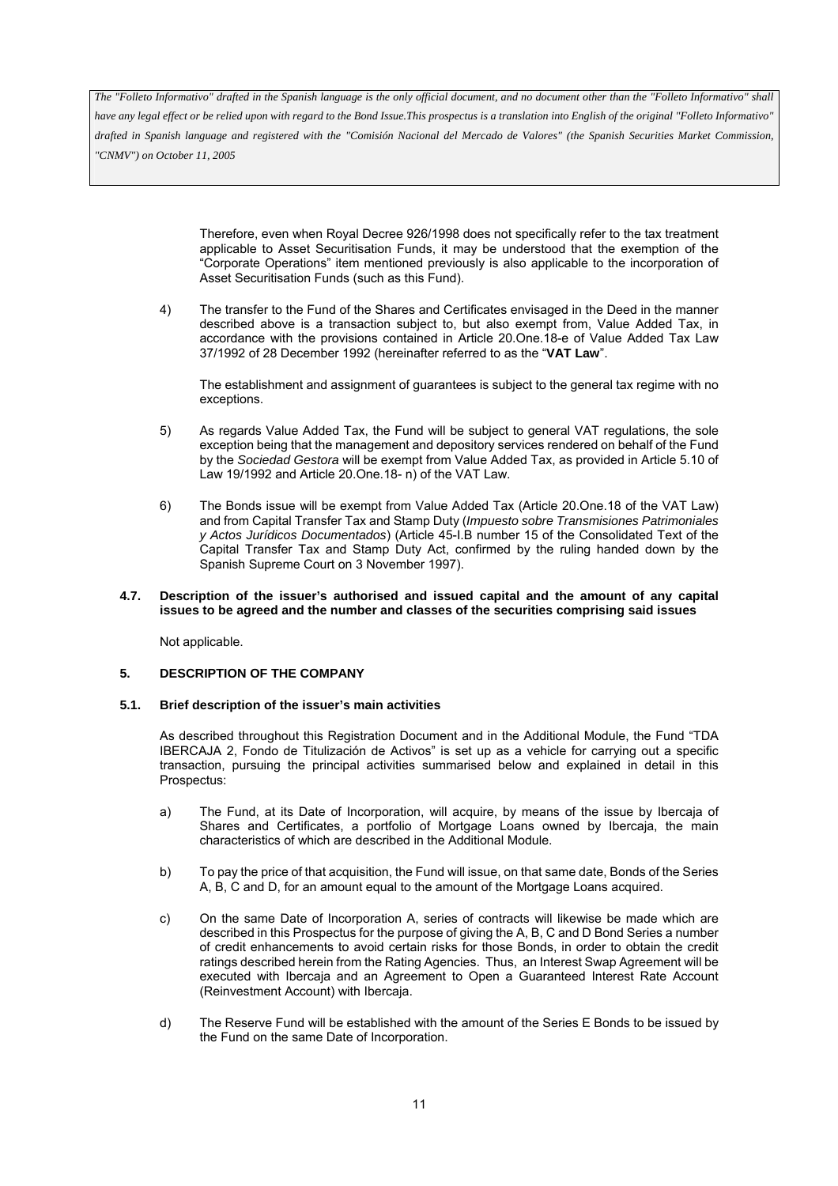Therefore, even when Royal Decree 926/1998 does not specifically refer to the tax treatment applicable to Asset Securitisation Funds, it may be understood that the exemption of the "Corporate Operations" item mentioned previously is also applicable to the incorporation of Asset Securitisation Funds (such as this Fund).

4) The transfer to the Fund of the Shares and Certificates envisaged in the Deed in the manner described above is a transaction subject to, but also exempt from, Value Added Tax, in accordance with the provisions contained in Article 20.One.18-e of Value Added Tax Law 37/1992 of 28 December 1992 (hereinafter referred to as the "**VAT Law**".

   The establishment and assignment of guarantees is subject to the general tax regime with no exceptions.

5) As regards Value Added Tax, the Fund will be subject to general VAT regulations, the sole exception being that the management and depository services rendered on behalf of the Fund by the *Sociedad Gestora* will be exempt from Value Added Tax, as provided in Article 5.10 of Law 19/1992 and Article 20.One.18- n) of the VAT Law.

6) The Bonds issue will be exempt from Value Added Tax (Article 20.One.18 of the VAT Law) and from Capital Transfer Tax and Stamp Duty (*Impuesto sobre Transmisiones Patrimoniales y Actos Jurídicos Documentados*) (Article 45-I.B number 15 of the Consolidated Text of the Capital Transfer Tax and Stamp Duty Act, confirmed by the ruling handed down by the Spanish Supreme Court on 3 November 1997).

### 4.7. Description of the issuer's authorised and issued capital and the amount of any capital issues to be agreed and the number and classes of the securities comprising said issues

Not applicable.

## 5. DESCRIPTION OF THE COMPANY

### 5.1. Brief description of the issuer's main activities

As described throughout this Registration Document and in the Additional Module, the Fund "TDA IBERCAJA 2, Fondo de Titulización de Activos" is set up as a vehicle for carrying out a specific transaction, pursuing the principal activities summarised below and explained in detail in this Prospectus:

a) The Fund, at its Date of Incorporation, will acquire, by means of the issue by Ibercaja of Shares and Certificates, a portfolio of Mortgage Loans owned by Ibercaja, the main characteristics of which are described in the Additional Module.

b) To pay the price of that acquisition, the Fund will issue, on that same date, Bonds of the Series A, B, C and D, for an amount equal to the amount of the Mortgage Loans acquired.

c) On the same Date of Incorporation A, series of contracts will likewise be made which are described in this Prospectus for the purpose of giving the A, B, C and D Bond Series a number of credit enhancements to avoid certain risks for those Bonds, in order to obtain the credit ratings described herein from the Rating Agencies. Thus, an Interest Swap Agreement will be executed with Ibercaja and an Agreement to Open a Guaranteed Interest Rate Account (Reinvestment Account) with Ibercaja.

d) The Reserve Fund will be established with the amount of the Series E Bonds to be issued by the Fund on the same Date of Incorporation.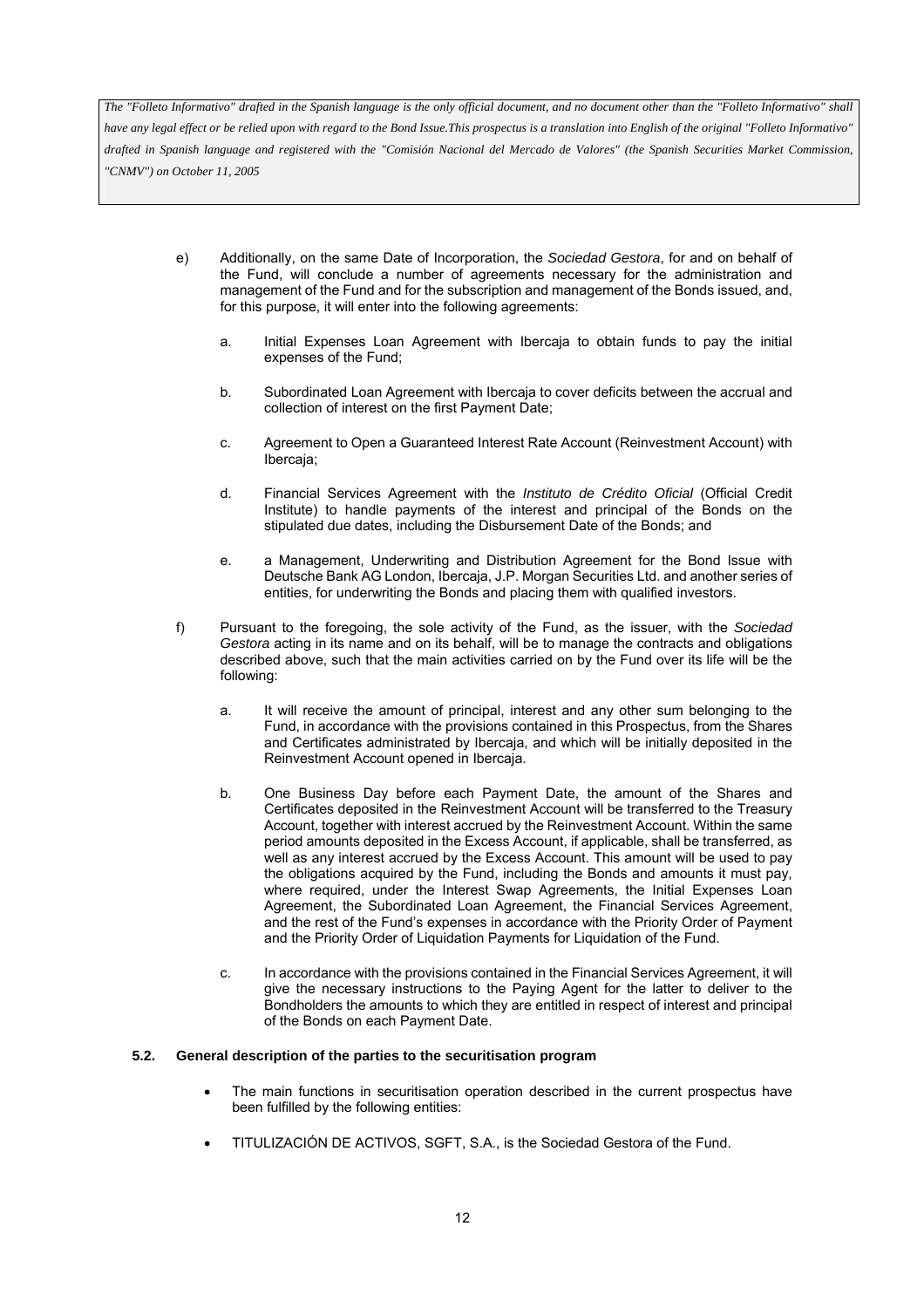*The "Folleto Informativo" drafted in the Spanish language is the only official document, and no document other than the "Folleto Informativo" shall have any legal effect or be relied upon with regard to the Bond Issue.This prospectus is a translation into English of the original "Folleto Informativo" drafted in Spanish language and registered with the "Comisión Nacional del Mercado de Valores" (the Spanish Securities Market Commission, "CNMV") on October 11, 2005*

e) Additionally, on the same Date of Incorporation, the *Sociedad Gestora*, for and on behalf of the Fund, will conclude a number of agreements necessary for the administration and management of the Fund and for the subscription and management of the Bonds issued, and, for this purpose, it will enter into the following agreements:

   a. Initial Expenses Loan Agreement with Ibercaja to obtain funds to pay the initial expenses of the Fund;

   b. Subordinated Loan Agreement with Ibercaja to cover deficits between the accrual and collection of interest on the first Payment Date;

   c. Agreement to Open a Guaranteed Interest Rate Account (Reinvestment Account) with Ibercaja;

   d. Financial Services Agreement with the *Instituto de Crédito Oficial* (Official Credit Institute) to handle payments of the interest and principal of the Bonds on the stipulated due dates, including the Disbursement Date of the Bonds; and

   e. a Management, Underwriting and Distribution Agreement for the Bond Issue with Deutsche Bank AG London, Ibercaja, J.P. Morgan Securities Ltd. and another series of entities, for underwriting the Bonds and placing them with qualified investors.

f) Pursuant to the foregoing, the sole activity of the Fund, as the issuer, with the *Sociedad Gestora* acting in its name and on its behalf, will be to manage the contracts and obligations described above, such that the main activities carried on by the Fund over its life will be the following:

   a. It will receive the amount of principal, interest and any other sum belonging to the Fund, in accordance with the provisions contained in this Prospectus, from the Shares and Certificates administrated by Ibercaja, and which will be initially deposited in the Reinvestment Account opened in Ibercaja.

   b. One Business Day before each Payment Date, the amount of the Shares and Certificates deposited in the Reinvestment Account will be transferred to the Treasury Account, together with interest accrued by the Reinvestment Account. Within the same period amounts deposited in the Excess Account, if applicable, shall be transferred, as well as any interest accrued by the Excess Account. This amount will be used to pay the obligations acquired by the Fund, including the Bonds and amounts it must pay, where required, under the Interest Swap Agreements, the Initial Expenses Loan Agreement, the Subordinated Loan Agreement, the Financial Services Agreement, and the rest of the Fund's expenses in accordance with the Priority Order of Payment and the Priority Order of Liquidation Payments for Liquidation of the Fund.

   c. In accordance with the provisions contained in the Financial Services Agreement, it will give the necessary instructions to the Paying Agent for the latter to deliver to the Bondholders the amounts to which they are entitled in respect of interest and principal of the Bonds on each Payment Date.

### 5.2. General description of the parties to the securitisation program

- The main functions in securitisation operation described in the current prospectus have been fulfilled by the following entities:
- TITULIZACIÓN DE ACTIVOS, SGFT, S.A., is the Sociedad Gestora of the Fund.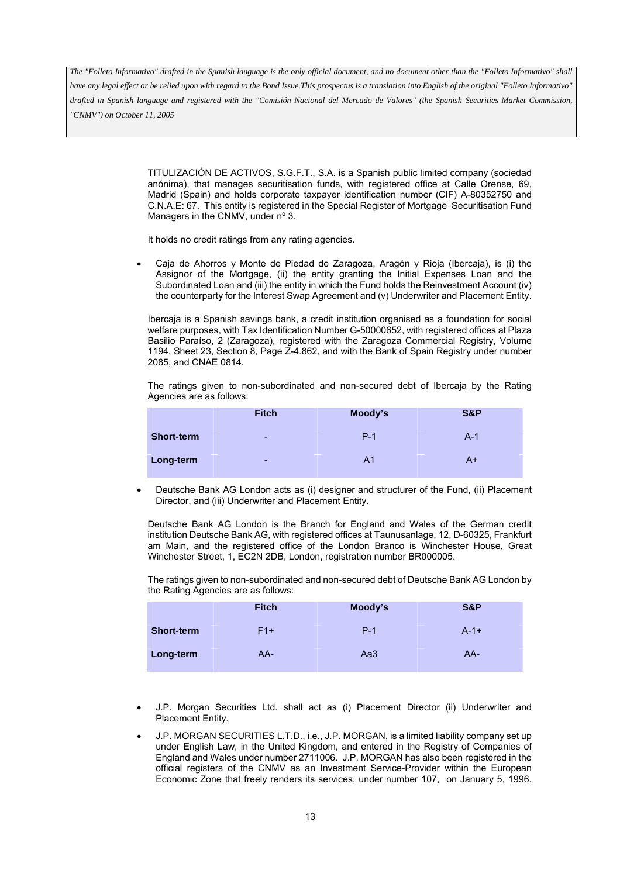*The "Folleto Informativo" drafted in the Spanish language is the only official document, and no document other than the "Folleto Informativo" shall have any legal effect or be relied upon with regard to the Bond Issue.This prospectus is a translation into English of the original "Folleto Informativo" drafted in Spanish language and registered with the "Comisión Nacional del Mercado de Valores" (the Spanish Securities Market Commission, "CNMV") on October 11, 2005*

TITULIZACIÓN DE ACTIVOS, S.G.F.T., S.A. is a Spanish public limited company (sociedad anónima), that manages securitisation funds, with registered office at Calle Orense, 69, Madrid (Spain) and holds corporate taxpayer identification number (CIF) A-80352750 and C.N.A.E: 67. This entity is registered in the Special Register of Mortgage Securitisation Fund Managers in the CNMV, under nº 3.

It holds no credit ratings from any rating agencies.

- Caja de Ahorros y Monte de Piedad de Zaragoza, Aragón y Rioja (Ibercaja), is (i) the Assignor of the Mortgage, (ii) the entity granting the Initial Expenses Loan and the Subordinated Loan and (iii) the entity in which the Fund holds the Reinvestment Account (iv) the counterparty for the Interest Swap Agreement and (v) Underwriter and Placement Entity.

Ibercaja is a Spanish savings bank, a credit institution organised as a foundation for social welfare purposes, with Tax Identification Number G-50000652, with registered offices at Plaza Basilio Paraíso, 2 (Zaragoza), registered with the Zaragoza Commercial Registry, Volume 1194, Sheet 23, Section 8, Page Z-4.862, and with the Bank of Spain Registry under number 2085, and CNAE 0814.

The ratings given to non-subordinated and non-secured debt of Ibercaja by the Rating Agencies are as follows:

| | Fitch | Moody's | S&P |
|---|---|---|---|
| **Short-term** | - | P-1 | A-1 |
| **Long-term** | - | A1 | A+ |

- Deutsche Bank AG London acts as (i) designer and structurer of the Fund, (ii) Placement Director, and (iii) Underwriter and Placement Entity.

Deutsche Bank AG London is the Branch for England and Wales of the German credit institution Deutsche Bank AG, with registered offices at Taunusanlage, 12, D-60325, Frankfurt am Main, and the registered office of the London Branco is Winchester House, Great Winchester Street, 1, EC2N 2DB, London, registration number BR000005.

The ratings given to non-subordinated and non-secured debt of Deutsche Bank AG London by the Rating Agencies are as follows:

| | Fitch | Moody's | S&P |
|---|---|---|---|
| **Short-term** | F1+ | P-1 | A-1+ |
| **Long-term** | AA- | Aa3 | AA- |

- J.P. Morgan Securities Ltd. shall act as (i) Placement Director (ii) Underwriter and Placement Entity.
- J.P. MORGAN SECURITIES L.T.D., i.e., J.P. MORGAN, is a limited liability company set up under English Law, in the United Kingdom, and entered in the Registry of Companies of England and Wales under number 2711006. J.P. MORGAN has also been registered in the official registers of the CNMV as an Investment Service-Provider within the European Economic Zone that freely renders its services, under number 107, on January 5, 1996.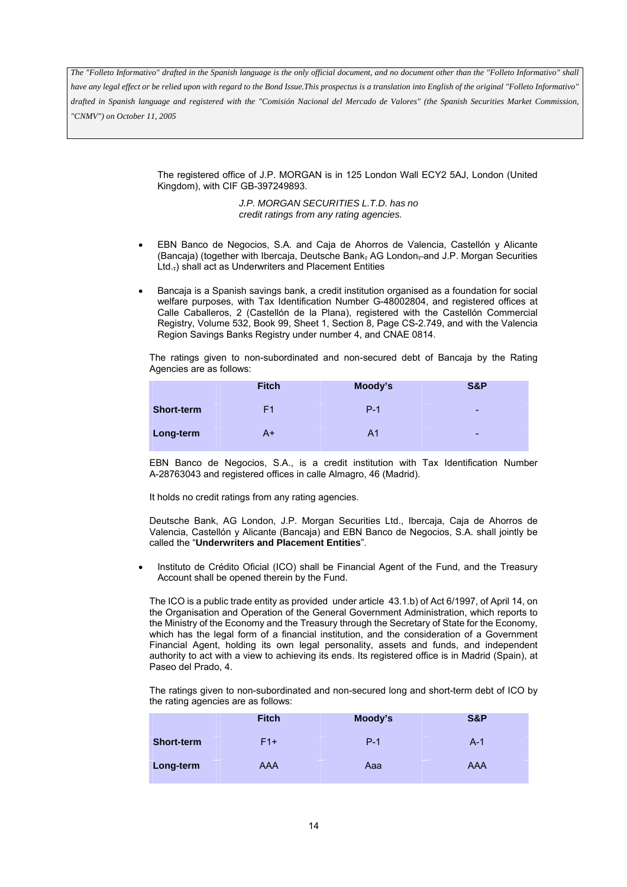The registered office of J.P. MORGAN is in 125 London Wall ECY2 5AJ, London (United Kingdom), with CIF GB-397249893.

*J.P. MORGAN SECURITIES L.T.D. has no credit ratings from any rating agencies.*

- EBN Banco de Negocios, S.A. and Caja de Ahorros de Valencia, Castellón y Alicante (Bancaja) (together with Ibercaja, Deutsche Bank, AG London, and J.P. Morgan Securities Ltd.,) shall act as Underwriters and Placement Entities

- Bancaja is a Spanish savings bank, a credit institution organised as a foundation for social welfare purposes, with Tax Identification Number G-48002804, and registered offices at Calle Caballeros, 2 (Castellón de la Plana), registered with the Castellón Commercial Registry, Volume 532, Book 99, Sheet 1, Section 8, Page CS-2.749, and with the Valencia Region Savings Banks Registry under number 4, and CNAE 0814.

The ratings given to non-subordinated and non-secured debt of Bancaja by the Rating Agencies are as follows:

| | Fitch | Moody's | S&P |
|---|---|---|---|
| **Short-term** | F1 | P-1 | - |
| **Long-term** | A+ | A1 | - |

EBN Banco de Negocios, S.A., is a credit institution with Tax Identification Number A-28763043 and registered offices in calle Almagro, 46 (Madrid).

It holds no credit ratings from any rating agencies.

Deutsche Bank, AG London, J.P. Morgan Securities Ltd., Ibercaja, Caja de Ahorros de Valencia, Castellón y Alicante (Bancaja) and EBN Banco de Negocios, S.A. shall jointly be called the "**Underwriters and Placement Entities**".

- Instituto de Crédito Oficial (ICO) shall be Financial Agent of the Fund, and the Treasury Account shall be opened therein by the Fund.

The ICO is a public trade entity as provided under article 43.1.b) of Act 6/1997, of April 14, on the Organisation and Operation of the General Government Administration, which reports to the Ministry of the Economy and the Treasury through the Secretary of State for the Economy, which has the legal form of a financial institution, and the consideration of a Government Financial Agent, holding its own legal personality, assets and funds, and independent authority to act with a view to achieving its ends. Its registered office is in Madrid (Spain), at Paseo del Prado, 4.

The ratings given to non-subordinated and non-secured long and short-term debt of ICO by the rating agencies are as follows:

| | Fitch | Moody's | S&P |
|---|---|---|---|
| **Short-term** | F1+ | P-1 | A-1 |
| **Long-term** | AAA | Aaa | AAA |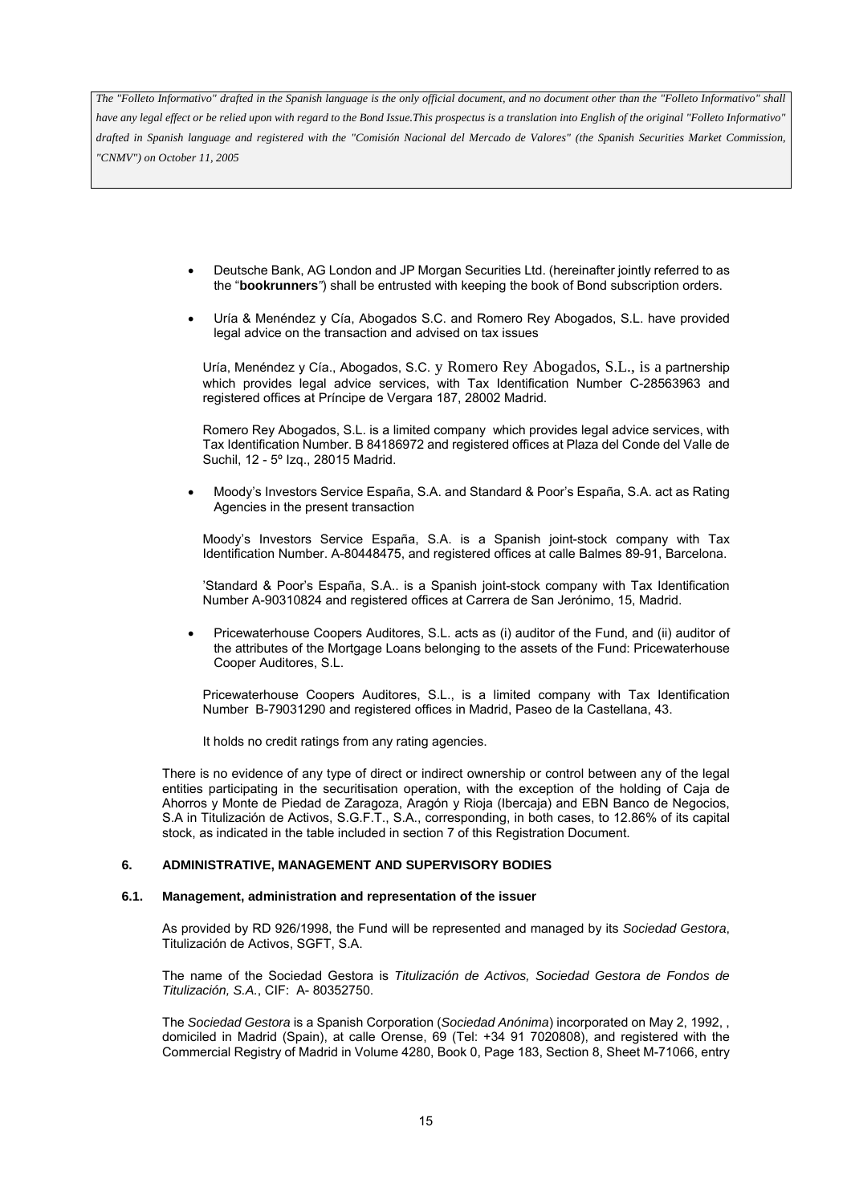*The "Folleto Informativo" drafted in the Spanish language is the only official document, and no document other than the "Folleto Informativo" shall have any legal effect or be relied upon with regard to the Bond Issue.This prospectus is a translation into English of the original "Folleto Informativo" drafted in Spanish language and registered with the "Comisión Nacional del Mercado de Valores" (the Spanish Securities Market Commission, "CNMV") on October 11, 2005*

- Deutsche Bank, AG London and JP Morgan Securities Ltd. (hereinafter jointly referred to as the "**bookrunners**") shall be entrusted with keeping the book of Bond subscription orders.

- Uría & Menéndez y Cía, Abogados S.C. and Romero Rey Abogados, S.L. have provided legal advice on the transaction and advised on tax issues

  Uría, Menéndez y Cía., Abogados, S.C. y Romero Rey Abogados, S.L., is a partnership which provides legal advice services, with Tax Identification Number C-28563963 and registered offices at Príncipe de Vergara 187, 28002 Madrid.

  Romero Rey Abogados, S.L. is a limited company which provides legal advice services, with Tax Identification Number. B 84186972 and registered offices at Plaza del Conde del Valle de Suchil, 12 - 5º Izq., 28015 Madrid.

- Moody's Investors Service España, S.A. and Standard & Poor's España, S.A. act as Rating Agencies in the present transaction

  Moody's Investors Service España, S.A. is a Spanish joint-stock company with Tax Identification Number. A-80448475, and registered offices at calle Balmes 89-91, Barcelona.

  'Standard & Poor's España, S.A.. is a Spanish joint-stock company with Tax Identification Number A-90310824 and registered offices at Carrera de San Jerónimo, 15, Madrid.

- Pricewaterhouse Coopers Auditores, S.L. acts as (i) auditor of the Fund, and (ii) auditor of the attributes of the Mortgage Loans belonging to the assets of the Fund: Pricewaterhouse Cooper Auditores, S.L.

  Pricewaterhouse Coopers Auditores, S.L., is a limited company with Tax Identification Number B-79031290 and registered offices in Madrid, Paseo de la Castellana, 43.

  It holds no credit ratings from any rating agencies.

There is no evidence of any type of direct or indirect ownership or control between any of the legal entities participating in the securitisation operation, with the exception of the holding of Caja de Ahorros y Monte de Piedad de Zaragoza, Aragón y Rioja (Ibercaja) and EBN Banco de Negocios, S.A in Titulización de Activos, S.G.F.T., S.A., corresponding, in both cases, to 12.86% of its capital stock, as indicated in the table included in section 7 of this Registration Document.

## 6. ADMINISTRATIVE, MANAGEMENT AND SUPERVISORY BODIES

### 6.1. Management, administration and representation of the issuer

As provided by RD 926/1998, the Fund will be represented and managed by its *Sociedad Gestora*, Titulización de Activos, SGFT, S.A.

The name of the Sociedad Gestora is *Titulización de Activos, Sociedad Gestora de Fondos de Titulización, S.A.*, CIF: A- 80352750.

The *Sociedad Gestora* is a Spanish Corporation (*Sociedad Anónima*) incorporated on May 2, 1992, , domiciled in Madrid (Spain), at calle Orense, 69 (Tel: +34 91 7020808), and registered with the Commercial Registry of Madrid in Volume 4280, Book 0, Page 183, Section 8, Sheet M-71066, entry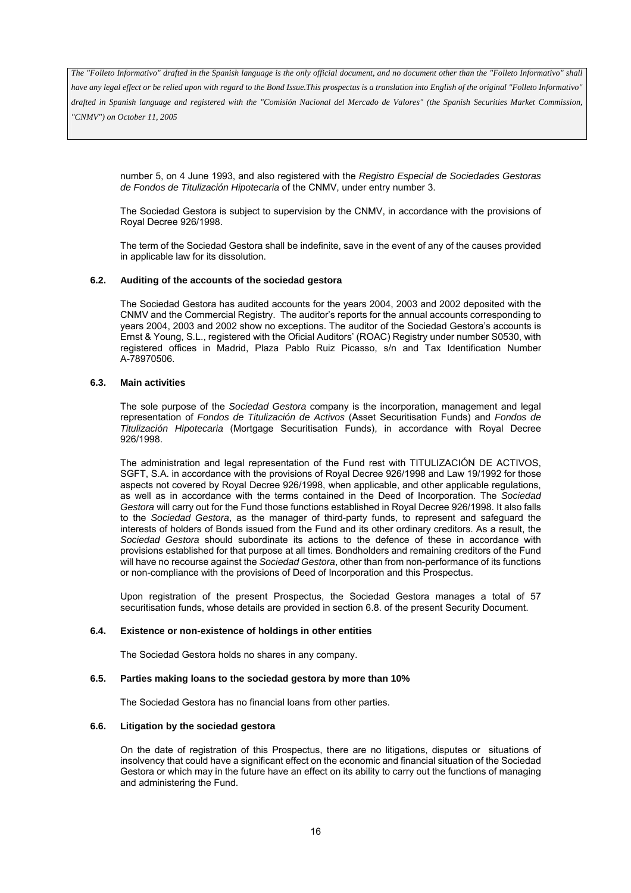*The "Folleto Informativo" drafted in the Spanish language is the only official document, and no document other than the "Folleto Informativo" shall have any legal effect or be relied upon with regard to the Bond Issue.This prospectus is a translation into English of the original "Folleto Informativo" drafted in Spanish language and registered with the "Comisión Nacional del Mercado de Valores" (the Spanish Securities Market Commission, "CNMV") on October 11, 2005*

number 5, on 4 June 1993, and also registered with the *Registro Especial de Sociedades Gestoras de Fondos de Titulización Hipotecaria* of the CNMV, under entry number 3.

The Sociedad Gestora is subject to supervision by the CNMV, in accordance with the provisions of Royal Decree 926/1998.

The term of the Sociedad Gestora shall be indefinite, save in the event of any of the causes provided in applicable law for its dissolution.

### 6.2. Auditing of the accounts of the sociedad gestora

The Sociedad Gestora has audited accounts for the years 2004, 2003 and 2002 deposited with the CNMV and the Commercial Registry. The auditor's reports for the annual accounts corresponding to years 2004, 2003 and 2002 show no exceptions. The auditor of the Sociedad Gestora's accounts is Ernst & Young, S.L., registered with the Oficial Auditors' (ROAC) Registry under number S0530, with registered offices in Madrid, Plaza Pablo Ruiz Picasso, s/n and Tax Identification Number A-78970506.

### 6.3. Main activities

The sole purpose of the *Sociedad Gestora* company is the incorporation, management and legal representation of *Fondos de Titulización de Activos* (Asset Securitisation Funds) and *Fondos de Titulización Hipotecaria* (Mortgage Securitisation Funds), in accordance with Royal Decree 926/1998.

The administration and legal representation of the Fund rest with TITULIZACIÓN DE ACTIVOS, SGFT, S.A. in accordance with the provisions of Royal Decree 926/1998 and Law 19/1992 for those aspects not covered by Royal Decree 926/1998, when applicable, and other applicable regulations, as well as in accordance with the terms contained in the Deed of Incorporation. The *Sociedad Gestora* will carry out for the Fund those functions established in Royal Decree 926/1998. It also falls to the *Sociedad Gestora*, as the manager of third-party funds, to represent and safeguard the interests of holders of Bonds issued from the Fund and its other ordinary creditors. As a result, the *Sociedad Gestora* should subordinate its actions to the defence of these in accordance with provisions established for that purpose at all times. Bondholders and remaining creditors of the Fund will have no recourse against the *Sociedad Gestora*, other than from non-performance of its functions or non-compliance with the provisions of Deed of Incorporation and this Prospectus.

Upon registration of the present Prospectus, the Sociedad Gestora manages a total of 57 securitisation funds, whose details are provided in section 6.8. of the present Security Document.

### 6.4. Existence or non-existence of holdings in other entities

The Sociedad Gestora holds no shares in any company.

### 6.5. Parties making loans to the sociedad gestora by more than 10%

The Sociedad Gestora has no financial loans from other parties.

### 6.6. Litigation by the sociedad gestora

On the date of registration of this Prospectus, there are no litigations, disputes or situations of insolvency that could have a significant effect on the economic and financial situation of the Sociedad Gestora or which may in the future have an effect on its ability to carry out the functions of managing and administering the Fund.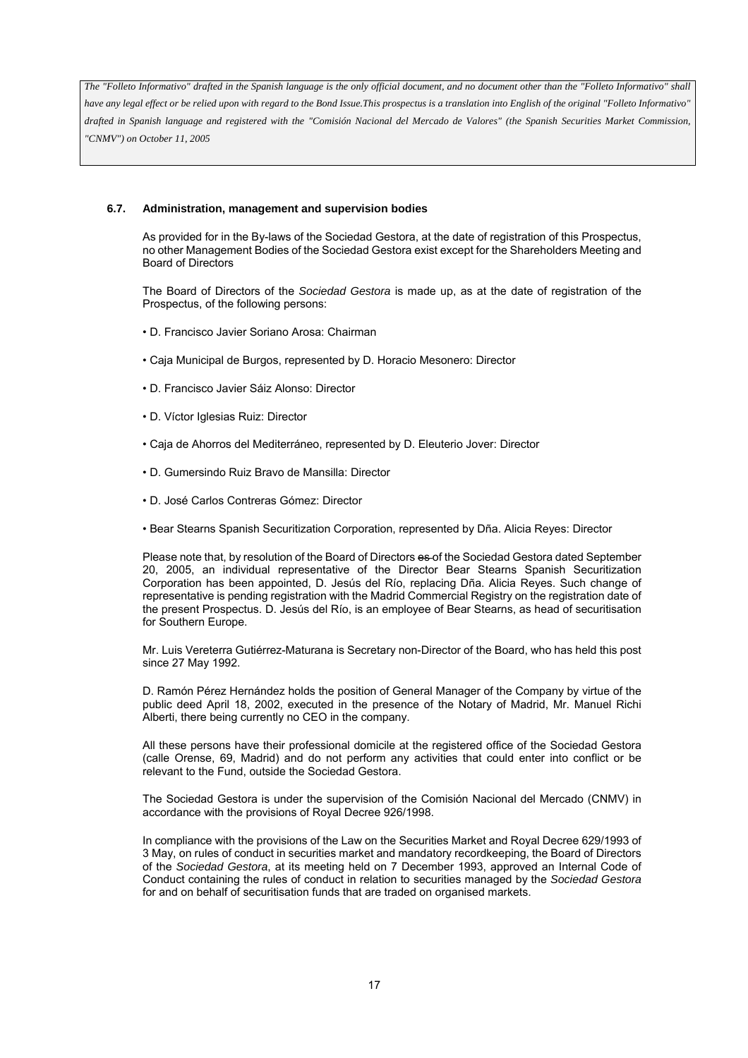*The "Folleto Informativo" drafted in the Spanish language is the only official document, and no document other than the "Folleto Informativo" shall have any legal effect or be relied upon with regard to the Bond Issue.This prospectus is a translation into English of the original "Folleto Informativo" drafted in Spanish language and registered with the "Comisión Nacional del Mercado de Valores" (the Spanish Securities Market Commission, "CNMV") on October 11, 2005*

### 6.7. Administration, management and supervision bodies

As provided for in the By-laws of the Sociedad Gestora, at the date of registration of this Prospectus, no other Management Bodies of the Sociedad Gestora exist except for the Shareholders Meeting and Board of Directors

The Board of Directors of the *Sociedad Gestora* is made up, as at the date of registration of the Prospectus, of the following persons:

- D. Francisco Javier Soriano Arosa: Chairman
- Caja Municipal de Burgos, represented by D. Horacio Mesonero: Director
- D. Francisco Javier Sáiz Alonso: Director
- D. Víctor Iglesias Ruiz: Director
- Caja de Ahorros del Mediterráneo, represented by D. Eleuterio Jover: Director
- D. Gumersindo Ruiz Bravo de Mansilla: Director
- D. José Carlos Contreras Gómez: Director
- Bear Stearns Spanish Securitization Corporation, represented by Dña. Alicia Reyes: Director

Please note that, by resolution of the Board of Directors ~~es~~ of the Sociedad Gestora dated September 20, 2005, an individual representative of the Director Bear Stearns Spanish Securitization Corporation has been appointed, D. Jesús del Río, replacing Dña. Alicia Reyes. Such change of representative is pending registration with the Madrid Commercial Registry on the registration date of the present Prospectus. D. Jesús del Río, is an employee of Bear Stearns, as head of securitisation for Southern Europe.

Mr. Luis Vereterra Gutiérrez-Maturana is Secretary non-Director of the Board, who has held this post since 27 May 1992.

D. Ramón Pérez Hernández holds the position of General Manager of the Company by virtue of the public deed April 18, 2002, executed in the presence of the Notary of Madrid, Mr. Manuel Richi Alberti, there being currently no CEO in the company.

All these persons have their professional domicile at the registered office of the Sociedad Gestora (calle Orense, 69, Madrid) and do not perform any activities that could enter into conflict or be relevant to the Fund, outside the Sociedad Gestora.

The Sociedad Gestora is under the supervision of the Comisión Nacional del Mercado (CNMV) in accordance with the provisions of Royal Decree 926/1998.

In compliance with the provisions of the Law on the Securities Market and Royal Decree 629/1993 of 3 May, on rules of conduct in securities market and mandatory recordkeeping, the Board of Directors of the *Sociedad Gestora*, at its meeting held on 7 December 1993, approved an Internal Code of Conduct containing the rules of conduct in relation to securities managed by the *Sociedad Gestora* for and on behalf of securitisation funds that are traded on organised markets.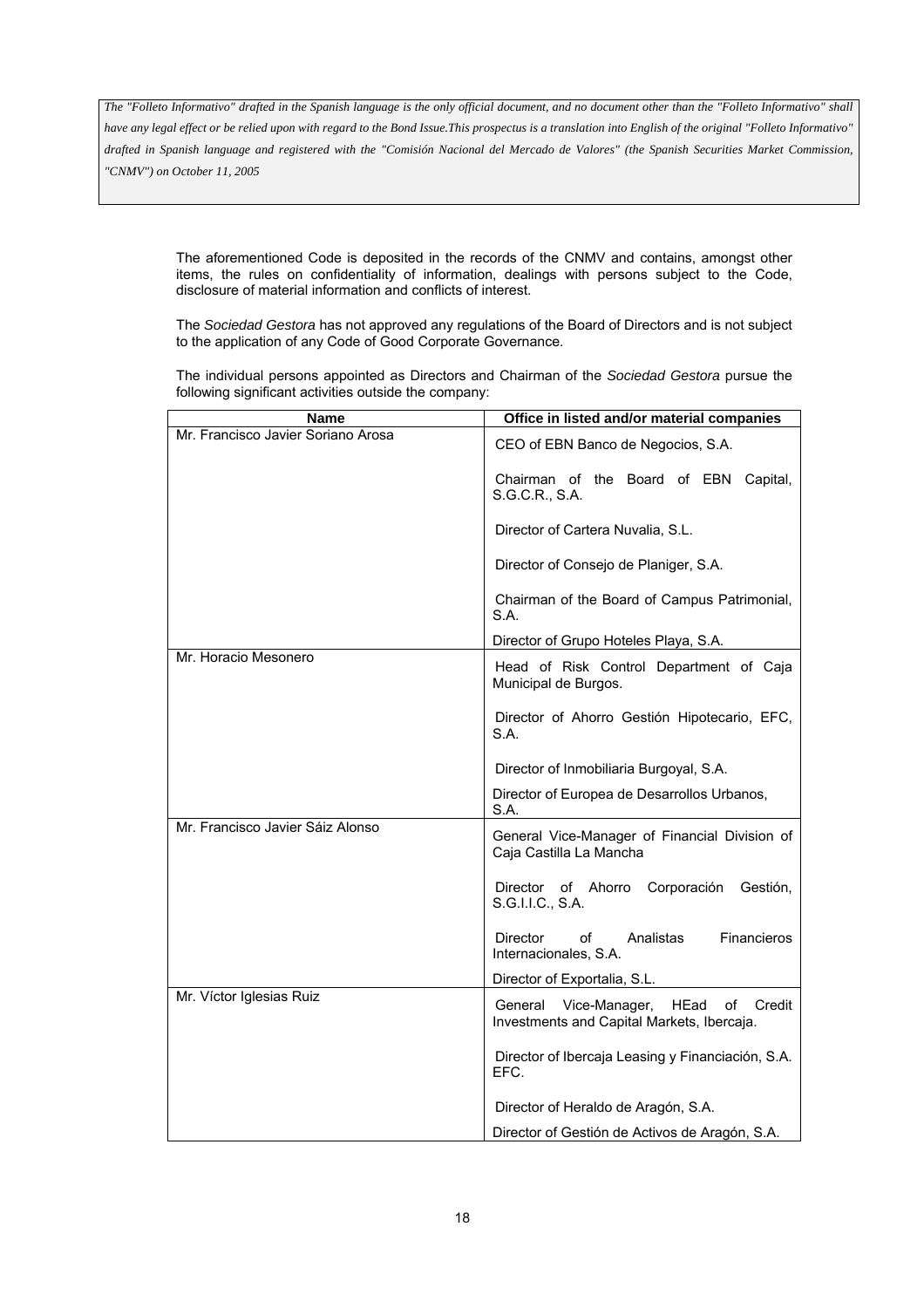*The "Folleto Informativo" drafted in the Spanish language is the only official document, and no document other than the "Folleto Informativo" shall have any legal effect or be relied upon with regard to the Bond Issue.This prospectus is a translation into English of the original "Folleto Informativo" drafted in Spanish language and registered with the "Comisión Nacional del Mercado de Valores" (the Spanish Securities Market Commission, "CNMV") on October 11, 2005*

The aforementioned Code is deposited in the records of the CNMV and contains, amongst other items, the rules on confidentiality of information, dealings with persons subject to the Code, disclosure of material information and conflicts of interest.

The *Sociedad Gestora* has not approved any regulations of the Board of Directors and is not subject to the application of any Code of Good Corporate Governance.

The individual persons appointed as Directors and Chairman of the *Sociedad Gestora* pursue the following significant activities outside the company:

| Name | Office in listed and/or material companies |
|---|---|
| Mr. Francisco Javier Soriano Arosa | CEO of EBN Banco de Negocios, S.A.<br><br>Chairman of the Board of EBN Capital, S.G.C.R., S.A.<br><br>Director of Cartera Nuvalia, S.L.<br><br>Director of Consejo de Planiger, S.A.<br><br>Chairman of the Board of Campus Patrimonial, S.A.<br><br>Director of Grupo Hoteles Playa, S.A. |
| Mr. Horacio Mesonero | Head of Risk Control Department of Caja Municipal de Burgos.<br><br>Director of Ahorro Gestión Hipotecario, EFC, S.A.<br><br>Director of Inmobiliaria Burgoyal, S.A.<br><br>Director of Europea de Desarrollos Urbanos, S.A. |
| Mr. Francisco Javier Sáiz Alonso | General Vice-Manager of Financial Division of Caja Castilla La Mancha<br><br>Director of Ahorro Corporación Gestión, S.G.I.I.C., S.A.<br><br>Director of Analistas Financieros Internacionales, S.A.<br><br>Director of Exportalia, S.L. |
| Mr. Víctor Iglesias Ruiz | General Vice-Manager, HEad of Credit Investments and Capital Markets, Ibercaja.<br><br>Director of Ibercaja Leasing y Financiación, S.A. EFC.<br><br>Director of Heraldo de Aragón, S.A.<br><br>Director of Gestión de Activos de Aragón, S.A. |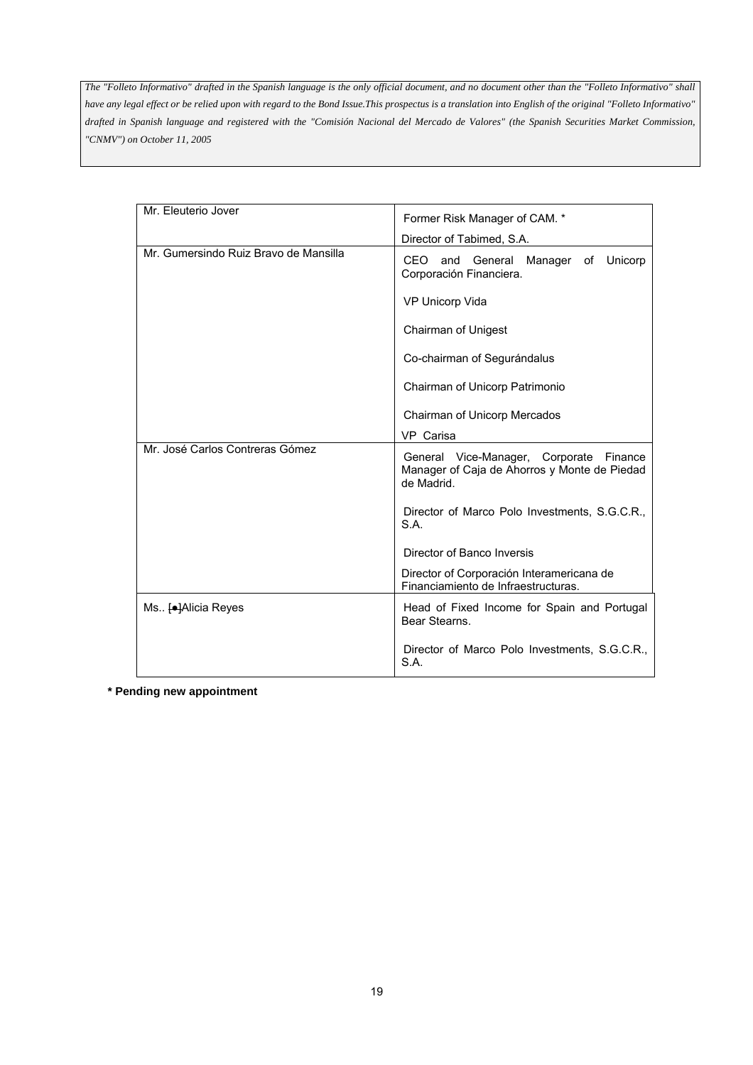*The "Folleto Informativo" drafted in the Spanish language is the only official document, and no document other than the "Folleto Informativo" shall have any legal effect or be relied upon with regard to the Bond Issue.This prospectus is a translation into English of the original "Folleto Informativo" drafted in Spanish language and registered with the "Comisión Nacional del Mercado de Valores" (the Spanish Securities Market Commission, "CNMV") on October 11, 2005*

| | |
|---|---|
| Mr. Eleuterio Jover | Former Risk Manager of CAM. *<br><br>Director of Tabimed, S.A. |
| Mr. Gumersindo Ruiz Bravo de Mansilla | CEO and General Manager of Unicorp Corporación Financiera.<br><br>VP Unicorp Vida<br><br>Chairman of Unigest<br><br>Co-chairman of Segurándalus<br><br>Chairman of Unicorp Patrimonio<br><br>Chairman of Unicorp Mercados<br><br>VP Carisa |
| Mr. José Carlos Contreras Gómez | General Vice-Manager, Corporate Finance Manager of Caja de Ahorros y Monte de Piedad de Madrid.<br><br>Director of Marco Polo Investments, S.G.C.R., S.A.<br><br>Director of Banco Inversis<br><br>Director of Corporación Interamericana de Financiamiento de Infraestructuras. |
| Ms.. [●]Alicia Reyes | Head of Fixed Income for Spain and Portugal Bear Stearns.<br><br>Director of Marco Polo Investments, S.G.C.R., S.A. |

**\* Pending new appointment**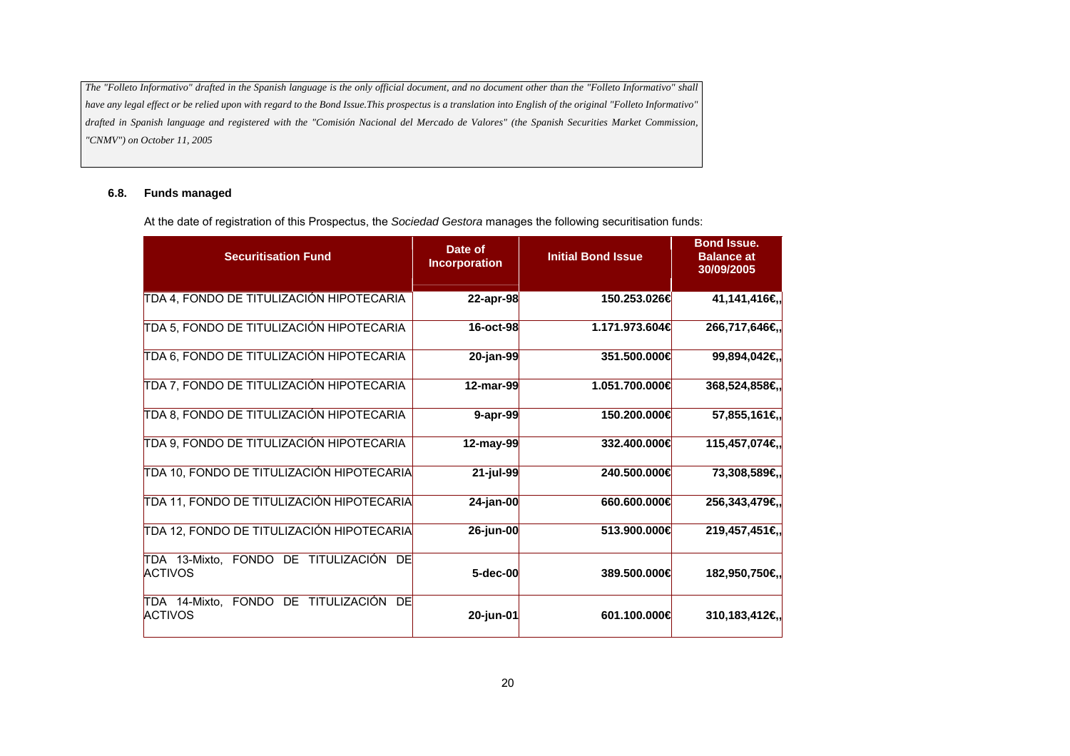*The "Folleto Informativo" drafted in the Spanish language is the only official document, and no document other than the "Folleto Informativo" shall have any legal effect or be relied upon with regard to the Bond Issue.This prospectus is a translation into English of the original "Folleto Informativo" drafted in Spanish language and registered with the "Comisión Nacional del Mercado de Valores" (the Spanish Securities Market Commission, "CNMV") on October 11, 2005*

### 6.8. Funds managed

At the date of registration of this Prospectus, the *Sociedad Gestora* manages the following securitisation funds:

| Securitisation Fund | Date of Incorporation | Initial Bond Issue | Bond Issue. Balance at 30/09/2005 |
|---|---|---|---|
| TDA 4, FONDO DE TITULIZACIÓN HIPOTECARIA | 22-apr-98 | 150.253.026€ | 41,141,416€,, |
| TDA 5, FONDO DE TITULIZACIÓN HIPOTECARIA | 16-oct-98 | 1.171.973.604€ | 266,717,646€,, |
| TDA 6, FONDO DE TITULIZACIÓN HIPOTECARIA | 20-jan-99 | 351.500.000€ | 99,894,042€,, |
| TDA 7, FONDO DE TITULIZACIÓN HIPOTECARIA | 12-mar-99 | 1.051.700.000€ | 368,524,858€,, |
| TDA 8, FONDO DE TITULIZACIÓN HIPOTECARIA | 9-apr-99 | 150.200.000€ | 57,855,161€,, |
| TDA 9, FONDO DE TITULIZACIÓN HIPOTECARIA | 12-may-99 | 332.400.000€ | 115,457,074€,, |
| TDA 10, FONDO DE TITULIZACIÓN HIPOTECARIA | 21-jul-99 | 240.500.000€ | 73,308,589€,, |
| TDA 11, FONDO DE TITULIZACIÓN HIPOTECARIA | 24-jan-00 | 660.600.000€ | 256,343,479€,, |
| TDA 12, FONDO DE TITULIZACIÓN HIPOTECARIA | 26-jun-00 | 513.900.000€ | 219,457,451€,, |
| TDA 13-Mixto, FONDO DE TITULIZACIÓN DE ACTIVOS | 5-dec-00 | 389.500.000€ | 182,950,750€,, |
| TDA 14-Mixto, FONDO DE TITULIZACIÓN DE ACTIVOS | 20-jun-01 | 601.100.000€ | 310,183,412€,, |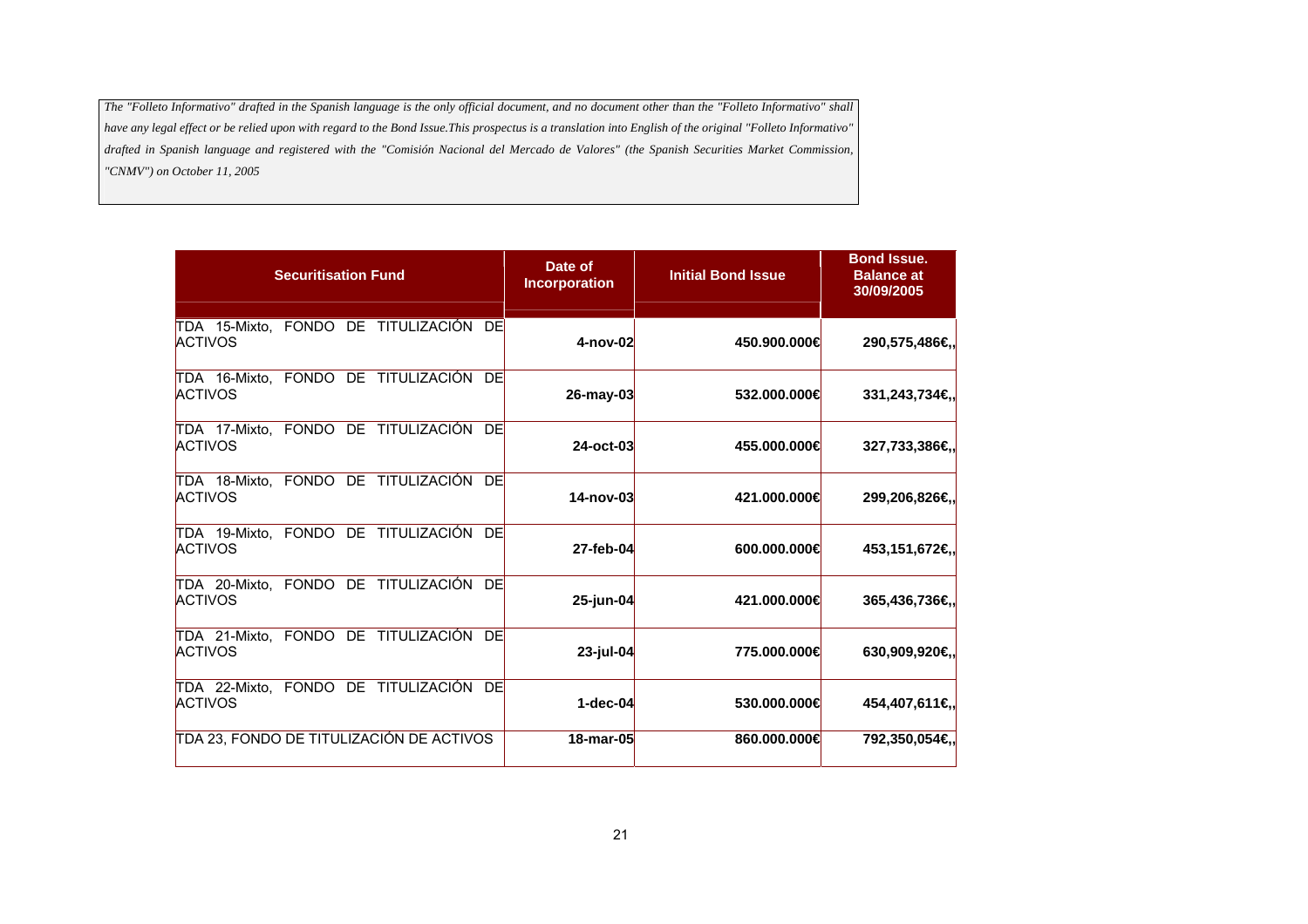*The "Folleto Informativo" drafted in the Spanish language is the only official document, and no document other than the "Folleto Informativo" shall have any legal effect or be relied upon with regard to the Bond Issue.This prospectus is a translation into English of the original "Folleto Informativo" drafted in Spanish language and registered with the "Comisión Nacional del Mercado de Valores" (the Spanish Securities Market Commission, "CNMV") on October 11, 2005*

| Securitisation Fund | Date of Incorporation | Initial Bond Issue | Bond Issue. Balance at 30/09/2005 |
|---|---|---|---|
| TDA 15-Mixto, FONDO DE TITULIZACIÓN DE ACTIVOS | **4-nov-02** | **450.900.000€** | **290,575,486€,,** |
| TDA 16-Mixto, FONDO DE TITULIZACIÓN DE ACTIVOS | **26-may-03** | **532.000.000€** | **331,243,734€,,** |
| TDA 17-Mixto, FONDO DE TITULIZACIÓN DE ACTIVOS | **24-oct-03** | **455.000.000€** | **327,733,386€,,** |
| TDA 18-Mixto, FONDO DE TITULIZACIÓN DE ACTIVOS | **14-nov-03** | **421.000.000€** | **299,206,826€,,** |
| TDA 19-Mixto, FONDO DE TITULIZACIÓN DE ACTIVOS | **27-feb-04** | **600.000.000€** | **453,151,672€,,** |
| TDA 20-Mixto, FONDO DE TITULIZACIÓN DE ACTIVOS | **25-jun-04** | **421.000.000€** | **365,436,736€,,** |
| TDA 21-Mixto, FONDO DE TITULIZACIÓN DE ACTIVOS | **23-jul-04** | **775.000.000€** | **630,909,920€,,** |
| TDA 22-Mixto, FONDO DE TITULIZACIÓN DE ACTIVOS | **1-dec-04** | **530.000.000€** | **454,407,611€,,** |
| TDA 23, FONDO DE TITULIZACIÓN DE ACTIVOS | **18-mar-05** | **860.000.000€** | **792,350,054€,,** |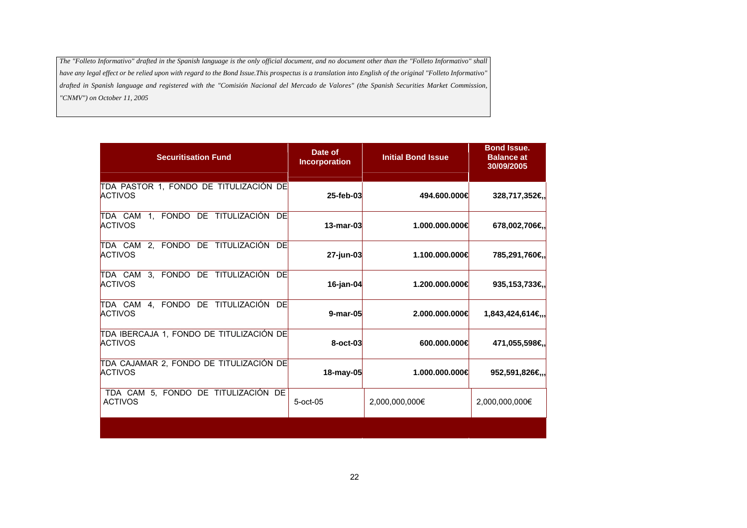*The "Folleto Informativo" drafted in the Spanish language is the only official document, and no document other than the "Folleto Informativo" shall have any legal effect or be relied upon with regard to the Bond Issue.This prospectus is a translation into English of the original "Folleto Informativo" drafted in Spanish language and registered with the "Comisión Nacional del Mercado de Valores" (the Spanish Securities Market Commission, "CNMV") on October 11, 2005*

| Securitisation Fund | Date of Incorporation | Initial Bond Issue | Bond Issue. Balance at 30/09/2005 |
|---|---|---|---|
| TDA PASTOR 1, FONDO DE TITULIZACIÓN DE ACTIVOS | **25-feb-03** | **494.600.000€** | **328,717,352€,,** |
| TDA CAM 1, FONDO DE TITULIZACIÓN DE ACTIVOS | **13-mar-03** | **1.000.000.000€** | **678,002,706€,,** |
| TDA CAM 2, FONDO DE TITULIZACIÓN DE ACTIVOS | **27-jun-03** | **1.100.000.000€** | **785,291,760€,,** |
| TDA CAM 3, FONDO DE TITULIZACIÓN DE ACTIVOS | **16-jan-04** | **1.200.000.000€** | **935,153,733€,,** |
| TDA CAM 4, FONDO DE TITULIZACIÓN DE ACTIVOS | **9-mar-05** | **2.000.000.000€** | **1,843,424,614€,,,** |
| TDA IBERCAJA 1, FONDO DE TITULIZACIÓN DE ACTIVOS | **8-oct-03** | **600.000.000€** | **471,055,598€,,** |
| TDA CAJAMAR 2, FONDO DE TITULIZACIÓN DE ACTIVOS | **18-may-05** | **1.000.000.000€** | **952,591,826€,,,** |
| TDA CAM 5, FONDO DE TITULIZACIÓN DE ACTIVOS | 5-oct-05 | 2,000,000,000€ | 2,000,000,000€ |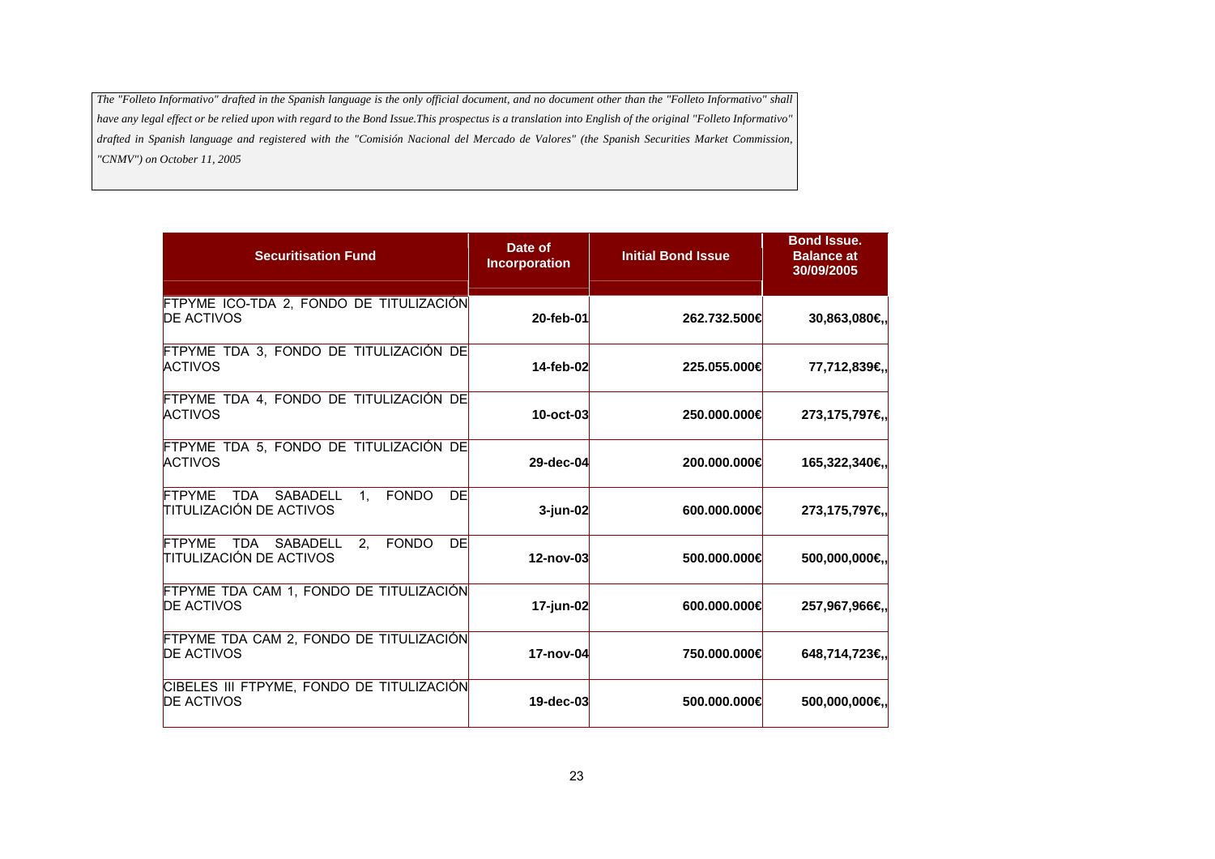*The "Folleto Informativo" drafted in the Spanish language is the only official document, and no document other than the "Folleto Informativo" shall have any legal effect or be relied upon with regard to the Bond Issue.This prospectus is a translation into English of the original "Folleto Informativo" drafted in Spanish language and registered with the "Comisión Nacional del Mercado de Valores" (the Spanish Securities Market Commission, "CNMV") on October 11, 2005*

| Securitisation Fund | Date of Incorporation | Initial Bond Issue | Bond Issue. Balance at 30/09/2005 |
|---|---|---|---|
| FTPYME ICO-TDA 2, FONDO DE TITULIZACIÓN DE ACTIVOS | **20-feb-01** | **262.732.500€** | **30,863,080€,,** |
| FTPYME TDA 3, FONDO DE TITULIZACIÓN DE ACTIVOS | **14-feb-02** | **225.055.000€** | **77,712,839€,,** |
| FTPYME TDA 4, FONDO DE TITULIZACIÓN DE ACTIVOS | **10-oct-03** | **250.000.000€** | **273,175,797€,,** |
| FTPYME TDA 5, FONDO DE TITULIZACIÓN DE ACTIVOS | **29-dec-04** | **200.000.000€** | **165,322,340€,,** |
| FTPYME TDA SABADELL 1, FONDO DE TITULIZACIÓN DE ACTIVOS | **3-jun-02** | **600.000.000€** | **273,175,797€,,** |
| FTPYME TDA SABADELL 2, FONDO DE TITULIZACIÓN DE ACTIVOS | **12-nov-03** | **500.000.000€** | **500,000,000€,,** |
| FTPYME TDA CAM 1, FONDO DE TITULIZACIÓN DE ACTIVOS | **17-jun-02** | **600.000.000€** | **257,967,966€,,** |
| FTPYME TDA CAM 2, FONDO DE TITULIZACIÓN DE ACTIVOS | **17-nov-04** | **750.000.000€** | **648,714,723€,,** |
| CIBELES III FTPYME, FONDO DE TITULIZACIÓN DE ACTIVOS | **19-dec-03** | **500.000.000€** | **500,000,000€,,** |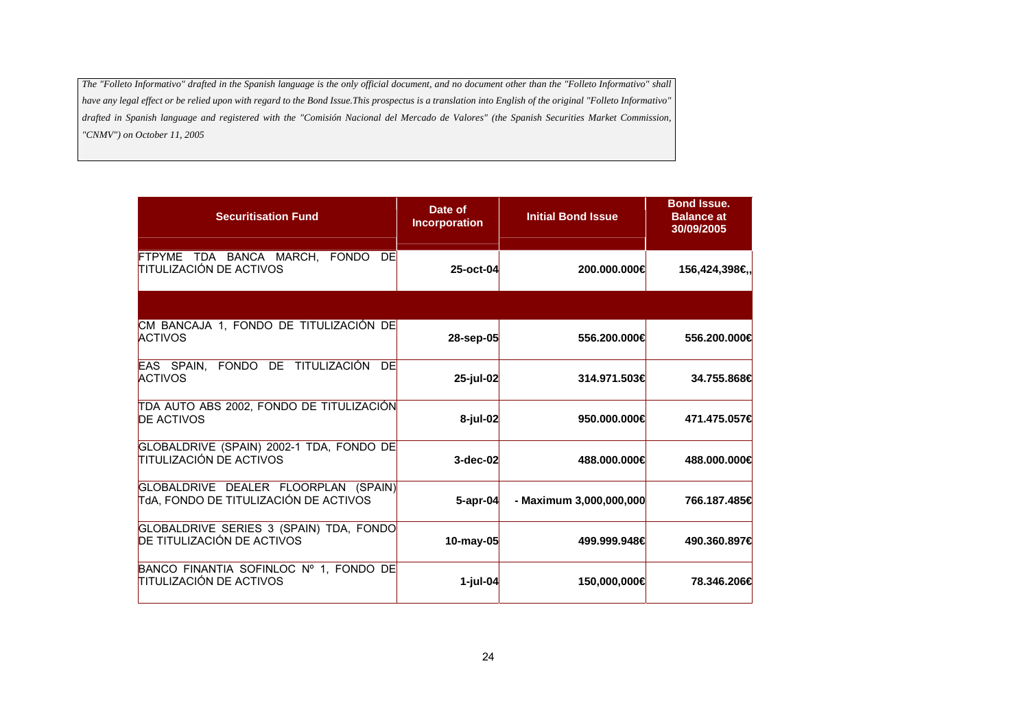*The "Folleto Informativo" drafted in the Spanish language is the only official document, and no document other than the "Folleto Informativo" shall have any legal effect or be relied upon with regard to the Bond Issue.This prospectus is a translation into English of the original "Folleto Informativo" drafted in Spanish language and registered with the "Comisión Nacional del Mercado de Valores" (the Spanish Securities Market Commission, "CNMV") on October 11, 2005*

| Securitisation Fund | Date of Incorporation | Initial Bond Issue | Bond Issue. Balance at 30/09/2005 |
|---|---|---|---|
| FTPYME TDA BANCA MARCH, FONDO DE TITULIZACIÓN DE ACTIVOS | 25-oct-04 | 200.000.000€ | 156,424,398€,, |
| | | | |
| CM BANCAJA 1, FONDO DE TITULIZACIÓN DE ACTIVOS | 28-sep-05 | 556.200.000€ | 556.200.000€ |
| EAS SPAIN, FONDO DE TITULIZACIÓN DE ACTIVOS | 25-jul-02 | 314.971.503€ | 34.755.868€ |
| TDA AUTO ABS 2002, FONDO DE TITULIZACIÓN DE ACTIVOS | 8-jul-02 | 950.000.000€ | 471.475.057€ |
| GLOBALDRIVE (SPAIN) 2002-1 TDA, FONDO DE TITULIZACIÓN DE ACTIVOS | 3-dec-02 | 488.000.000€ | 488.000.000€ |
| GLOBALDRIVE DEALER FLOORPLAN (SPAIN) TdA, FONDO DE TITULIZACIÓN DE ACTIVOS | 5-apr-04 | - Maximum 3,000,000,000 | 766.187.485€ |
| GLOBALDRIVE SERIES 3 (SPAIN) TDA, FONDO DE TITULIZACIÓN DE ACTIVOS | 10-may-05 | 499.999.948€ | 490.360.897€ |
| BANCO FINANTIA SOFINLOC Nº 1, FONDO DE TITULIZACIÓN DE ACTIVOS | 1-jul-04 | 150,000,000€ | 78.346.206€ |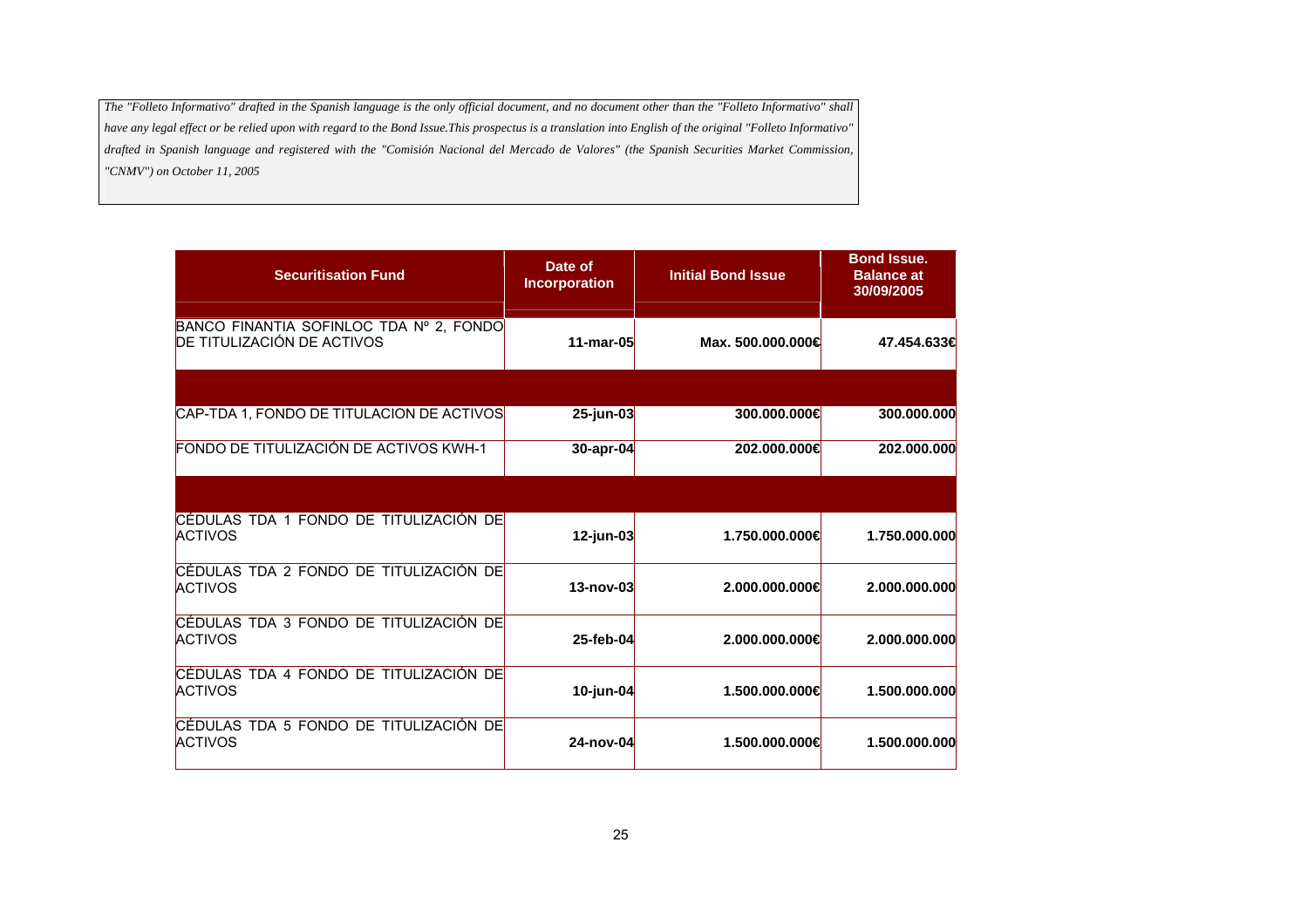*The "Folleto Informativo" drafted in the Spanish language is the only official document, and no document other than the "Folleto Informativo" shall have any legal effect or be relied upon with regard to the Bond Issue.This prospectus is a translation into English of the original "Folleto Informativo" drafted in Spanish language and registered with the "Comisión Nacional del Mercado de Valores" (the Spanish Securities Market Commission, "CNMV") on October 11, 2005*

| Securitisation Fund | Date of Incorporation | Initial Bond Issue | Bond Issue. Balance at 30/09/2005 |
|---|---|---|---|
| BANCO FINANTIA SOFINLOC TDA Nº 2, FONDO DE TITULIZACIÓN DE ACTIVOS | 11-mar-05 | Max. 500.000.000€ | 47.454.633€ |
| | | | |
| CAP-TDA 1, FONDO DE TITULACION DE ACTIVOS | 25-jun-03 | 300.000.000€ | 300.000.000 |
| FONDO DE TITULIZACIÓN DE ACTIVOS KWH-1 | 30-apr-04 | 202.000.000€ | 202.000.000 |
| | | | |
| CÉDULAS TDA 1 FONDO DE TITULIZACIÓN DE ACTIVOS | 12-jun-03 | 1.750.000.000€ | 1.750.000.000 |
| CÉDULAS TDA 2 FONDO DE TITULIZACIÓN DE ACTIVOS | 13-nov-03 | 2.000.000.000€ | 2.000.000.000 |
| CÉDULAS TDA 3 FONDO DE TITULIZACIÓN DE ACTIVOS | 25-feb-04 | 2.000.000.000€ | 2.000.000.000 |
| CÉDULAS TDA 4 FONDO DE TITULIZACIÓN DE ACTIVOS | 10-jun-04 | 1.500.000.000€ | 1.500.000.000 |
| CÉDULAS TDA 5 FONDO DE TITULIZACIÓN DE ACTIVOS | 24-nov-04 | 1.500.000.000€ | 1.500.000.000 |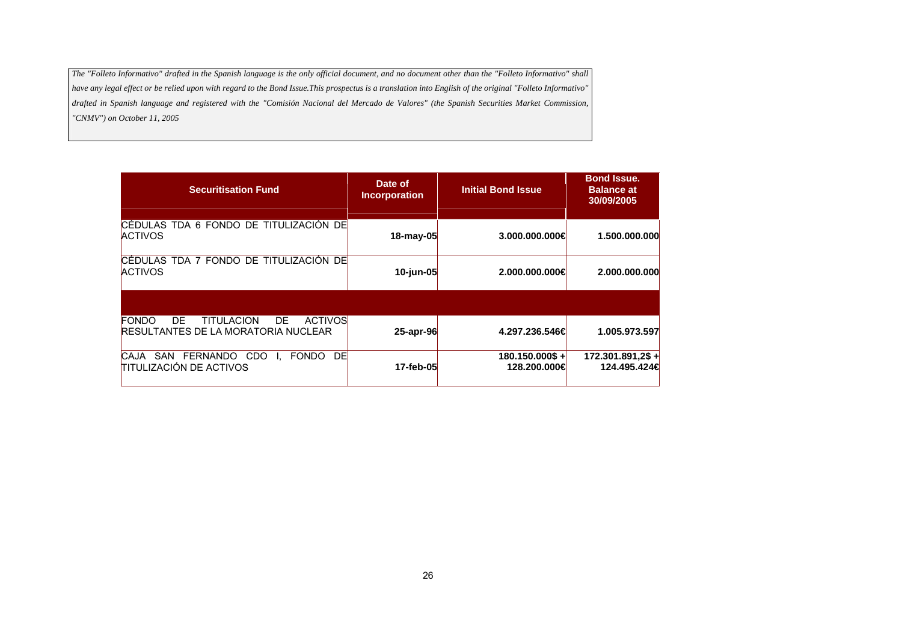*The "Folleto Informativo" drafted in the Spanish language is the only official document, and no document other than the "Folleto Informativo" shall have any legal effect or be relied upon with regard to the Bond Issue.This prospectus is a translation into English of the original "Folleto Informativo" drafted in Spanish language and registered with the "Comisión Nacional del Mercado de Valores" (the Spanish Securities Market Commission, "CNMV") on October 11, 2005*

| Securitisation Fund | Date of Incorporation | Initial Bond Issue | Bond Issue. Balance at 30/09/2005 |
|---|---|---|---|
| CÉDULAS TDA 6 FONDO DE TITULIZACIÓN DE ACTIVOS | **18-may-05** | **3.000.000.000€** | **1.500.000.000** |
| CÉDULAS TDA 7 FONDO DE TITULIZACIÓN DE ACTIVOS | **10-jun-05** | **2.000.000.000€** | **2.000.000.000** |
| | | | |
| FONDO DE TITULACION DE ACTIVOS RESULTANTES DE LA MORATORIA NUCLEAR | **25-apr-96** | **4.297.236.546€** | **1.005.973.597** |
| CAJA SAN FERNANDO CDO I, FONDO DE TITULIZACIÓN DE ACTIVOS | **17-feb-05** | **180.150.000$ + 128.200.000€** | **172.301.891,2$ + 124.495.424€** |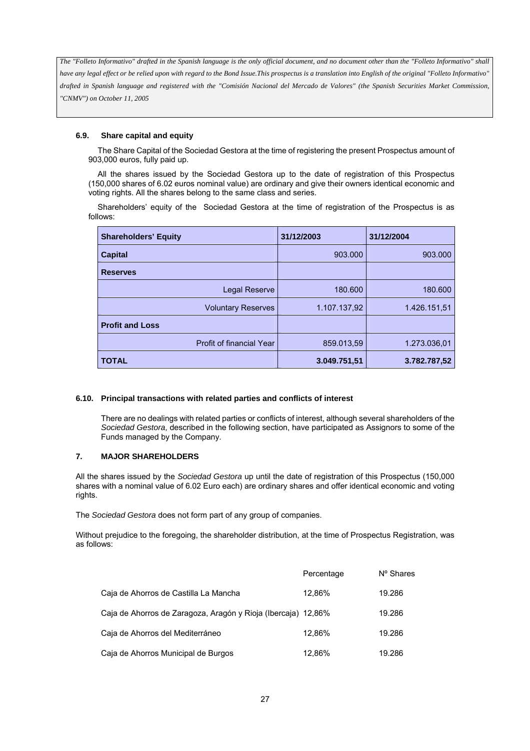*The "Folleto Informativo" drafted in the Spanish language is the only official document, and no document other than the "Folleto Informativo" shall have any legal effect or be relied upon with regard to the Bond Issue.This prospectus is a translation into English of the original "Folleto Informativo" drafted in Spanish language and registered with the "Comisión Nacional del Mercado de Valores" (the Spanish Securities Market Commission, "CNMV") on October 11, 2005*

### 6.9. Share capital and equity

The Share Capital of the Sociedad Gestora at the time of registering the present Prospectus amount of 903,000 euros, fully paid up.

All the shares issued by the Sociedad Gestora up to the date of registration of this Prospectus (150,000 shares of 6.02 euros nominal value) are ordinary and give their owners identical economic and voting rights. All the shares belong to the same class and series.

Shareholders' equity of the Sociedad Gestora at the time of registration of the Prospectus is as follows:

| Shareholders' Equity | 31/12/2003 | 31/12/2004 |
|---|---|---|
| **Capital** | 903.000 | 903.000 |
| **Reserves** | | |
| Legal Reserve | 180.600 | 180.600 |
| Voluntary Reserves | 1.107.137,92 | 1.426.151,51 |
| **Profit and Loss** | | |
| Profit of financial Year | 859.013,59 | 1.273.036,01 |
| **TOTAL** | **3.049.751,51** | **3.782.787,52** |

### 6.10. Principal transactions with related parties and conflicts of interest

There are no dealings with related parties or conflicts of interest, although several shareholders of the *Sociedad Gestora*, described in the following section, have participated as Assignors to some of the Funds managed by the Company.

## 7. MAJOR SHAREHOLDERS

All the shares issued by the *Sociedad Gestora* up until the date of registration of this Prospectus (150,000 shares with a nominal value of 6.02 Euro each) are ordinary shares and offer identical economic and voting rights.

The *Sociedad Gestora* does not form part of any group of companies.

Without prejudice to the foregoing, the shareholder distribution, at the time of Prospectus Registration, was as follows:

| | Percentage | Nº Shares |
|---|---|---|
| Caja de Ahorros de Castilla La Mancha | 12,86% | 19.286 |
| Caja de Ahorros de Zaragoza, Aragón y Rioja (Ibercaja) | 12,86% | 19.286 |
| Caja de Ahorros del Mediterráneo | 12,86% | 19.286 |
| Caja de Ahorros Municipal de Burgos | 12,86% | 19.286 |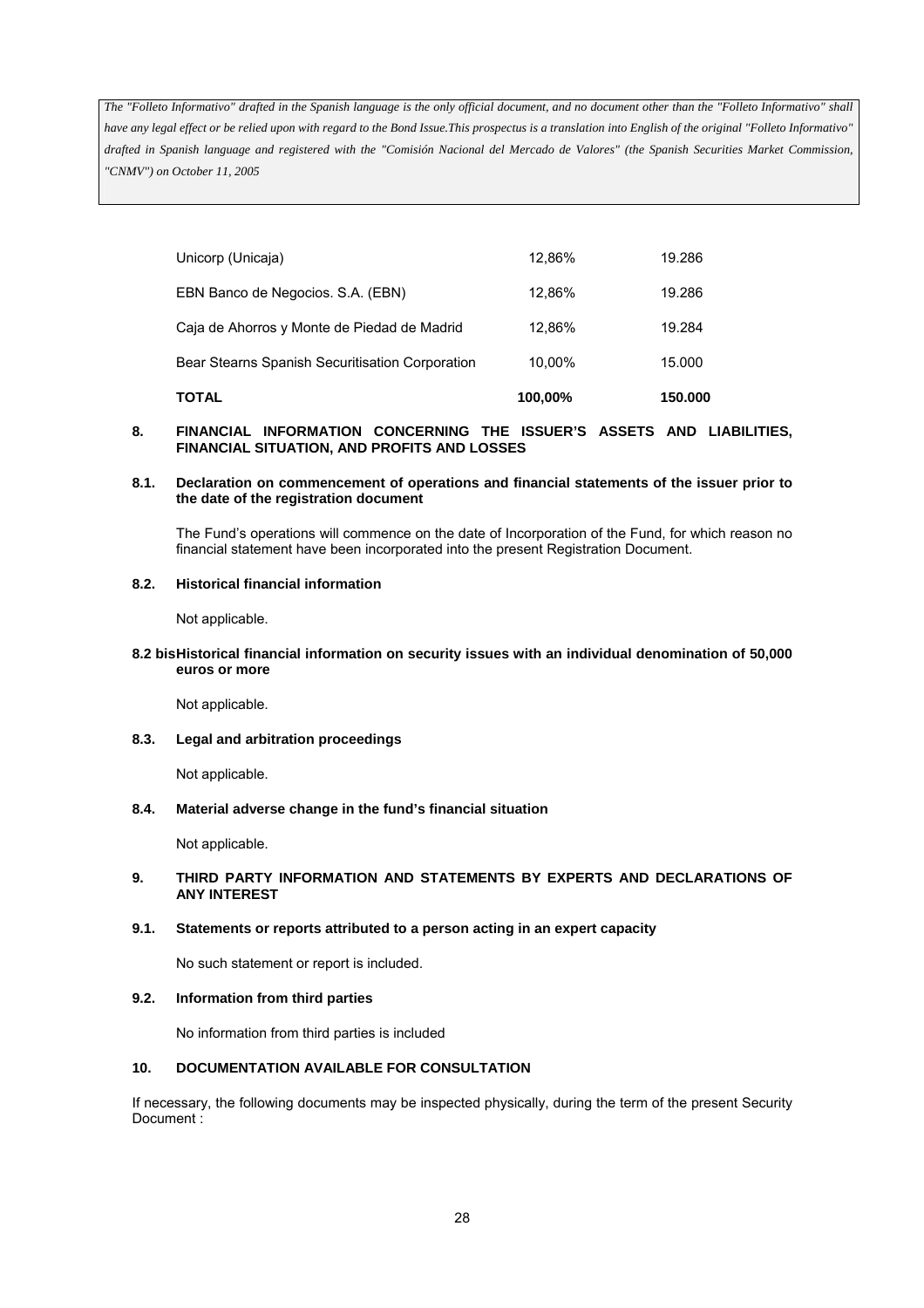*The "Folleto Informativo" drafted in the Spanish language is the only official document, and no document other than the "Folleto Informativo" shall have any legal effect or be relied upon with regard to the Bond Issue.This prospectus is a translation into English of the original "Folleto Informativo" drafted in Spanish language and registered with the "Comisión Nacional del Mercado de Valores" (the Spanish Securities Market Commission, "CNMV") on October 11, 2005*

| | | |
|---|---|---|
| Unicorp (Unicaja) | 12,86% | 19.286 |
| EBN Banco de Negocios. S.A. (EBN) | 12,86% | 19.286 |
| Caja de Ahorros y Monte de Piedad de Madrid | 12,86% | 19.284 |
| Bear Stearns Spanish Securitisation Corporation | 10,00% | 15.000 |
| **TOTAL** | **100,00%** | **150.000** |

## 8. FINANCIAL INFORMATION CONCERNING THE ISSUER'S ASSETS AND LIABILITIES, FINANCIAL SITUATION, AND PROFITS AND LOSSES

### 8.1. Declaration on commencement of operations and financial statements of the issuer prior to the date of the registration document

The Fund's operations will commence on the date of Incorporation of the Fund, for which reason no financial statement have been incorporated into the present Registration Document.

### 8.2. Historical financial information

Not applicable.

### 8.2 bis Historical financial information on security issues with an individual denomination of 50,000 euros or more

Not applicable.

### 8.3. Legal and arbitration proceedings

Not applicable.

### 8.4. Material adverse change in the fund's financial situation

Not applicable.

## 9. THIRD PARTY INFORMATION AND STATEMENTS BY EXPERTS AND DECLARATIONS OF ANY INTEREST

### 9.1. Statements or reports attributed to a person acting in an expert capacity

No such statement or report is included.

### 9.2. Information from third parties

No information from third parties is included

## 10. DOCUMENTATION AVAILABLE FOR CONSULTATION

If necessary, the following documents may be inspected physically, during the term of the present Security Document :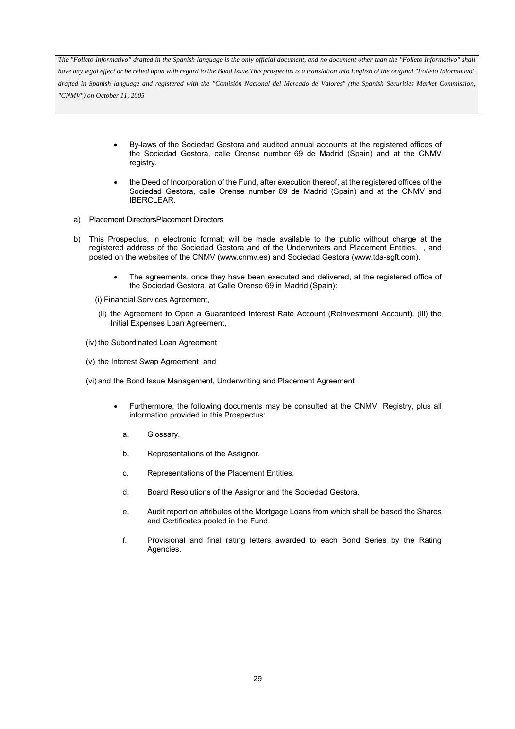- By-laws of the Sociedad Gestora and audited annual accounts at the registered offices of the Sociedad Gestora, calle Orense number 69 de Madrid (Spain) and at the CNMV registry.

- the Deed of Incorporation of the Fund, after execution thereof, at the registered offices of the Sociedad Gestora, calle Orense number 69 de Madrid (Spain) and at the CNMV and IBERCLEAR.

a) Placement DirectorsPlacement Directors

b) This Prospectus, in electronic format; will be made available to the public without charge at the registered address of the Sociedad Gestora and of the Underwriters and Placement Entities, , and posted on the websites of the CNMV (www.cnmv.es) and Sociedad Gestora (www.tda-sgft.com).

- The agreements, once they have been executed and delivered, at the registered office of the Sociedad Gestora, at Calle Orense 69 in Madrid (Spain):

(i) Financial Services Agreement,

(ii) the Agreement to Open a Guaranteed Interest Rate Account (Reinvestment Account), (iii) the Initial Expenses Loan Agreement,

(iv) the Subordinated Loan Agreement

(v) the Interest Swap Agreement and

(vi) and the Bond Issue Management, Underwriting and Placement Agreement

- Furthermore, the following documents may be consulted at the CNMV Registry, plus all information provided in this Prospectus:

  a. Glossary.

  b. Representations of the Assignor.

  c. Representations of the Placement Entities.

  d. Board Resolutions of the Assignor and the Sociedad Gestora.

  e. Audit report on attributes of the Mortgage Loans from which shall be based the Shares and Certificates pooled in the Fund.

  f. Provisional and final rating letters awarded to each Bond Series by the Rating Agencies.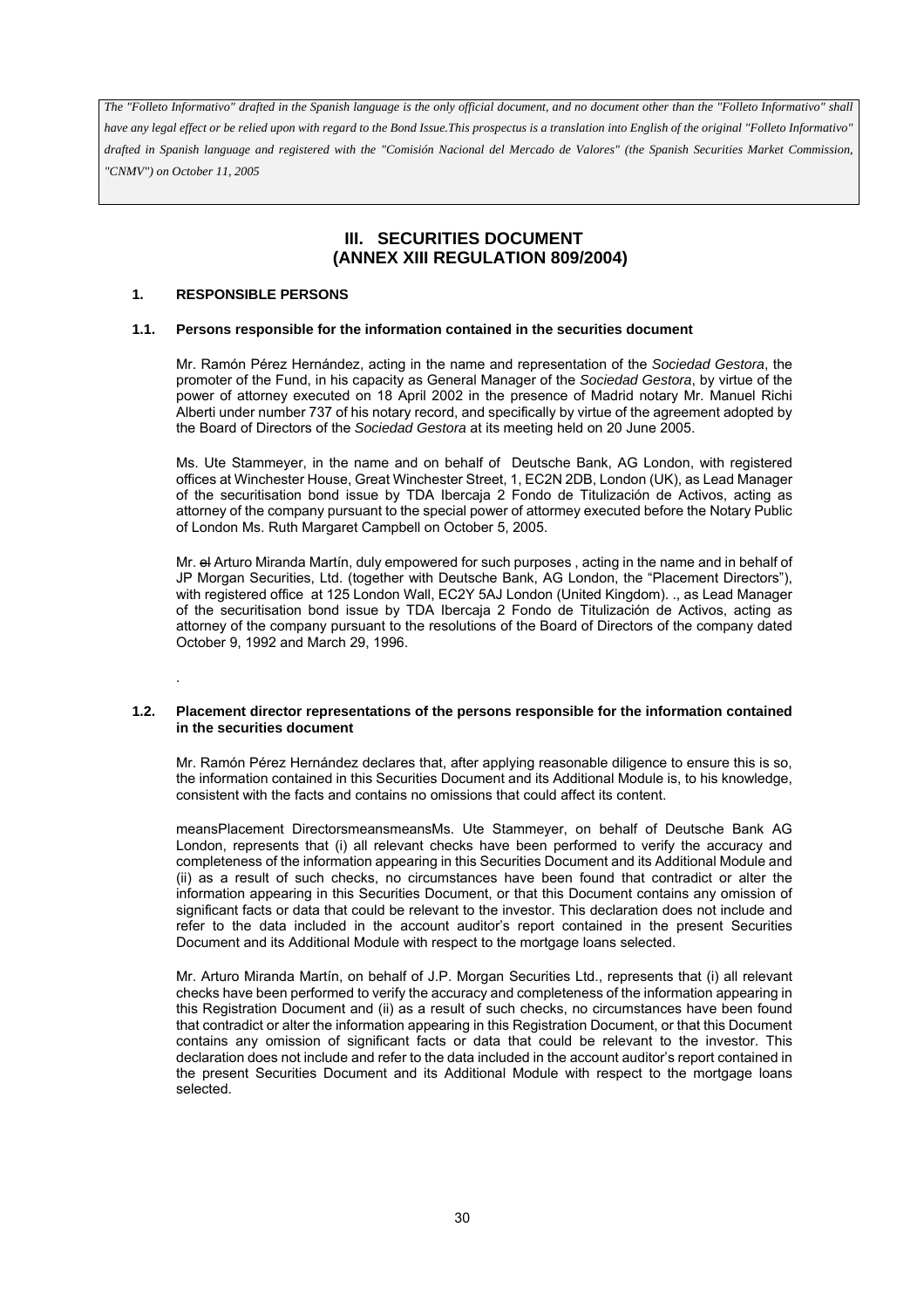*The "Folleto Informativo" drafted in the Spanish language is the only official document, and no document other than the "Folleto Informativo" shall have any legal effect or be relied upon with regard to the Bond Issue.This prospectus is a translation into English of the original "Folleto Informativo" drafted in Spanish language and registered with the "Comisión Nacional del Mercado de Valores" (the Spanish Securities Market Commission, "CNMV") on October 11, 2005*

# III. SECURITIES DOCUMENT (ANNEX XIII REGULATION 809/2004)

## 1. RESPONSIBLE PERSONS

### 1.1. Persons responsible for the information contained in the securities document

Mr. Ramón Pérez Hernández, acting in the name and representation of the *Sociedad Gestora*, the promoter of the Fund, in his capacity as General Manager of the *Sociedad Gestora*, by virtue of the power of attorney executed on 18 April 2002 in the presence of Madrid notary Mr. Manuel Richi Alberti under number 737 of his notary record, and specifically by virtue of the agreement adopted by the Board of Directors of the *Sociedad Gestora* at its meeting held on 20 June 2005.

Ms. Ute Stammeyer, in the name and on behalf of Deutsche Bank, AG London, with registered offices at Winchester House, Great Winchester Street, 1, EC2N 2DB, London (UK), as Lead Manager of the securitisation bond issue by TDA Ibercaja 2 Fondo de Titulización de Activos, acting as attorney of the company pursuant to the special power of attorney executed before the Notary Public of London Ms. Ruth Margaret Campbell on October 5, 2005.

Mr. ~~el~~ Arturo Miranda Martín, duly empowered for such purposes , acting in the name and in behalf of JP Morgan Securities, Ltd. (together with Deutsche Bank, AG London, the "Placement Directors"), with registered office at 125 London Wall, EC2Y 5AJ London (United Kingdom). ., as Lead Manager of the securitisation bond issue by TDA Ibercaja 2 Fondo de Titulización de Activos, acting as attorney of the company pursuant to the resolutions of the Board of Directors of the company dated October 9, 1992 and March 29, 1996.

.

### 1.2. Placement director representations of the persons responsible for the information contained in the securities document

Mr. Ramón Pérez Hernández declares that, after applying reasonable diligence to ensure this is so, the information contained in this Securities Document and its Additional Module is, to his knowledge, consistent with the facts and contains no omissions that could affect its content.

meansPlacement DirectorsmeansmeansMs. Ute Stammeyer, on behalf of Deutsche Bank AG London, represents that (i) all relevant checks have been performed to verify the accuracy and completeness of the information appearing in this Securities Document and its Additional Module and (ii) as a result of such checks, no circumstances have been found that contradict or alter the information appearing in this Securities Document, or that this Document contains any omission of significant facts or data that could be relevant to the investor. This declaration does not include and refer to the data included in the account auditor's report contained in the present Securities Document and its Additional Module with respect to the mortgage loans selected.

Mr. Arturo Miranda Martín, on behalf of J.P. Morgan Securities Ltd., represents that (i) all relevant checks have been performed to verify the accuracy and completeness of the information appearing in this Registration Document and (ii) as a result of such checks, no circumstances have been found that contradict or alter the information appearing in this Registration Document, or that this Document contains any omission of significant facts or data that could be relevant to the investor. This declaration does not include and refer to the data included in the account auditor's report contained in the present Securities Document and its Additional Module with respect to the mortgage loans selected.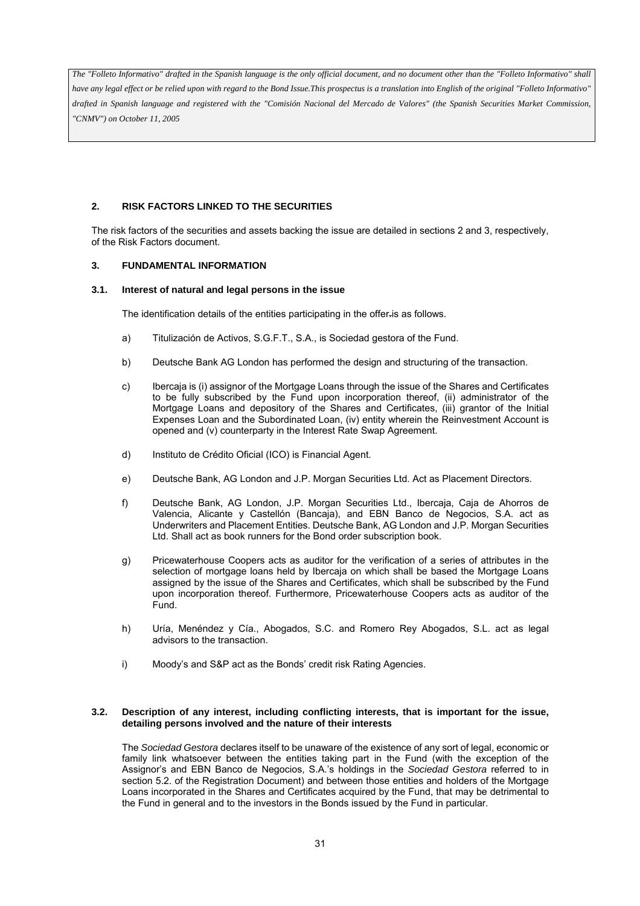*The "Folleto Informativo" drafted in the Spanish language is the only official document, and no document other than the "Folleto Informativo" shall have any legal effect or be relied upon with regard to the Bond Issue.This prospectus is a translation into English of the original "Folleto Informativo" drafted in Spanish language and registered with the "Comisión Nacional del Mercado de Valores" (the Spanish Securities Market Commission, "CNMV") on October 11, 2005*

## 2. RISK FACTORS LINKED TO THE SECURITIES

The risk factors of the securities and assets backing the issue are detailed in sections 2 and 3, respectively, of the Risk Factors document.

## 3. FUNDAMENTAL INFORMATION

### 3.1. Interest of natural and legal persons in the issue

The identification details of the entities participating in the offer is as follows.

a) Titulización de Activos, S.G.F.T., S.A., is Sociedad gestora of the Fund.

b) Deutsche Bank AG London has performed the design and structuring of the transaction.

c) Ibercaja is (i) assignor of the Mortgage Loans through the issue of the Shares and Certificates to be fully subscribed by the Fund upon incorporation thereof, (ii) administrator of the Mortgage Loans and depository of the Shares and Certificates, (iii) grantor of the Initial Expenses Loan and the Subordinated Loan, (iv) entity wherein the Reinvestment Account is opened and (v) counterparty in the Interest Rate Swap Agreement.

d) Instituto de Crédito Oficial (ICO) is Financial Agent.

e) Deutsche Bank, AG London and J.P. Morgan Securities Ltd. Act as Placement Directors.

f) Deutsche Bank, AG London, J.P. Morgan Securities Ltd., Ibercaja, Caja de Ahorros de Valencia, Alicante y Castellón (Bancaja), and EBN Banco de Negocios, S.A. act as Underwriters and Placement Entities. Deutsche Bank, AG London and J.P. Morgan Securities Ltd. Shall act as book runners for the Bond order subscription book.

g) Pricewaterhouse Coopers acts as auditor for the verification of a series of attributes in the selection of mortgage loans held by Ibercaja on which shall be based the Mortgage Loans assigned by the issue of the Shares and Certificates, which shall be subscribed by the Fund upon incorporation thereof. Furthermore, Pricewaterhouse Coopers acts as auditor of the Fund.

h) Uría, Menéndez y Cía., Abogados, S.C. and Romero Rey Abogados, S.L. act as legal advisors to the transaction.

i) Moody's and S&P act as the Bonds' credit risk Rating Agencies.

### 3.2. Description of any interest, including conflicting interests, that is important for the issue, detailing persons involved and the nature of their interests

The *Sociedad Gestora* declares itself to be unaware of the existence of any sort of legal, economic or family link whatsoever between the entities taking part in the Fund (with the exception of the Assignor's and EBN Banco de Negocios, S.A.'s holdings in the *Sociedad Gestora* referred to in section 5.2. of the Registration Document) and between those entities and holders of the Mortgage Loans incorporated in the Shares and Certificates acquired by the Fund, that may be detrimental to the Fund in general and to the investors in the Bonds issued by the Fund in particular.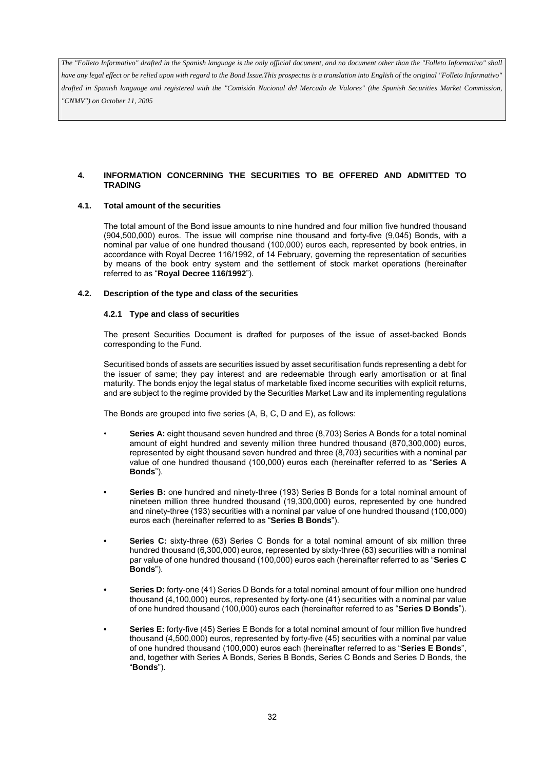*The "Folleto Informativo" drafted in the Spanish language is the only official document, and no document other than the "Folleto Informativo" shall have any legal effect or be relied upon with regard to the Bond Issue.This prospectus is a translation into English of the original "Folleto Informativo" drafted in Spanish language and registered with the "Comisión Nacional del Mercado de Valores" (the Spanish Securities Market Commission, "CNMV") on October 11, 2005*

## 4. INFORMATION CONCERNING THE SECURITIES TO BE OFFERED AND ADMITTED TO TRADING

### 4.1. Total amount of the securities

The total amount of the Bond issue amounts to nine hundred and four million five hundred thousand (904,500,000) euros. The issue will comprise nine thousand and forty-five (9,045) Bonds, with a nominal par value of one hundred thousand (100,000) euros each, represented by book entries, in accordance with Royal Decree 116/1992, of 14 February, governing the representation of securities by means of the book entry system and the settlement of stock market operations (hereinafter referred to as "**Royal Decree 116/1992**").

### 4.2. Description of the type and class of the securities

#### 4.2.1 Type and class of securities

The present Securities Document is drafted for purposes of the issue of asset-backed Bonds corresponding to the Fund.

Securitised bonds of assets are securities issued by asset securitisation funds representing a debt for the issuer of same; they pay interest and are redeemable through early amortisation or at final maturity. The bonds enjoy the legal status of marketable fixed income securities with explicit returns, and are subject to the regime provided by the Securities Market Law and its implementing regulations

The Bonds are grouped into five series (A, B, C, D and E), as follows:

- **Series A:** eight thousand seven hundred and three (8,703) Series A Bonds for a total nominal amount of eight hundred and seventy million three hundred thousand (870,300,000) euros, represented by eight thousand seven hundred and three (8,703) securities with a nominal par value of one hundred thousand (100,000) euros each (hereinafter referred to as "**Series A Bonds**").
- **Series B:** one hundred and ninety-three (193) Series B Bonds for a total nominal amount of nineteen million three hundred thousand (19,300,000) euros, represented by one hundred and ninety-three (193) securities with a nominal par value of one hundred thousand (100,000) euros each (hereinafter referred to as "**Series B Bonds**").
- **Series C:** sixty-three (63) Series C Bonds for a total nominal amount of six million three hundred thousand (6,300,000) euros, represented by sixty-three (63) securities with a nominal par value of one hundred thousand (100,000) euros each (hereinafter referred to as "**Series C Bonds**").
- **Series D:** forty-one (41) Series D Bonds for a total nominal amount of four million one hundred thousand (4,100,000) euros, represented by forty-one (41) securities with a nominal par value of one hundred thousand (100,000) euros each (hereinafter referred to as "**Series D Bonds**").
- **Series E:** forty-five (45) Series E Bonds for a total nominal amount of four million five hundred thousand (4,500,000) euros, represented by forty-five (45) securities with a nominal par value of one hundred thousand (100,000) euros each (hereinafter referred to as "**Series E Bonds**", and, together with Series A Bonds, Series B Bonds, Series C Bonds and Series D Bonds, the "**Bonds**").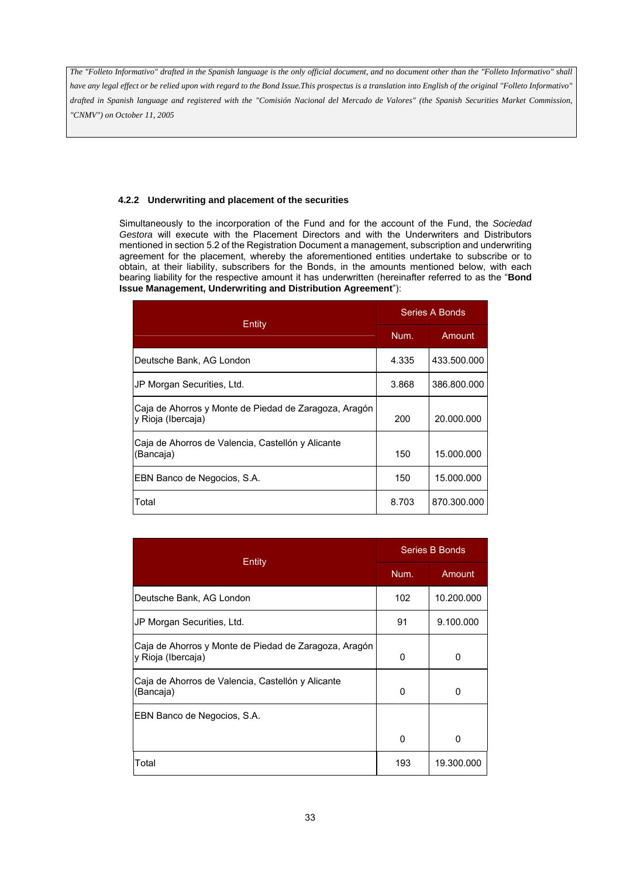*The "Folleto Informativo" drafted in the Spanish language is the only official document, and no document other than the "Folleto Informativo" shall have any legal effect or be relied upon with regard to the Bond Issue.This prospectus is a translation into English of the original "Folleto Informativo" drafted in Spanish language and registered with the "Comisión Nacional del Mercado de Valores" (the Spanish Securities Market Commission, "CNMV") on October 11, 2005*

#### 4.2.2 Underwriting and placement of the securities

Simultaneously to the incorporation of the Fund and for the account of the Fund, the *Sociedad Gestora* will execute with the Placement Directors and with the Underwriters and Distributors mentioned in section 5.2 of the Registration Document a management, subscription and underwriting agreement for the placement, whereby the aforementioned entities undertake to subscribe or to obtain, at their liability, subscribers for the Bonds, in the amounts mentioned below, with each bearing liability for the respective amount it has underwritten (hereinafter referred to as the "**Bond Issue Management, Underwriting and Distribution Agreement**"):

| Entity | Series A Bonds | |
|---|---|---|
| | Num. | Amount |
| Deutsche Bank, AG London | 4.335 | 433.500.000 |
| JP Morgan Securities, Ltd. | 3.868 | 386.800.000 |
| Caja de Ahorros y Monte de Piedad de Zaragoza, Aragón y Rioja (Ibercaja) | 200 | 20.000.000 |
| Caja de Ahorros de Valencia, Castellón y Alicante (Bancaja) | 150 | 15.000.000 |
| EBN Banco de Negocios, S.A. | 150 | 15.000.000 |
| Total | 8.703 | 870.300.000 |

| Entity | Series B Bonds | |
|---|---|---|
| | Num. | Amount |
| Deutsche Bank, AG London | 102 | 10.200.000 |
| JP Morgan Securities, Ltd. | 91 | 9.100.000 |
| Caja de Ahorros y Monte de Piedad de Zaragoza, Aragón y Rioja (Ibercaja) | 0 | 0 |
| Caja de Ahorros de Valencia, Castellón y Alicante (Bancaja) | 0 | 0 |
| EBN Banco de Negocios, S.A. | 0 | 0 |
| Total | 193 | 19.300.000 |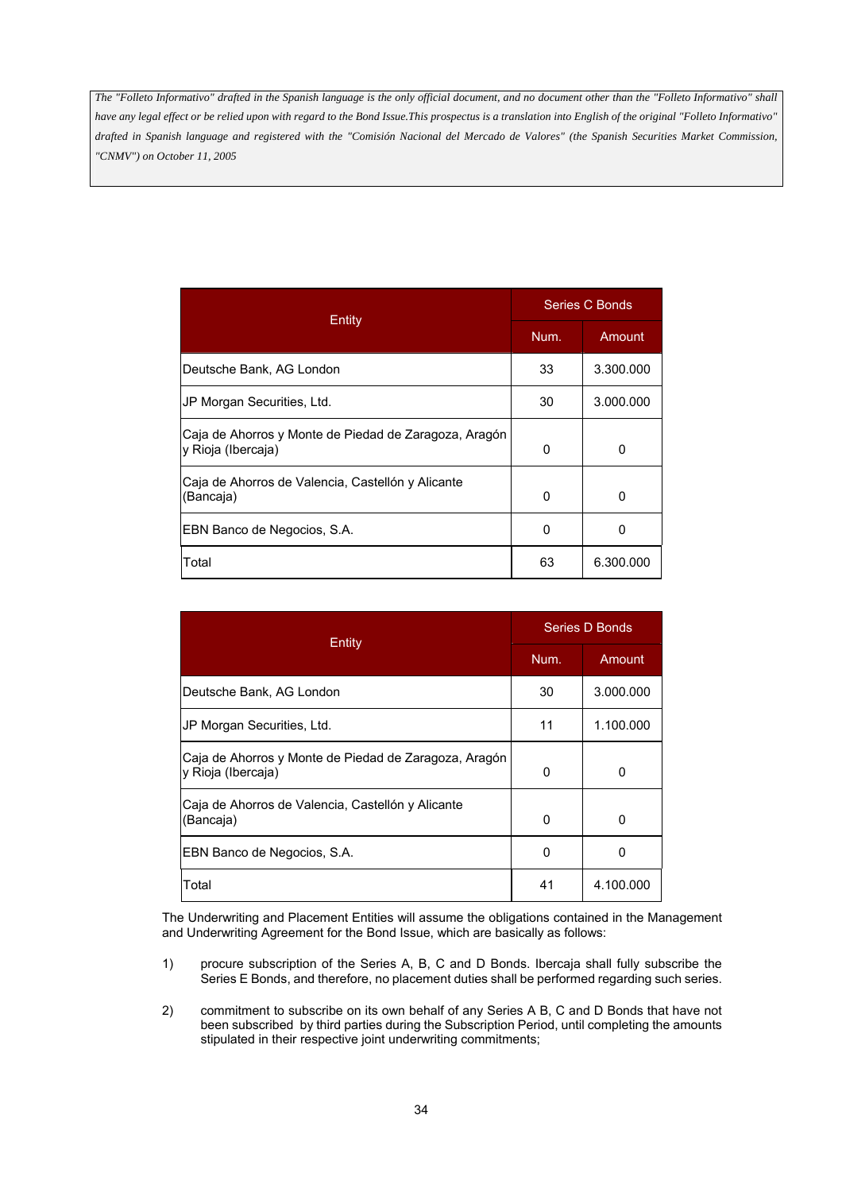*The "Folleto Informativo" drafted in the Spanish language is the only official document, and no document other than the "Folleto Informativo" shall have any legal effect or be relied upon with regard to the Bond Issue.This prospectus is a translation into English of the original "Folleto Informativo" drafted in Spanish language and registered with the "Comisión Nacional del Mercado de Valores" (the Spanish Securities Market Commission, "CNMV") on October 11, 2005*

| Entity | Series C Bonds | |
|---|---|---|
| | Num. | Amount |
| Deutsche Bank, AG London | 33 | 3.300.000 |
| JP Morgan Securities, Ltd. | 30 | 3.000.000 |
| Caja de Ahorros y Monte de Piedad de Zaragoza, Aragón y Rioja (Ibercaja) | 0 | 0 |
| Caja de Ahorros de Valencia, Castellón y Alicante (Bancaja) | 0 | 0 |
| EBN Banco de Negocios, S.A. | 0 | 0 |
| Total | 63 | 6.300.000 |

| Entity | Series D Bonds | |
|---|---|---|
| | Num. | Amount |
| Deutsche Bank, AG London | 30 | 3.000.000 |
| JP Morgan Securities, Ltd. | 11 | 1.100.000 |
| Caja de Ahorros y Monte de Piedad de Zaragoza, Aragón y Rioja (Ibercaja) | 0 | 0 |
| Caja de Ahorros de Valencia, Castellón y Alicante (Bancaja) | 0 | 0 |
| EBN Banco de Negocios, S.A. | 0 | 0 |
| Total | 41 | 4.100.000 |

The Underwriting and Placement Entities will assume the obligations contained in the Management and Underwriting Agreement for the Bond Issue, which are basically as follows:

1) procure subscription of the Series A, B, C and D Bonds. Ibercaja shall fully subscribe the Series E Bonds, and therefore, no placement duties shall be performed regarding such series.

2) commitment to subscribe on its own behalf of any Series A B, C and D Bonds that have not been subscribed by third parties during the Subscription Period, until completing the amounts stipulated in their respective joint underwriting commitments;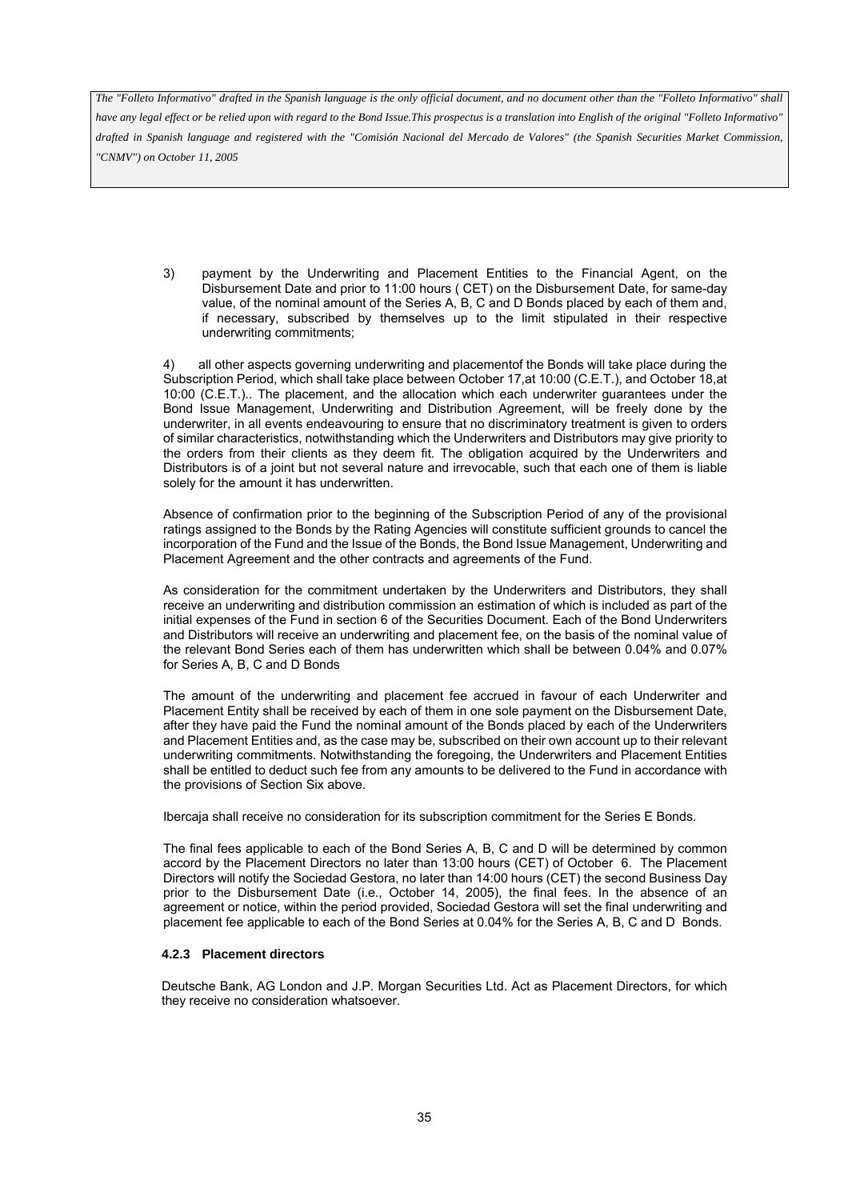3) payment by the Underwriting and Placement Entities to the Financial Agent, on the Disbursement Date and prior to 11:00 hours ( CET) on the Disbursement Date, for same-day value, of the nominal amount of the Series A, B, C and D Bonds placed by each of them and, if necessary, subscribed by themselves up to the limit stipulated in their respective underwriting commitments;

4) all other aspects governing underwriting and placementof the Bonds will take place during the Subscription Period, which shall take place between October 17,at 10:00 (C.E.T.), and October 18,at 10:00 (C.E.T.).. The placement, and the allocation which each underwriter guarantees under the Bond Issue Management, Underwriting and Distribution Agreement, will be freely done by the underwriter, in all events endeavouring to ensure that no discriminatory treatment is given to orders of similar characteristics, notwithstanding which the Underwriters and Distributors may give priority to the orders from their clients as they deem fit. The obligation acquired by the Underwriters and Distributors is of a joint but not several nature and irrevocable, such that each one of them is liable solely for the amount it has underwritten.

Absence of confirmation prior to the beginning of the Subscription Period of any of the provisional ratings assigned to the Bonds by the Rating Agencies will constitute sufficient grounds to cancel the incorporation of the Fund and the Issue of the Bonds, the Bond Issue Management, Underwriting and Placement Agreement and the other contracts and agreements of the Fund.

As consideration for the commitment undertaken by the Underwriters and Distributors, they shall receive an underwriting and distribution commission an estimation of which is included as part of the initial expenses of the Fund in section 6 of the Securities Document. Each of the Bond Underwriters and Distributors will receive an underwriting and placement fee, on the basis of the nominal value of the relevant Bond Series each of them has underwritten which shall be between 0.04% and 0.07% for Series A, B, C and D Bonds

The amount of the underwriting and placement fee accrued in favour of each Underwriter and Placement Entity shall be received by each of them in one sole payment on the Disbursement Date, after they have paid the Fund the nominal amount of the Bonds placed by each of the Underwriters and Placement Entities and, as the case may be, subscribed on their own account up to their relevant underwriting commitments. Notwithstanding the foregoing, the Underwriters and Placement Entities shall be entitled to deduct such fee from any amounts to be delivered to the Fund in accordance with the provisions of Section Six above.

Ibercaja shall receive no consideration for its subscription commitment for the Series E Bonds.

The final fees applicable to each of the Bond Series A, B, C and D will be determined by common accord by the Placement Directors no later than 13:00 hours (CET) of October 6. The Placement Directors will notify the Sociedad Gestora, no later than 14:00 hours (CET) the second Business Day prior to the Disbursement Date (i.e., October 14, 2005), the final fees. In the absence of an agreement or notice, within the period provided, Sociedad Gestora will set the final underwriting and placement fee applicable to each of the Bond Series at 0.04% for the Series A, B, C and D Bonds.

#### 4.2.3 Placement directors

Deutsche Bank, AG London and J.P. Morgan Securities Ltd. Act as Placement Directors, for which they receive no consideration whatsoever.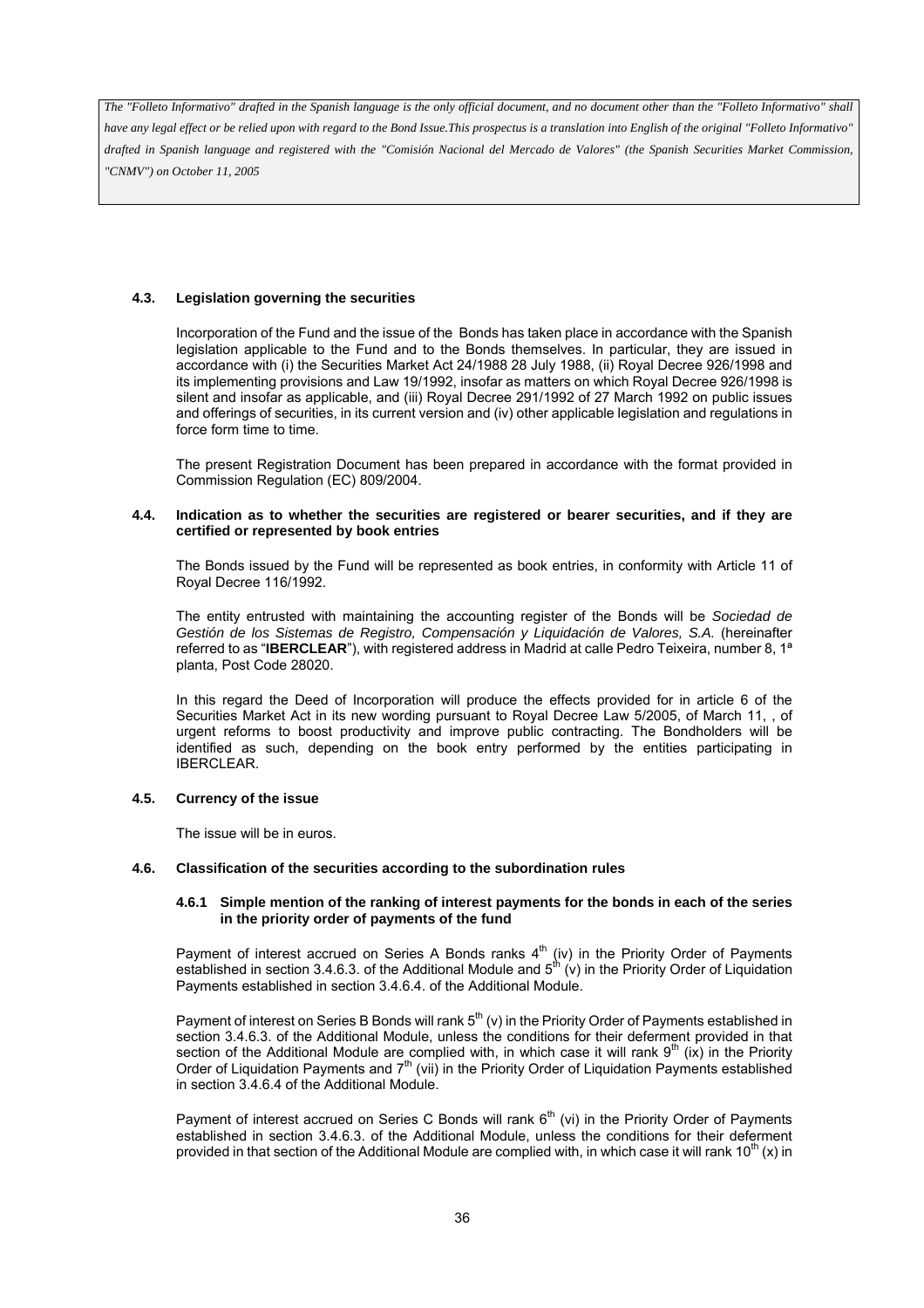*The "Folleto Informativo" drafted in the Spanish language is the only official document, and no document other than the "Folleto Informativo" shall have any legal effect or be relied upon with regard to the Bond Issue.This prospectus is a translation into English of the original "Folleto Informativo" drafted in Spanish language and registered with the "Comisión Nacional del Mercado de Valores" (the Spanish Securities Market Commission, "CNMV") on October 11, 2005*

### 4.3. Legislation governing the securities

Incorporation of the Fund and the issue of the Bonds has taken place in accordance with the Spanish legislation applicable to the Fund and to the Bonds themselves. In particular, they are issued in accordance with (i) the Securities Market Act 24/1988 28 July 1988, (ii) Royal Decree 926/1998 and its implementing provisions and Law 19/1992, insofar as matters on which Royal Decree 926/1998 is silent and insofar as applicable, and (iii) Royal Decree 291/1992 of 27 March 1992 on public issues and offerings of securities, in its current version and (iv) other applicable legislation and regulations in force form time to time.

The present Registration Document has been prepared in accordance with the format provided in Commission Regulation (EC) 809/2004.

### 4.4. Indication as to whether the securities are registered or bearer securities, and if they are certified or represented by book entries

The Bonds issued by the Fund will be represented as book entries, in conformity with Article 11 of Royal Decree 116/1992.

The entity entrusted with maintaining the accounting register of the Bonds will be *Sociedad de Gestión de los Sistemas de Registro, Compensación y Liquidación de Valores, S.A.* (hereinafter referred to as "**IBERCLEAR**"), with registered address in Madrid at calle Pedro Teixeira, number 8, 1ª planta, Post Code 28020.

In this regard the Deed of Incorporation will produce the effects provided for in article 6 of the Securities Market Act in its new wording pursuant to Royal Decree Law 5/2005, of March 11, , of urgent reforms to boost productivity and improve public contracting. The Bondholders will be identified as such, depending on the book entry performed by the entities participating in IBERCLEAR.

### 4.5. Currency of the issue

The issue will be in euros.

### 4.6. Classification of the securities according to the subordination rules

#### 4.6.1 Simple mention of the ranking of interest payments for the bonds in each of the series in the priority order of payments of the fund

Payment of interest accrued on Series A Bonds ranks 4th (iv) in the Priority Order of Payments established in section 3.4.6.3. of the Additional Module and 5th (v) in the Priority Order of Liquidation Payments established in section 3.4.6.4. of the Additional Module.

Payment of interest on Series B Bonds will rank 5th (v) in the Priority Order of Payments established in section 3.4.6.3. of the Additional Module, unless the conditions for their deferment provided in that section of the Additional Module are complied with, in which case it will rank 9th (ix) in the Priority Order of Liquidation Payments and 7th (vii) in the Priority Order of Liquidation Payments established in section 3.4.6.4 of the Additional Module.

Payment of interest accrued on Series C Bonds will rank 6th (vi) in the Priority Order of Payments established in section 3.4.6.3. of the Additional Module, unless the conditions for their deferment provided in that section of the Additional Module are complied with, in which case it will rank 10th (x) in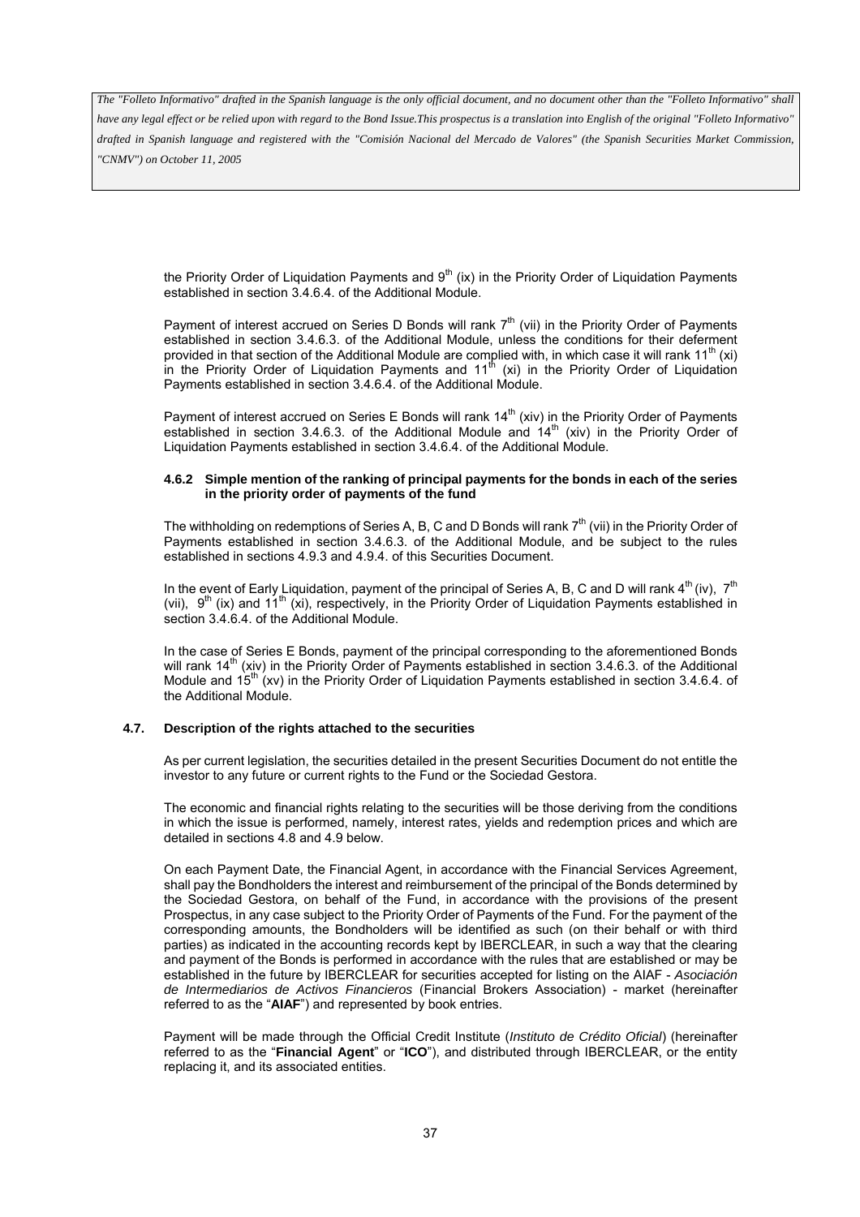the Priority Order of Liquidation Payments and 9th (ix) in the Priority Order of Liquidation Payments established in section 3.4.6.4. of the Additional Module.

Payment of interest accrued on Series D Bonds will rank 7th (vii) in the Priority Order of Payments established in section 3.4.6.3. of the Additional Module, unless the conditions for their deferment provided in that section of the Additional Module are complied with, in which case it will rank 11th (xi) in the Priority Order of Liquidation Payments and 11th (xi) in the Priority Order of Liquidation Payments established in section 3.4.6.4. of the Additional Module.

Payment of interest accrued on Series E Bonds will rank 14th (xiv) in the Priority Order of Payments established in section 3.4.6.3. of the Additional Module and 14th (xiv) in the Priority Order of Liquidation Payments established in section 3.4.6.4. of the Additional Module.

#### 4.6.2 Simple mention of the ranking of principal payments for the bonds in each of the series in the priority order of payments of the fund

The withholding on redemptions of Series A, B, C and D Bonds will rank 7th (vii) in the Priority Order of Payments established in section 3.4.6.3. of the Additional Module, and be subject to the rules established in sections 4.9.3 and 4.9.4. of this Securities Document.

In the event of Early Liquidation, payment of the principal of Series A, B, C and D will rank 4th (iv), 7th (vii), 9th (ix) and 11th (xi), respectively, in the Priority Order of Liquidation Payments established in section 3.4.6.4. of the Additional Module.

In the case of Series E Bonds, payment of the principal corresponding to the aforementioned Bonds will rank 14th (xiv) in the Priority Order of Payments established in section 3.4.6.3. of the Additional Module and 15th (xv) in the Priority Order of Liquidation Payments established in section 3.4.6.4. of the Additional Module.

### 4.7. Description of the rights attached to the securities

As per current legislation, the securities detailed in the present Securities Document do not entitle the investor to any future or current rights to the Fund or the Sociedad Gestora.

The economic and financial rights relating to the securities will be those deriving from the conditions in which the issue is performed, namely, interest rates, yields and redemption prices and which are detailed in sections 4.8 and 4.9 below.

On each Payment Date, the Financial Agent, in accordance with the Financial Services Agreement, shall pay the Bondholders the interest and reimbursement of the principal of the Bonds determined by the Sociedad Gestora, on behalf of the Fund, in accordance with the provisions of the present Prospectus, in any case subject to the Priority Order of Payments of the Fund. For the payment of the corresponding amounts, the Bondholders will be identified as such (on their behalf or with third parties) as indicated in the accounting records kept by IBERCLEAR, in such a way that the clearing and payment of the Bonds is performed in accordance with the rules that are established or may be established in the future by IBERCLEAR for securities accepted for listing on the AIAF - *Asociación de Intermediarios de Activos Financieros* (Financial Brokers Association) - market (hereinafter referred to as the "**AIAF**") and represented by book entries.

Payment will be made through the Official Credit Institute (*Instituto de Crédito Oficial*) (hereinafter referred to as the "**Financial Agent**" or "**ICO**"), and distributed through IBERCLEAR, or the entity replacing it, and its associated entities.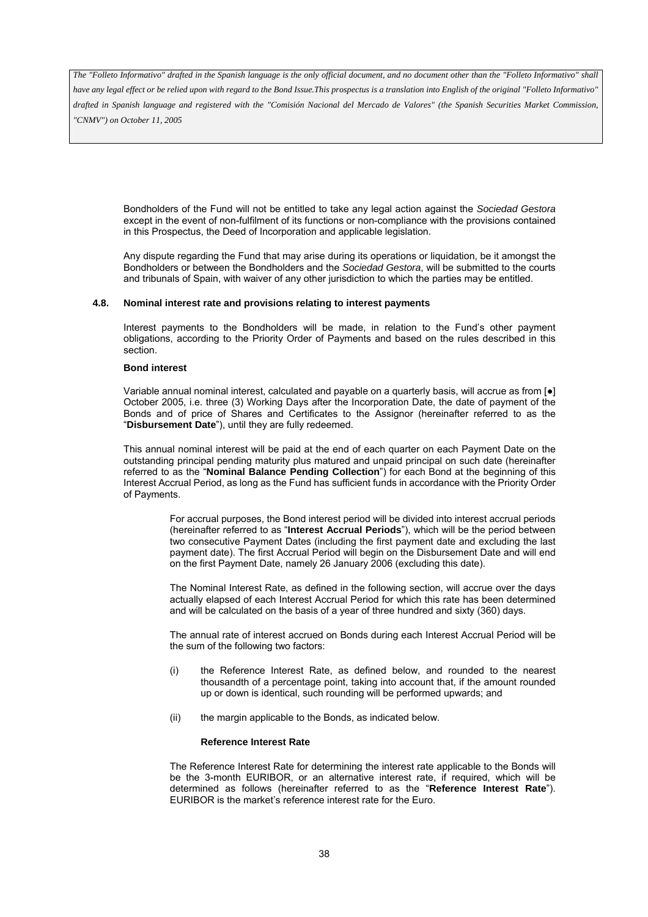*The "Folleto Informativo" drafted in the Spanish language is the only official document, and no document other than the "Folleto Informativo" shall have any legal effect or be relied upon with regard to the Bond Issue.This prospectus is a translation into English of the original "Folleto Informativo" drafted in Spanish language and registered with the "Comisión Nacional del Mercado de Valores" (the Spanish Securities Market Commission, "CNMV") on October 11, 2005*

Bondholders of the Fund will not be entitled to take any legal action against the *Sociedad Gestora* except in the event of non-fulfilment of its functions or non-compliance with the provisions contained in this Prospectus, the Deed of Incorporation and applicable legislation.

Any dispute regarding the Fund that may arise during its operations or liquidation, be it amongst the Bondholders or between the Bondholders and the *Sociedad Gestora*, will be submitted to the courts and tribunals of Spain, with waiver of any other jurisdiction to which the parties may be entitled.

### 4.8. Nominal interest rate and provisions relating to interest payments

Interest payments to the Bondholders will be made, in relation to the Fund's other payment obligations, according to the Priority Order of Payments and based on the rules described in this section.

**Bond interest**

Variable annual nominal interest, calculated and payable on a quarterly basis, will accrue as from [●] October 2005, i.e. three (3) Working Days after the Incorporation Date, the date of payment of the Bonds and of price of Shares and Certificates to the Assignor (hereinafter referred to as the "**Disbursement Date**"), until they are fully redeemed.

This annual nominal interest will be paid at the end of each quarter on each Payment Date on the outstanding principal pending maturity plus matured and unpaid principal on such date (hereinafter referred to as the "**Nominal Balance Pending Collection**") for each Bond at the beginning of this Interest Accrual Period, as long as the Fund has sufficient funds in accordance with the Priority Order of Payments.

For accrual purposes, the Bond interest period will be divided into interest accrual periods (hereinafter referred to as "**Interest Accrual Periods**"), which will be the period between two consecutive Payment Dates (including the first payment date and excluding the last payment date). The first Accrual Period will begin on the Disbursement Date and will end on the first Payment Date, namely 26 January 2006 (excluding this date).

The Nominal Interest Rate, as defined in the following section, will accrue over the days actually elapsed of each Interest Accrual Period for which this rate has been determined and will be calculated on the basis of a year of three hundred and sixty (360) days.

The annual rate of interest accrued on Bonds during each Interest Accrual Period will be the sum of the following two factors:

(i) the Reference Interest Rate, as defined below, and rounded to the nearest thousandth of a percentage point, taking into account that, if the amount rounded up or down is identical, such rounding will be performed upwards; and

(ii) the margin applicable to the Bonds, as indicated below.

**Reference Interest Rate**

The Reference Interest Rate for determining the interest rate applicable to the Bonds will be the 3-month EURIBOR, or an alternative interest rate, if required, which will be determined as follows (hereinafter referred to as the "**Reference Interest Rate**"). EURIBOR is the market's reference interest rate for the Euro.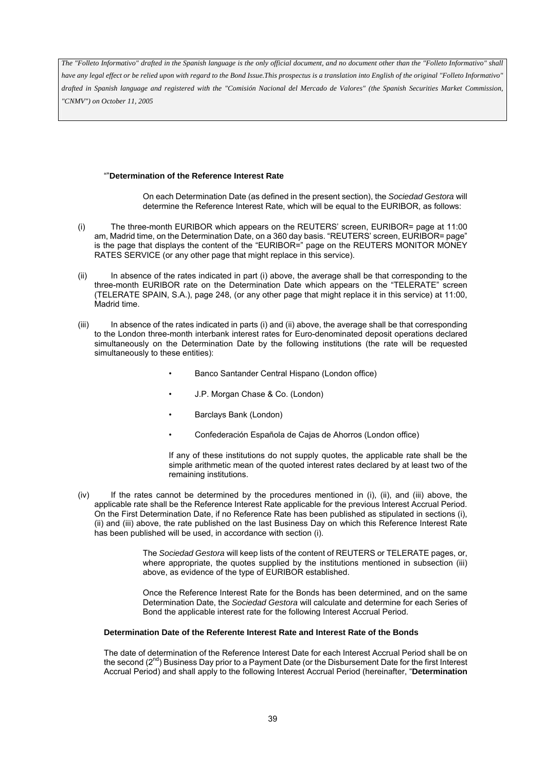*The "Folleto Informativo" drafted in the Spanish language is the only official document, and no document other than the "Folleto Informativo" shall have any legal effect or be relied upon with regard to the Bond Issue.This prospectus is a translation into English of the original "Folleto Informativo" drafted in Spanish language and registered with the "Comisión Nacional del Mercado de Valores" (the Spanish Securities Market Commission, "CNMV") on October 11, 2005*

“”**Determination of the Reference Interest Rate**

On each Determination Date (as defined in the present section), the *Sociedad Gestora* will determine the Reference Interest Rate, which will be equal to the EURIBOR, as follows:

(i) The three-month EURIBOR which appears on the REUTERS' screen, EURIBOR= page at 11:00 am, Madrid time, on the Determination Date, on a 360 day basis. “REUTERS' screen, EURIBOR= page” is the page that displays the content of the “EURIBOR=” page on the REUTERS MONITOR MONEY RATES SERVICE (or any other page that might replace in this service).

(ii) In absence of the rates indicated in part (i) above, the average shall be that corresponding to the three-month EURIBOR rate on the Determination Date which appears on the “TELERATE” screen (TELERATE SPAIN, S.A.), page 248, (or any other page that might replace it in this service) at 11:00, Madrid time.

(iii) In absence of the rates indicated in parts (i) and (ii) above, the average shall be that corresponding to the London three-month interbank interest rates for Euro-denominated deposit operations declared simultaneously on the Determination Date by the following institutions (the rate will be requested simultaneously to these entities):

- Banco Santander Central Hispano (London office)
- J.P. Morgan Chase & Co. (London)
- Barclays Bank (London)
- Confederación Española de Cajas de Ahorros (London office)

If any of these institutions do not supply quotes, the applicable rate shall be the simple arithmetic mean of the quoted interest rates declared by at least two of the remaining institutions.

(iv) If the rates cannot be determined by the procedures mentioned in (i), (ii), and (iii) above, the applicable rate shall be the Reference Interest Rate applicable for the previous Interest Accrual Period. On the First Determination Date, if no Reference Rate has been published as stipulated in sections (i), (ii) and (iii) above, the rate published on the last Business Day on which this Reference Interest Rate has been published will be used, in accordance with section (i).

The *Sociedad Gestora* will keep lists of the content of REUTERS or TELERATE pages, or, where appropriate, the quotes supplied by the institutions mentioned in subsection (iii) above, as evidence of the type of EURIBOR established.

Once the Reference Interest Rate for the Bonds has been determined, and on the same Determination Date, the *Sociedad Gestora* will calculate and determine for each Series of Bond the applicable interest rate for the following Interest Accrual Period.

**Determination Date of the Referente Interest Rate and Interest Rate of the Bonds**

The date of determination of the Reference Interest Date for each Interest Accrual Period shall be on the second (2nd) Business Day prior to a Payment Date (or the Disbursement Date for the first Interest Accrual Period) and shall apply to the following Interest Accrual Period (hereinafter, “**Determination**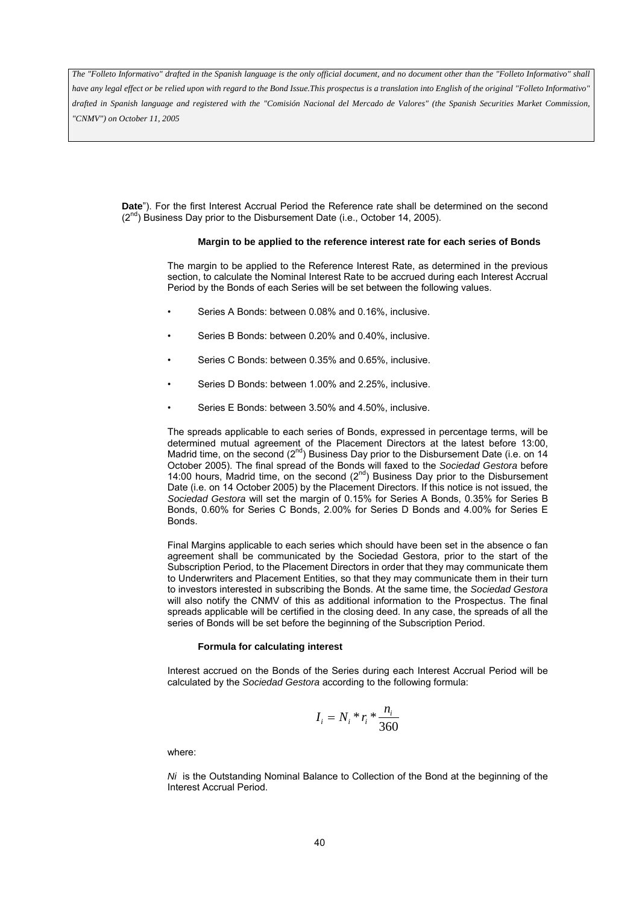*The "Folleto Informativo" drafted in the Spanish language is the only official document, and no document other than the "Folleto Informativo" shall have any legal effect or be relied upon with regard to the Bond Issue.This prospectus is a translation into English of the original "Folleto Informativo" drafted in Spanish language and registered with the "Comisión Nacional del Mercado de Valores" (the Spanish Securities Market Commission, "CNMV") on October 11, 2005*

**Date**"). For the first Interest Accrual Period the Reference rate shall be determined on the second (2nd) Business Day prior to the Disbursement Date (i.e., October 14, 2005).

**Margin to be applied to the reference interest rate for each series of Bonds**

The margin to be applied to the Reference Interest Rate, as determined in the previous section, to calculate the Nominal Interest Rate to be accrued during each Interest Accrual Period by the Bonds of each Series will be set between the following values.

- Series A Bonds: between 0.08% and 0.16%, inclusive.
- Series B Bonds: between 0.20% and 0.40%, inclusive.
- Series C Bonds: between 0.35% and 0.65%, inclusive.
- Series D Bonds: between 1.00% and 2.25%, inclusive.
- Series E Bonds: between 3.50% and 4.50%, inclusive.

The spreads applicable to each series of Bonds, expressed in percentage terms, will be determined mutual agreement of the Placement Directors at the latest before 13:00, Madrid time, on the second (2nd) Business Day prior to the Disbursement Date (i.e. on 14 October 2005). The final spread of the Bonds will faxed to the *Sociedad Gestora* before 14:00 hours, Madrid time, on the second (2nd) Business Day prior to the Disbursement Date (i.e. on 14 October 2005) by the Placement Directors. If this notice is not issued, the *Sociedad Gestora* will set the margin of 0.15% for Series A Bonds, 0.35% for Series B Bonds, 0.60% for Series C Bonds, 2.00% for Series D Bonds and 4.00% for Series E Bonds.

Final Margins applicable to each series which should have been set in the absence o fan agreement shall be communicated by the Sociedad Gestora, prior to the start of the Subscription Period, to the Placement Directors in order that they may communicate them to Underwriters and Placement Entities, so that they may communicate them in their turn to investors interested in subscribing the Bonds. At the same time, the *Sociedad Gestora* will also notify the CNMV of this as additional information to the Prospectus. The final spreads applicable will be certified in the closing deed. In any case, the spreads of all the series of Bonds will be set before the beginning of the Subscription Period.

**Formula for calculating interest**

Interest accrued on the Bonds of the Series during each Interest Accrual Period will be calculated by the *Sociedad Gestora* according to the following formula:

$$I_i = N_i * r_i * \frac{n_i}{360}$$

where:

*Ni* is the Outstanding Nominal Balance to Collection of the Bond at the beginning of the Interest Accrual Period.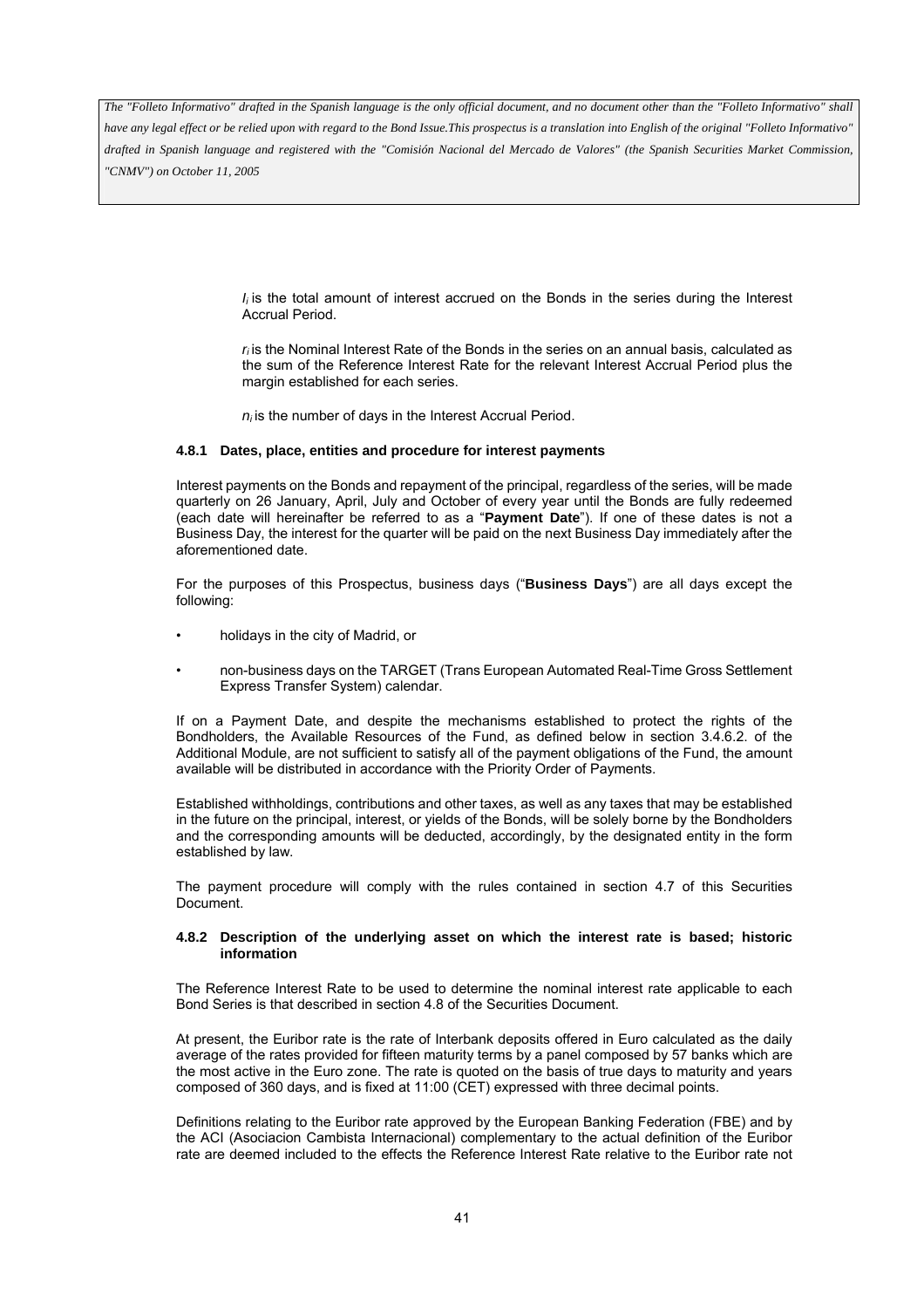*The "Folleto Informativo" drafted in the Spanish language is the only official document, and no document other than the "Folleto Informativo" shall have any legal effect or be relied upon with regard to the Bond Issue.This prospectus is a translation into English of the original "Folleto Informativo" drafted in Spanish language and registered with the "Comisión Nacional del Mercado de Valores" (the Spanish Securities Market Commission, "CNMV") on October 11, 2005*

$I_i$ is the total amount of interest accrued on the Bonds in the series during the Interest Accrual Period.

$r_i$ is the Nominal Interest Rate of the Bonds in the series on an annual basis, calculated as the sum of the Reference Interest Rate for the relevant Interest Accrual Period plus the margin established for each series.

$n_i$ is the number of days in the Interest Accrual Period.

#### 4.8.1 Dates, place, entities and procedure for interest payments

Interest payments on the Bonds and repayment of the principal, regardless of the series, will be made quarterly on 26 January, April, July and October of every year until the Bonds are fully redeemed (each date will hereinafter be referred to as a "**Payment Date**"). If one of these dates is not a Business Day, the interest for the quarter will be paid on the next Business Day immediately after the aforementioned date.

For the purposes of this Prospectus, business days ("**Business Days**") are all days except the following:

- holidays in the city of Madrid, or
- non-business days on the TARGET (Trans European Automated Real-Time Gross Settlement Express Transfer System) calendar.

If on a Payment Date, and despite the mechanisms established to protect the rights of the Bondholders, the Available Resources of the Fund, as defined below in section 3.4.6.2. of the Additional Module, are not sufficient to satisfy all of the payment obligations of the Fund, the amount available will be distributed in accordance with the Priority Order of Payments.

Established withholdings, contributions and other taxes, as well as any taxes that may be established in the future on the principal, interest, or yields of the Bonds, will be solely borne by the Bondholders and the corresponding amounts will be deducted, accordingly, by the designated entity in the form established by law.

The payment procedure will comply with the rules contained in section 4.7 of this Securities Document.

#### 4.8.2 Description of the underlying asset on which the interest rate is based; historic information

The Reference Interest Rate to be used to determine the nominal interest rate applicable to each Bond Series is that described in section 4.8 of the Securities Document.

At present, the Euribor rate is the rate of Interbank deposits offered in Euro calculated as the daily average of the rates provided for fifteen maturity terms by a panel composed by 57 banks which are the most active in the Euro zone. The rate is quoted on the basis of true days to maturity and years composed of 360 days, and is fixed at 11:00 (CET) expressed with three decimal points.

Definitions relating to the Euribor rate approved by the European Banking Federation (FBE) and by the ACI (Asociacion Cambista Internacional) complementary to the actual definition of the Euribor rate are deemed included to the effects the Reference Interest Rate relative to the Euribor rate not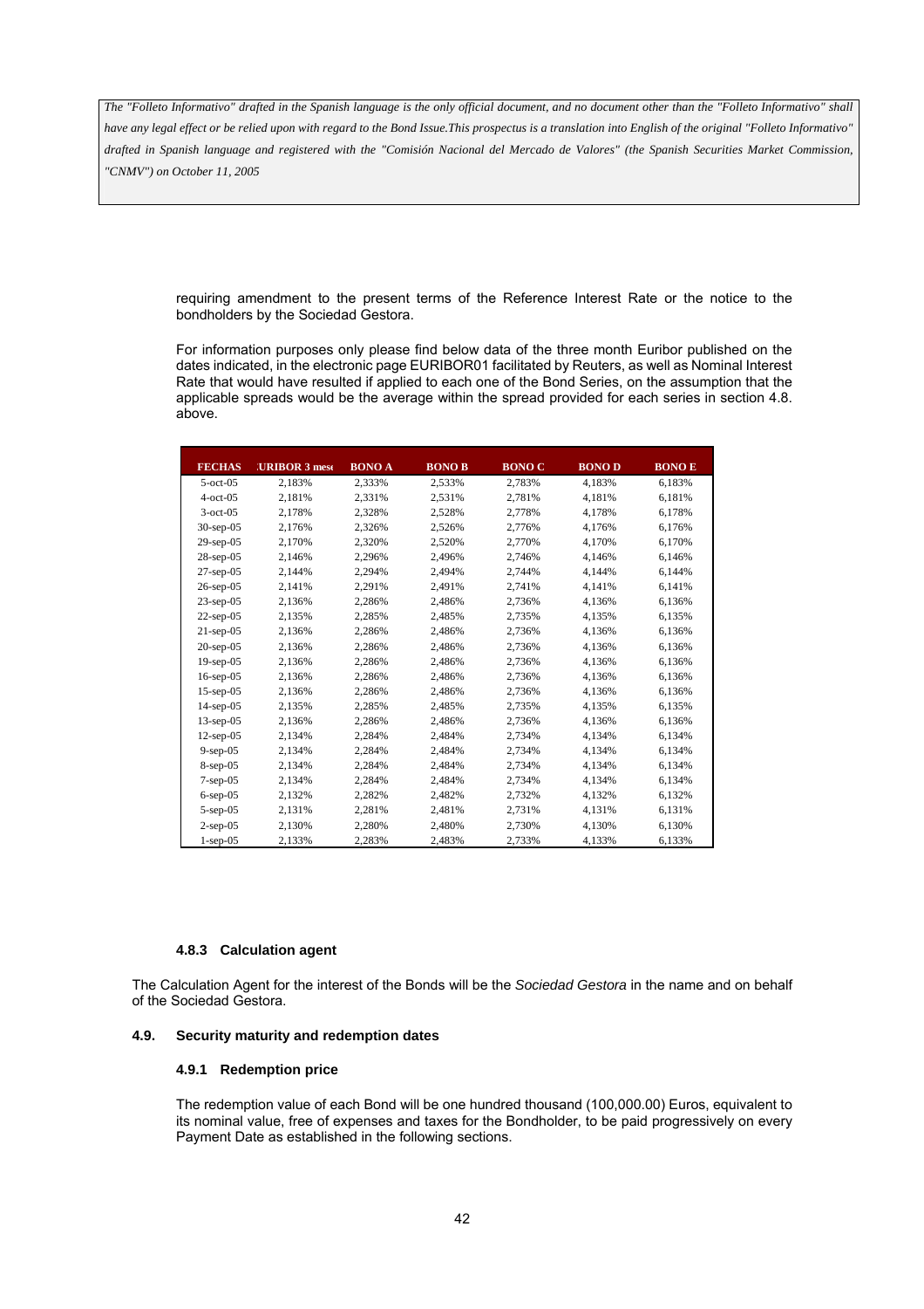*The "Folleto Informativo" drafted in the Spanish language is the only official document, and no document other than the "Folleto Informativo" shall have any legal effect or be relied upon with regard to the Bond Issue.This prospectus is a translation into English of the original "Folleto Informativo" drafted in Spanish language and registered with the "Comisión Nacional del Mercado de Valores" (the Spanish Securities Market Commission, "CNMV") on October 11, 2005*

requiring amendment to the present terms of the Reference Interest Rate or the notice to the bondholders by the Sociedad Gestora.

For information purposes only please find below data of the three month Euribor published on the dates indicated, in the electronic page EURIBOR01 facilitated by Reuters, as well as Nominal Interest Rate that would have resulted if applied to each one of the Bond Series, on the assumption that the applicable spreads would be the average within the spread provided for each series in section 4.8. above.

| FECHAS | :URIBOR 3 mes | BONO A | BONO B | BONO C | BONO D | BONO E |
|---|---|---|---|---|---|---|
| 5-oct-05 | 2,183% | 2,333% | 2,533% | 2,783% | 4,183% | 6,183% |
| 4-oct-05 | 2,181% | 2,331% | 2,531% | 2,781% | 4,181% | 6,181% |
| 3-oct-05 | 2,178% | 2,328% | 2,528% | 2,778% | 4,178% | 6,178% |
| 30-sep-05 | 2,176% | 2,326% | 2,526% | 2,776% | 4,176% | 6,176% |
| 29-sep-05 | 2,170% | 2,320% | 2,520% | 2,770% | 4,170% | 6,170% |
| 28-sep-05 | 2,146% | 2,296% | 2,496% | 2,746% | 4,146% | 6,146% |
| 27-sep-05 | 2,144% | 2,294% | 2,494% | 2,744% | 4,144% | 6,144% |
| 26-sep-05 | 2,141% | 2,291% | 2,491% | 2,741% | 4,141% | 6,141% |
| 23-sep-05 | 2,136% | 2,286% | 2,486% | 2,736% | 4,136% | 6,136% |
| 22-sep-05 | 2,135% | 2,285% | 2,485% | 2,735% | 4,135% | 6,135% |
| 21-sep-05 | 2,136% | 2,286% | 2,486% | 2,736% | 4,136% | 6,136% |
| 20-sep-05 | 2,136% | 2,286% | 2,486% | 2,736% | 4,136% | 6,136% |
| 19-sep-05 | 2,136% | 2,286% | 2,486% | 2,736% | 4,136% | 6,136% |
| 16-sep-05 | 2,136% | 2,286% | 2,486% | 2,736% | 4,136% | 6,136% |
| 15-sep-05 | 2,136% | 2,286% | 2,486% | 2,736% | 4,136% | 6,136% |
| 14-sep-05 | 2,135% | 2,285% | 2,485% | 2,735% | 4,135% | 6,135% |
| 13-sep-05 | 2,136% | 2,286% | 2,486% | 2,736% | 4,136% | 6,136% |
| 12-sep-05 | 2,134% | 2,284% | 2,484% | 2,734% | 4,134% | 6,134% |
| 9-sep-05 | 2,134% | 2,284% | 2,484% | 2,734% | 4,134% | 6,134% |
| 8-sep-05 | 2,134% | 2,284% | 2,484% | 2,734% | 4,134% | 6,134% |
| 7-sep-05 | 2,134% | 2,284% | 2,484% | 2,734% | 4,134% | 6,134% |
| 6-sep-05 | 2,132% | 2,282% | 2,482% | 2,732% | 4,132% | 6,132% |
| 5-sep-05 | 2,131% | 2,281% | 2,481% | 2,731% | 4,131% | 6,131% |
| 2-sep-05 | 2,130% | 2,280% | 2,480% | 2,730% | 4,130% | 6,130% |
| 1-sep-05 | 2,133% | 2,283% | 2,483% | 2,733% | 4,133% | 6,133% |

#### 4.8.3 Calculation agent

The Calculation Agent for the interest of the Bonds will be the *Sociedad Gestora* in the name and on behalf of the Sociedad Gestora.

### 4.9. Security maturity and redemption dates

#### 4.9.1 Redemption price

The redemption value of each Bond will be one hundred thousand (100,000.00) Euros, equivalent to its nominal value, free of expenses and taxes for the Bondholder, to be paid progressively on every Payment Date as established in the following sections.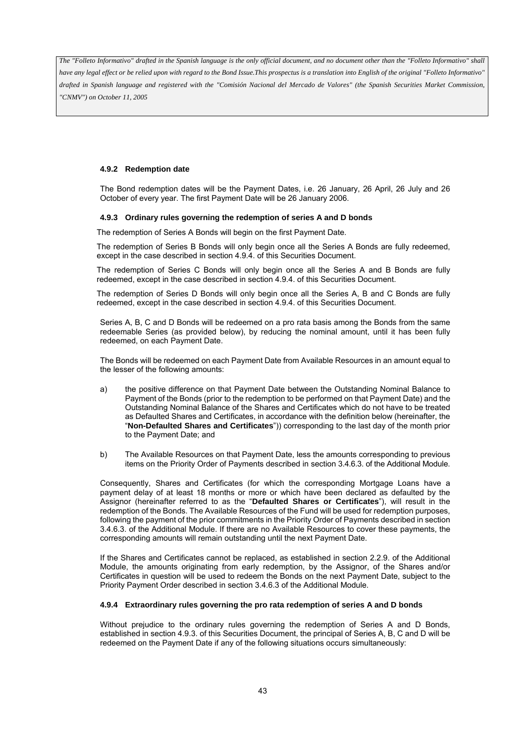*The "Folleto Informativo" drafted in the Spanish language is the only official document, and no document other than the "Folleto Informativo" shall have any legal effect or be relied upon with regard to the Bond Issue.This prospectus is a translation into English of the original "Folleto Informativo" drafted in Spanish language and registered with the "Comisión Nacional del Mercado de Valores" (the Spanish Securities Market Commission, "CNMV") on October 11, 2005*

#### 4.9.2 Redemption date

The Bond redemption dates will be the Payment Dates, i.e. 26 January, 26 April, 26 July and 26 October of every year. The first Payment Date will be 26 January 2006.

#### 4.9.3 Ordinary rules governing the redemption of series A and D bonds

The redemption of Series A Bonds will begin on the first Payment Date.

The redemption of Series B Bonds will only begin once all the Series A Bonds are fully redeemed, except in the case described in section 4.9.4. of this Securities Document.

The redemption of Series C Bonds will only begin once all the Series A and B Bonds are fully redeemed, except in the case described in section 4.9.4. of this Securities Document.

The redemption of Series D Bonds will only begin once all the Series A, B and C Bonds are fully redeemed, except in the case described in section 4.9.4. of this Securities Document.

Series A, B, C and D Bonds will be redeemed on a pro rata basis among the Bonds from the same redeemable Series (as provided below), by reducing the nominal amount, until it has been fully redeemed, on each Payment Date.

The Bonds will be redeemed on each Payment Date from Available Resources in an amount equal to the lesser of the following amounts:

a) the positive difference on that Payment Date between the Outstanding Nominal Balance to Payment of the Bonds (prior to the redemption to be performed on that Payment Date) and the Outstanding Nominal Balance of the Shares and Certificates which do not have to be treated as Defaulted Shares and Certificates, in accordance with the definition below (hereinafter, the "**Non-Defaulted Shares and Certificates**")) corresponding to the last day of the month prior to the Payment Date; and

b) The Available Resources on that Payment Date, less the amounts corresponding to previous items on the Priority Order of Payments described in section 3.4.6.3. of the Additional Module.

Consequently, Shares and Certificates (for which the corresponding Mortgage Loans have a payment delay of at least 18 months or more or which have been declared as defaulted by the Assignor (hereinafter referred to as the "**Defaulted Shares or Certificates**"), will result in the redemption of the Bonds. The Available Resources of the Fund will be used for redemption purposes, following the payment of the prior commitments in the Priority Order of Payments described in section 3.4.6.3. of the Additional Module. If there are no Available Resources to cover these payments, the corresponding amounts will remain outstanding until the next Payment Date.

If the Shares and Certificates cannot be replaced, as established in section 2.2.9. of the Additional Module, the amounts originating from early redemption, by the Assignor, of the Shares and/or Certificates in question will be used to redeem the Bonds on the next Payment Date, subject to the Priority Payment Order described in section 3.4.6.3 of the Additional Module.

#### 4.9.4 Extraordinary rules governing the pro rata redemption of series A and D bonds

Without prejudice to the ordinary rules governing the redemption of Series A and D Bonds, established in section 4.9.3. of this Securities Document, the principal of Series A, B, C and D will be redeemed on the Payment Date if any of the following situations occurs simultaneously: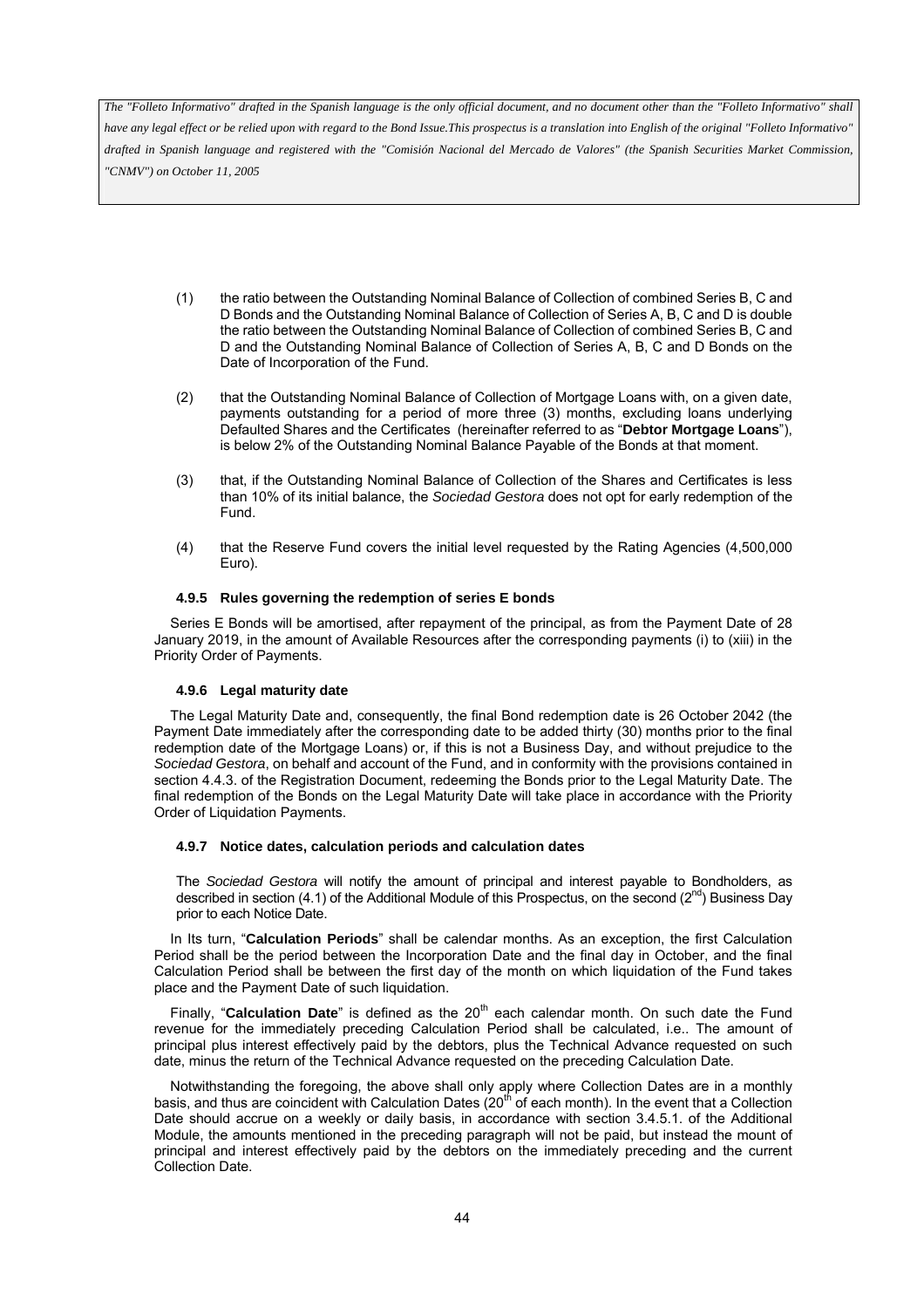(1) the ratio between the Outstanding Nominal Balance of Collection of combined Series B, C and D Bonds and the Outstanding Nominal Balance of Collection of Series A, B, C and D is double the ratio between the Outstanding Nominal Balance of Collection of combined Series B, C and D and the Outstanding Nominal Balance of Collection of Series A, B, C and D Bonds on the Date of Incorporation of the Fund.

(2) that the Outstanding Nominal Balance of Collection of Mortgage Loans with, on a given date, payments outstanding for a period of more three (3) months, excluding loans underlying Defaulted Shares and the Certificates (hereinafter referred to as "**Debtor Mortgage Loans**"), is below 2% of the Outstanding Nominal Balance Payable of the Bonds at that moment.

(3) that, if the Outstanding Nominal Balance of Collection of the Shares and Certificates is less than 10% of its initial balance, the *Sociedad Gestora* does not opt for early redemption of the Fund.

(4) that the Reserve Fund covers the initial level requested by the Rating Agencies (4,500,000 Euro).

#### 4.9.5 Rules governing the redemption of series E bonds

Series E Bonds will be amortised, after repayment of the principal, as from the Payment Date of 28 January 2019, in the amount of Available Resources after the corresponding payments (i) to (xiii) in the Priority Order of Payments.

#### 4.9.6 Legal maturity date

The Legal Maturity Date and, consequently, the final Bond redemption date is 26 October 2042 (the Payment Date immediately after the corresponding date to be added thirty (30) months prior to the final redemption date of the Mortgage Loans) or, if this is not a Business Day, and without prejudice to the *Sociedad Gestora*, on behalf and account of the Fund, and in conformity with the provisions contained in section 4.4.3. of the Registration Document, redeeming the Bonds prior to the Legal Maturity Date. The final redemption of the Bonds on the Legal Maturity Date will take place in accordance with the Priority Order of Liquidation Payments.

#### 4.9.7 Notice dates, calculation periods and calculation dates

The *Sociedad Gestora* will notify the amount of principal and interest payable to Bondholders, as described in section (4.1) of the Additional Module of this Prospectus, on the second (2nd) Business Day prior to each Notice Date.

In Its turn, "**Calculation Periods**" shall be calendar months. As an exception, the first Calculation Period shall be the period between the Incorporation Date and the final day in October, and the final Calculation Period shall be between the first day of the month on which liquidation of the Fund takes place and the Payment Date of such liquidation.

Finally, "**Calculation Date**" is defined as the 20th each calendar month. On such date the Fund revenue for the immediately preceding Calculation Period shall be calculated, i.e.. The amount of principal plus interest effectively paid by the debtors, plus the Technical Advance requested on such date, minus the return of the Technical Advance requested on the preceding Calculation Date.

Notwithstanding the foregoing, the above shall only apply where Collection Dates are in a monthly basis, and thus are coincident with Calculation Dates (20th of each month). In the event that a Collection Date should accrue on a weekly or daily basis, in accordance with section 3.4.5.1. of the Additional Module, the amounts mentioned in the preceding paragraph will not be paid, but instead the mount of principal and interest effectively paid by the debtors on the immediately preceding and the current Collection Date.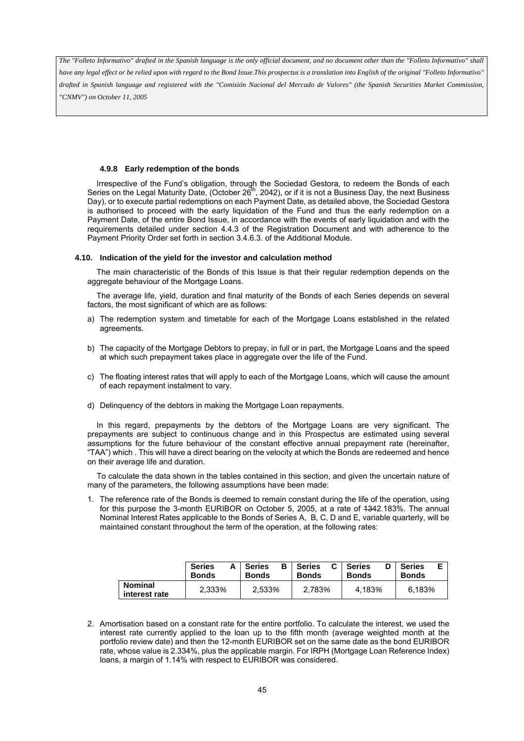*The "Folleto Informativo" drafted in the Spanish language is the only official document, and no document other than the "Folleto Informativo" shall have any legal effect or be relied upon with regard to the Bond Issue.This prospectus is a translation into English of the original "Folleto Informativo" drafted in Spanish language and registered with the "Comisión Nacional del Mercado de Valores" (the Spanish Securities Market Commission, "CNMV") on October 11, 2005*

#### 4.9.8 Early redemption of the bonds

Irrespective of the Fund's obligation, through the Sociedad Gestora, to redeem the Bonds of each Series on the Legal Maturity Date, (October 26th, 2042), or if it is not a Business Day, the next Business Day), or to execute partial redemptions on each Payment Date, as detailed above, the Sociedad Gestora is authorised to proceed with the early liquidation of the Fund and thus the early redemption on a Payment Date, of the entire Bond Issue, in accordance with the events of early liquidation and with the requirements detailed under section 4.4.3 of the Registration Document and with adherence to the Payment Priority Order set forth in section 3.4.6.3. of the Additional Module.

### 4.10. Indication of the yield for the investor and calculation method

The main characteristic of the Bonds of this Issue is that their regular redemption depends on the aggregate behaviour of the Mortgage Loans.

The average life, yield, duration and final maturity of the Bonds of each Series depends on several factors, the most significant of which are as follows:

a) The redemption system and timetable for each of the Mortgage Loans established in the related agreements.

b) The capacity of the Mortgage Debtors to prepay, in full or in part, the Mortgage Loans and the speed at which such prepayment takes place in aggregate over the life of the Fund.

c) The floating interest rates that will apply to each of the Mortgage Loans, which will cause the amount of each repayment instalment to vary.

d) Delinquency of the debtors in making the Mortgage Loan repayments.

In this regard, prepayments by the debtors of the Mortgage Loans are very significant. The prepayments are subject to continuous change and in this Prospectus are estimated using several assumptions for the future behaviour of the constant effective annual prepayment rate (hereinafter, "TAA") which . This will have a direct bearing on the velocity at which the Bonds are redeemed and hence on their average life and duration.

To calculate the data shown in the tables contained in this section, and given the uncertain nature of many of the parameters, the following assumptions have been made:

1. The reference rate of the Bonds is deemed to remain constant during the life of the operation, using for this purpose the 3-month EURIBOR on October 5, 2005, at a rate of ~~1342~~.183%. The annual Nominal Interest Rates applicable to the Bonds of Series A, B, C, D and E, variable quarterly, will be maintained constant throughout the term of the operation, at the following rates:

| | Series A Bonds | Series B Bonds | Series C Bonds | Series D Bonds | Series E Bonds |
|---|---|---|---|---|---|
| **Nominal interest rate** | 2,333% | 2,533% | 2,783% | 4,183% | 6,183% |

2. Amortisation based on a constant rate for the entire portfolio. To calculate the interest, we used the interest rate currently applied to the loan up to the fifth month (average weighted month at the portfolio review date) and then the 12-month EURIBOR set on the same date as the bond EURIBOR rate, whose value is 2.334%, plus the applicable margin. For IRPH (Mortgage Loan Reference Index) loans, a margin of 1.14% with respect to EURIBOR was considered.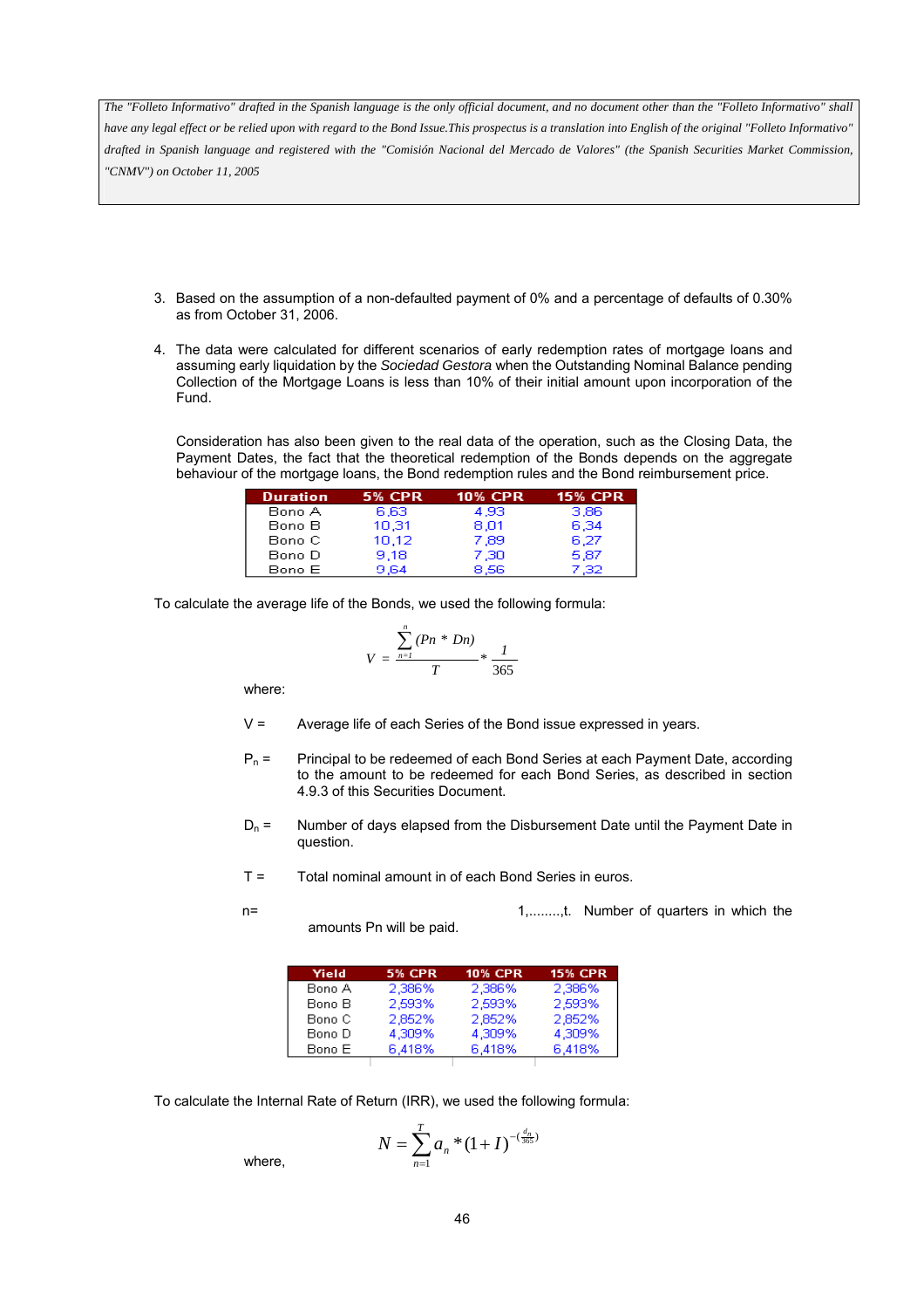The "Folleto Informativo" drafted in the Spanish language is the only official document, and no document other than the "Folleto Informativo" shall have any legal effect or be relied upon with regard to the Bond Issue.This prospectus is a translation into English of the original "Folleto Informativo" drafted in Spanish language and registered with the "Comisión Nacional del Mercado de Valores" (the Spanish Securities Market Commission, "CNMV") on October 11, 2005

3. Based on the assumption of a non-defaulted payment of 0% and a percentage of defaults of 0.30% as from October 31, 2006.

4. The data were calculated for different scenarios of early redemption rates of mortgage loans and assuming early liquidation by the *Sociedad Gestora* when the Outstanding Nominal Balance pending Collection of the Mortgage Loans is less than 10% of their initial amount upon incorporation of the Fund.

   Consideration has also been given to the real data of the operation, such as the Closing Data, the Payment Dates, the fact that the theoretical redemption of the Bonds depends on the aggregate behaviour of the mortgage loans, the Bond redemption rules and the Bond reimbursement price.

| Duration | 5% CPR | 10% CPR | 15% CPR |
|---|---|---|---|
| Bono A | 6,63 | 4,93 | 3,86 |
| Bono B | 10,31 | 8,01 | 6,34 |
| Bono C | 10,12 | 7,89 | 6,27 |
| Bono D | 9,18 | 7,30 | 5,87 |
| Bono E | 9,64 | 8,56 | 7,32 |

To calculate the average life of the Bonds, we used the following formula:

$$V = \frac{\sum_{n=1}^{n} (Pn * Dn)}{T} * \frac{1}{365}$$

where:

V = Average life of each Series of the Bond issue expressed in years.

$P_n$ = Principal to be redeemed of each Bond Series at each Payment Date, according to the amount to be redeemed for each Bond Series, as described in section 4.9.3 of this Securities Document.

$D_n$ = Number of days elapsed from the Disbursement Date until the Payment Date in question.

T = Total nominal amount in of each Bond Series in euros.

n= 1,........,t. Number of quarters in which the amounts Pn will be paid.

| Yield | 5% CPR | 10% CPR | 15% CPR |
|---|---|---|---|
| Bono A | 2,386% | 2,386% | 2,386% |
| Bono B | 2,593% | 2,593% | 2,593% |
| Bono C | 2,852% | 2,852% | 2,852% |
| Bono D | 4,309% | 4,309% | 4,309% |
| Bono E | 6,418% | 6,418% | 6,418% |

To calculate the Internal Rate of Return (IRR), we used the following formula:

$$N = \sum_{n=1}^{T} a_n * (1+I)^{-\left(\frac{d_n}{365}\right)}$$

where,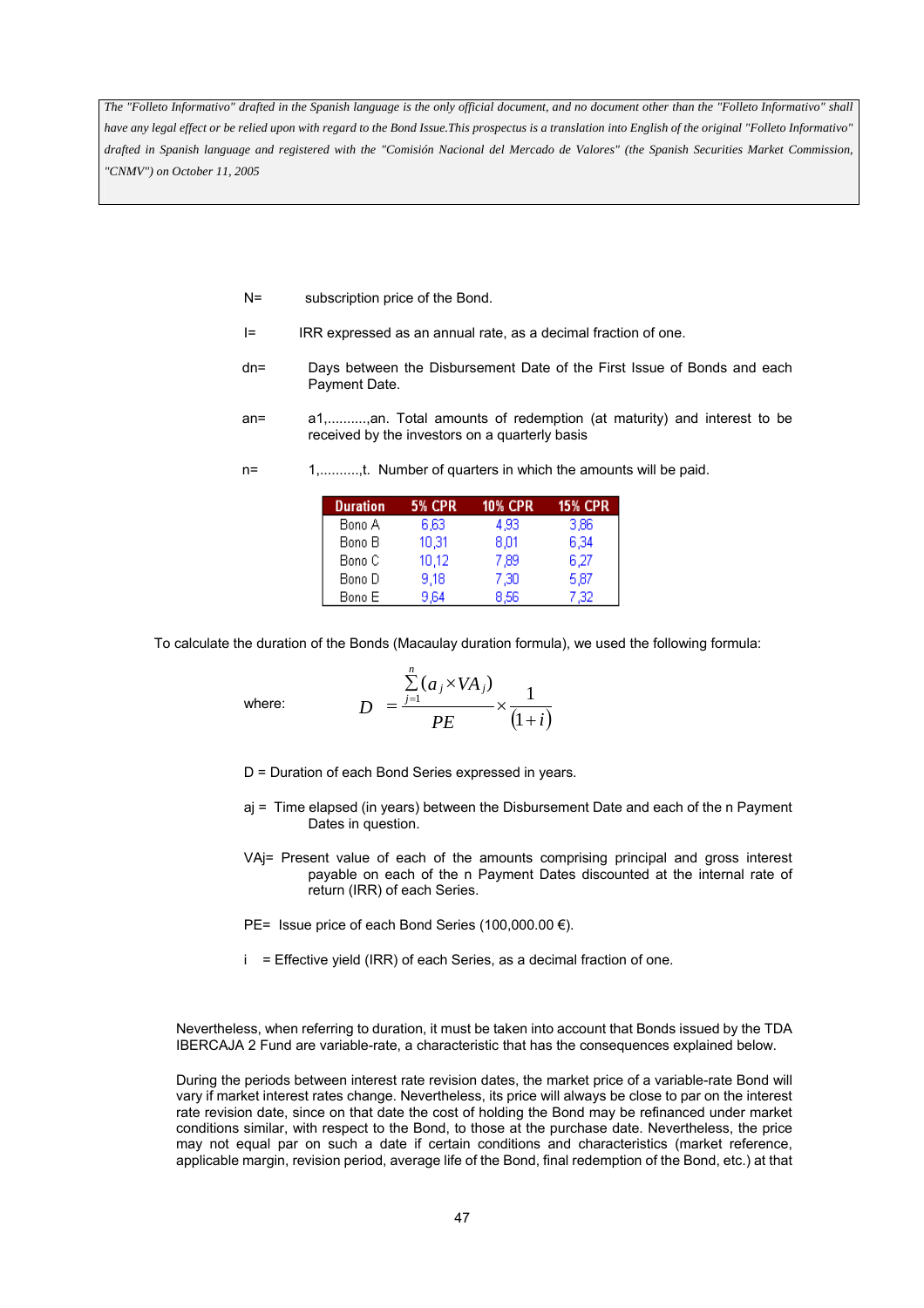> *The "Folleto Informativo" drafted in the Spanish language is the only official document, and no document other than the "Folleto Informativo" shall have any legal effect or be relied upon with regard to the Bond Issue.This prospectus is a translation into English of the original "Folleto Informativo" drafted in Spanish language and registered with the "Comisión Nacional del Mercado de Valores" (the Spanish Securities Market Commission, "CNMV") on October 11, 2005*

N= subscription price of the Bond.

I= IRR expressed as an annual rate, as a decimal fraction of one.

dn= Days between the Disbursement Date of the First Issue of Bonds and each Payment Date.

an= a1,..........,an. Total amounts of redemption (at maturity) and interest to be received by the investors on a quarterly basis

n= 1,..........,t. Number of quarters in which the amounts will be paid.

| Duration | 5% CPR | 10% CPR | 15% CPR |
|---|---|---|---|
| Bono A | 6,63 | 4,93 | 3,86 |
| Bono B | 10,31 | 8,01 | 6,34 |
| Bono C | 10,12 | 7,89 | 6,27 |
| Bono D | 9,18 | 7,30 | 5,87 |
| Bono E | 9,64 | 8,56 | 7,32 |

To calculate the duration of the Bonds (Macaulay duration formula), we used the following formula:

where:

$$D = \frac{\sum_{j=1}^{n}(a_j \times VA_j)}{PE} \times \frac{1}{(1+i)}$$

D = Duration of each Bond Series expressed in years.

aj = Time elapsed (in years) between the Disbursement Date and each of the n Payment Dates in question.

VAj= Present value of each of the amounts comprising principal and gross interest payable on each of the n Payment Dates discounted at the internal rate of return (IRR) of each Series.

PE= Issue price of each Bond Series (100,000.00 €).

i = Effective yield (IRR) of each Series, as a decimal fraction of one.

Nevertheless, when referring to duration, it must be taken into account that Bonds issued by the TDA IBERCAJA 2 Fund are variable-rate, a characteristic that has the consequences explained below.

During the periods between interest rate revision dates, the market price of a variable-rate Bond will vary if market interest rates change. Nevertheless, its price will always be close to par on the interest rate revision date, since on that date the cost of holding the Bond may be refinanced under market conditions similar, with respect to the Bond, to those at the purchase date. Nevertheless, the price may not equal par on such a date if certain conditions and characteristics (market reference, applicable margin, revision period, average life of the Bond, final redemption of the Bond, etc.) at that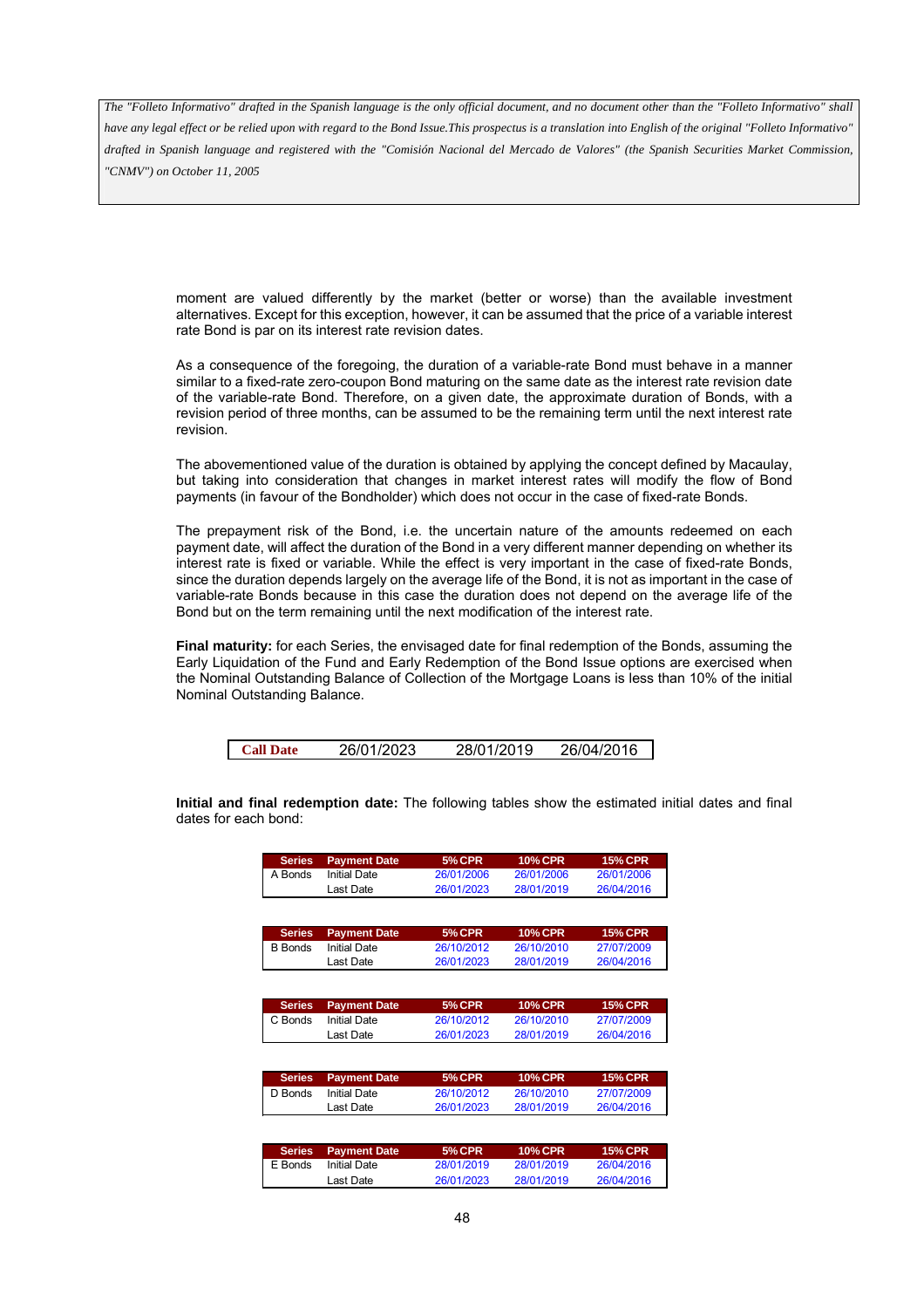moment are valued differently by the market (better or worse) than the available investment alternatives. Except for this exception, however, it can be assumed that the price of a variable interest rate Bond is par on its interest rate revision dates.

As a consequence of the foregoing, the duration of a variable-rate Bond must behave in a manner similar to a fixed-rate zero-coupon Bond maturing on the same date as the interest rate revision date of the variable-rate Bond. Therefore, on a given date, the approximate duration of Bonds, with a revision period of three months, can be assumed to be the remaining term until the next interest rate revision.

The abovementioned value of the duration is obtained by applying the concept defined by Macaulay, but taking into consideration that changes in market interest rates will modify the flow of Bond payments (in favour of the Bondholder) which does not occur in the case of fixed-rate Bonds.

The prepayment risk of the Bond, i.e. the uncertain nature of the amounts redeemed on each payment date, will affect the duration of the Bond in a very different manner depending on whether its interest rate is fixed or variable. While the effect is very important in the case of fixed-rate Bonds, since the duration depends largely on the average life of the Bond, it is not as important in the case of variable-rate Bonds because in this case the duration does not depend on the average life of the Bond but on the term remaining until the next modification of the interest rate.

**Final maturity:** for each Series, the envisaged date for final redemption of the Bonds, assuming the Early Liquidation of the Fund and Early Redemption of the Bond Issue options are exercised when the Nominal Outstanding Balance of Collection of the Mortgage Loans is less than 10% of the initial Nominal Outstanding Balance.

| **Call Date** | 26/01/2023 | 28/01/2019 | 26/04/2016 |
|---|---|---|---|

**Initial and final redemption date:** The following tables show the estimated initial dates and final dates for each bond:

| Series | Payment Date | 5% CPR | 10% CPR | 15% CPR |
|---|---|---|---|---|
| A Bonds | Initial Date | 26/01/2006 | 26/01/2006 | 26/01/2006 |
| | Last Date | 26/01/2023 | 28/01/2019 | 26/04/2016 |

| Series | Payment Date | 5% CPR | 10% CPR | 15% CPR |
|---|---|---|---|---|
| B Bonds | Initial Date | 26/10/2012 | 26/10/2010 | 27/07/2009 |
| | Last Date | 26/01/2023 | 28/01/2019 | 26/04/2016 |

| Series | Payment Date | 5% CPR | 10% CPR | 15% CPR |
|---|---|---|---|---|
| C Bonds | Initial Date | 26/10/2012 | 26/10/2010 | 27/07/2009 |
| | Last Date | 26/01/2023 | 28/01/2019 | 26/04/2016 |

| Series | Payment Date | 5% CPR | 10% CPR | 15% CPR |
|---|---|---|---|---|
| D Bonds | Initial Date | 26/10/2012 | 26/10/2010 | 27/07/2009 |
| | Last Date | 26/01/2023 | 28/01/2019 | 26/04/2016 |

| Series | Payment Date | 5% CPR | 10% CPR | 15% CPR |
|---|---|---|---|---|
| E Bonds | Initial Date | 28/01/2019 | 28/01/2019 | 26/04/2016 |
| | Last Date | 26/01/2023 | 28/01/2019 | 26/04/2016 |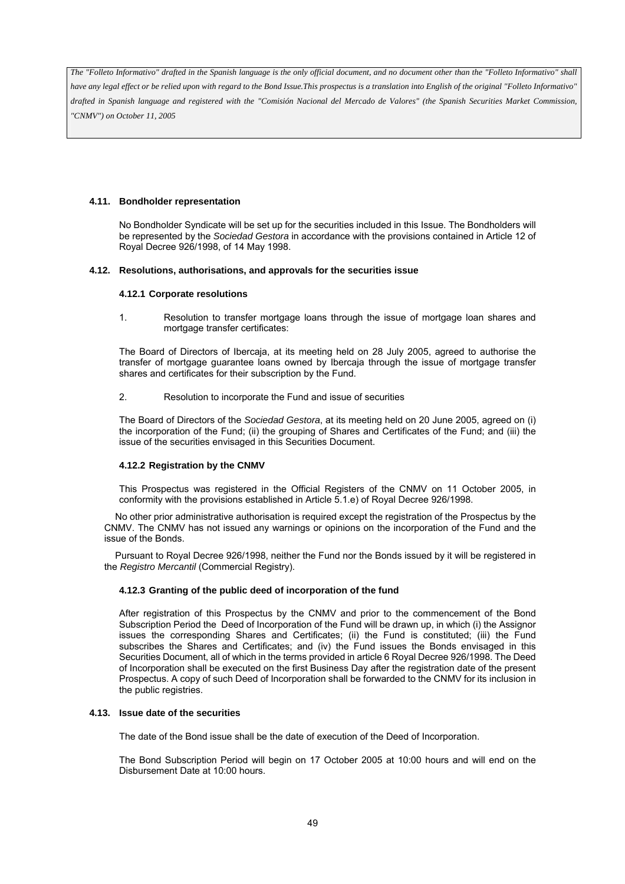*The "Folleto Informativo" drafted in the Spanish language is the only official document, and no document other than the "Folleto Informativo" shall have any legal effect or be relied upon with regard to the Bond Issue.This prospectus is a translation into English of the original "Folleto Informativo" drafted in Spanish language and registered with the "Comisión Nacional del Mercado de Valores" (the Spanish Securities Market Commission, "CNMV") on October 11, 2005*

### 4.11. Bondholder representation

No Bondholder Syndicate will be set up for the securities included in this Issue. The Bondholders will be represented by the *Sociedad Gestora* in accordance with the provisions contained in Article 12 of Royal Decree 926/1998, of 14 May 1998.

### 4.12. Resolutions, authorisations, and approvals for the securities issue

#### 4.12.1 Corporate resolutions

1. Resolution to transfer mortgage loans through the issue of mortgage loan shares and mortgage transfer certificates:

The Board of Directors of Ibercaja, at its meeting held on 28 July 2005, agreed to authorise the transfer of mortgage guarantee loans owned by Ibercaja through the issue of mortgage transfer shares and certificates for their subscription by the Fund.

2. Resolution to incorporate the Fund and issue of securities

The Board of Directors of the *Sociedad Gestora*, at its meeting held on 20 June 2005, agreed on (i) the incorporation of the Fund; (ii) the grouping of Shares and Certificates of the Fund; and (iii) the issue of the securities envisaged in this Securities Document.

#### 4.12.2 Registration by the CNMV

This Prospectus was registered in the Official Registers of the CNMV on 11 October 2005, in conformity with the provisions established in Article 5.1.e) of Royal Decree 926/1998.

No other prior administrative authorisation is required except the registration of the Prospectus by the CNMV. The CNMV has not issued any warnings or opinions on the incorporation of the Fund and the issue of the Bonds.

Pursuant to Royal Decree 926/1998, neither the Fund nor the Bonds issued by it will be registered in the *Registro Mercantil* (Commercial Registry).

#### 4.12.3 Granting of the public deed of incorporation of the fund

After registration of this Prospectus by the CNMV and prior to the commencement of the Bond Subscription Period the Deed of Incorporation of the Fund will be drawn up, in which (i) the Assignor issues the corresponding Shares and Certificates; (ii) the Fund is constituted; (iii) the Fund subscribes the Shares and Certificates; and (iv) the Fund issues the Bonds envisaged in this Securities Document, all of which in the terms provided in article 6 Royal Decree 926/1998. The Deed of Incorporation shall be executed on the first Business Day after the registration date of the present Prospectus. A copy of such Deed of Incorporation shall be forwarded to the CNMV for its inclusion in the public registries.

### 4.13. Issue date of the securities

The date of the Bond issue shall be the date of execution of the Deed of Incorporation.

The Bond Subscription Period will begin on 17 October 2005 at 10:00 hours and will end on the Disbursement Date at 10:00 hours.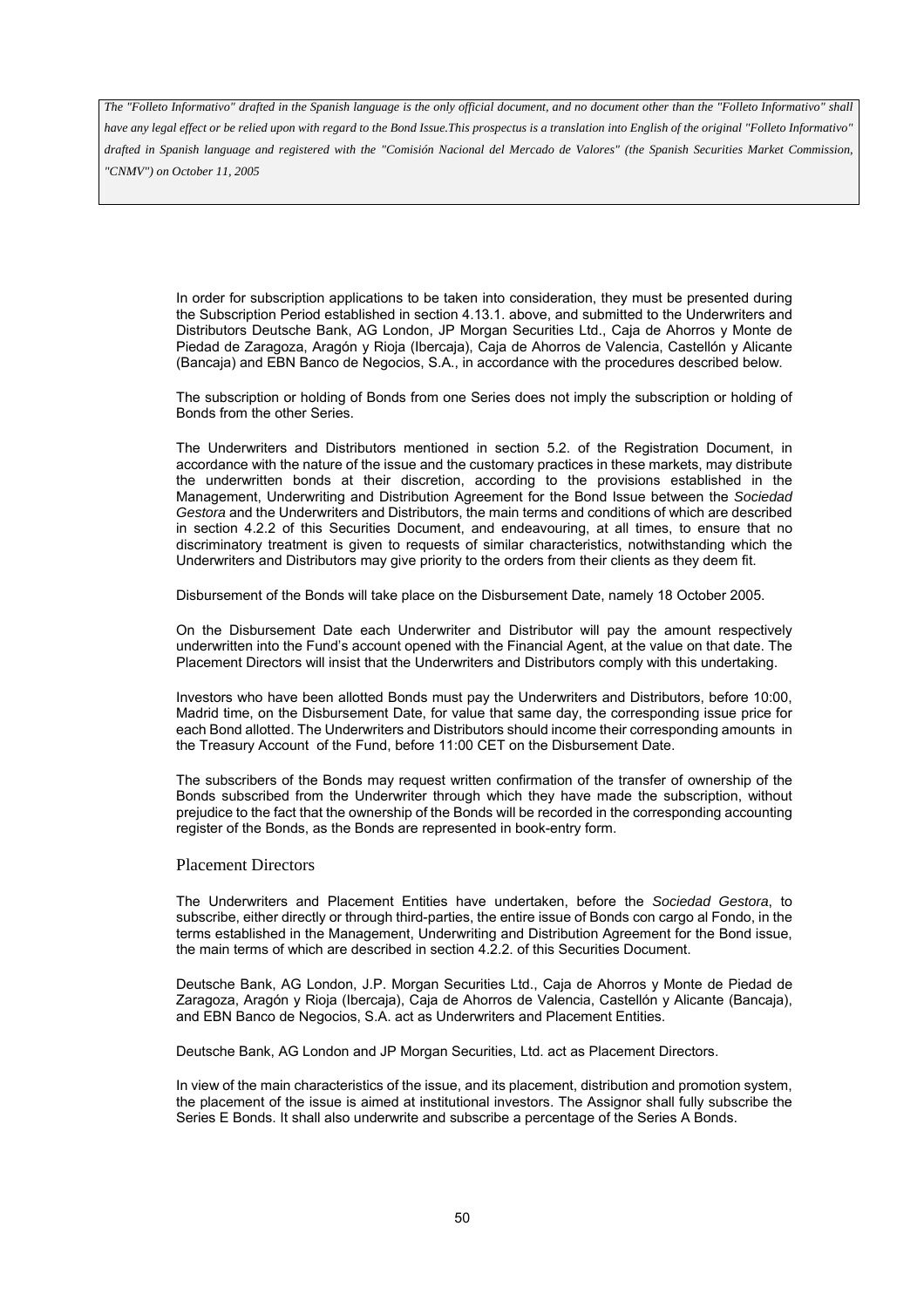In order for subscription applications to be taken into consideration, they must be presented during the Subscription Period established in section 4.13.1. above, and submitted to the Underwriters and Distributors Deutsche Bank, AG London, JP Morgan Securities Ltd., Caja de Ahorros y Monte de Piedad de Zaragoza, Aragón y Rioja (Ibercaja), Caja de Ahorros de Valencia, Castellón y Alicante (Bancaja) and EBN Banco de Negocios, S.A., in accordance with the procedures described below.

The subscription or holding of Bonds from one Series does not imply the subscription or holding of Bonds from the other Series.

The Underwriters and Distributors mentioned in section 5.2. of the Registration Document, in accordance with the nature of the issue and the customary practices in these markets, may distribute the underwritten bonds at their discretion, according to the provisions established in the Management, Underwriting and Distribution Agreement for the Bond Issue between the *Sociedad Gestora* and the Underwriters and Distributors, the main terms and conditions of which are described in section 4.2.2 of this Securities Document, and endeavouring, at all times, to ensure that no discriminatory treatment is given to requests of similar characteristics, notwithstanding which the Underwriters and Distributors may give priority to the orders from their clients as they deem fit.

Disbursement of the Bonds will take place on the Disbursement Date, namely 18 October 2005.

On the Disbursement Date each Underwriter and Distributor will pay the amount respectively underwritten into the Fund's account opened with the Financial Agent, at the value on that date. The Placement Directors will insist that the Underwriters and Distributors comply with this undertaking.

Investors who have been allotted Bonds must pay the Underwriters and Distributors, before 10:00, Madrid time, on the Disbursement Date, for value that same day, the corresponding issue price for each Bond allotted. The Underwriters and Distributors should income their corresponding amounts in the Treasury Account of the Fund, before 11:00 CET on the Disbursement Date.

The subscribers of the Bonds may request written confirmation of the transfer of ownership of the Bonds subscribed from the Underwriter through which they have made the subscription, without prejudice to the fact that the ownership of the Bonds will be recorded in the corresponding accounting register of the Bonds, as the Bonds are represented in book-entry form.

### Placement Directors

The Underwriters and Placement Entities have undertaken, before the *Sociedad Gestora*, to subscribe, either directly or through third-parties, the entire issue of Bonds con cargo al Fondo, in the terms established in the Management, Underwriting and Distribution Agreement for the Bond issue, the main terms of which are described in section 4.2.2. of this Securities Document.

Deutsche Bank, AG London, J.P. Morgan Securities Ltd., Caja de Ahorros y Monte de Piedad de Zaragoza, Aragón y Rioja (Ibercaja), Caja de Ahorros de Valencia, Castellón y Alicante (Bancaja), and EBN Banco de Negocios, S.A. act as Underwriters and Placement Entities.

Deutsche Bank, AG London and JP Morgan Securities, Ltd. act as Placement Directors.

In view of the main characteristics of the issue, and its placement, distribution and promotion system, the placement of the issue is aimed at institutional investors. The Assignor shall fully subscribe the Series E Bonds. It shall also underwrite and subscribe a percentage of the Series A Bonds.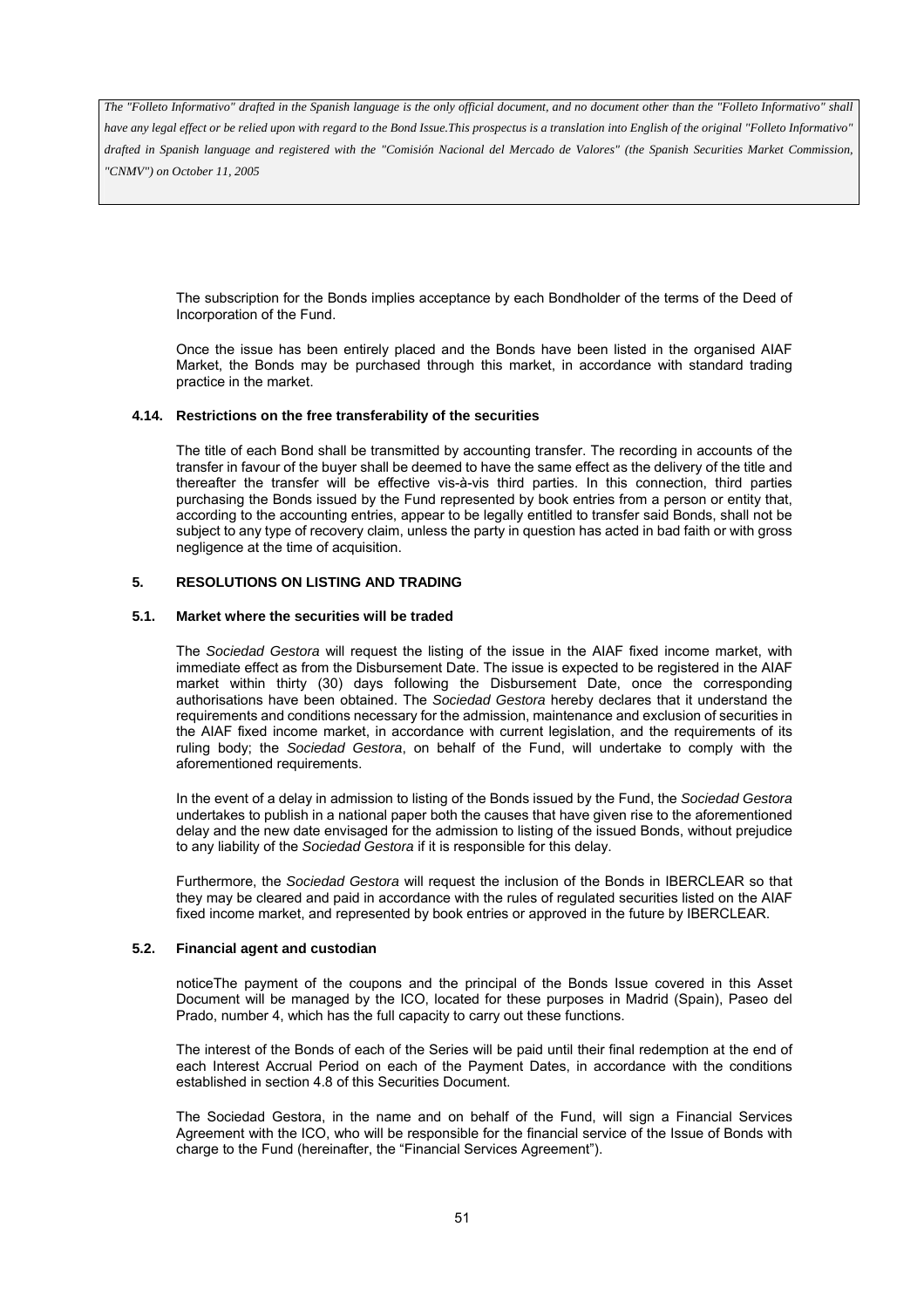*The "Folleto Informativo" drafted in the Spanish language is the only official document, and no document other than the "Folleto Informativo" shall have any legal effect or be relied upon with regard to the Bond Issue.This prospectus is a translation into English of the original "Folleto Informativo" drafted in Spanish language and registered with the "Comisión Nacional del Mercado de Valores" (the Spanish Securities Market Commission, "CNMV") on October 11, 2005*

The subscription for the Bonds implies acceptance by each Bondholder of the terms of the Deed of Incorporation of the Fund.

Once the issue has been entirely placed and the Bonds have been listed in the organised AIAF Market, the Bonds may be purchased through this market, in accordance with standard trading practice in the market.

### 4.14. Restrictions on the free transferability of the securities

The title of each Bond shall be transmitted by accounting transfer. The recording in accounts of the transfer in favour of the buyer shall be deemed to have the same effect as the delivery of the title and thereafter the transfer will be effective vis-à-vis third parties. In this connection, third parties purchasing the Bonds issued by the Fund represented by book entries from a person or entity that, according to the accounting entries, appear to be legally entitled to transfer said Bonds, shall not be subject to any type of recovery claim, unless the party in question has acted in bad faith or with gross negligence at the time of acquisition.

## 5. RESOLUTIONS ON LISTING AND TRADING

### 5.1. Market where the securities will be traded

The *Sociedad Gestora* will request the listing of the issue in the AIAF fixed income market, with immediate effect as from the Disbursement Date. The issue is expected to be registered in the AIAF market within thirty (30) days following the Disbursement Date, once the corresponding authorisations have been obtained. The *Sociedad Gestora* hereby declares that it understand the requirements and conditions necessary for the admission, maintenance and exclusion of securities in the AIAF fixed income market, in accordance with current legislation, and the requirements of its ruling body; the *Sociedad Gestora*, on behalf of the Fund, will undertake to comply with the aforementioned requirements.

In the event of a delay in admission to listing of the Bonds issued by the Fund, the *Sociedad Gestora* undertakes to publish in a national paper both the causes that have given rise to the aforementioned delay and the new date envisaged for the admission to listing of the issued Bonds, without prejudice to any liability of the *Sociedad Gestora* if it is responsible for this delay.

Furthermore, the *Sociedad Gestora* will request the inclusion of the Bonds in IBERCLEAR so that they may be cleared and paid in accordance with the rules of regulated securities listed on the AIAF fixed income market, and represented by book entries or approved in the future by IBERCLEAR.

### 5.2. Financial agent and custodian

noticeThe payment of the coupons and the principal of the Bonds Issue covered in this Asset Document will be managed by the ICO, located for these purposes in Madrid (Spain), Paseo del Prado, number 4, which has the full capacity to carry out these functions.

The interest of the Bonds of each of the Series will be paid until their final redemption at the end of each Interest Accrual Period on each of the Payment Dates, in accordance with the conditions established in section 4.8 of this Securities Document.

The Sociedad Gestora, in the name and on behalf of the Fund, will sign a Financial Services Agreement with the ICO, who will be responsible for the financial service of the Issue of Bonds with charge to the Fund (hereinafter, the "Financial Services Agreement").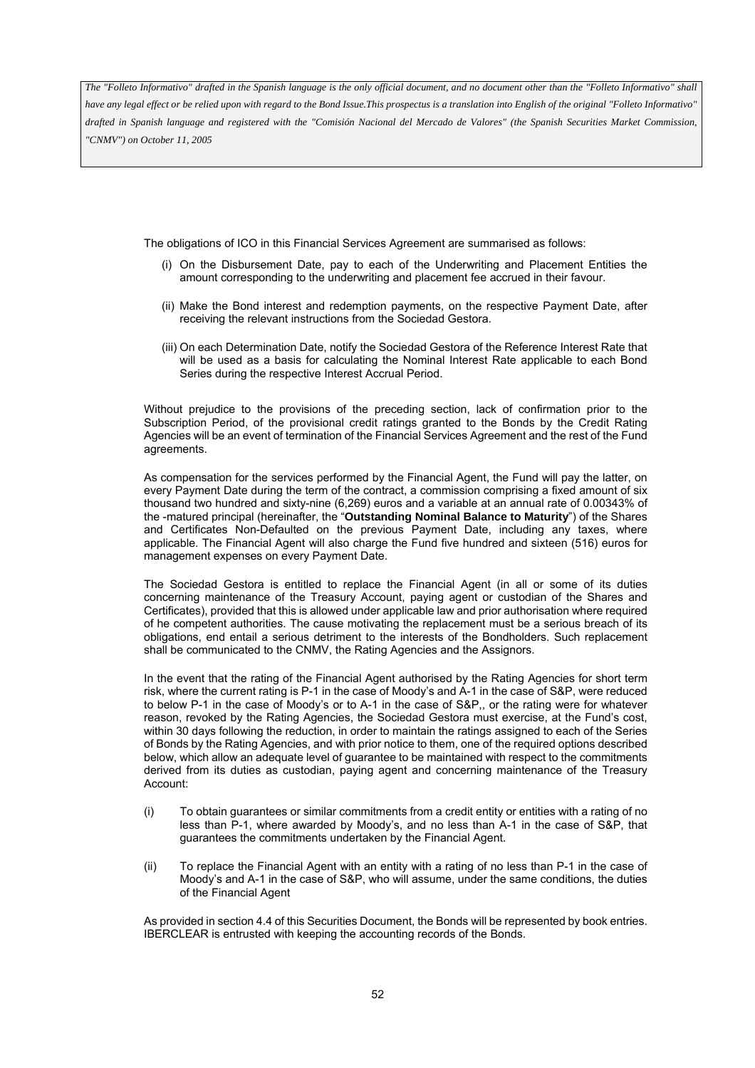*The "Folleto Informativo" drafted in the Spanish language is the only official document, and no document other than the "Folleto Informativo" shall have any legal effect or be relied upon with regard to the Bond Issue.This prospectus is a translation into English of the original "Folleto Informativo" drafted in Spanish language and registered with the "Comisión Nacional del Mercado de Valores" (the Spanish Securities Market Commission, "CNMV") on October 11, 2005*

The obligations of ICO in this Financial Services Agreement are summarised as follows:

(i) On the Disbursement Date, pay to each of the Underwriting and Placement Entities the amount corresponding to the underwriting and placement fee accrued in their favour.

(ii) Make the Bond interest and redemption payments, on the respective Payment Date, after receiving the relevant instructions from the Sociedad Gestora.

(iii) On each Determination Date, notify the Sociedad Gestora of the Reference Interest Rate that will be used as a basis for calculating the Nominal Interest Rate applicable to each Bond Series during the respective Interest Accrual Period.

Without prejudice to the provisions of the preceding section, lack of confirmation prior to the Subscription Period, of the provisional credit ratings granted to the Bonds by the Credit Rating Agencies will be an event of termination of the Financial Services Agreement and the rest of the Fund agreements.

As compensation for the services performed by the Financial Agent, the Fund will pay the latter, on every Payment Date during the term of the contract, a commission comprising a fixed amount of six thousand two hundred and sixty-nine (6,269) euros and a variable at an annual rate of 0.00343% of the -matured principal (hereinafter, the "**Outstanding Nominal Balance to Maturity**") of the Shares and Certificates Non-Defaulted on the previous Payment Date, including any taxes, where applicable. The Financial Agent will also charge the Fund five hundred and sixteen (516) euros for management expenses on every Payment Date.

The Sociedad Gestora is entitled to replace the Financial Agent (in all or some of its duties concerning maintenance of the Treasury Account, paying agent or custodian of the Shares and Certificates), provided that this is allowed under applicable law and prior authorisation where required of he competent authorities. The cause motivating the replacement must be a serious breach of its obligations, end entail a serious detriment to the interests of the Bondholders. Such replacement shall be communicated to the CNMV, the Rating Agencies and the Assignors.

In the event that the rating of the Financial Agent authorised by the Rating Agencies for short term risk, where the current rating is P-1 in the case of Moody's and A-1 in the case of S&P, were reduced to below P-1 in the case of Moody's or to A-1 in the case of S&P,, or the rating were for whatever reason, revoked by the Rating Agencies, the Sociedad Gestora must exercise, at the Fund's cost, within 30 days following the reduction, in order to maintain the ratings assigned to each of the Series of Bonds by the Rating Agencies, and with prior notice to them, one of the required options described below, which allow an adequate level of guarantee to be maintained with respect to the commitments derived from its duties as custodian, paying agent and concerning maintenance of the Treasury Account:

(i) To obtain guarantees or similar commitments from a credit entity or entities with a rating of no less than P-1, where awarded by Moody's, and no less than A-1 in the case of S&P, that guarantees the commitments undertaken by the Financial Agent.

(ii) To replace the Financial Agent with an entity with a rating of no less than P-1 in the case of Moody's and A-1 in the case of S&P, who will assume, under the same conditions, the duties of the Financial Agent

As provided in section 4.4 of this Securities Document, the Bonds will be represented by book entries. IBERCLEAR is entrusted with keeping the accounting records of the Bonds.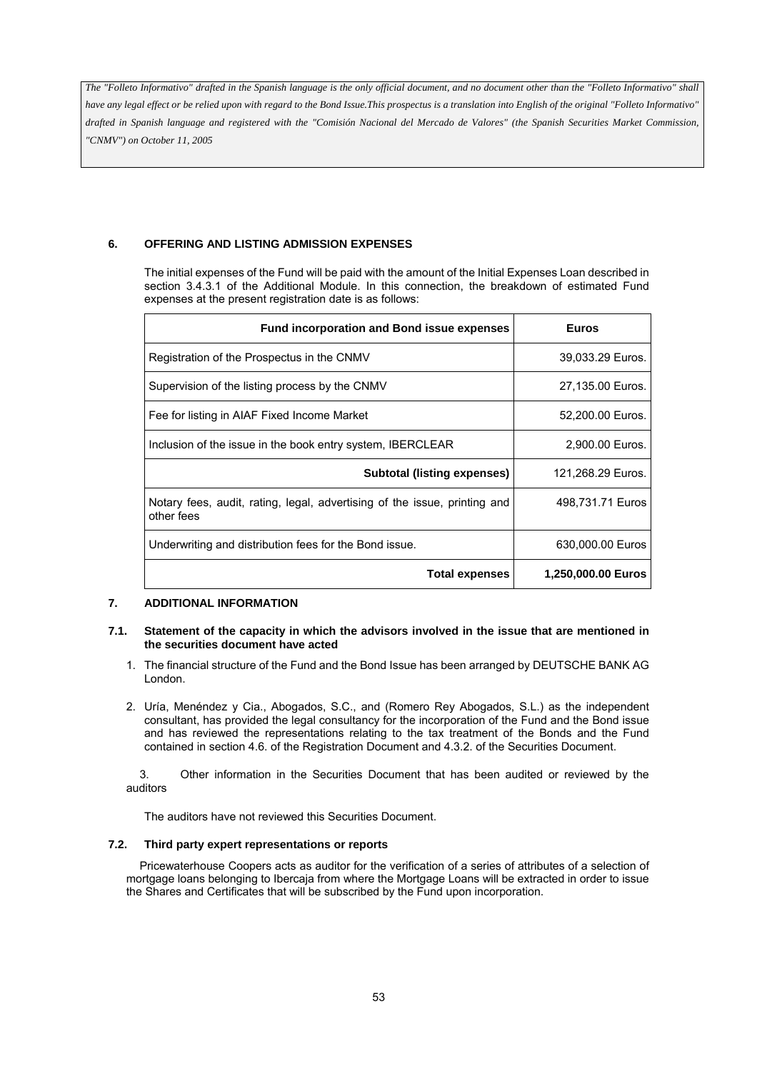*The "Folleto Informativo" drafted in the Spanish language is the only official document, and no document other than the "Folleto Informativo" shall have any legal effect or be relied upon with regard to the Bond Issue.This prospectus is a translation into English of the original "Folleto Informativo" drafted in Spanish language and registered with the "Comisión Nacional del Mercado de Valores" (the Spanish Securities Market Commission, "CNMV") on October 11, 2005*

## 6. OFFERING AND LISTING ADMISSION EXPENSES

The initial expenses of the Fund will be paid with the amount of the Initial Expenses Loan described in section 3.4.3.1 of the Additional Module. In this connection, the breakdown of estimated Fund expenses at the present registration date is as follows:

| **Fund incorporation and Bond issue expenses** | **Euros** |
|---|---|
| Registration of the Prospectus in the CNMV | 39,033.29 Euros. |
| Supervision of the listing process by the CNMV | 27,135.00 Euros. |
| Fee for listing in AIAF Fixed Income Market | 52,200.00 Euros. |
| Inclusion of the issue in the book entry system, IBERCLEAR | 2,900.00 Euros. |
| **Subtotal (listing expenses)** | 121,268.29 Euros. |
| Notary fees, audit, rating, legal, advertising of the issue, printing and other fees | 498,731.71 Euros |
| Underwriting and distribution fees for the Bond issue. | 630,000.00 Euros |
| **Total expenses** | **1,250,000.00 Euros** |

## 7. ADDITIONAL INFORMATION

### 7.1. Statement of the capacity in which the advisors involved in the issue that are mentioned in the securities document have acted

1. The financial structure of the Fund and the Bond Issue has been arranged by DEUTSCHE BANK AG London.
2. Uría, Menéndez y Cia., Abogados, S.C., and (Romero Rey Abogados, S.L.) as the independent consultant, has provided the legal consultancy for the incorporation of the Fund and the Bond issue and has reviewed the representations relating to the tax treatment of the Bonds and the Fund contained in section 4.6. of the Registration Document and 4.3.2. of the Securities Document.
3. Other information in the Securities Document that has been audited or reviewed by the auditors

The auditors have not reviewed this Securities Document.

### 7.2. Third party expert representations or reports

Pricewaterhouse Coopers acts as auditor for the verification of a series of attributes of a selection of mortgage loans belonging to Ibercaja from where the Mortgage Loans will be extracted in order to issue the Shares and Certificates that will be subscribed by the Fund upon incorporation.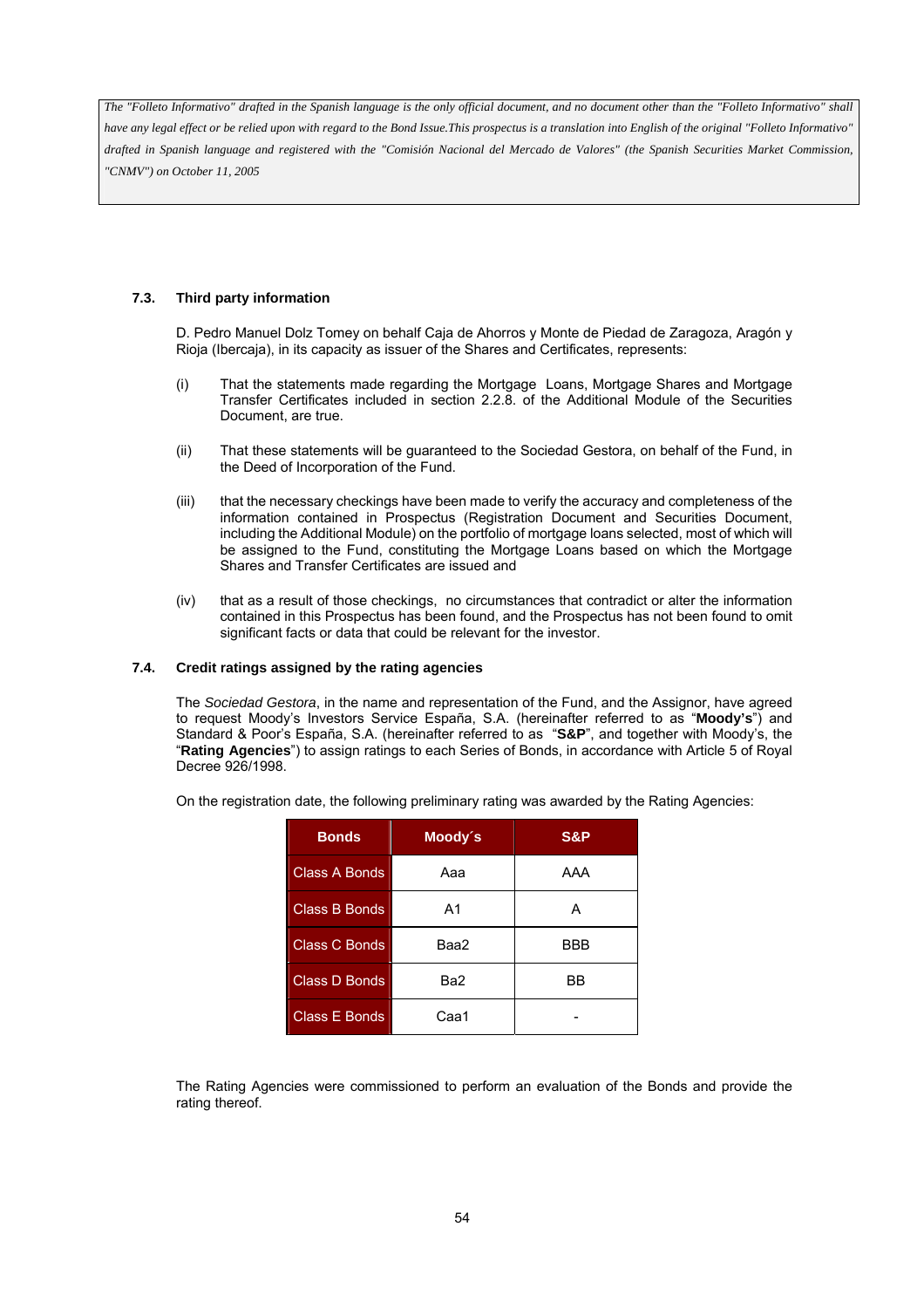*The "Folleto Informativo" drafted in the Spanish language is the only official document, and no document other than the "Folleto Informativo" shall have any legal effect or be relied upon with regard to the Bond Issue.This prospectus is a translation into English of the original "Folleto Informativo" drafted in Spanish language and registered with the "Comisión Nacional del Mercado de Valores" (the Spanish Securities Market Commission, "CNMV") on October 11, 2005*

### 7.3. Third party information

D. Pedro Manuel Dolz Tomey on behalf Caja de Ahorros y Monte de Piedad de Zaragoza, Aragón y Rioja (Ibercaja), in its capacity as issuer of the Shares and Certificates, represents:

(i) That the statements made regarding the Mortgage Loans, Mortgage Shares and Mortgage Transfer Certificates included in section 2.2.8. of the Additional Module of the Securities Document, are true.

(ii) That these statements will be guaranteed to the Sociedad Gestora, on behalf of the Fund, in the Deed of Incorporation of the Fund.

(iii) that the necessary checkings have been made to verify the accuracy and completeness of the information contained in Prospectus (Registration Document and Securities Document, including the Additional Module) on the portfolio of mortgage loans selected, most of which will be assigned to the Fund, constituting the Mortgage Loans based on which the Mortgage Shares and Transfer Certificates are issued and

(iv) that as a result of those checkings, no circumstances that contradict or alter the information contained in this Prospectus has been found, and the Prospectus has not been found to omit significant facts or data that could be relevant for the investor.

### 7.4. Credit ratings assigned by the rating agencies

The *Sociedad Gestora*, in the name and representation of the Fund, and the Assignor, have agreed to request Moody's Investors Service España, S.A. (hereinafter referred to as "**Moody's**") and Standard & Poor's España, S.A. (hereinafter referred to as "**S&P**", and together with Moody's, the "**Rating Agencies**") to assign ratings to each Series of Bonds, in accordance with Article 5 of Royal Decree 926/1998.

On the registration date, the following preliminary rating was awarded by the Rating Agencies:

| Bonds | Moody´s | S&P |
|---|---|---|
| Class A Bonds | Aaa | AAA |
| Class B Bonds | A1 | A |
| Class C Bonds | Baa2 | BBB |
| Class D Bonds | Ba2 | BB |
| Class E Bonds | Caa1 | - |

The Rating Agencies were commissioned to perform an evaluation of the Bonds and provide the rating thereof.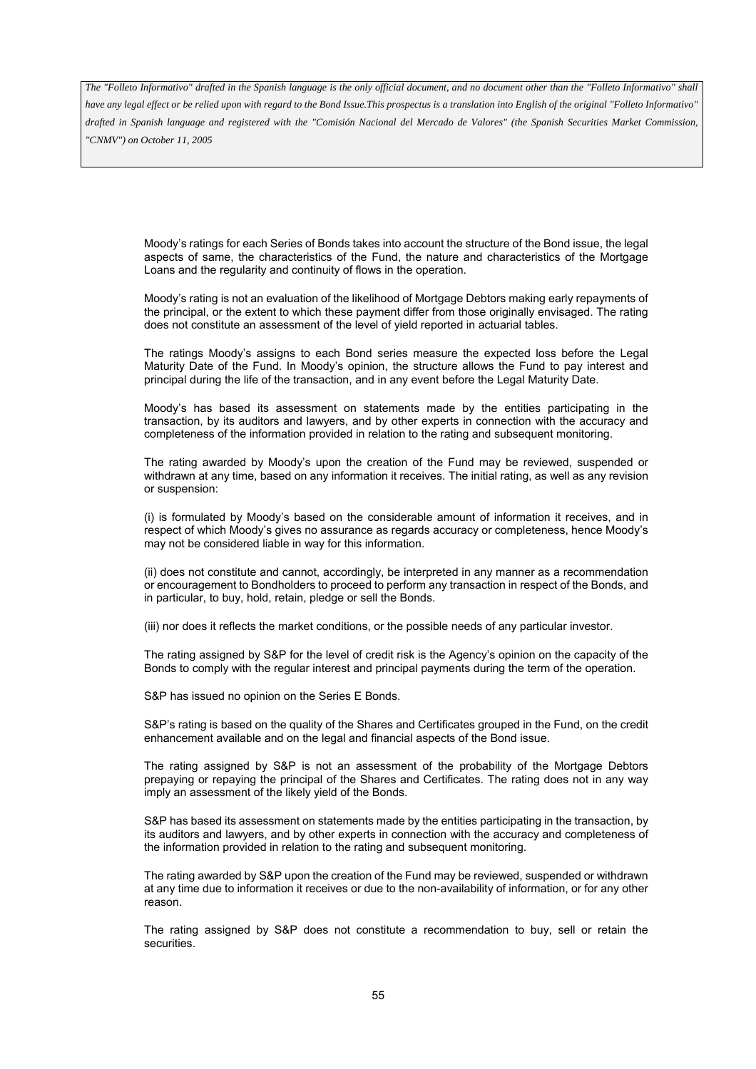Moody's ratings for each Series of Bonds takes into account the structure of the Bond issue, the legal aspects of same, the characteristics of the Fund, the nature and characteristics of the Mortgage Loans and the regularity and continuity of flows in the operation.

Moody's rating is not an evaluation of the likelihood of Mortgage Debtors making early repayments of the principal, or the extent to which these payment differ from those originally envisaged. The rating does not constitute an assessment of the level of yield reported in actuarial tables.

The ratings Moody's assigns to each Bond series measure the expected loss before the Legal Maturity Date of the Fund. In Moody's opinion, the structure allows the Fund to pay interest and principal during the life of the transaction, and in any event before the Legal Maturity Date.

Moody's has based its assessment on statements made by the entities participating in the transaction, by its auditors and lawyers, and by other experts in connection with the accuracy and completeness of the information provided in relation to the rating and subsequent monitoring.

The rating awarded by Moody's upon the creation of the Fund may be reviewed, suspended or withdrawn at any time, based on any information it receives. The initial rating, as well as any revision or suspension:

(i) is formulated by Moody's based on the considerable amount of information it receives, and in respect of which Moody's gives no assurance as regards accuracy or completeness, hence Moody's may not be considered liable in way for this information.

(ii) does not constitute and cannot, accordingly, be interpreted in any manner as a recommendation or encouragement to Bondholders to proceed to perform any transaction in respect of the Bonds, and in particular, to buy, hold, retain, pledge or sell the Bonds.

(iii) nor does it reflects the market conditions, or the possible needs of any particular investor.

The rating assigned by S&P for the level of credit risk is the Agency's opinion on the capacity of the Bonds to comply with the regular interest and principal payments during the term of the operation.

S&P has issued no opinion on the Series E Bonds.

S&P's rating is based on the quality of the Shares and Certificates grouped in the Fund, on the credit enhancement available and on the legal and financial aspects of the Bond issue.

The rating assigned by S&P is not an assessment of the probability of the Mortgage Debtors prepaying or repaying the principal of the Shares and Certificates. The rating does not in any way imply an assessment of the likely yield of the Bonds.

S&P has based its assessment on statements made by the entities participating in the transaction, by its auditors and lawyers, and by other experts in connection with the accuracy and completeness of the information provided in relation to the rating and subsequent monitoring.

The rating awarded by S&P upon the creation of the Fund may be reviewed, suspended or withdrawn at any time due to information it receives or due to the non-availability of information, or for any other reason.

The rating assigned by S&P does not constitute a recommendation to buy, sell or retain the securities.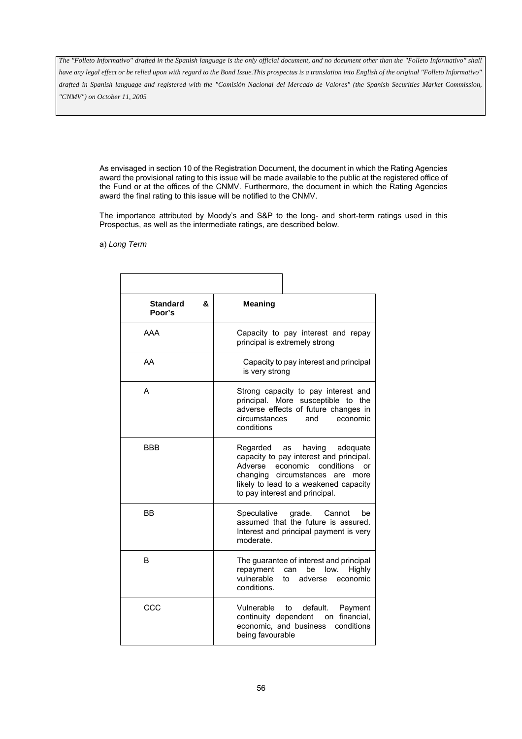*The "Folleto Informativo" drafted in the Spanish language is the only official document, and no document other than the "Folleto Informativo" shall have any legal effect or be relied upon with regard to the Bond Issue.This prospectus is a translation into English of the original "Folleto Informativo" drafted in Spanish language and registered with the "Comisión Nacional del Mercado de Valores" (the Spanish Securities Market Commission, "CNMV") on October 11, 2005*

As envisaged in section 10 of the Registration Document, the document in which the Rating Agencies award the provisional rating to this issue will be made available to the public at the registered office of the Fund or at the offices of the CNMV. Furthermore, the document in which the Rating Agencies award the final rating to this issue will be notified to the CNMV.

The importance attributed by Moody's and S&P to the long- and short-term ratings used in this Prospectus, as well as the intermediate ratings, are described below.

a) *Long Term*

| **Standard & Poor's** | **Meaning** |
|---|---|
| AAA | Capacity to pay interest and repay principal is extremely strong |
| AA | Capacity to pay interest and principal is very strong |
| A | Strong capacity to pay interest and principal. More susceptible to the adverse effects of future changes in circumstances and economic conditions |
| BBB | Regarded as having adequate capacity to pay interest and principal. Adverse economic conditions or changing circumstances are more likely to lead to a weakened capacity to pay interest and principal. |
| BB | Speculative grade. Cannot be assumed that the future is assured. Interest and principal payment is very moderate. |
| B | The guarantee of interest and principal repayment can be low. Highly vulnerable to adverse economic conditions. |
| CCC | Vulnerable to default. Payment continuity dependent on financial, economic, and business conditions being favourable |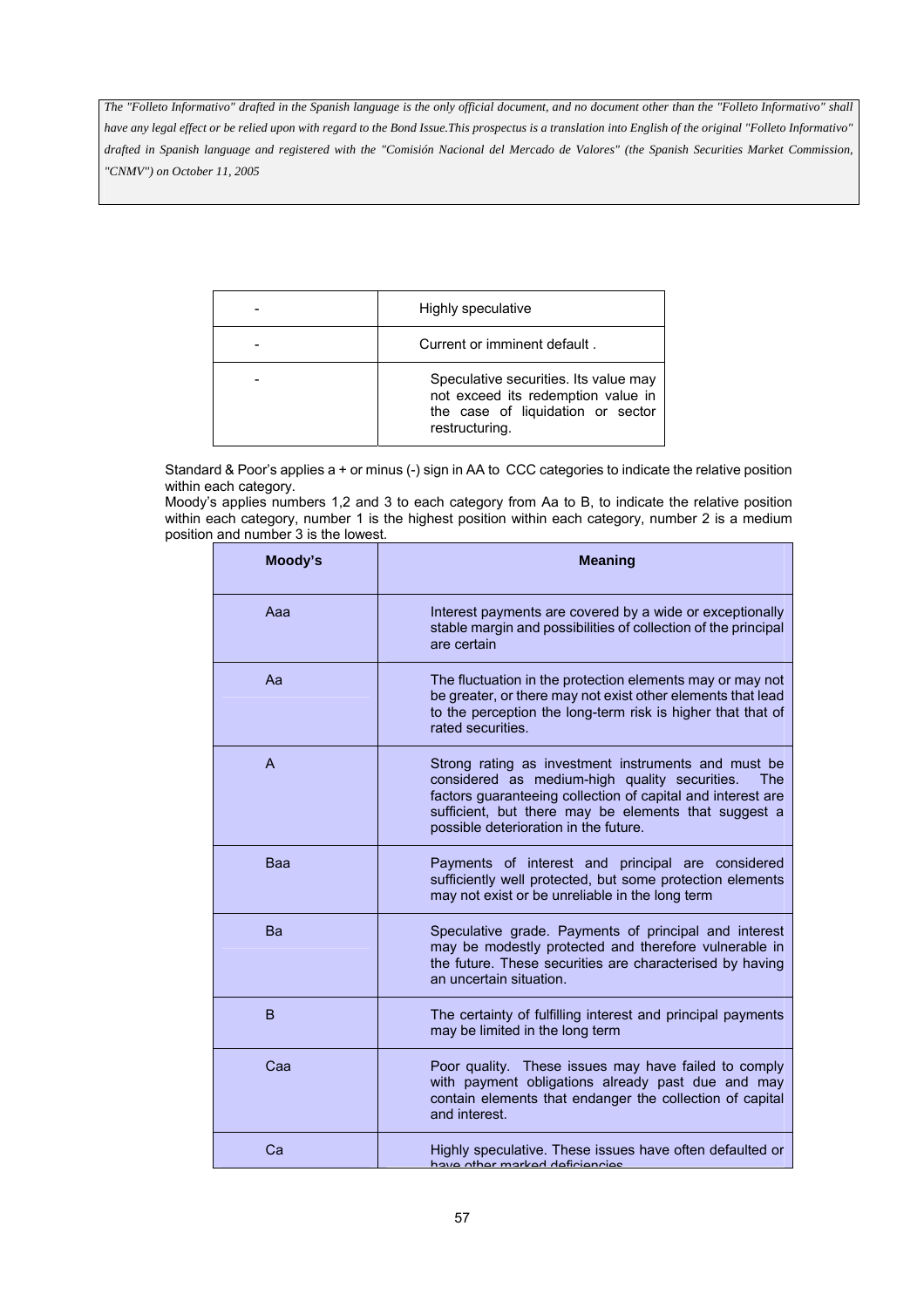The "Folleto Informativo" drafted in the Spanish language is the only official document, and no document other than the "Folleto Informativo" shall have any legal effect or be relied upon with regard to the Bond Issue.This prospectus is a translation into English of the original "Folleto Informativo" drafted in Spanish language and registered with the "Comisión Nacional del Mercado de Valores" (the Spanish Securities Market Commission, "CNMV") on October 11, 2005

| | |
|---|---|
| - | Highly speculative |
| - | Current or imminent default . |
| - | Speculative securities. Its value may not exceed its redemption value in the case of liquidation or sector restructuring. |

Standard & Poor's applies a + or minus (-) sign in AA to CCC categories to indicate the relative position within each category.

Moody's applies numbers 1,2 and 3 to each category from Aa to B, to indicate the relative position within each category, number 1 is the highest position within each category, number 2 is a medium position and number 3 is the lowest.

| Moody's | Meaning |
|---|---|
| Aaa | Interest payments are covered by a wide or exceptionally stable margin and possibilities of collection of the principal are certain |
| Aa | The fluctuation in the protection elements may or may not be greater, or there may not exist other elements that lead to the perception the long-term risk is higher that that of rated securities. |
| A | Strong rating as investment instruments and must be considered as medium-high quality securities. The factors guaranteeing collection of capital and interest are sufficient, but there may be elements that suggest a possible deterioration in the future. |
| Baa | Payments of interest and principal are considered sufficiently well protected, but some protection elements may not exist or be unreliable in the long term |
| Ba | Speculative grade. Payments of principal and interest may be modestly protected and therefore vulnerable in the future. These securities are characterised by having an uncertain situation. |
| B | The certainty of fulfilling interest and principal payments may be limited in the long term |
| Caa | Poor quality. These issues may have failed to comply with payment obligations already past due and may contain elements that endanger the collection of capital and interest. |
| Ca | Highly speculative. These issues have often defaulted or have other marked deficiencies |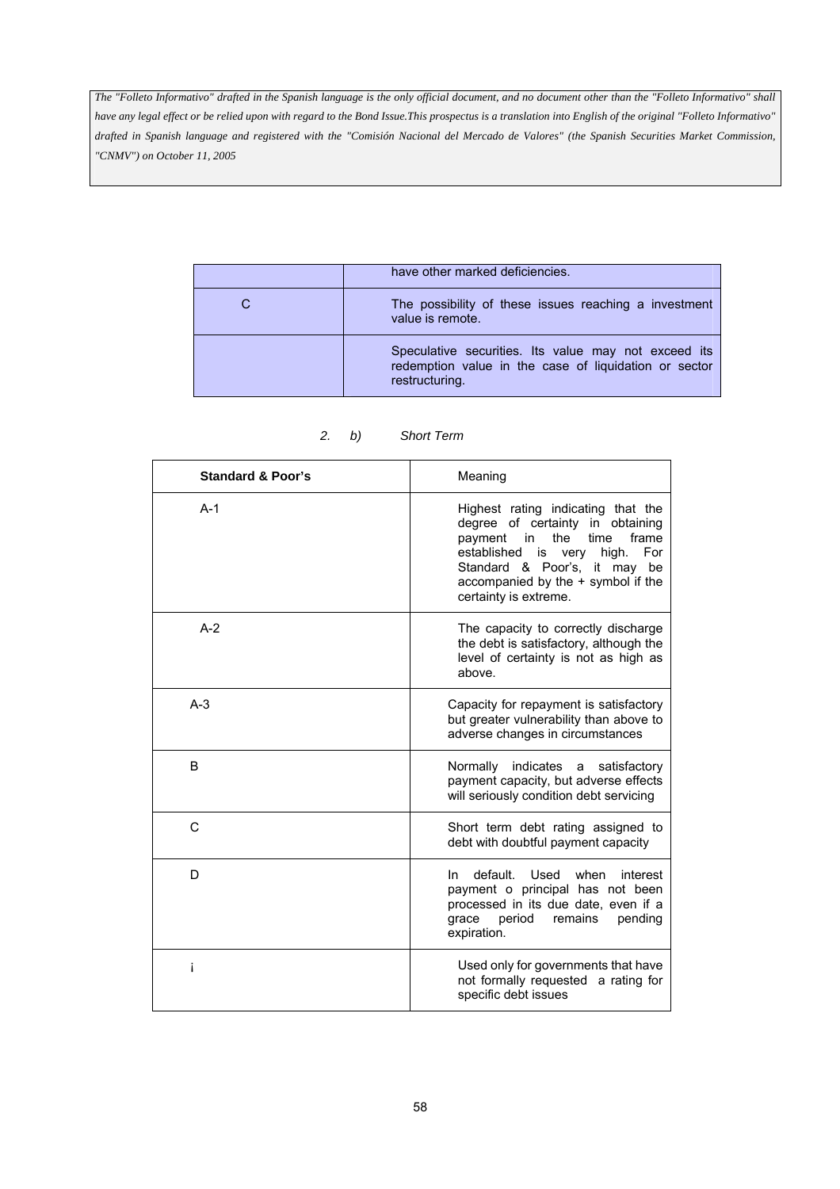*The "Folleto Informativo" drafted in the Spanish language is the only official document, and no document other than the "Folleto Informativo" shall have any legal effect or be relied upon with regard to the Bond Issue.This prospectus is a translation into English of the original "Folleto Informativo" drafted in Spanish language and registered with the "Comisión Nacional del Mercado de Valores" (the Spanish Securities Market Commission, "CNMV") on October 11, 2005*

| | |
|---|---|
| | have other marked deficiencies. |
| C | The possibility of these issues reaching a investment value is remote. |
| | Speculative securities. Its value may not exceed its redemption value in the case of liquidation or sector restructuring. |

*2. b) Short Term*

| **Standard & Poor's** | Meaning |
|---|---|
| A-1 | Highest rating indicating that the degree of certainty in obtaining payment in the time frame established is very high. For Standard & Poor's, it may be accompanied by the + symbol if the certainty is extreme. |
| A-2 | The capacity to correctly discharge the debt is satisfactory, although the level of certainty is not as high as above. |
| A-3 | Capacity for repayment is satisfactory but greater vulnerability than above to adverse changes in circumstances |
| B | Normally indicates a satisfactory payment capacity, but adverse effects will seriously condition debt servicing |
| C | Short term debt rating assigned to debt with doubtful payment capacity |
| D | In default. Used when interest payment o principal has not been processed in its due date, even if a grace period remains pending expiration. |
| i | Used only for governments that have not formally requested a rating for specific debt issues |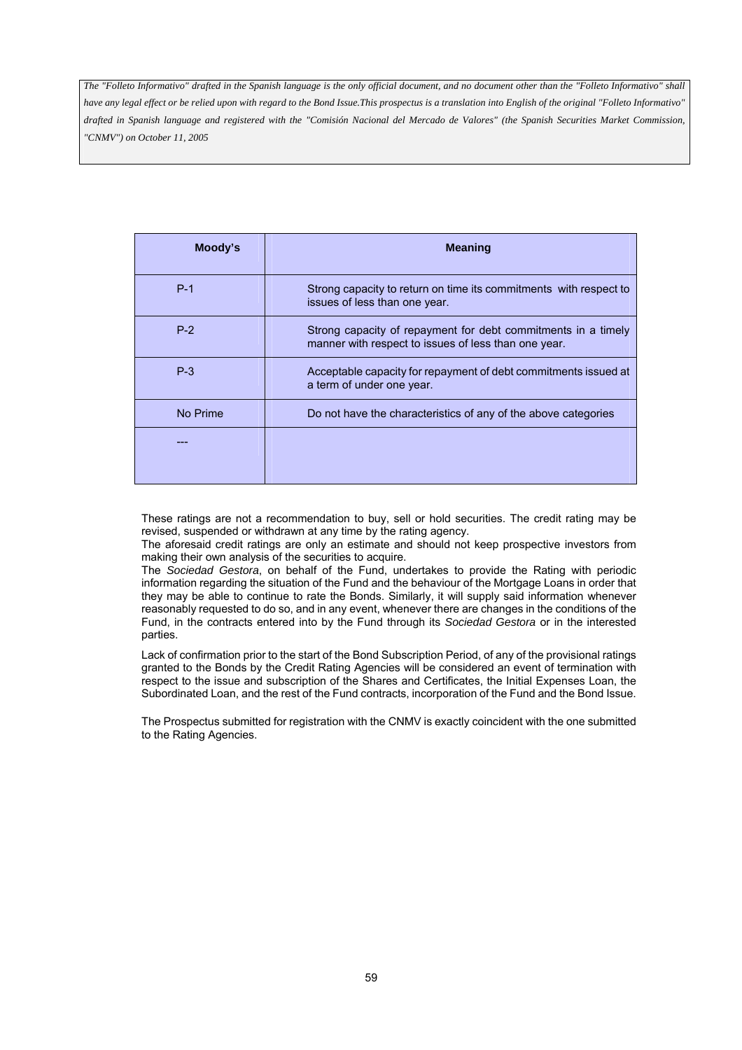*The "Folleto Informativo" drafted in the Spanish language is the only official document, and no document other than the "Folleto Informativo" shall have any legal effect or be relied upon with regard to the Bond Issue.This prospectus is a translation into English of the original "Folleto Informativo" drafted in Spanish language and registered with the "Comisión Nacional del Mercado de Valores" (the Spanish Securities Market Commission, "CNMV") on October 11, 2005*

| Moody's | Meaning |
|---|---|
| P-1 | Strong capacity to return on time its commitments with respect to issues of less than one year. |
| P-2 | Strong capacity of repayment for debt commitments in a timely manner with respect to issues of less than one year. |
| P-3 | Acceptable capacity for repayment of debt commitments issued at a term of under one year. |
| No Prime | Do not have the characteristics of any of the above categories |
| --- | |

These ratings are not a recommendation to buy, sell or hold securities. The credit rating may be revised, suspended or withdrawn at any time by the rating agency.

The aforesaid credit ratings are only an estimate and should not keep prospective investors from making their own analysis of the securities to acquire.

The *Sociedad Gestora*, on behalf of the Fund, undertakes to provide the Rating with periodic information regarding the situation of the Fund and the behaviour of the Mortgage Loans in order that they may be able to continue to rate the Bonds. Similarly, it will supply said information whenever reasonably requested to do so, and in any event, whenever there are changes in the conditions of the Fund, in the contracts entered into by the Fund through its *Sociedad Gestora* or in the interested parties.

Lack of confirmation prior to the start of the Bond Subscription Period, of any of the provisional ratings granted to the Bonds by the Credit Rating Agencies will be considered an event of termination with respect to the issue and subscription of the Shares and Certificates, the Initial Expenses Loan, the Subordinated Loan, and the rest of the Fund contracts, incorporation of the Fund and the Bond Issue.

The Prospectus submitted for registration with the CNMV is exactly coincident with the one submitted to the Rating Agencies.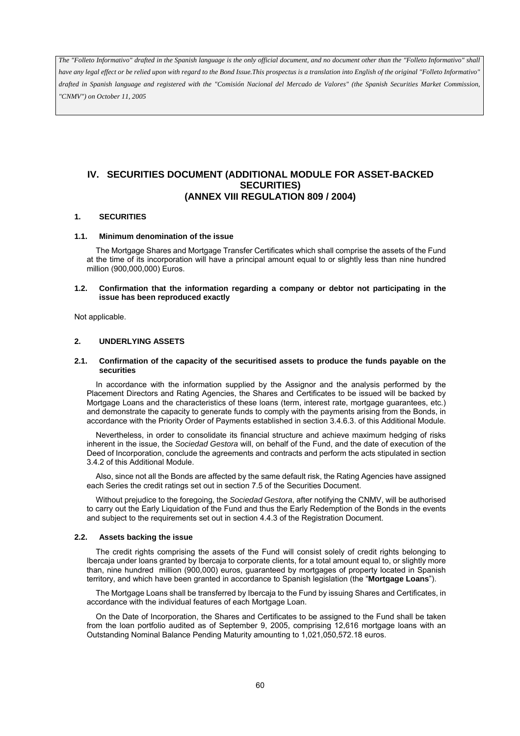*The "Folleto Informativo" drafted in the Spanish language is the only official document, and no document other than the "Folleto Informativo" shall have any legal effect or be relied upon with regard to the Bond Issue.This prospectus is a translation into English of the original "Folleto Informativo" drafted in Spanish language and registered with the "Comisión Nacional del Mercado de Valores" (the Spanish Securities Market Commission, "CNMV") on October 11, 2005*

# IV. SECURITIES DOCUMENT (ADDITIONAL MODULE FOR ASSET-BACKED SECURITIES) (ANNEX VIII REGULATION 809 / 2004)

## 1. SECURITIES

### 1.1. Minimum denomination of the issue

The Mortgage Shares and Mortgage Transfer Certificates which shall comprise the assets of the Fund at the time of its incorporation will have a principal amount equal to or slightly less than nine hundred million (900,000,000) Euros.

### 1.2. Confirmation that the information regarding a company or debtor not participating in the issue has been reproduced exactly

Not applicable.

## 2. UNDERLYING ASSETS

### 2.1. Confirmation of the capacity of the securitised assets to produce the funds payable on the securities

In accordance with the information supplied by the Assignor and the analysis performed by the Placement Directors and Rating Agencies, the Shares and Certificates to be issued will be backed by Mortgage Loans and the characteristics of these loans (term, interest rate, mortgage guarantees, etc.) and demonstrate the capacity to generate funds to comply with the payments arising from the Bonds, in accordance with the Priority Order of Payments established in section 3.4.6.3. of this Additional Module.

Nevertheless, in order to consolidate its financial structure and achieve maximum hedging of risks inherent in the issue, the *Sociedad Gestora* will, on behalf of the Fund, and the date of execution of the Deed of Incorporation, conclude the agreements and contracts and perform the acts stipulated in section 3.4.2 of this Additional Module.

Also, since not all the Bonds are affected by the same default risk, the Rating Agencies have assigned each Series the credit ratings set out in section 7.5 of the Securities Document.

Without prejudice to the foregoing, the *Sociedad Gestora*, after notifying the CNMV, will be authorised to carry out the Early Liquidation of the Fund and thus the Early Redemption of the Bonds in the events and subject to the requirements set out in section 4.4.3 of the Registration Document.

### 2.2. Assets backing the issue

The credit rights comprising the assets of the Fund will consist solely of credit rights belonging to Ibercaja under loans granted by Ibercaja to corporate clients, for a total amount equal to, or slightly more than, nine hundred million (900,000) euros, guaranteed by mortgages of property located in Spanish territory, and which have been granted in accordance to Spanish legislation (the "**Mortgage Loans**").

The Mortgage Loans shall be transferred by Ibercaja to the Fund by issuing Shares and Certificates, in accordance with the individual features of each Mortgage Loan.

On the Date of Incorporation, the Shares and Certificates to be assigned to the Fund shall be taken from the loan portfolio audited as of September 9, 2005, comprising 12,616 mortgage loans with an Outstanding Nominal Balance Pending Maturity amounting to 1,021,050,572.18 euros.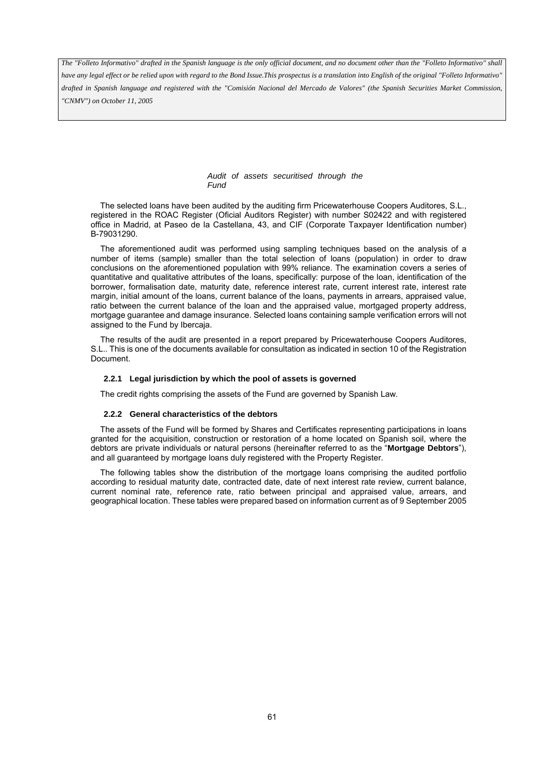*The "Folleto Informativo" drafted in the Spanish language is the only official document, and no document other than the "Folleto Informativo" shall have any legal effect or be relied upon with regard to the Bond Issue.This prospectus is a translation into English of the original "Folleto Informativo" drafted in Spanish language and registered with the "Comisión Nacional del Mercado de Valores" (the Spanish Securities Market Commission, "CNMV") on October 11, 2005*

*Audit of assets securitised through the Fund*

The selected loans have been audited by the auditing firm Pricewaterhouse Coopers Auditores, S.L., registered in the ROAC Register (Oficial Auditors Register) with number S02422 and with registered office in Madrid, at Paseo de la Castellana, 43, and CIF (Corporate Taxpayer Identification number) B-79031290.

The aforementioned audit was performed using sampling techniques based on the analysis of a number of items (sample) smaller than the total selection of loans (population) in order to draw conclusions on the aforementioned population with 99% reliance. The examination covers a series of quantitative and qualitative attributes of the loans, specifically: purpose of the loan, identification of the borrower, formalisation date, maturity date, reference interest rate, current interest rate, interest rate margin, initial amount of the loans, current balance of the loans, payments in arrears, appraised value, ratio between the current balance of the loan and the appraised value, mortgaged property address, mortgage guarantee and damage insurance. Selected loans containing sample verification errors will not assigned to the Fund by Ibercaja.

The results of the audit are presented in a report prepared by Pricewaterhouse Coopers Auditores, S.L.. This is one of the documents available for consultation as indicated in section 10 of the Registration Document.

### 2.2.1 Legal jurisdiction by which the pool of assets is governed

The credit rights comprising the assets of the Fund are governed by Spanish Law.

### 2.2.2 General characteristics of the debtors

The assets of the Fund will be formed by Shares and Certificates representing participations in loans granted for the acquisition, construction or restoration of a home located on Spanish soil, where the debtors are private individuals or natural persons (hereinafter referred to as the "**Mortgage Debtors**"), and all guaranteed by mortgage loans duly registered with the Property Register.

The following tables show the distribution of the mortgage loans comprising the audited portfolio according to residual maturity date, contracted date, date of next interest rate review, current balance, current nominal rate, reference rate, ratio between principal and appraised value, arrears, and geographical location. These tables were prepared based on information current as of 9 September 2005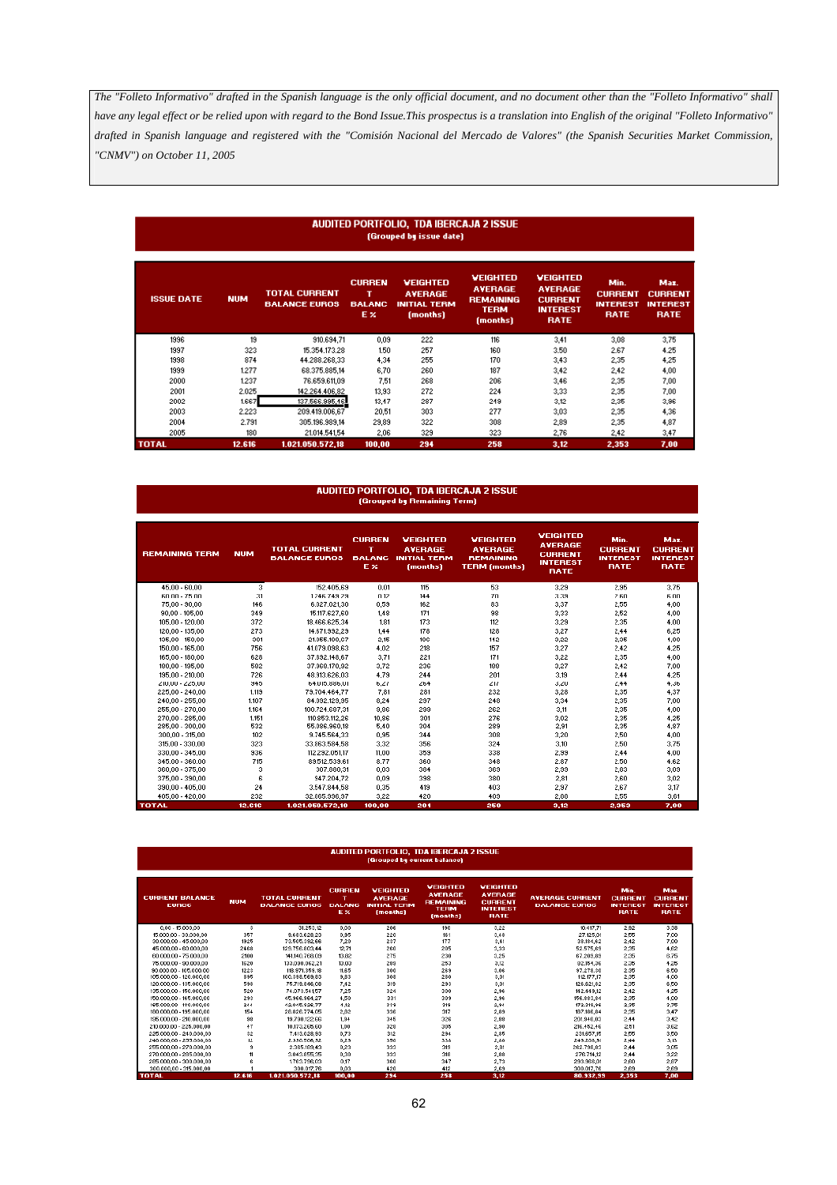*The "Folleto Informativo" drafted in the Spanish language is the only official document, and no document other than the "Folleto Informativo" shall have any legal effect or be relied upon with regard to the Bond Issue.This prospectus is a translation into English of the original "Folleto Informativo" drafted in Spanish language and registered with the "Comisión Nacional del Mercado de Valores" (the Spanish Securities Market Commission, "CNMV") on October 11, 2005*

**AUDITED PORTFOLIO, TDA IBERCAJA 2 ISSUE**
**(Grouped by issue date)**

| ISSUE DATE | NUM | TOTAL CURRENT BALANCE EUROS | CURRENT BALANCE % | WEIGHTED AVERAGE INITIAL TERM (months) | WEIGHTED AVERAGE REMAINING TERM (months) | WEIGHTED AVERAGE CURRENT INTEREST RATE | Min. CURRENT INTEREST RATE | Max. CURRENT INTEREST RATE |
|---|---|---|---|---|---|---|---|---|
| 1996 | 19 | 910.694,71 | 0,09 | 222 | 116 | 3,41 | 3,08 | 3,75 |
| 1997 | 323 | 15.354.173,28 | 1,50 | 257 | 160 | 3,50 | 2,67 | 4,25 |
| 1998 | 874 | 44.288.268,33 | 4,34 | 255 | 170 | 3,43 | 2,35 | 4,25 |
| 1999 | 1.277 | 68.375.885,14 | 6,70 | 260 | 187 | 3,42 | 2,42 | 4,00 |
| 2000 | 1.237 | 76.659.611,09 | 7,51 | 268 | 206 | 3,46 | 2,35 | 7,00 |
| 2001 | 2.025 | 142.264.406,82 | 13,93 | 272 | 224 | 3,33 | 2,35 | 7,00 |
| 2002 | 1.667 | 137.566.995,16 | 13,47 | 287 | 249 | 3,12 | 2,35 | 3,96 |
| 2003 | 2.223 | 209.419.006,67 | 20,51 | 303 | 277 | 3,03 | 2,35 | 4,36 |
| 2004 | 2.791 | 305.196.989,14 | 29,89 | 322 | 308 | 2,89 | 2,35 | 4,87 |
| 2005 | 180 | 21.014.541,54 | 2,06 | 329 | 323 | 2,76 | 2,42 | 3,47 |
| **TOTAL** | **12.616** | **1.021.050.572,18** | **100,00** | **294** | **258** | **3,12** | **2,353** | **7,00** |

**AUDITED PORTFOLIO, TDA IBERCAJA 2 ISSUE**
**(Grouped by Remaining Term)**

| REMAINING TERM | NUM | TOTAL CURRENT BALANCE EUROS | CURRENT BALANCE % | WEIGHTED AVERAGE INITIAL TERM (months) | WEIGHTED AVERAGE REMAINING TERM (months) | WEIGHTED AVERAGE CURRENT INTEREST RATE | Min. CURRENT INTEREST RATE | Max. CURRENT INTEREST RATE |
|---|---|---|---|---|---|---|---|---|
| 45,00 - 60,00 | 3 | 152.405,69 | 0,01 | 115 | 53 | 3,29 | 2,95 | 3,75 |
| 60,00 - 75,00 | 31 | 1.246.749,29 | 0,12 | 144 | 70 | 3,39 | 2,60 | 5,00 |
| 75,00 - 90,00 | 146 | 6.027.021,30 | 0,59 | 162 | 83 | 3,37 | 2,55 | 4,00 |
| 90,00 - 105,00 | 349 | 15.117.627,60 | 1,48 | 171 | 98 | 3,33 | 2,52 | 4,00 |
| 105,00 - 120,00 | 372 | 18.466.625,34 | 1,81 | 173 | 112 | 3,29 | 2,35 | 4,00 |
| 120,00 - 135,00 | 273 | 14.671.932,29 | 1,44 | 178 | 128 | 3,27 | 2,44 | 6,25 |
| 135,00 - 150,00 | 501 | 21.955.100,67 | 2,15 | 190 | 142 | 3,22 | 2,35 | 4,00 |
| 150,00 - 165,00 | 756 | 41.079.098,63 | 4,02 | 218 | 157 | 3,27 | 2,42 | 4,25 |
| 165,00 - 180,00 | 628 | 37.892.148,67 | 3,71 | 221 | 171 | 3,22 | 2,35 | 4,00 |
| 180,00 - 195,00 | 592 | 37.968.170,92 | 3,72 | 230 | 188 | 3,27 | 2,42 | 7,00 |
| 195,00 - 210,00 | 726 | 48.913.626,03 | 4,79 | 244 | 201 | 3,19 | 2,44 | 4,25 |
| 210,00 - 225,00 | 945 | 64.015.886,01 | 6,27 | 264 | 217 | 3,20 | 2,44 | 4,36 |
| 225,00 - 240,00 | 1.119 | 79.704.464,77 | 7,81 | 281 | 232 | 3,28 | 2,35 | 4,37 |
| 240,00 - 255,00 | 1.107 | 84.092.129,95 | 8,24 | 297 | 248 | 3,34 | 2,35 | 7,00 |
| 255,00 - 270,00 | 1.164 | 100.724.697,31 | 9,86 | 299 | 262 | 3,11 | 2,35 | 4,00 |
| 270,00 - 285,00 | 1.151 | 110.853.112,26 | 10,86 | 301 | 276 | 3,02 | 2,35 | 4,25 |
| 285,00 - 300,00 | 532 | 55.086.960,18 | 5,40 | 304 | 289 | 2,91 | 2,35 | 4,87 |
| 300,00 - 315,00 | 102 | 9.745.564,33 | 0,95 | 344 | 308 | 3,20 | 2,50 | 4,00 |
| 315,00 - 330,00 | 323 | 33.863.584,58 | 3,32 | 356 | 324 | 3,10 | 2,50 | 3,75 |
| 330,00 - 345,00 | 936 | 112.292.051,17 | 11,00 | 359 | 338 | 2,99 | 2,44 | 4,00 |
| 345,00 - 360,00 | 715 | 89.512.533,61 | 8,77 | 360 | 348 | 2,87 | 2,50 | 4,62 |
| 360,00 - 375,00 | 3 | 307.880,31 | 0,03 | 384 | 369 | 2,99 | 2,83 | 3,09 |
| 375,00 - 390,00 | 6 | 947.204,72 | 0,09 | 398 | 380 | 2,81 | 2,60 | 3,02 |
| 390,00 - 405,00 | 24 | 3.547.844,58 | 0,35 | 419 | 403 | 2,97 | 2,67 | 3,17 |
| 405,00 - 420,00 | 232 | 32.855.936,97 | 3,22 | 420 | 409 | 2,88 | 2,55 | 3,61 |
| **TOTAL** | **12.616** | **1.021.050.572,18** | **100,00** | **294** | **258** | **3,12** | **2,353** | **7,00** |

**AUDITED PORTFOLIO, TDA IBERCAJA 2 ISSUE**
**(Grouped by current balance)**

| CURRENT BALANCE EUROS | NUM | TOTAL CURRENT BALANCE EUROS | CURRENT BALANCE % | WEIGHTED AVERAGE INITIAL TERM (months) | WEIGHTED AVERAGE REMAINING TERM (months) | WEIGHTED AVERAGE CURRENT INTEREST RATE | AVERAGE CURRENT BALANCE EUROS | Min. CURRENT INTEREST RATE | Max. CURRENT INTEREST RATE |
|---|---|---|---|---|---|---|---|---|---|
| 0,00 - 15.000,00 | 3 | 31.253,12 | 0,00 | 206 | 190 | 3,22 | 10.417,71 | 2,92 | 3,38 |
| 15.000,00 - 30.000,00 | 357 | 9.683.628,23 | 0,95 | 220 | 161 | 3,48 | 27.125,01 | 2,55 | 7,00 |
| 30.000,00 - 45.000,00 | 1926 | 73.505.392,66 | 7,20 | 237 | 177 | 3,41 | 38.164,82 | 2,42 | 7,00 |
| 45.000,00 - 60.000,00 | 2468 | 129.756.803,44 | 12,71 | 260 | 205 | 3,33 | 52.575,69 | 2,35 | 4,62 |
| 60.000,00 - 75.000,00 | 2100 | 141.140.768,09 | 13,82 | 275 | 230 | 3,25 | 67.209,89 | 2,35 | 6,75 |
| 75.000,00 - 90.000,00 | 1620 | 133.090.362,21 | 13,03 | 288 | 253 | 3,12 | 82.154,36 | 2,35 | 4,25 |
| 90.000,00 - 105.000,00 | 1223 | 118.671.359,18 | 11,62 | 300 | 269 | 3,06 | 97.278,30 | 2,35 | 6,50 |
| 105.000,00 - 120.000,00 | 895 | 100.398.569,83 | 9,83 | 308 | 280 | 3,01 | 112.177,17 | 2,35 | 4,00 |
| 120.000,00 - 135.000,00 | 598 | 75.718.846,08 | 7,42 | 319 | 293 | 3,01 | 126.621,82 | 2,35 | 6,50 |
| 135.000,00 - 150.000,00 | 520 | 74.073.541,57 | 7,25 | 324 | 300 | 2,96 | 142.449,12 | 2,42 | 4,25 |
| 150.000,00 - 165.000,00 | 293 | 45.966.964,27 | 4,50 | 331 | 309 | 2,96 | 156.883,84 | 2,35 | 4,00 |
| 165.000,00 - 180.000,00 | 244 | 42.045.626,77 | 4,12 | 319 | 319 | 2,94 | 172.318,96 | 2,35 | 2,76 |
| 180.000,00 - 195.000,00 | 154 | 28.826.774,05 | 2,82 | 336 | 317 | 2,89 | 187.186,84 | 2,25 | 3,47 |
| 195.000,00 - 210.000,00 | 98 | 19.780.122,66 | 1,94 | 345 | 326 | 2,88 | 201.940,03 | 2,44 | 3,42 |
| 210.000,00 - 225.000,00 | 47 | 10.173.265,60 | 1,00 | 328 | 305 | 2,90 | 216.452,46 | 2,51 | 3,62 |
| 225.000,00 - 240.000,00 | 32 | 7.413.028,93 | 0,73 | 312 | 294 | 2,85 | 231.657,15 | 2,55 | 3,50 |
| 240.000,00 - 255.000,00 | 12 | 2.930.506,92 | 0,29 | 350 | 334 | 2,80 | 244.208,91 | 2,44 | 3,13 |
| 255.000,00 - 270.000,00 | 9 | 2.365.169,43 | 0,23 | 333 | 319 | 2,81 | 262.796,83 | 2,44 | 3,05 |
| 270.000,00 - 285.000,00 | 11 | 3.043.855,35 | 0,30 | 333 | 316 | 2,88 | 276.714,12 | 2,44 | 3,22 |
| 285.000,00 - 300.000,00 | 6 | 1.763.798,09 | 0,17 | 360 | 347 | 2,73 | 293.966,01 | 2,60 | 2,87 |
| 300.000,00 - 315.000,00 | 1 | 300.017,76 | 0,03 | 420 | 412 | 2,69 | 300.017,76 | 2,69 | 2,69 |
| **TOTAL** | **12.616** | **1.021.050.572,18** | **100,00** | **294** | **258** | **3,12** | **80.932,99** | **2,353** | **7,00** |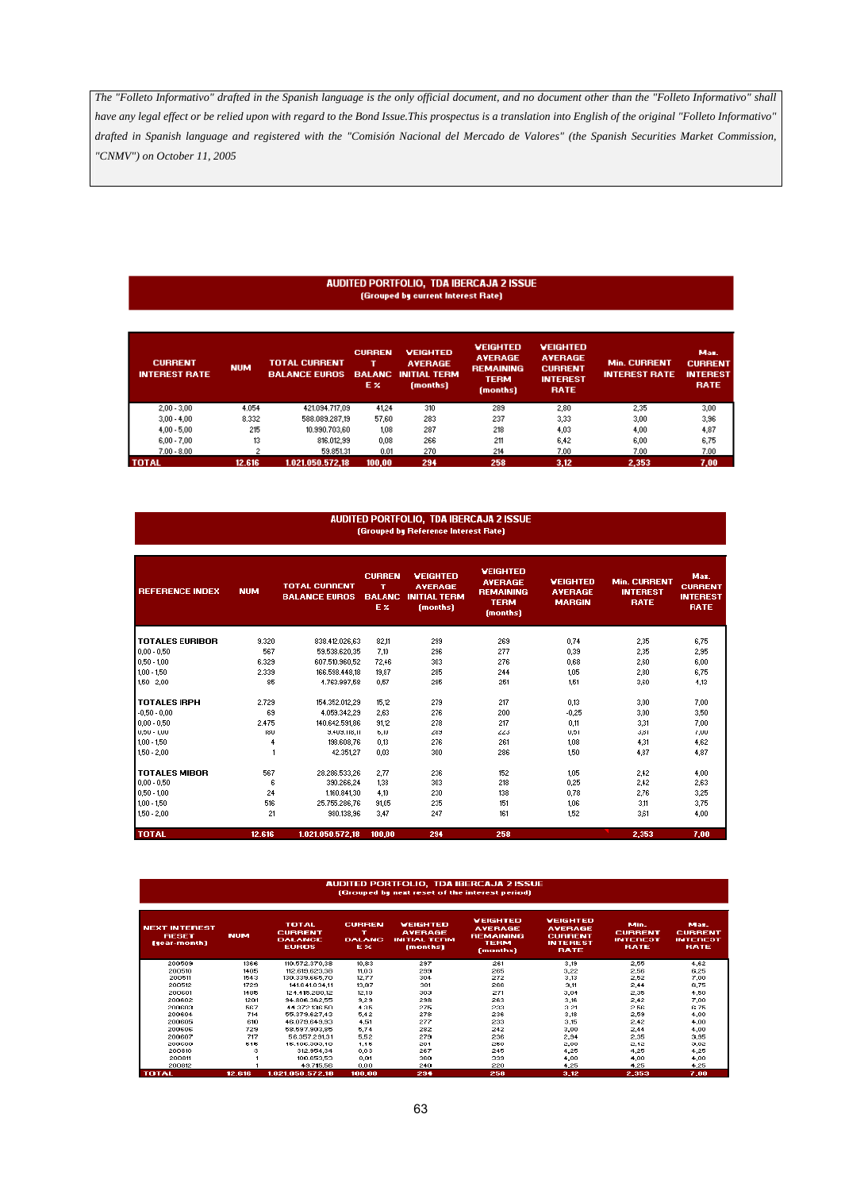*The "Folleto Informativo" drafted in the Spanish language is the only official document, and no document other than the "Folleto Informativo" shall have any legal effect or be relied upon with regard to the Bond Issue.This prospectus is a translation into English of the original "Folleto Informativo" drafted in Spanish language and registered with the "Comisión Nacional del Mercado de Valores" (the Spanish Securities Market Commission, "CNMV") on October 11, 2005*

**AUDITED PORTFOLIO, TDA IBERCAJA 2 ISSUE**
**(Grouped by current Interest Rate)**

| CURRENT INTEREST RATE | NUM | TOTAL CURRENT BALANCE EUROS | CURRENT BALANCE % | WEIGHTED AVERAGE INITIAL TERM (months) | WEIGHTED AVERAGE REMAINING TERM (months) | WEIGHTED AVERAGE CURRENT INTEREST RATE | Min. CURRENT INTEREST RATE | Max. CURRENT INTEREST RATE |
|---|---|---|---|---|---|---|---|---|
| 2,00 - 3,00 | 4.054 | 421.094.717,09 | 41,24 | 310 | 289 | 2,80 | 2,35 | 3,00 |
| 3,00 - 4,00 | 8.332 | 588.089.287,19 | 57,60 | 283 | 237 | 3,33 | 3,00 | 3,96 |
| 4,00 - 5,00 | 215 | 10.990.703,60 | 1,08 | 287 | 218 | 4,03 | 4,00 | 4,87 |
| 6,00 - 7,00 | 13 | 816.012,99 | 0,08 | 266 | 211 | 6,42 | 6,00 | 6,75 |
| 7,00 - 8,00 | 2 | 59.851,31 | 0,01 | 270 | 214 | 7,00 | 7,00 | 7,00 |
| **TOTAL** | **12.616** | **1.021.050.572,18** | **100,00** | **294** | **258** | **3,12** | **2,353** | **7,00** |

**AUDITED PORTFOLIO, TDA IBERCAJA 2 ISSUE**
**(Grouped by Reference Interest Rate)**

| REFERENCE INDEX | NUM | TOTAL CURRENT BALANCE EUROS | CURRENT BALANCE % | WEIGHTED AVERAGE INITIAL TERM (months) | WEIGHTED AVERAGE REMAINING TERM (months) | WEIGHTED AVERAGE MARGIN | Min. CURRENT INTEREST RATE | Max. CURRENT INTEREST RATE |
|---|---|---|---|---|---|---|---|---|
| **TOTALES EURIBOR** | 9.320 | 838.412.026,63 | 82,11 | 299 | 269 | 0,74 | 2,35 | 6,75 |
| 0,00 - 0,50 | 567 | 59.538.620,35 | 7,10 | 296 | 277 | 0,39 | 2,35 | 2,95 |
| 0,50 - 1,00 | 6.329 | 607.510.960,52 | 72,46 | 303 | 276 | 0,68 | 2,60 | 6,00 |
| 1,00 - 1,50 | 2.339 | 166.598.448,18 | 19,87 | 285 | 244 | 1,05 | 2,80 | 6,75 |
| 1,50 - 2,00 | 85 | 4.763.997,58 | 0,57 | 295 | 251 | 1,51 | 3,60 | 4,13 |
| **TOTALES IRPH** | 2.729 | 154.352.012,29 | 15,12 | 279 | 217 | 0,13 | 3,00 | 7,00 |
| -0,50 - 0,00 | 69 | 4.059.342,29 | 2,63 | 276 | 200 | -0,25 | 3,00 | 3,50 |
| 0,00 - 0,50 | 2.475 | 140.642.591,86 | 91,12 | 278 | 217 | 0,11 | 3,31 | 7,00 |
| 0,50 - 1,00 | 180 | 9.409.118,11 | 6,10 | 289 | 224 | 0,61 | 3,81 | 7,00 |
| 1,00 - 1,50 | 4 | 198.608,76 | 0,13 | 276 | 261 | 1,08 | 4,31 | 4,62 |
| 1,50 - 2,00 | 1 | 42.351,27 | 0,03 | 300 | 286 | 1,50 | 4,87 | 4,87 |
| **TOTALES MIBOR** | 567 | 28.286.533,26 | 2,77 | 236 | 152 | 1,05 | 2,42 | 4,00 |
| 0,00 - 0,50 | 6 | 390.266,24 | 1,38 | 303 | 218 | 0,25 | 2,42 | 2,63 |
| 0,50 - 1,00 | 24 | 1.160.841,30 | 4,10 | 230 | 138 | 0,78 | 2,76 | 3,25 |
| 1,00 - 1,50 | 516 | 25.755.286,76 | 91,05 | 235 | 151 | 1,06 | 3,11 | 3,75 |
| 1,50 - 2,00 | 21 | 980.138,96 | 3,47 | 247 | 161 | 1,52 | 3,61 | 4,00 |
| **TOTAL** | **12.616** | **1.021.050.572,18** | **100,00** | **294** | **258** | | **2,353** | **7,00** |

**AUDITED PORTFOLIO, TDA IBERCAJA 2 ISSUE**
**(Grouped by next reset of the interest period)**

| NEXT INTEREST RESET (year-month) | NUM | TOTAL CURRENT BALANCE EUROS | CURRENT BALANCE % | WEIGHTED AVERAGE INITIAL TERM (months) | WEIGHTED AVERAGE REMAINING TERM (months) | WEIGHTED AVERAGE CURRENT INTEREST RATE | Min. CURRENT INTEREST RATE | Max. CURRENT INTEREST RATE |
|---|---|---|---|---|---|---|---|---|
| 200509 | 1366 | 110.572.370,38 | 10,83 | 297 | 261 | 3,19 | 2,55 | 4,62 |
| 200510 | 1405 | 112.619.623,36 | 11,03 | 299 | 265 | 3,22 | 2,56 | 6,25 |
| 200511 | 1543 | 130.339.655,70 | 12,77 | 304 | 272 | 3,12 | 2,52 | 7,00 |
| 200512 | 1729 | 141.641.034,11 | 13,87 | 301 | 268 | 3,11 | 2,44 | 6,75 |
| 200601 | 1495 | 124.415.280,12 | 12,19 | 303 | 271 | 3,04 | 2,35 | 4,50 |
| 200602 | 1201 | 94.806.362,55 | 9,29 | 298 | 263 | 3,16 | 2,42 | 7,00 |
| 200603 | 567 | 44.372.136,50 | 4,35 | 275 | 233 | 3,21 | 2,56 | 6,75 |
| 200604 | 714 | 55.379.627,43 | 5,42 | 278 | 236 | 3,18 | 2,59 | 4,00 |
| 200605 | 610 | 46.079.549,93 | 4,51 | 277 | 233 | 3,15 | 2,42 | 4,00 |
| 200606 | 729 | 58.597.903,85 | 5,74 | 282 | 242 | 3,00 | 2,44 | 4,00 |
| 200607 | 717 | 56.357.291,31 | 5,52 | 279 | 236 | 2,94 | 2,35 | 3,95 |
| 200608 | 815 | 45.105.300,10 | 4,42 | 281 | 250 | 2,60 | 2,12 | 3,62 |
| 200610 | 3 | 312.954,34 | 0,03 | 267 | 245 | 4,25 | 4,25 | 4,25 |
| 200611 | 1 | 100.653,53 | 0,01 | 360 | 339 | 4,00 | 4,00 | 4,00 |
| 200612 | 1 | 49.715,56 | 0,00 | 240 | 220 | 4,25 | 4,25 | 4,25 |
| **TOTAL** | **12.616** | **1.021.050.572,18** | **100,00** | **294** | **258** | **3,12** | **2,353** | **7,00** |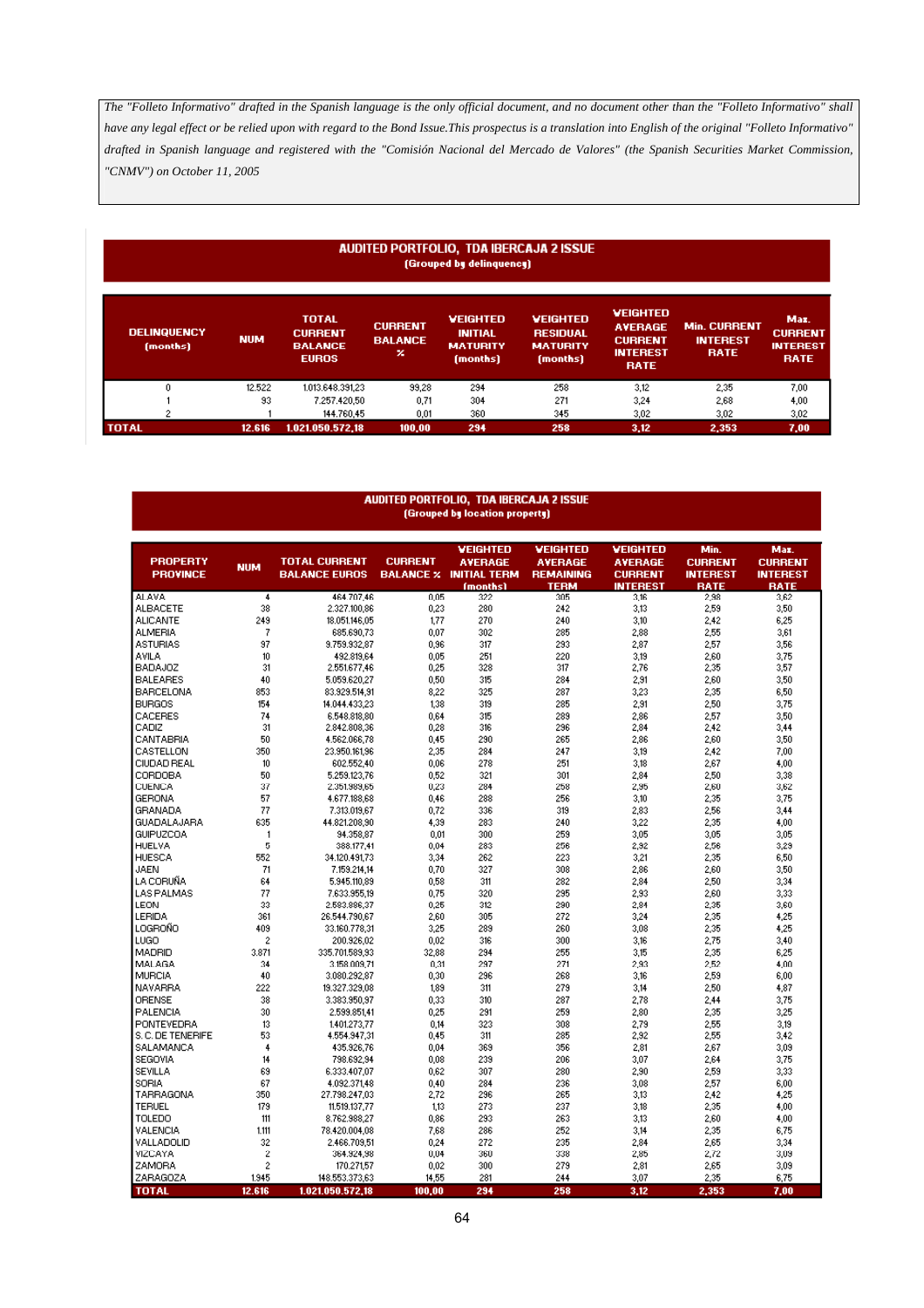*The "Folleto Informativo" drafted in the Spanish language is the only official document, and no document other than the "Folleto Informativo" shall have any legal effect or be relied upon with regard to the Bond Issue.This prospectus is a translation into English of the original "Folleto Informativo" drafted in Spanish language and registered with the "Comisión Nacional del Mercado de Valores" (the Spanish Securities Market Commission, "CNMV") on October 11, 2005*

**AUDITED PORTFOLIO, TDA IBERCAJA 2 ISSUE**
**(Grouped by delinquency)**

| DELINQUENCY (months) | NUM | TOTAL CURRENT BALANCE EUROS | CURRENT BALANCE % | WEIGHTED INITIAL MATURITY (months) | WEIGHTED RESIDUAL MATURITY (months) | WEIGHTED AVERAGE CURRENT INTEREST RATE | Min. CURRENT INTEREST RATE | Max. CURRENT INTEREST RATE |
|---|---|---|---|---|---|---|---|---|
| 0 | 12.522 | 1.013.648.391,23 | 99,28 | 294 | 258 | 3,12 | 2,35 | 7,00 |
| 1 | 93 | 7.257.420,50 | 0,71 | 304 | 271 | 3,24 | 2,68 | 4,00 |
| 2 | 1 | 144.760,45 | 0,01 | 360 | 345 | 3,02 | 3,02 | 3,02 |
| **TOTAL** | **12.616** | **1.021.050.572,18** | **100,00** | **294** | **258** | **3,12** | **2,353** | **7,00** |

**AUDITED PORTFOLIO, TDA IBERCAJA 2 ISSUE**
**(Grouped by location property)**

| PROPERTY PROVINCE | NUM | TOTAL CURRENT BALANCE EUROS | CURRENT BALANCE % | WEIGHTED AVERAGE INITIAL TERM (months) | WEIGHTED AVERAGE REMAINING TERM | WEIGHTED AVERAGE CURRENT INTEREST | Min. CURRENT INTEREST RATE | Max. CURRENT INTEREST RATE |
|---|---|---|---|---|---|---|---|---|
| ALAVA | 4 | 464.707,46 | 0,05 | 322 | 305 | 3,16 | 2,98 | 3,62 |
| ALBACETE | 38 | 2.327.100,86 | 0,23 | 280 | 242 | 3,13 | 2,59 | 3,50 |
| ALICANTE | 249 | 18.051.146,05 | 1,77 | 270 | 240 | 3,10 | 2,42 | 6,25 |
| ALMERIA | 7 | 685.690,73 | 0,07 | 302 | 285 | 2,88 | 2,55 | 3,61 |
| ASTURIAS | 97 | 9.759.932,87 | 0,96 | 317 | 293 | 2,87 | 2,57 | 3,56 |
| AVILA | 10 | 492.819,64 | 0,05 | 251 | 220 | 3,19 | 2,60 | 3,75 |
| BADAJOZ | 31 | 2.551.677,46 | 0,25 | 328 | 317 | 2,76 | 2,35 | 3,57 |
| BALEARES | 40 | 5.059.620,27 | 0,50 | 315 | 284 | 2,91 | 2,60 | 3,50 |
| BARCELONA | 853 | 83.929.514,91 | 8,22 | 325 | 287 | 3,23 | 2,35 | 6,50 |
| BURGOS | 154 | 14.044.433,23 | 1,38 | 319 | 285 | 2,91 | 2,50 | 3,75 |
| CACERES | 74 | 6.548.818,80 | 0,64 | 315 | 289 | 2,86 | 2,57 | 3,50 |
| CADIZ | 31 | 2.842.808,36 | 0,28 | 316 | 296 | 2,84 | 2,42 | 3,44 |
| CANTABRIA | 50 | 4.562.066,78 | 0,45 | 290 | 265 | 2,86 | 2,60 | 3,50 |
| CASTELLON | 350 | 23.950.161,96 | 2,35 | 284 | 247 | 3,19 | 2,42 | 7,00 |
| CIUDAD REAL | 10 | 602.552,40 | 0,06 | 278 | 251 | 3,18 | 2,67 | 4,00 |
| CORDOBA | 50 | 5.259.123,76 | 0,52 | 321 | 301 | 2,84 | 2,50 | 3,38 |
| CUENCA | 37 | 2.351.989,65 | 0,23 | 284 | 258 | 2,95 | 2,60 | 3,62 |
| GERONA | 57 | 4.677.188,68 | 0,46 | 288 | 256 | 3,10 | 2,35 | 3,75 |
| GRANADA | 77 | 7.313.019,67 | 0,72 | 336 | 319 | 2,83 | 2,56 | 3,44 |
| GUADALAJARA | 635 | 44.821.208,90 | 4,39 | 283 | 240 | 3,22 | 2,35 | 4,00 |
| GUIPUZCOA | 1 | 94.358,87 | 0,01 | 300 | 259 | 3,05 | 3,05 | 3,05 |
| HUELVA | 5 | 388.177,41 | 0,04 | 283 | 256 | 2,92 | 2,56 | 3,29 |
| HUESCA | 552 | 34.120.491,73 | 3,34 | 262 | 223 | 3,21 | 2,35 | 6,50 |
| JAEN | 71 | 7.159.214,14 | 0,70 | 327 | 308 | 2,86 | 2,60 | 3,50 |
| LA CORUÑA | 64 | 5.945.110,89 | 0,58 | 311 | 282 | 2,84 | 2,50 | 3,34 |
| LAS PALMAS | 77 | 7.633.955,19 | 0,75 | 320 | 295 | 2,93 | 2,60 | 3,33 |
| LEON | 33 | 2.583.886,37 | 0,25 | 312 | 290 | 2,84 | 2,35 | 3,60 |
| LERIDA | 361 | 26.544.790,67 | 2,60 | 305 | 272 | 3,24 | 2,35 | 4,25 |
| LOGROÑO | 409 | 33.160.778,31 | 3,25 | 289 | 260 | 3,08 | 2,35 | 4,25 |
| LUGO | 2 | 200.926,02 | 0,02 | 316 | 300 | 3,16 | 2,75 | 3,40 |
| MADRID | 3.871 | 335.701.589,93 | 32,88 | 294 | 255 | 3,15 | 2,35 | 6,25 |
| MALAGA | 34 | 3.158.009,71 | 0,31 | 297 | 271 | 2,93 | 2,52 | 4,00 |
| MURCIA | 40 | 3.080.292,87 | 0,30 | 296 | 268 | 3,16 | 2,59 | 6,00 |
| NAVARRA | 222 | 19.327.329,08 | 1,89 | 311 | 279 | 3,14 | 2,50 | 4,87 |
| ORENSE | 38 | 3.383.950,97 | 0,33 | 310 | 287 | 2,78 | 2,44 | 3,75 |
| PALENCIA | 30 | 2.599.851,41 | 0,25 | 291 | 259 | 2,80 | 2,35 | 3,25 |
| PONTEVEDRA | 13 | 1.401.273,77 | 0,14 | 323 | 308 | 2,79 | 2,55 | 3,19 |
| S. C. DE TENERIFE | 53 | 4.554.947,31 | 0,45 | 311 | 285 | 2,92 | 2,55 | 3,42 |
| SALAMANCA | 4 | 435.926,76 | 0,04 | 369 | 356 | 2,81 | 2,67 | 3,09 |
| SEGOVIA | 14 | 798.692,94 | 0,08 | 239 | 206 | 3,07 | 2,64 | 3,75 |
| SEVILLA | 69 | 6.333.407,07 | 0,62 | 307 | 280 | 2,90 | 2,59 | 3,33 |
| SORIA | 67 | 4.092.371,48 | 0,40 | 284 | 236 | 3,08 | 2,57 | 6,00 |
| TARRAGONA | 350 | 27.798.247,03 | 2,72 | 296 | 265 | 3,13 | 2,42 | 4,25 |
| TERUEL | 179 | 11.519.137,77 | 1,13 | 273 | 237 | 3,18 | 2,35 | 4,00 |
| TOLEDO | 111 | 8.762.988,27 | 0,86 | 293 | 263 | 3,13 | 2,60 | 4,00 |
| VALENCIA | 1.111 | 78.420.004,08 | 7,68 | 286 | 252 | 3,14 | 2,35 | 6,75 |
| VALLADOLID | 32 | 2.466.709,51 | 0,24 | 272 | 235 | 2,84 | 2,65 | 3,34 |
| VIZCAYA | 2 | 364.924,98 | 0,04 | 360 | 338 | 2,85 | 2,72 | 3,09 |
| ZAMORA | 2 | 170.271,57 | 0,02 | 300 | 279 | 2,81 | 2,65 | 3,09 |
| ZARAGOZA | 1.945 | 148.553.373,63 | 14,55 | 281 | 244 | 3,07 | 2,35 | 6,75 |
| **TOTAL** | **12.616** | **1.021.050.572,18** | **100,00** | **294** | **258** | **3,12** | **2,353** | **7,00** |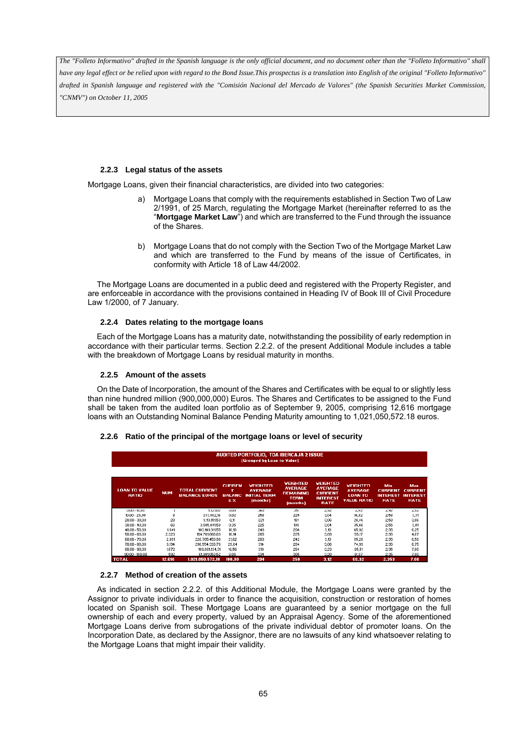*The "Folleto Informativo" drafted in the Spanish language is the only official document, and no document other than the "Folleto Informativo" shall have any legal effect or be relied upon with regard to the Bond Issue.This prospectus is a translation into English of the original "Folleto Informativo" drafted in Spanish language and registered with the "Comisión Nacional del Mercado de Valores" (the Spanish Securities Market Commission, "CNMV") on October 11, 2005*

### 2.2.3 Legal status of the assets

Mortgage Loans, given their financial characteristics, are divided into two categories:

a) Mortgage Loans that comply with the requirements established in Section Two of Law 2/1991, of 25 March, regulating the Mortgage Market (hereinafter referred to as the "**Mortgage Market Law**") and which are transferred to the Fund through the issuance of the Shares.

b) Mortgage Loans that do not comply with the Section Two of the Mortgage Market Law and which are transferred to the Fund by means of the issue of Certificates, in conformity with Article 18 of Law 44/2002.

The Mortgage Loans are documented in a public deed and registered with the Property Register, and are enforceable in accordance with the provisions contained in Heading IV of Book III of Civil Procedure Law 1/2000, of 7 January.

### 2.2.4 Dates relating to the mortgage loans

Each of the Mortgage Loans has a maturity date, notwithstanding the possibility of early redemption in accordance with their particular terms. Section 2.2.2. of the present Additional Module includes a table with the breakdown of Mortgage Loans by residual maturity in months.

### 2.2.5 Amount of the assets

On the Date of Incorporation, the amount of the Shares and Certificates with be equal to or slightly less than nine hundred million (900,000,000) Euros. The Shares and Certificates to be assigned to the Fund shall be taken from the audited loan portfolio as of September 9, 2005, comprising 12,616 mortgage loans with an Outstanding Nominal Balance Pending Maturity amounting to 1,021,050,572.18 euros.

### 2.2.6 Ratio of the principal of the mortgage loans or level of security

**AUDITED PORTFOLIO, TDA IBERCAJA 2 ISSUE**
(Grouped by Loan to Value)

| LOAN TO VALUE RATIO | NUM | TOTAL CURRENT BALANCE EUROS | CURRENT BALANCE % | WEIGHTED AVERAGE INITIAL TERM (months) | WEIGHTED AVERAGE REMAINING TERM (months) | WEIGHTED AVERAGE CURRENT INTEREST RATE | WEIGHTED AVERAGE LOAN TO VALUE RATIO | Min CURRENT INTEREST RATE | Max CURRENT INTEREST RATE |
|---|---|---|---|---|---|---|---|---|---|
| 0,00 - 10,00 | 1 | 5.121,02 | 0,00 | 360 | 351 | 2,92 | 2,93 | 2,92 | 2,92 |
| 10,00 - 20,00 | 8 | 233.802,16 | 0,02 | 268 | 225 | 3,04 | 16,92 | 2,69 | 3,31 |
| 20,00 - 30,00 | 29 | 1.113.151,53 | 0,11 | 221 | 181 | 3,06 | 26,46 | 2,59 | 3,66 |
| 30,00 - 40,00 | 66 | 3.595.841,59 | 0,35 | 225 | 196 | 3,04 | 35,66 | 2,55 | 3,81 |
| 40,00 - 50,00 | 1.841 | 103.148.011,55 | 10,10 | 248 | 206 | 3,10 | 45,92 | 2,35 | 6,25 |
| 50,00 - 60,00 | 2.323 | 164.761.668,63 | 16,14 | 265 | 225 | 3,09 | 55,17 | 2,35 | 4,67 |
| 60,00 - 70,00 | 2.981 | 220.765.453,98 | 21,62 | 283 | 242 | 3,13 | 65,28 | 2,35 | 6,50 |
| 70,00 - 80,00 | 3.194 | 286.554.333,79 | 28,04 | 314 | 284 | 3,06 | 74,99 | 2,35 | 6,75 |
| 80,00 - 90,00 | 1.672 | 169.031.134,31 | 16,56 | 319 | 294 | 3,23 | 85,51 | 2,35 | 7,00 |
| 90,00 - 100,00 | 502 | 61.801.053,52 | 6,05 | 334 | 305 | 3,30 | 91,67 | 2,35 | 7,00 |
| **TOTAL** | **12.616** | **1.021.050.572,18** | **100,00** | **294** | **259** | **3,12** | **69,32** | **2,353** | **7,00** |

### 2.2.7 Method of creation of the assets

As indicated in section 2.2.2. of this Additional Module, the Mortgage Loans were granted by the Assignor to private individuals in order to finance the acquisition, construction or restoration of homes located on Spanish soil. These Mortgage Loans are guaranteed by a senior mortgage on the full ownership of each and every property, valued by an Appraisal Agency. Some of the aforementioned Mortgage Loans derive from subrogations of the private individual debtor of promoter loans. On the Incorporation Date, as declared by the Assignor, there are no lawsuits of any kind whatsoever relating to the Mortgage Loans that might impair their validity.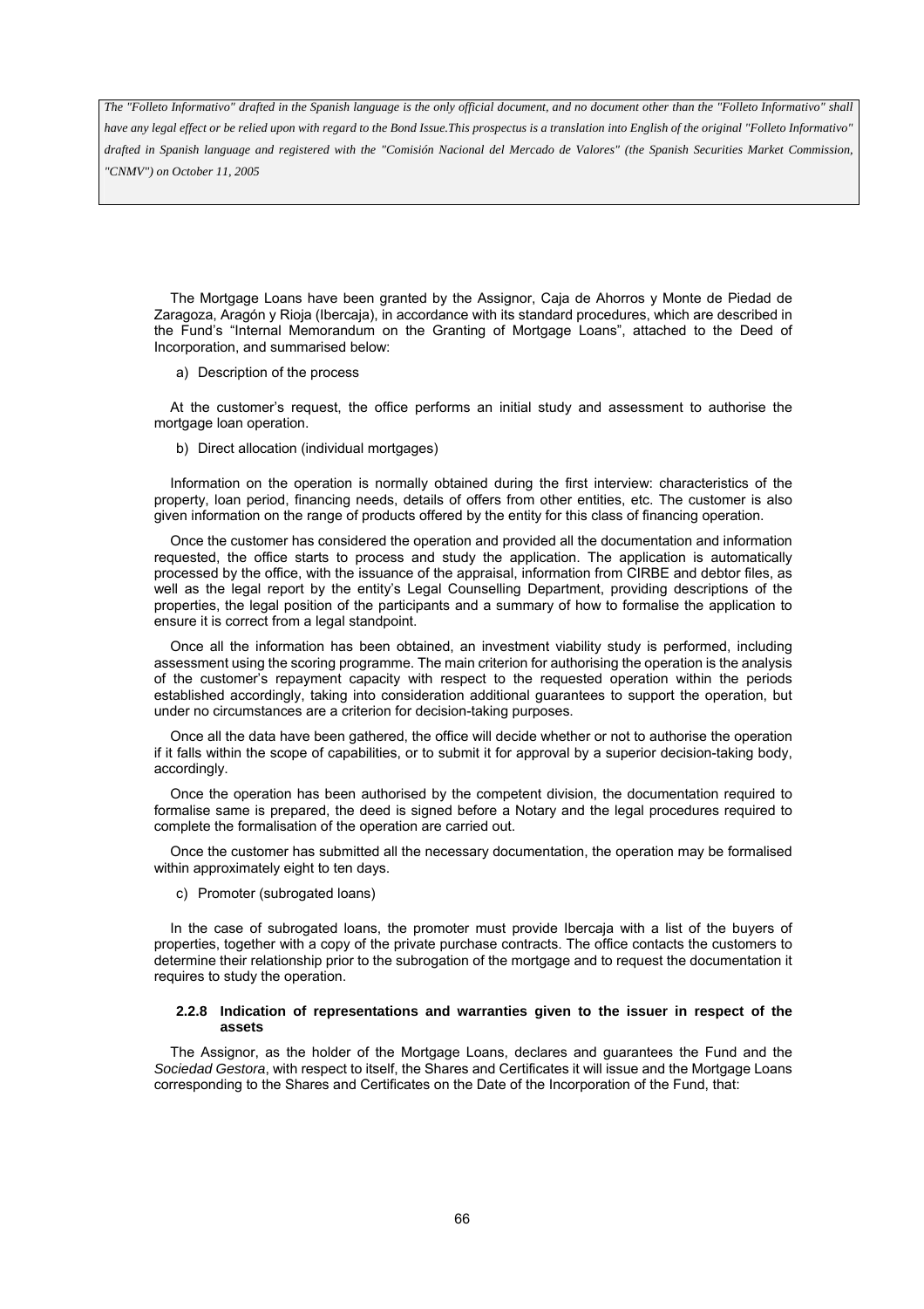The Mortgage Loans have been granted by the Assignor, Caja de Ahorros y Monte de Piedad de Zaragoza, Aragón y Rioja (Ibercaja), in accordance with its standard procedures, which are described in the Fund's "Internal Memorandum on the Granting of Mortgage Loans", attached to the Deed of Incorporation, and summarised below:

a) Description of the process

At the customer's request, the office performs an initial study and assessment to authorise the mortgage loan operation.

b) Direct allocation (individual mortgages)

Information on the operation is normally obtained during the first interview: characteristics of the property, loan period, financing needs, details of offers from other entities, etc. The customer is also given information on the range of products offered by the entity for this class of financing operation.

Once the customer has considered the operation and provided all the documentation and information requested, the office starts to process and study the application. The application is automatically processed by the office, with the issuance of the appraisal, information from CIRBE and debtor files, as well as the legal report by the entity's Legal Counselling Department, providing descriptions of the properties, the legal position of the participants and a summary of how to formalise the application to ensure it is correct from a legal standpoint.

Once all the information has been obtained, an investment viability study is performed, including assessment using the scoring programme. The main criterion for authorising the operation is the analysis of the customer's repayment capacity with respect to the requested operation within the periods established accordingly, taking into consideration additional guarantees to support the operation, but under no circumstances are a criterion for decision-taking purposes.

Once all the data have been gathered, the office will decide whether or not to authorise the operation if it falls within the scope of capabilities, or to submit it for approval by a superior decision-taking body, accordingly.

Once the operation has been authorised by the competent division, the documentation required to formalise same is prepared, the deed is signed before a Notary and the legal procedures required to complete the formalisation of the operation are carried out.

Once the customer has submitted all the necessary documentation, the operation may be formalised within approximately eight to ten days.

c) Promoter (subrogated loans)

In the case of subrogated loans, the promoter must provide Ibercaja with a list of the buyers of properties, together with a copy of the private purchase contracts. The office contacts the customers to determine their relationship prior to the subrogation of the mortgage and to request the documentation it requires to study the operation.

#### 2.2.8 Indication of representations and warranties given to the issuer in respect of the assets

The Assignor, as the holder of the Mortgage Loans, declares and guarantees the Fund and the *Sociedad Gestora*, with respect to itself, the Shares and Certificates it will issue and the Mortgage Loans corresponding to the Shares and Certificates on the Date of the Incorporation of the Fund, that: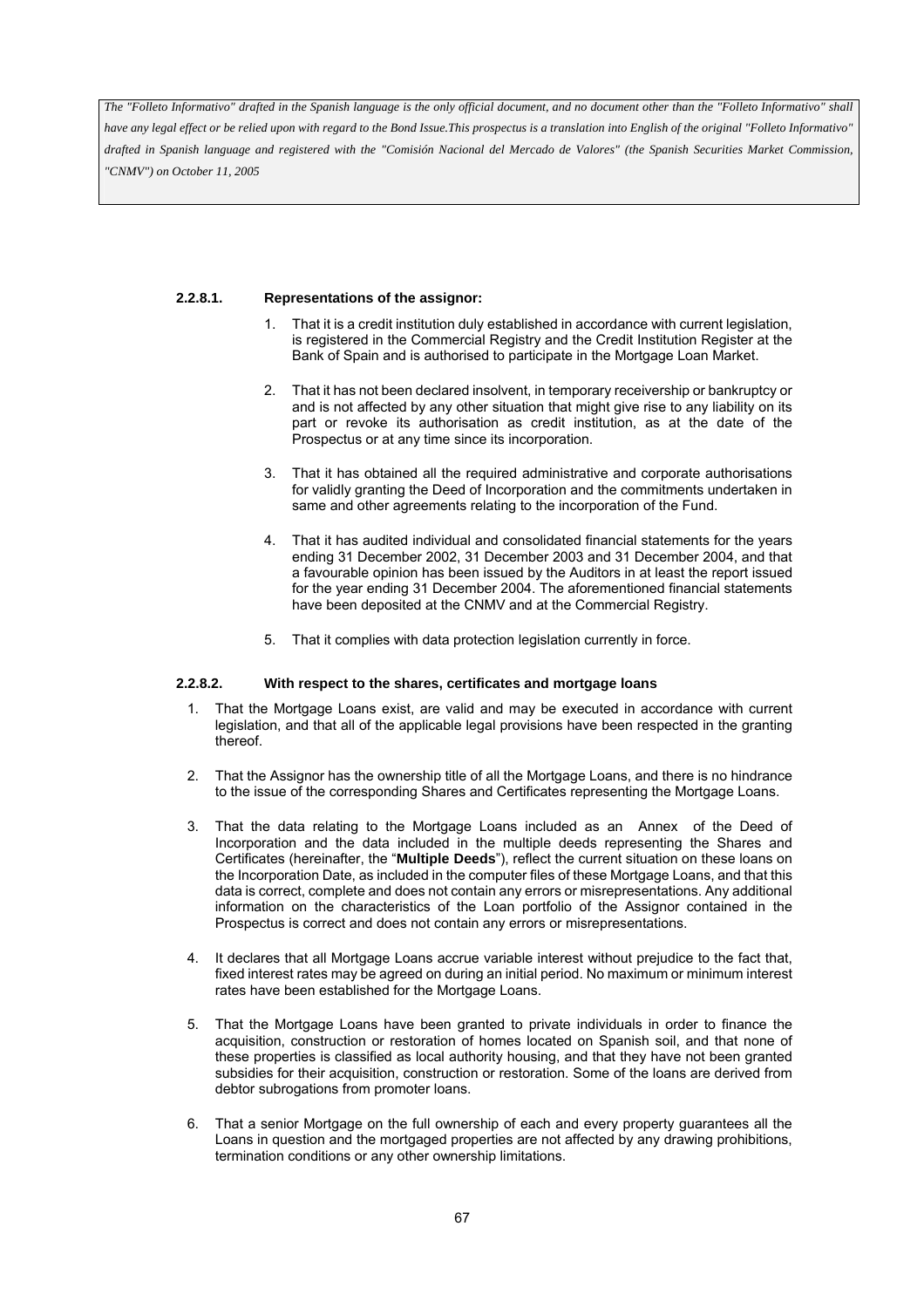*The "Folleto Informativo" drafted in the Spanish language is the only official document, and no document other than the "Folleto Informativo" shall have any legal effect or be relied upon with regard to the Bond Issue.This prospectus is a translation into English of the original "Folleto Informativo" drafted in Spanish language and registered with the "Comisión Nacional del Mercado de Valores" (the Spanish Securities Market Commission, "CNMV") on October 11, 2005*

#### 2.2.8.1. Representations of the assignor:

1. That it is a credit institution duly established in accordance with current legislation, is registered in the Commercial Registry and the Credit Institution Register at the Bank of Spain and is authorised to participate in the Mortgage Loan Market.

2. That it has not been declared insolvent, in temporary receivership or bankruptcy or and is not affected by any other situation that might give rise to any liability on its part or revoke its authorisation as credit institution, as at the date of the Prospectus or at any time since its incorporation.

3. That it has obtained all the required administrative and corporate authorisations for validly granting the Deed of Incorporation and the commitments undertaken in same and other agreements relating to the incorporation of the Fund.

4. That it has audited individual and consolidated financial statements for the years ending 31 December 2002, 31 December 2003 and 31 December 2004, and that a favourable opinion has been issued by the Auditors in at least the report issued for the year ending 31 December 2004. The aforementioned financial statements have been deposited at the CNMV and at the Commercial Registry.

5. That it complies with data protection legislation currently in force.

#### 2.2.8.2. With respect to the shares, certificates and mortgage loans

1. That the Mortgage Loans exist, are valid and may be executed in accordance with current legislation, and that all of the applicable legal provisions have been respected in the granting thereof.

2. That the Assignor has the ownership title of all the Mortgage Loans, and there is no hindrance to the issue of the corresponding Shares and Certificates representing the Mortgage Loans.

3. That the data relating to the Mortgage Loans included as an Annex of the Deed of Incorporation and the data included in the multiple deeds representing the Shares and Certificates (hereinafter, the "**Multiple Deeds**"), reflect the current situation on these loans on the Incorporation Date, as included in the computer files of these Mortgage Loans, and that this data is correct, complete and does not contain any errors or misrepresentations. Any additional information on the characteristics of the Loan portfolio of the Assignor contained in the Prospectus is correct and does not contain any errors or misrepresentations.

4. It declares that all Mortgage Loans accrue variable interest without prejudice to the fact that, fixed interest rates may be agreed on during an initial period. No maximum or minimum interest rates have been established for the Mortgage Loans.

5. That the Mortgage Loans have been granted to private individuals in order to finance the acquisition, construction or restoration of homes located on Spanish soil, and that none of these properties is classified as local authority housing, and that they have not been granted subsidies for their acquisition, construction or restoration. Some of the loans are derived from debtor subrogations from promoter loans.

6. That a senior Mortgage on the full ownership of each and every property guarantees all the Loans in question and the mortgaged properties are not affected by any drawing prohibitions, termination conditions or any other ownership limitations.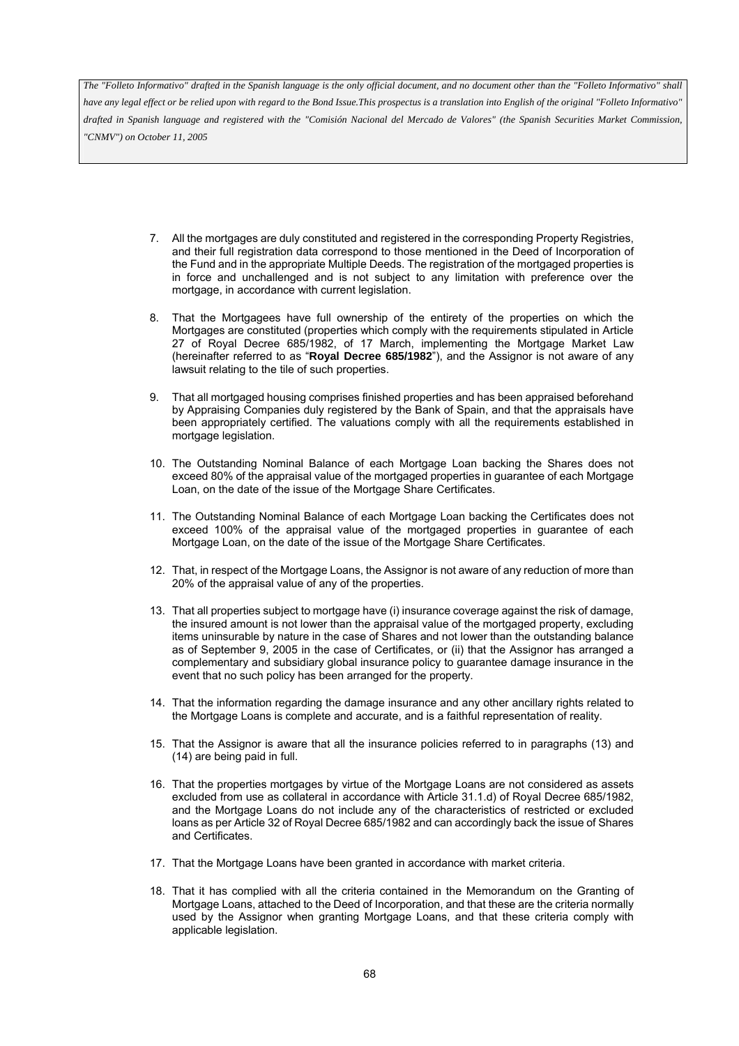7. All the mortgages are duly constituted and registered in the corresponding Property Registries, and their full registration data correspond to those mentioned in the Deed of Incorporation of the Fund and in the appropriate Multiple Deeds. The registration of the mortgaged properties is in force and unchallenged and is not subject to any limitation with preference over the mortgage, in accordance with current legislation.

8. That the Mortgagees have full ownership of the entirety of the properties on which the Mortgages are constituted (properties which comply with the requirements stipulated in Article 27 of Royal Decree 685/1982, of 17 March, implementing the Mortgage Market Law (hereinafter referred to as "**Royal Decree 685/1982**"), and the Assignor is not aware of any lawsuit relating to the tile of such properties.

9. That all mortgaged housing comprises finished properties and has been appraised beforehand by Appraising Companies duly registered by the Bank of Spain, and that the appraisals have been appropriately certified. The valuations comply with all the requirements established in mortgage legislation.

10. The Outstanding Nominal Balance of each Mortgage Loan backing the Shares does not exceed 80% of the appraisal value of the mortgaged properties in guarantee of each Mortgage Loan, on the date of the issue of the Mortgage Share Certificates.

11. The Outstanding Nominal Balance of each Mortgage Loan backing the Certificates does not exceed 100% of the appraisal value of the mortgaged properties in guarantee of each Mortgage Loan, on the date of the issue of the Mortgage Share Certificates.

12. That, in respect of the Mortgage Loans, the Assignor is not aware of any reduction of more than 20% of the appraisal value of any of the properties.

13. That all properties subject to mortgage have (i) insurance coverage against the risk of damage, the insured amount is not lower than the appraisal value of the mortgaged property, excluding items uninsurable by nature in the case of Shares and not lower than the outstanding balance as of September 9, 2005 in the case of Certificates, or (ii) that the Assignor has arranged a complementary and subsidiary global insurance policy to guarantee damage insurance in the event that no such policy has been arranged for the property.

14. That the information regarding the damage insurance and any other ancillary rights related to the Mortgage Loans is complete and accurate, and is a faithful representation of reality.

15. That the Assignor is aware that all the insurance policies referred to in paragraphs (13) and (14) are being paid in full.

16. That the properties mortgages by virtue of the Mortgage Loans are not considered as assets excluded from use as collateral in accordance with Article 31.1.d) of Royal Decree 685/1982, and the Mortgage Loans do not include any of the characteristics of restricted or excluded loans as per Article 32 of Royal Decree 685/1982 and can accordingly back the issue of Shares and Certificates.

17. That the Mortgage Loans have been granted in accordance with market criteria.

18. That it has complied with all the criteria contained in the Memorandum on the Granting of Mortgage Loans, attached to the Deed of Incorporation, and that these are the criteria normally used by the Assignor when granting Mortgage Loans, and that these criteria comply with applicable legislation.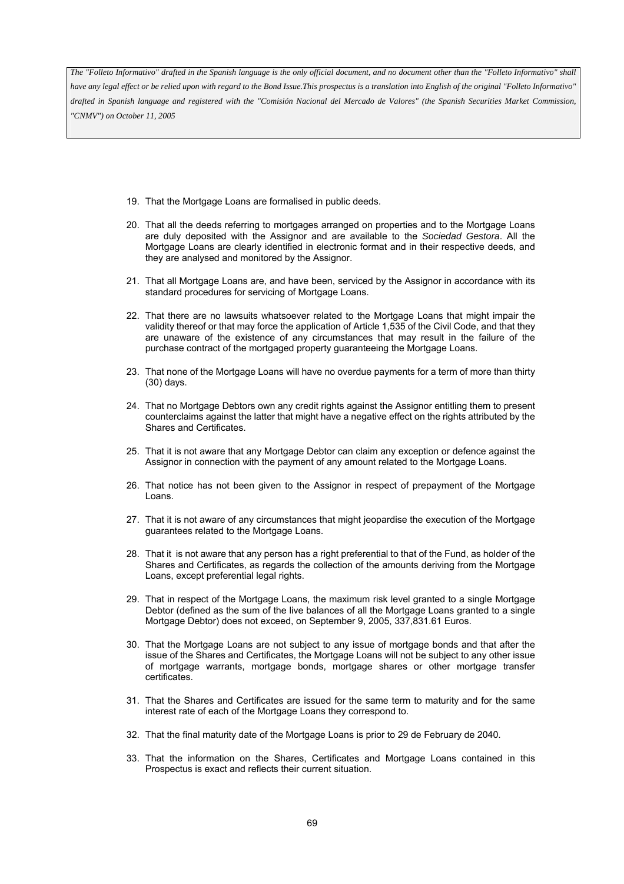*The "Folleto Informativo" drafted in the Spanish language is the only official document, and no document other than the "Folleto Informativo" shall have any legal effect or be relied upon with regard to the Bond Issue.This prospectus is a translation into English of the original "Folleto Informativo" drafted in Spanish language and registered with the "Comisión Nacional del Mercado de Valores" (the Spanish Securities Market Commission, "CNMV") on October 11, 2005*

19. That the Mortgage Loans are formalised in public deeds.

20. That all the deeds referring to mortgages arranged on properties and to the Mortgage Loans are duly deposited with the Assignor and are available to the *Sociedad Gestora*. All the Mortgage Loans are clearly identified in electronic format and in their respective deeds, and they are analysed and monitored by the Assignor.

21. That all Mortgage Loans are, and have been, serviced by the Assignor in accordance with its standard procedures for servicing of Mortgage Loans.

22. That there are no lawsuits whatsoever related to the Mortgage Loans that might impair the validity thereof or that may force the application of Article 1,535 of the Civil Code, and that they are unaware of the existence of any circumstances that may result in the failure of the purchase contract of the mortgaged property guaranteeing the Mortgage Loans.

23. That none of the Mortgage Loans will have no overdue payments for a term of more than thirty (30) days.

24. That no Mortgage Debtors own any credit rights against the Assignor entitling them to present counterclaims against the latter that might have a negative effect on the rights attributed by the Shares and Certificates.

25. That it is not aware that any Mortgage Debtor can claim any exception or defence against the Assignor in connection with the payment of any amount related to the Mortgage Loans.

26. That notice has not been given to the Assignor in respect of prepayment of the Mortgage Loans.

27. That it is not aware of any circumstances that might jeopardise the execution of the Mortgage guarantees related to the Mortgage Loans.

28. That it is not aware that any person has a right preferential to that of the Fund, as holder of the Shares and Certificates, as regards the collection of the amounts deriving from the Mortgage Loans, except preferential legal rights.

29. That in respect of the Mortgage Loans, the maximum risk level granted to a single Mortgage Debtor (defined as the sum of the live balances of all the Mortgage Loans granted to a single Mortgage Debtor) does not exceed, on September 9, 2005, 337,831.61 Euros.

30. That the Mortgage Loans are not subject to any issue of mortgage bonds and that after the issue of the Shares and Certificates, the Mortgage Loans will not be subject to any other issue of mortgage warrants, mortgage bonds, mortgage shares or other mortgage transfer certificates.

31. That the Shares and Certificates are issued for the same term to maturity and for the same interest rate of each of the Mortgage Loans they correspond to.

32. That the final maturity date of the Mortgage Loans is prior to 29 de February de 2040.

33. That the information on the Shares, Certificates and Mortgage Loans contained in this Prospectus is exact and reflects their current situation.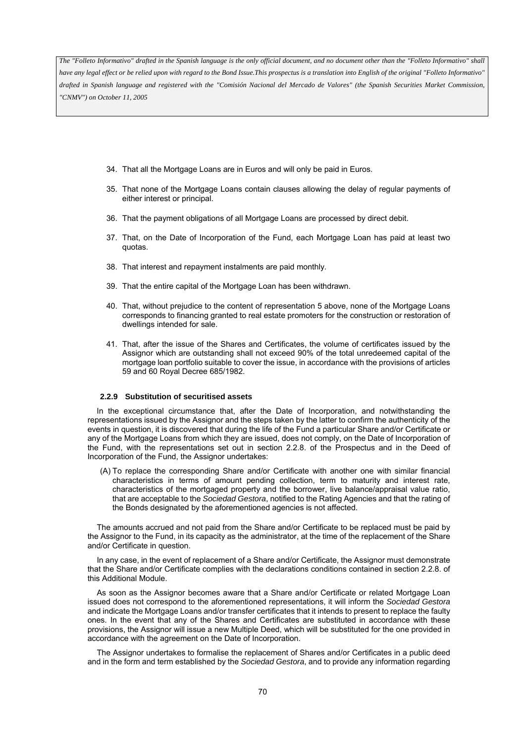34. That all the Mortgage Loans are in Euros and will only be paid in Euros.
35. That none of the Mortgage Loans contain clauses allowing the delay of regular payments of either interest or principal.
36. That the payment obligations of all Mortgage Loans are processed by direct debit.
37. That, on the Date of Incorporation of the Fund, each Mortgage Loan has paid at least two quotas.
38. That interest and repayment instalments are paid monthly.
39. That the entire capital of the Mortgage Loan has been withdrawn.
40. That, without prejudice to the content of representation 5 above, none of the Mortgage Loans corresponds to financing granted to real estate promoters for the construction or restoration of dwellings intended for sale.
41. That, after the issue of the Shares and Certificates, the volume of certificates issued by the Assignor which are outstanding shall not exceed 90% of the total unredeemed capital of the mortgage loan portfolio suitable to cover the issue, in accordance with the provisions of articles 59 and 60 Royal Decree 685/1982.

### 2.2.9 Substitution of securitised assets

In the exceptional circumstance that, after the Date of Incorporation, and notwithstanding the representations issued by the Assignor and the steps taken by the latter to confirm the authenticity of the events in question, it is discovered that during the life of the Fund a particular Share and/or Certificate or any of the Mortgage Loans from which they are issued, does not comply, on the Date of Incorporation of the Fund, with the representations set out in section 2.2.8. of the Prospectus and in the Deed of Incorporation of the Fund, the Assignor undertakes:

(A) To replace the corresponding Share and/or Certificate with another one with similar financial characteristics in terms of amount pending collection, term to maturity and interest rate, characteristics of the mortgaged property and the borrower, live balance/appraisal value ratio, that are acceptable to the *Sociedad Gestora*, notified to the Rating Agencies and that the rating of the Bonds designated by the aforementioned agencies is not affected.

The amounts accrued and not paid from the Share and/or Certificate to be replaced must be paid by the Assignor to the Fund, in its capacity as the administrator, at the time of the replacement of the Share and/or Certificate in question.

In any case, in the event of replacement of a Share and/or Certificate, the Assignor must demonstrate that the Share and/or Certificate complies with the declarations conditions contained in section 2.2.8. of this Additional Module.

As soon as the Assignor becomes aware that a Share and/or Certificate or related Mortgage Loan issued does not correspond to the aforementioned representations, it will inform the *Sociedad Gestora* and indicate the Mortgage Loans and/or transfer certificates that it intends to present to replace the faulty ones. In the event that any of the Shares and Certificates are substituted in accordance with these provisions, the Assignor will issue a new Multiple Deed, which will be substituted for the one provided in accordance with the agreement on the Date of Incorporation.

The Assignor undertakes to formalise the replacement of Shares and/or Certificates in a public deed and in the form and term established by the *Sociedad Gestora*, and to provide any information regarding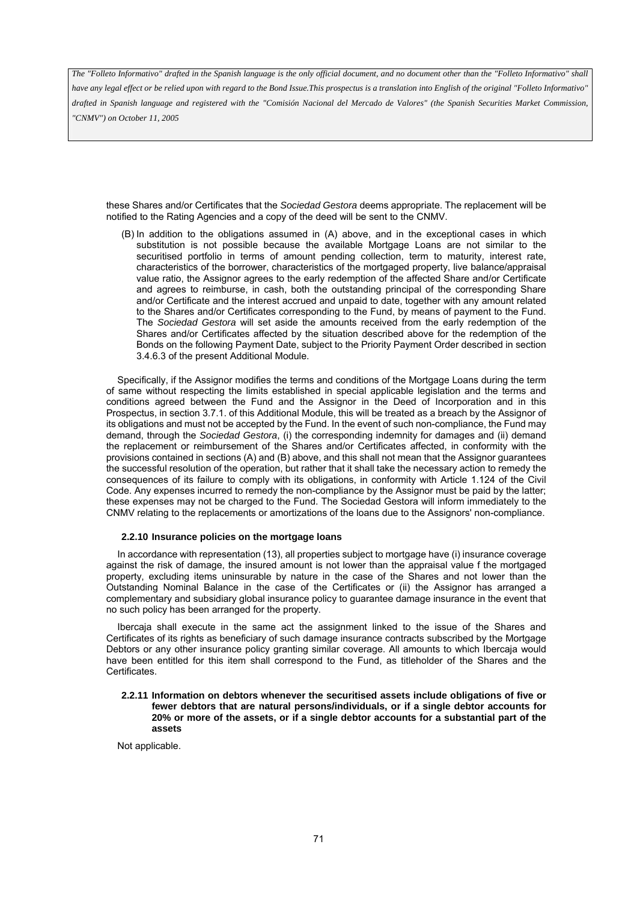these Shares and/or Certificates that the *Sociedad Gestora* deems appropriate. The replacement will be notified to the Rating Agencies and a copy of the deed will be sent to the CNMV.

(B) In addition to the obligations assumed in (A) above, and in the exceptional cases in which substitution is not possible because the available Mortgage Loans are not similar to the securitised portfolio in terms of amount pending collection, term to maturity, interest rate, characteristics of the borrower, characteristics of the mortgaged property, live balance/appraisal value ratio, the Assignor agrees to the early redemption of the affected Share and/or Certificate and agrees to reimburse, in cash, both the outstanding principal of the corresponding Share and/or Certificate and the interest accrued and unpaid to date, together with any amount related to the Shares and/or Certificates corresponding to the Fund, by means of payment to the Fund. The *Sociedad Gestora* will set aside the amounts received from the early redemption of the Shares and/or Certificates affected by the situation described above for the redemption of the Bonds on the following Payment Date, subject to the Priority Payment Order described in section 3.4.6.3 of the present Additional Module.

Specifically, if the Assignor modifies the terms and conditions of the Mortgage Loans during the term of same without respecting the limits established in special applicable legislation and the terms and conditions agreed between the Fund and the Assignor in the Deed of Incorporation and in this Prospectus, in section 3.7.1. of this Additional Module, this will be treated as a breach by the Assignor of its obligations and must not be accepted by the Fund. In the event of such non-compliance, the Fund may demand, through the *Sociedad Gestora*, (i) the corresponding indemnity for damages and (ii) demand the replacement or reimbursement of the Shares and/or Certificates affected, in conformity with the provisions contained in sections (A) and (B) above, and this shall not mean that the Assignor guarantees the successful resolution of the operation, but rather that it shall take the necessary action to remedy the consequences of its failure to comply with its obligations, in conformity with Article 1.124 of the Civil Code. Any expenses incurred to remedy the non-compliance by the Assignor must be paid by the latter; these expenses may not be charged to the Fund. The Sociedad Gestora will inform immediately to the CNMV relating to the replacements or amortizations of the loans due to the Assignors' non-compliance.

### 2.2.10 Insurance policies on the mortgage loans

In accordance with representation (13), all properties subject to mortgage have (i) insurance coverage against the risk of damage, the insured amount is not lower than the appraisal value f the mortgaged property, excluding items uninsurable by nature in the case of the Shares and not lower than the Outstanding Nominal Balance in the case of the Certificates or (ii) the Assignor has arranged a complementary and subsidiary global insurance policy to guarantee damage insurance in the event that no such policy has been arranged for the property.

Ibercaja shall execute in the same act the assignment linked to the issue of the Shares and Certificates of its rights as beneficiary of such damage insurance contracts subscribed by the Mortgage Debtors or any other insurance policy granting similar coverage. All amounts to which Ibercaja would have been entitled for this item shall correspond to the Fund, as titleholder of the Shares and the Certificates.

### 2.2.11 Information on debtors whenever the securitised assets include obligations of five or fewer debtors that are natural persons/individuals, or if a single debtor accounts for 20% or more of the assets, or if a single debtor accounts for a substantial part of the assets

Not applicable.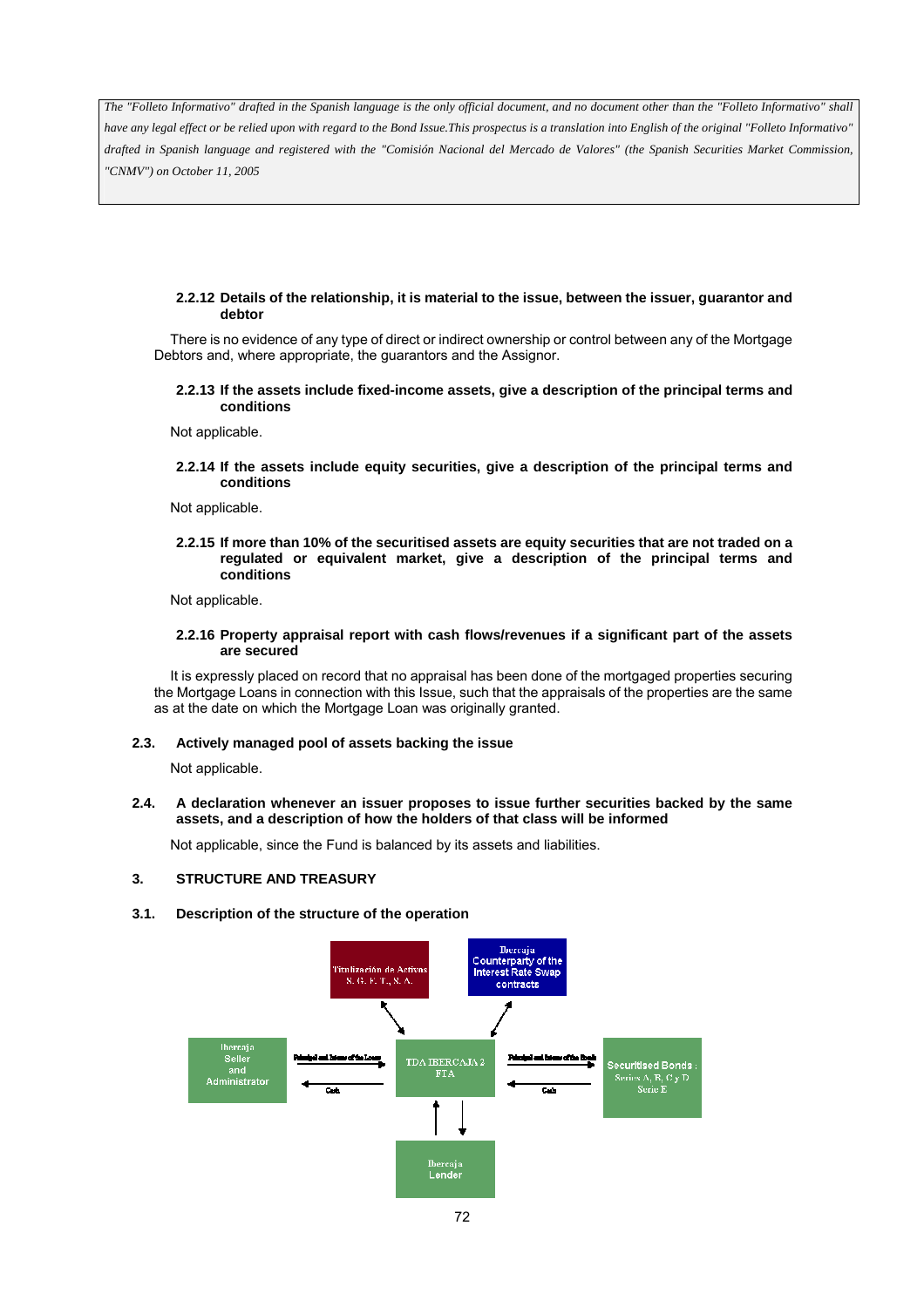**2.2.12 Details of the relationship, it is material to the issue, between the issuer, guarantor and debtor**

There is no evidence of any type of direct or indirect ownership or control between any of the Mortgage Debtors and, where appropriate, the guarantors and the Assignor.

**2.2.13 If the assets include fixed-income assets, give a description of the principal terms and conditions**

Not applicable.

**2.2.14 If the assets include equity securities, give a description of the principal terms and conditions**

Not applicable.

**2.2.15 If more than 10% of the securitised assets are equity securities that are not traded on a regulated or equivalent market, give a description of the principal terms and conditions**

Not applicable.

**2.2.16 Property appraisal report with cash flows/revenues if a significant part of the assets are secured**

It is expressly placed on record that no appraisal has been done of the mortgaged properties securing the Mortgage Loans in connection with this Issue, such that the appraisals of the properties are the same as at the date on which the Mortgage Loan was originally granted.

## 2.3. Actively managed pool of assets backing the issue

Not applicable.

## 2.4. A declaration whenever an issuer proposes to issue further securities backed by the same assets, and a description of how the holders of that class will be informed

Not applicable, since the Fund is balanced by its assets and liabilities.

# 3. STRUCTURE AND TREASURY

## 3.1. Description of the structure of the operation

Titulización de Activos S. G. F. T., S. A.

Ibercaja Counterparty of the Interest Rate Swap contracts

Ibercaja Seller and Administrator

Principal and Interest of the Loans

Cash

TDA IBERCAJA 2 FTA

Principal and Interest of the Bonds

Cash

Securitised Bonds : Series A, B, C y D Serie E

Ibercaja Lender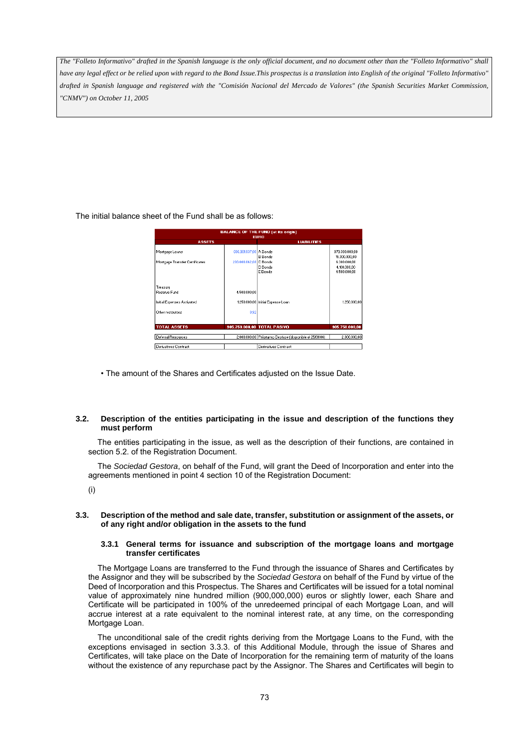The "Folleto Informativo" drafted in the Spanish language is the only official document, and no document other than the "Folleto Informativo" shall have any legal effect or be relied upon with regard to the Bond Issue.This prospectus is a translation into English of the original "Folleto Informativo" drafted in Spanish language and registered with the "Comisión Nacional del Mercado de Valores" (the Spanish Securities Market Commission, "CNMV") on October 11, 2005

The initial balance sheet of the Fund shall be as follows:

| BALANCE OF THE FUND (at its origin) EURO | | | |
|---|---|---|---|
| **ASSETS** | | **LIABILITIES** | |
| Mortgage Loans | 696.991.937,00 | A Bonds | 873.300.000,00 |
| | | B Bonds | 15.300.000,00 |
| Mortgage Transfer Certificates | 203.008.062,08 | C Bonds | 6.300.000,00 |
| | | D Bonds | 4.100.000,00 |
| | | E Bonds | 4.500.000,00 |
| Treasury | | | |
| Reserve Fund | 4.500.000,00 | | |
| Initial Expenses Activated | 1.250.000,00 | Initial Expense Loan | 1.250.000,00 |
| Other resources | 0,92 | | |
| **TOTAL ASSETS** | **905.750.000,00** | **TOTAL PASIVO** | **905.750.000,00** |
| Deferral Resources | 2.000.000,00 | Préstamo Desfase (disponible el 25/01/06) | 2.000.000,00 |
| Derivatives Contract | | Derivatives Contract | |

• The amount of the Shares and Certificates adjusted on the Issue Date.

### 3.2. Description of the entities participating in the issue and description of the functions they must perform

The entities participating in the issue, as well as the description of their functions, are contained in section 5.2. of the Registration Document.

The *Sociedad Gestora*, on behalf of the Fund, will grant the Deed of Incorporation and enter into the agreements mentioned in point 4 section 10 of the Registration Document:

(i)

### 3.3. Description of the method and sale date, transfer, substitution or assignment of the assets, or of any right and/or obligation in the assets to the fund

#### 3.3.1 General terms for issuance and subscription of the mortgage loans and mortgage transfer certificates

The Mortgage Loans are transferred to the Fund through the issuance of Shares and Certificates by the Assignor and they will be subscribed by the *Sociedad Gestora* on behalf of the Fund by virtue of the Deed of Incorporation and this Prospectus. The Shares and Certificates will be issued for a total nominal value of approximately nine hundred million (900,000,000) euros or slightly lower, each Share and Certificate will be participated in 100% of the unredeemed principal of each Mortgage Loan, and will accrue interest at a rate equivalent to the nominal interest rate, at any time, on the corresponding Mortgage Loan.

The unconditional sale of the credit rights deriving from the Mortgage Loans to the Fund, with the exceptions envisaged in section 3.3.3. of this Additional Module, through the issue of Shares and Certificates, will take place on the Date of Incorporation for the remaining term of maturity of the loans without the existence of any repurchase pact by the Assignor. The Shares and Certificates will begin to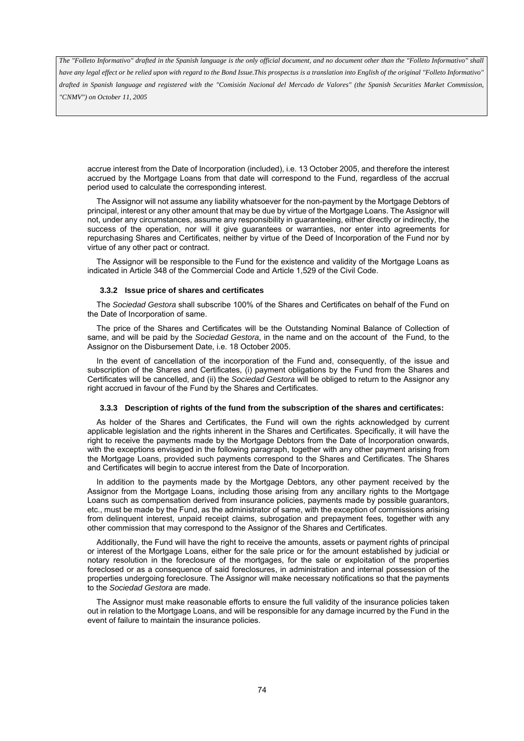accrue interest from the Date of Incorporation (included), i.e. 13 October 2005, and therefore the interest accrued by the Mortgage Loans from that date will correspond to the Fund, regardless of the accrual period used to calculate the corresponding interest.

The Assignor will not assume any liability whatsoever for the non-payment by the Mortgage Debtors of principal, interest or any other amount that may be due by virtue of the Mortgage Loans. The Assignor will not, under any circumstances, assume any responsibility in guaranteeing, either directly or indirectly, the success of the operation, nor will it give guarantees or warranties, nor enter into agreements for repurchasing Shares and Certificates, neither by virtue of the Deed of Incorporation of the Fund nor by virtue of any other pact or contract.

The Assignor will be responsible to the Fund for the existence and validity of the Mortgage Loans as indicated in Article 348 of the Commercial Code and Article 1,529 of the Civil Code.

#### 3.3.2 Issue price of shares and certificates

The *Sociedad Gestora* shall subscribe 100% of the Shares and Certificates on behalf of the Fund on the Date of Incorporation of same.

The price of the Shares and Certificates will be the Outstanding Nominal Balance of Collection of same, and will be paid by the *Sociedad Gestora*, in the name and on the account of the Fund, to the Assignor on the Disbursement Date, i.e. 18 October 2005.

In the event of cancellation of the incorporation of the Fund and, consequently, of the issue and subscription of the Shares and Certificates, (i) payment obligations by the Fund from the Shares and Certificates will be cancelled, and (ii) the *Sociedad Gestora* will be obliged to return to the Assignor any right accrued in favour of the Fund by the Shares and Certificates.

#### 3.3.3 Description of rights of the fund from the subscription of the shares and certificates:

As holder of the Shares and Certificates, the Fund will own the rights acknowledged by current applicable legislation and the rights inherent in the Shares and Certificates. Specifically, it will have the right to receive the payments made by the Mortgage Debtors from the Date of Incorporation onwards, with the exceptions envisaged in the following paragraph, together with any other payment arising from the Mortgage Loans, provided such payments correspond to the Shares and Certificates. The Shares and Certificates will begin to accrue interest from the Date of Incorporation.

In addition to the payments made by the Mortgage Debtors, any other payment received by the Assignor from the Mortgage Loans, including those arising from any ancillary rights to the Mortgage Loans such as compensation derived from insurance policies, payments made by possible guarantors, etc., must be made by the Fund, as the administrator of same, with the exception of commissions arising from delinquent interest, unpaid receipt claims, subrogation and prepayment fees, together with any other commission that may correspond to the Assignor of the Shares and Certificates.

Additionally, the Fund will have the right to receive the amounts, assets or payment rights of principal or interest of the Mortgage Loans, either for the sale price or for the amount established by judicial or notary resolution in the foreclosure of the mortgages, for the sale or exploitation of the properties foreclosed or as a consequence of said foreclosures, in administration and internal possession of the properties undergoing foreclosure. The Assignor will make necessary notifications so that the payments to the *Sociedad Gestora* are made.

The Assignor must make reasonable efforts to ensure the full validity of the insurance policies taken out in relation to the Mortgage Loans, and will be responsible for any damage incurred by the Fund in the event of failure to maintain the insurance policies.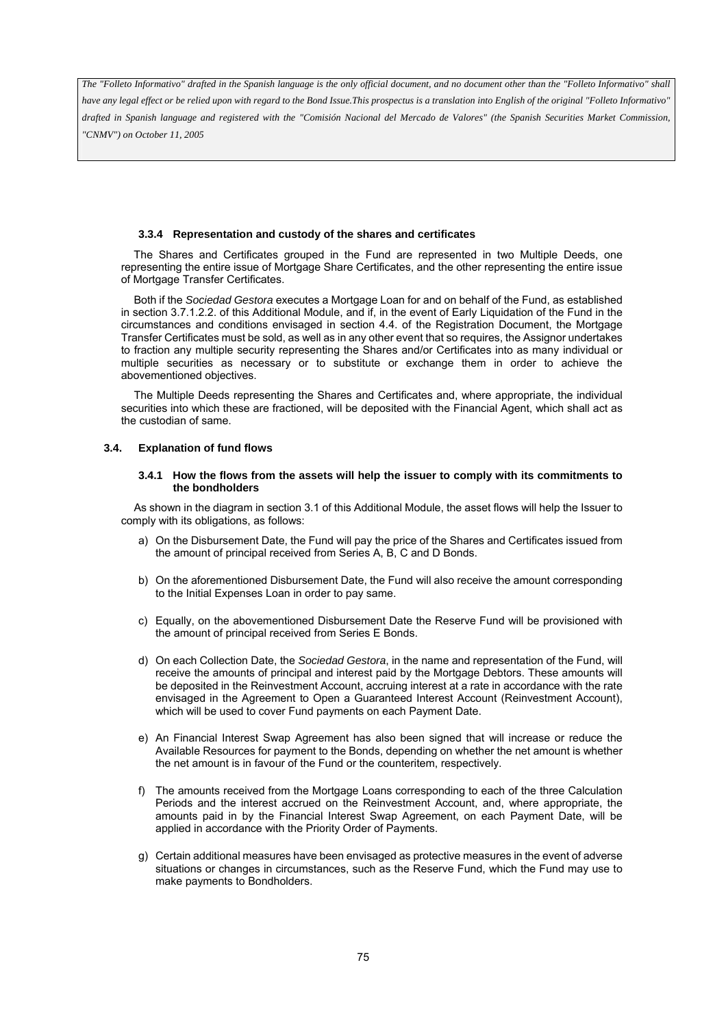*The "Folleto Informativo" drafted in the Spanish language is the only official document, and no document other than the "Folleto Informativo" shall have any legal effect or be relied upon with regard to the Bond Issue.This prospectus is a translation into English of the original "Folleto Informativo" drafted in Spanish language and registered with the "Comisión Nacional del Mercado de Valores" (the Spanish Securities Market Commission, "CNMV") on October 11, 2005*

#### 3.3.4 Representation and custody of the shares and certificates

The Shares and Certificates grouped in the Fund are represented in two Multiple Deeds, one representing the entire issue of Mortgage Share Certificates, and the other representing the entire issue of Mortgage Transfer Certificates.

Both if the *Sociedad Gestora* executes a Mortgage Loan for and on behalf of the Fund, as established in section 3.7.1.2.2. of this Additional Module, and if, in the event of Early Liquidation of the Fund in the circumstances and conditions envisaged in section 4.4. of the Registration Document, the Mortgage Transfer Certificates must be sold, as well as in any other event that so requires, the Assignor undertakes to fraction any multiple security representing the Shares and/or Certificates into as many individual or multiple securities as necessary or to substitute or exchange them in order to achieve the abovementioned objectives.

The Multiple Deeds representing the Shares and Certificates and, where appropriate, the individual securities into which these are fractioned, will be deposited with the Financial Agent, which shall act as the custodian of same.

### 3.4. Explanation of fund flows

#### 3.4.1 How the flows from the assets will help the issuer to comply with its commitments to the bondholders

As shown in the diagram in section 3.1 of this Additional Module, the asset flows will help the Issuer to comply with its obligations, as follows:

a) On the Disbursement Date, the Fund will pay the price of the Shares and Certificates issued from the amount of principal received from Series A, B, C and D Bonds.

b) On the aforementioned Disbursement Date, the Fund will also receive the amount corresponding to the Initial Expenses Loan in order to pay same.

c) Equally, on the abovementioned Disbursement Date the Reserve Fund will be provisioned with the amount of principal received from Series E Bonds.

d) On each Collection Date, the *Sociedad Gestora*, in the name and representation of the Fund, will receive the amounts of principal and interest paid by the Mortgage Debtors. These amounts will be deposited in the Reinvestment Account, accruing interest at a rate in accordance with the rate envisaged in the Agreement to Open a Guaranteed Interest Account (Reinvestment Account), which will be used to cover Fund payments on each Payment Date.

e) An Financial Interest Swap Agreement has also been signed that will increase or reduce the Available Resources for payment to the Bonds, depending on whether the net amount is whether the net amount is in favour of the Fund or the counteritem, respectively.

f) The amounts received from the Mortgage Loans corresponding to each of the three Calculation Periods and the interest accrued on the Reinvestment Account, and, where appropriate, the amounts paid in by the Financial Interest Swap Agreement, on each Payment Date, will be applied in accordance with the Priority Order of Payments.

g) Certain additional measures have been envisaged as protective measures in the event of adverse situations or changes in circumstances, such as the Reserve Fund, which the Fund may use to make payments to Bondholders.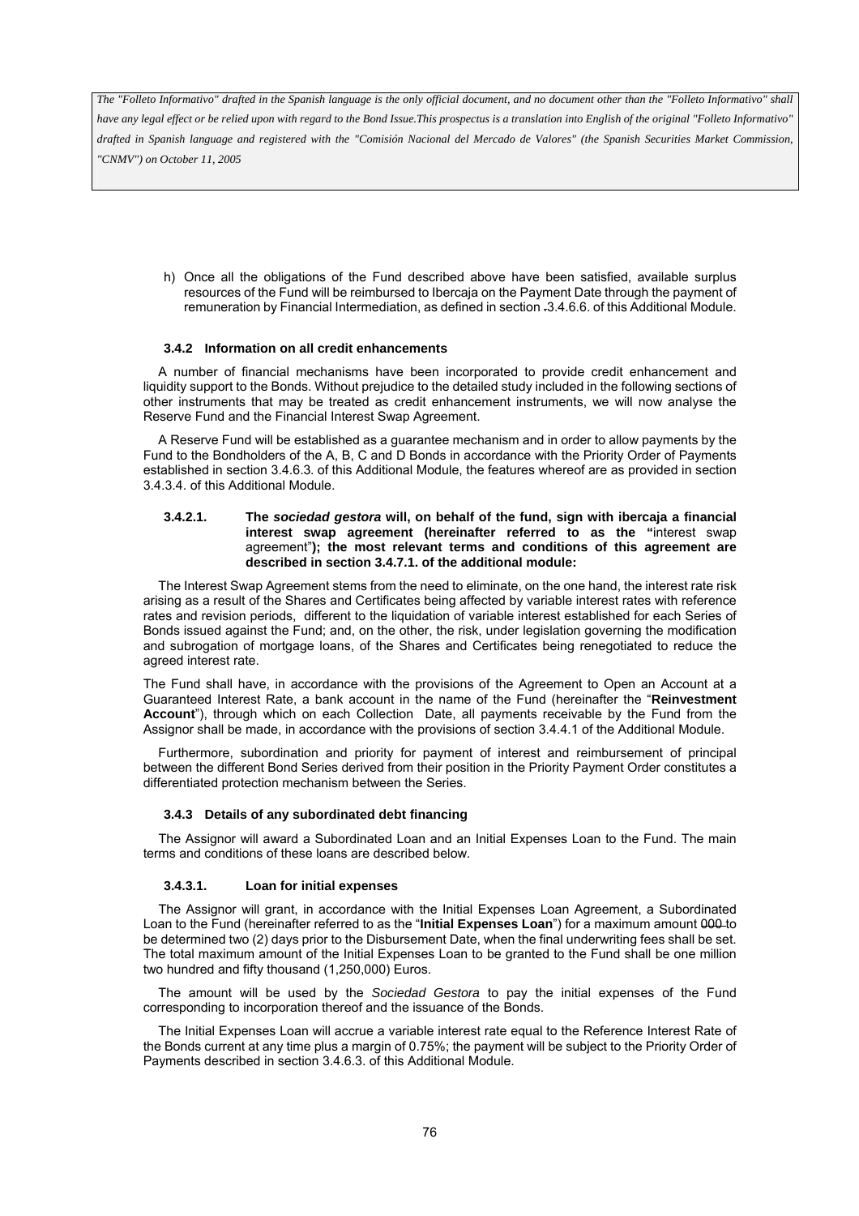*The "Folleto Informativo" drafted in the Spanish language is the only official document, and no document other than the "Folleto Informativo" shall have any legal effect or be relied upon with regard to the Bond Issue.This prospectus is a translation into English of the original "Folleto Informativo" drafted in Spanish language and registered with the "Comisión Nacional del Mercado de Valores" (the Spanish Securities Market Commission, "CNMV") on October 11, 2005*

h) Once all the obligations of the Fund described above have been satisfied, available surplus resources of the Fund will be reimbursed to Ibercaja on the Payment Date through the payment of remuneration by Financial Intermediation, as defined in section .3.4.6.6. of this Additional Module.

### 3.4.2 Information on all credit enhancements

A number of financial mechanisms have been incorporated to provide credit enhancement and liquidity support to the Bonds. Without prejudice to the detailed study included in the following sections of other instruments that may be treated as credit enhancement instruments, we will now analyse the Reserve Fund and the Financial Interest Swap Agreement.

A Reserve Fund will be established as a guarantee mechanism and in order to allow payments by the Fund to the Bondholders of the A, B, C and D Bonds in accordance with the Priority Order of Payments established in section 3.4.6.3. of this Additional Module, the features whereof are as provided in section 3.4.3.4. of this Additional Module.

#### 3.4.2.1. The *sociedad gestora* will, on behalf of the fund, sign with ibercaja a financial interest swap agreement (hereinafter referred to as the "interest swap agreement"); the most relevant terms and conditions of this agreement are described in section 3.4.7.1. of the additional module:

The Interest Swap Agreement stems from the need to eliminate, on the one hand, the interest rate risk arising as a result of the Shares and Certificates being affected by variable interest rates with reference rates and revision periods, different to the liquidation of variable interest established for each Series of Bonds issued against the Fund; and, on the other, the risk, under legislation governing the modification and subrogation of mortgage loans, of the Shares and Certificates being renegotiated to reduce the agreed interest rate.

The Fund shall have, in accordance with the provisions of the Agreement to Open an Account at a Guaranteed Interest Rate, a bank account in the name of the Fund (hereinafter the "**Reinvestment Account**"), through which on each Collection Date, all payments receivable by the Fund from the Assignor shall be made, in accordance with the provisions of section 3.4.4.1 of the Additional Module.

Furthermore, subordination and priority for payment of interest and reimbursement of principal between the different Bond Series derived from their position in the Priority Payment Order constitutes a differentiated protection mechanism between the Series.

### 3.4.3 Details of any subordinated debt financing

The Assignor will award a Subordinated Loan and an Initial Expenses Loan to the Fund. The main terms and conditions of these loans are described below.

#### 3.4.3.1. Loan for initial expenses

The Assignor will grant, in accordance with the Initial Expenses Loan Agreement, a Subordinated Loan to the Fund (hereinafter referred to as the "**Initial Expenses Loan**") for a maximum amount ~~000~~ to be determined two (2) days prior to the Disbursement Date, when the final underwriting fees shall be set. The total maximum amount of the Initial Expenses Loan to be granted to the Fund shall be one million two hundred and fifty thousand (1,250,000) Euros.

The amount will be used by the *Sociedad Gestora* to pay the initial expenses of the Fund corresponding to incorporation thereof and the issuance of the Bonds.

The Initial Expenses Loan will accrue a variable interest rate equal to the Reference Interest Rate of the Bonds current at any time plus a margin of 0.75%; the payment will be subject to the Priority Order of Payments described in section 3.4.6.3. of this Additional Module.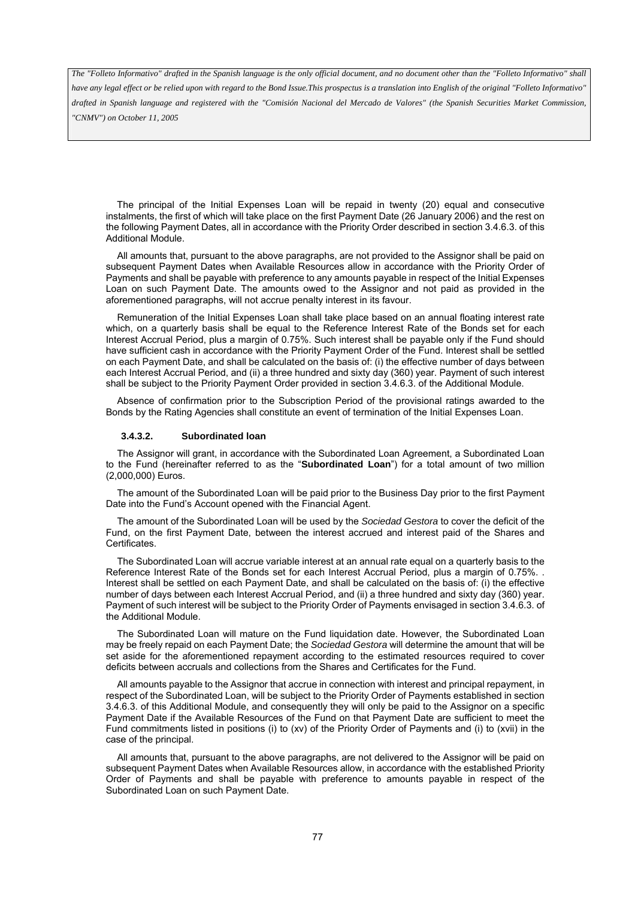The principal of the Initial Expenses Loan will be repaid in twenty (20) equal and consecutive instalments, the first of which will take place on the first Payment Date (26 January 2006) and the rest on the following Payment Dates, all in accordance with the Priority Order described in section 3.4.6.3. of this Additional Module.

All amounts that, pursuant to the above paragraphs, are not provided to the Assignor shall be paid on subsequent Payment Dates when Available Resources allow in accordance with the Priority Order of Payments and shall be payable with preference to any amounts payable in respect of the Initial Expenses Loan on such Payment Date. The amounts owed to the Assignor and not paid as provided in the aforementioned paragraphs, will not accrue penalty interest in its favour.

Remuneration of the Initial Expenses Loan shall take place based on an annual floating interest rate which, on a quarterly basis shall be equal to the Reference Interest Rate of the Bonds set for each Interest Accrual Period, plus a margin of 0.75%. Such interest shall be payable only if the Fund should have sufficient cash in accordance with the Priority Payment Order of the Fund. Interest shall be settled on each Payment Date, and shall be calculated on the basis of: (i) the effective number of days between each Interest Accrual Period, and (ii) a three hundred and sixty day (360) year. Payment of such interest shall be subject to the Priority Payment Order provided in section 3.4.6.3. of the Additional Module.

Absence of confirmation prior to the Subscription Period of the provisional ratings awarded to the Bonds by the Rating Agencies shall constitute an event of termination of the Initial Expenses Loan.

#### 3.4.3.2. Subordinated loan

The Assignor will grant, in accordance with the Subordinated Loan Agreement, a Subordinated Loan to the Fund (hereinafter referred to as the "**Subordinated Loan**") for a total amount of two million (2,000,000) Euros.

The amount of the Subordinated Loan will be paid prior to the Business Day prior to the first Payment Date into the Fund's Account opened with the Financial Agent.

The amount of the Subordinated Loan will be used by the *Sociedad Gestora* to cover the deficit of the Fund, on the first Payment Date, between the interest accrued and interest paid of the Shares and Certificates.

The Subordinated Loan will accrue variable interest at an annual rate equal on a quarterly basis to the Reference Interest Rate of the Bonds set for each Interest Accrual Period, plus a margin of 0.75%. . Interest shall be settled on each Payment Date, and shall be calculated on the basis of: (i) the effective number of days between each Interest Accrual Period, and (ii) a three hundred and sixty day (360) year. Payment of such interest will be subject to the Priority Order of Payments envisaged in section 3.4.6.3. of the Additional Module.

The Subordinated Loan will mature on the Fund liquidation date. However, the Subordinated Loan may be freely repaid on each Payment Date; the *Sociedad Gestora* will determine the amount that will be set aside for the aforementioned repayment according to the estimated resources required to cover deficits between accruals and collections from the Shares and Certificates for the Fund.

All amounts payable to the Assignor that accrue in connection with interest and principal repayment, in respect of the Subordinated Loan, will be subject to the Priority Order of Payments established in section 3.4.6.3. of this Additional Module, and consequently they will only be paid to the Assignor on a specific Payment Date if the Available Resources of the Fund on that Payment Date are sufficient to meet the Fund commitments listed in positions (i) to (xv) of the Priority Order of Payments and (i) to (xvii) in the case of the principal.

All amounts that, pursuant to the above paragraphs, are not delivered to the Assignor will be paid on subsequent Payment Dates when Available Resources allow, in accordance with the established Priority Order of Payments and shall be payable with preference to amounts payable in respect of the Subordinated Loan on such Payment Date.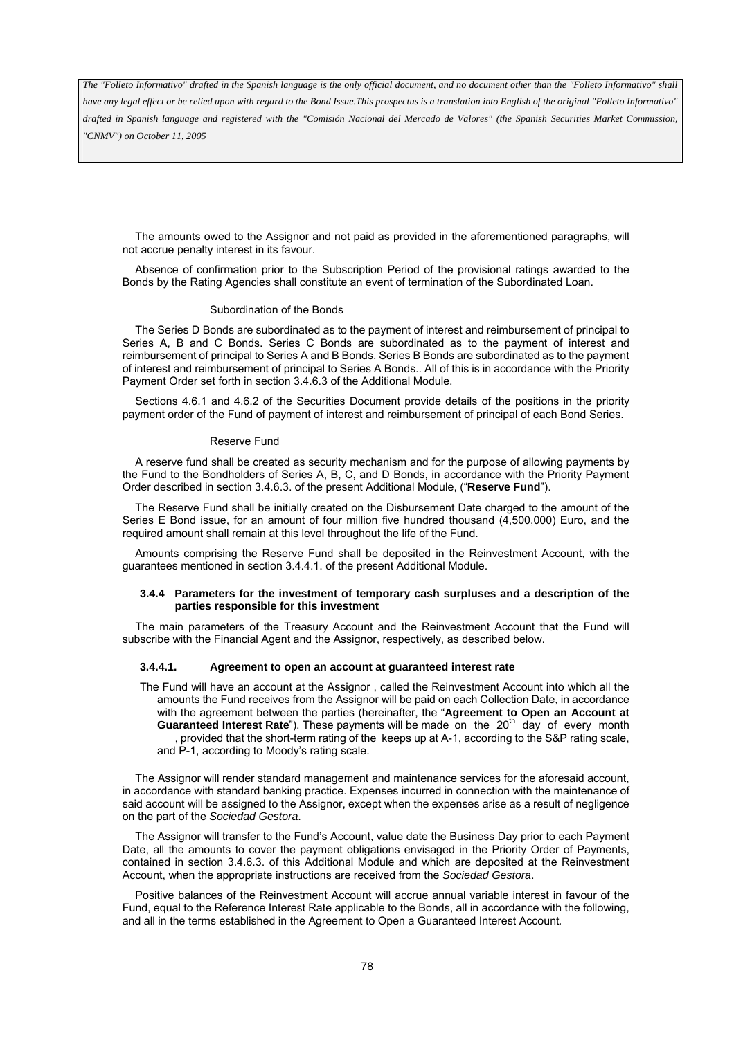The amounts owed to the Assignor and not paid as provided in the aforementioned paragraphs, will not accrue penalty interest in its favour.

Absence of confirmation prior to the Subscription Period of the provisional ratings awarded to the Bonds by the Rating Agencies shall constitute an event of termination of the Subordinated Loan.

Subordination of the Bonds

The Series D Bonds are subordinated as to the payment of interest and reimbursement of principal to Series A, B and C Bonds. Series C Bonds are subordinated as to the payment of interest and reimbursement of principal to Series A and B Bonds. Series B Bonds are subordinated as to the payment of interest and reimbursement of principal to Series A Bonds.. All of this is in accordance with the Priority Payment Order set forth in section 3.4.6.3 of the Additional Module.

Sections 4.6.1 and 4.6.2 of the Securities Document provide details of the positions in the priority payment order of the Fund of payment of interest and reimbursement of principal of each Bond Series.

Reserve Fund

A reserve fund shall be created as security mechanism and for the purpose of allowing payments by the Fund to the Bondholders of Series A, B, C, and D Bonds, in accordance with the Priority Payment Order described in section 3.4.6.3. of the present Additional Module, ("**Reserve Fund**").

The Reserve Fund shall be initially created on the Disbursement Date charged to the amount of the Series E Bond issue, for an amount of four million five hundred thousand (4,500,000) Euro, and the required amount shall remain at this level throughout the life of the Fund.

Amounts comprising the Reserve Fund shall be deposited in the Reinvestment Account, with the guarantees mentioned in section 3.4.4.1. of the present Additional Module.

### 3.4.4 Parameters for the investment of temporary cash surpluses and a description of the parties responsible for this investment

The main parameters of the Treasury Account and the Reinvestment Account that the Fund will subscribe with the Financial Agent and the Assignor, respectively, as described below.

#### 3.4.4.1. Agreement to open an account at guaranteed interest rate

The Fund will have an account at the Assignor , called the Reinvestment Account into which all the amounts the Fund receives from the Assignor will be paid on each Collection Date, in accordance with the agreement between the parties (hereinafter, the "**Agreement to Open an Account at Guaranteed Interest Rate**"). These payments will be made on the 20th day of every month , provided that the short-term rating of the keeps up at A-1, according to the S&P rating scale, and P-1, according to Moody's rating scale.

The Assignor will render standard management and maintenance services for the aforesaid account, in accordance with standard banking practice. Expenses incurred in connection with the maintenance of said account will be assigned to the Assignor, except when the expenses arise as a result of negligence on the part of the *Sociedad Gestora*.

The Assignor will transfer to the Fund's Account, value date the Business Day prior to each Payment Date, all the amounts to cover the payment obligations envisaged in the Priority Order of Payments, contained in section 3.4.6.3. of this Additional Module and which are deposited at the Reinvestment Account, when the appropriate instructions are received from the *Sociedad Gestora*.

Positive balances of the Reinvestment Account will accrue annual variable interest in favour of the Fund, equal to the Reference Interest Rate applicable to the Bonds, all in accordance with the following, and all in the terms established in the Agreement to Open a Guaranteed Interest Account.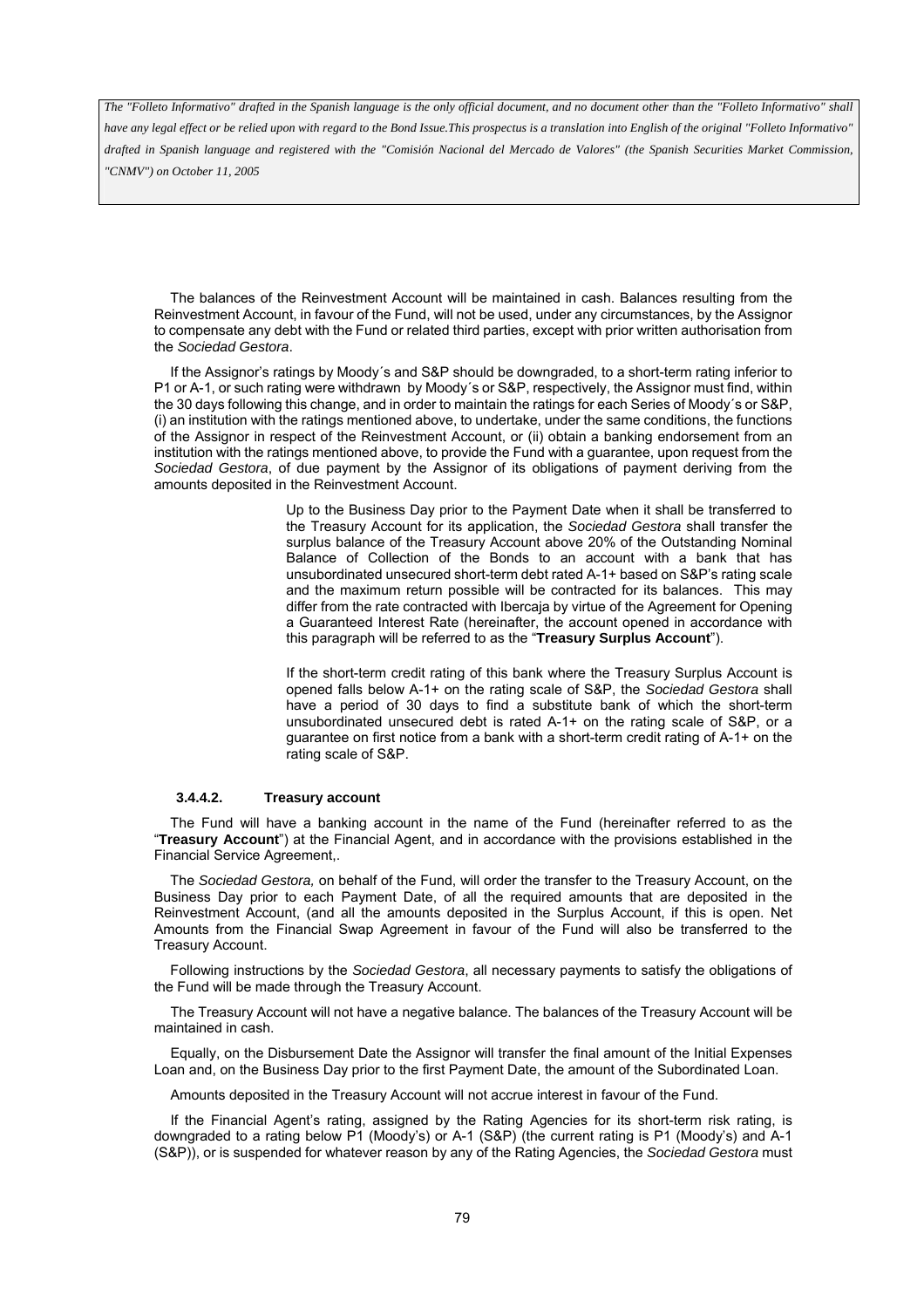The balances of the Reinvestment Account will be maintained in cash. Balances resulting from the Reinvestment Account, in favour of the Fund, will not be used, under any circumstances, by the Assignor to compensate any debt with the Fund or related third parties, except with prior written authorisation from the *Sociedad Gestora*.

If the Assignor's ratings by Moody´s and S&P should be downgraded, to a short-term rating inferior to P1 or A-1, or such rating were withdrawn by Moody´s or S&P, respectively, the Assignor must find, within the 30 days following this change, and in order to maintain the ratings for each Series of Moody´s or S&P, (i) an institution with the ratings mentioned above, to undertake, under the same conditions, the functions of the Assignor in respect of the Reinvestment Account, or (ii) obtain a banking endorsement from an institution with the ratings mentioned above, to provide the Fund with a guarantee, upon request from the *Sociedad Gestora*, of due payment by the Assignor of its obligations of payment deriving from the amounts deposited in the Reinvestment Account.

Up to the Business Day prior to the Payment Date when it shall be transferred to the Treasury Account for its application, the *Sociedad Gestora* shall transfer the surplus balance of the Treasury Account above 20% of the Outstanding Nominal Balance of Collection of the Bonds to an account with a bank that has unsubordinated unsecured short-term debt rated A-1+ based on S&P's rating scale and the maximum return possible will be contracted for its balances. This may differ from the rate contracted with Ibercaja by virtue of the Agreement for Opening a Guaranteed Interest Rate (hereinafter, the account opened in accordance with this paragraph will be referred to as the "**Treasury Surplus Account**").

If the short-term credit rating of this bank where the Treasury Surplus Account is opened falls below A-1+ on the rating scale of S&P, the *Sociedad Gestora* shall have a period of 30 days to find a substitute bank of which the short-term unsubordinated unsecured debt is rated A-1+ on the rating scale of S&P, or a guarantee on first notice from a bank with a short-term credit rating of A-1+ on the rating scale of S&P.

#### 3.4.4.2. Treasury account

The Fund will have a banking account in the name of the Fund (hereinafter referred to as the "**Treasury Account**") at the Financial Agent, and in accordance with the provisions established in the Financial Service Agreement,.

The *Sociedad Gestora,* on behalf of the Fund, will order the transfer to the Treasury Account, on the Business Day prior to each Payment Date, of all the required amounts that are deposited in the Reinvestment Account, (and all the amounts deposited in the Surplus Account, if this is open. Net Amounts from the Financial Swap Agreement in favour of the Fund will also be transferred to the Treasury Account.

Following instructions by the *Sociedad Gestora*, all necessary payments to satisfy the obligations of the Fund will be made through the Treasury Account.

The Treasury Account will not have a negative balance. The balances of the Treasury Account will be maintained in cash.

Equally, on the Disbursement Date the Assignor will transfer the final amount of the Initial Expenses Loan and, on the Business Day prior to the first Payment Date, the amount of the Subordinated Loan.

Amounts deposited in the Treasury Account will not accrue interest in favour of the Fund.

If the Financial Agent's rating, assigned by the Rating Agencies for its short-term risk rating, is downgraded to a rating below P1 (Moody's) or A-1 (S&P) (the current rating is P1 (Moody's) and A-1 (S&P)), or is suspended for whatever reason by any of the Rating Agencies, the *Sociedad Gestora* must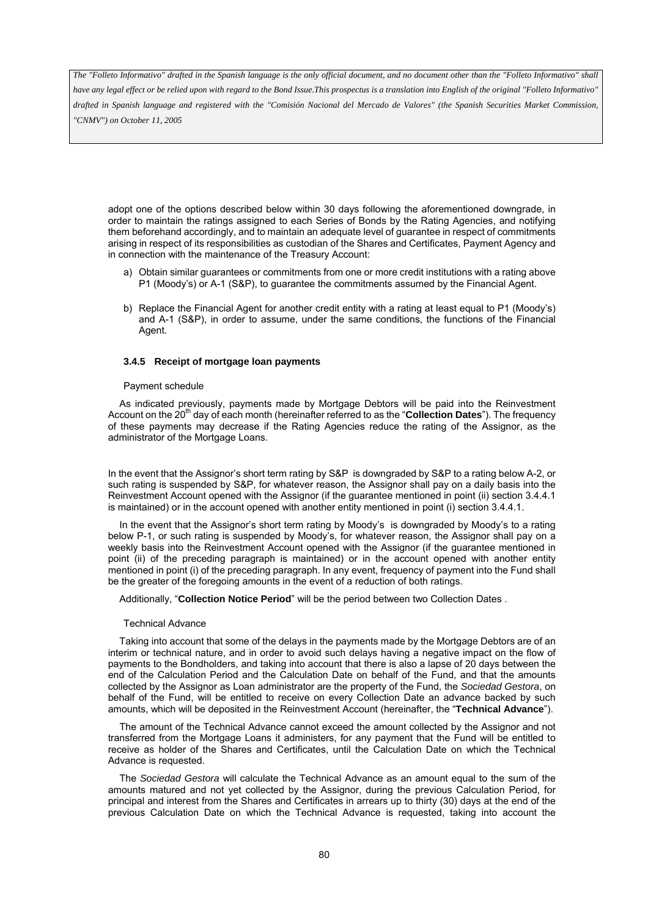adopt one of the options described below within 30 days following the aforementioned downgrade, in order to maintain the ratings assigned to each Series of Bonds by the Rating Agencies, and notifying them beforehand accordingly, and to maintain an adequate level of guarantee in respect of commitments arising in respect of its responsibilities as custodian of the Shares and Certificates, Payment Agency and in connection with the maintenance of the Treasury Account:

a) Obtain similar guarantees or commitments from one or more credit institutions with a rating above P1 (Moody's) or A-1 (S&P), to guarantee the commitments assumed by the Financial Agent.

b) Replace the Financial Agent for another credit entity with a rating at least equal to P1 (Moody's) and A-1 (S&P), in order to assume, under the same conditions, the functions of the Financial Agent.

### 3.4.5 Receipt of mortgage loan payments

Payment schedule

As indicated previously, payments made by Mortgage Debtors will be paid into the Reinvestment Account on the 20th day of each month (hereinafter referred to as the "**Collection Dates**"). The frequency of these payments may decrease if the Rating Agencies reduce the rating of the Assignor, as the administrator of the Mortgage Loans.

In the event that the Assignor's short term rating by S&P is downgraded by S&P to a rating below A-2, or such rating is suspended by S&P, for whatever reason, the Assignor shall pay on a daily basis into the Reinvestment Account opened with the Assignor (if the guarantee mentioned in point (ii) section 3.4.4.1 is maintained) or in the account opened with another entity mentioned in point (i) section 3.4.4.1.

In the event that the Assignor's short term rating by Moody's is downgraded by Moody's to a rating below P-1, or such rating is suspended by Moody's, for whatever reason, the Assignor shall pay on a weekly basis into the Reinvestment Account opened with the Assignor (if the guarantee mentioned in point (ii) of the preceding paragraph is maintained) or in the account opened with another entity mentioned in point (i) of the preceding paragraph. In any event, frequency of payment into the Fund shall be the greater of the foregoing amounts in the event of a reduction of both ratings.

Additionally, "**Collection Notice Period**" will be the period between two Collection Dates .

Technical Advance

Taking into account that some of the delays in the payments made by the Mortgage Debtors are of an interim or technical nature, and in order to avoid such delays having a negative impact on the flow of payments to the Bondholders, and taking into account that there is also a lapse of 20 days between the end of the Calculation Period and the Calculation Date on behalf of the Fund, and that the amounts collected by the Assignor as Loan administrator are the property of the Fund, the *Sociedad Gestora*, on behalf of the Fund, will be entitled to receive on every Collection Date an advance backed by such amounts, which will be deposited in the Reinvestment Account (hereinafter, the "**Technical Advance**").

The amount of the Technical Advance cannot exceed the amount collected by the Assignor and not transferred from the Mortgage Loans it administers, for any payment that the Fund will be entitled to receive as holder of the Shares and Certificates, until the Calculation Date on which the Technical Advance is requested.

The *Sociedad Gestora* will calculate the Technical Advance as an amount equal to the sum of the amounts matured and not yet collected by the Assignor, during the previous Calculation Period, for principal and interest from the Shares and Certificates in arrears up to thirty (30) days at the end of the previous Calculation Date on which the Technical Advance is requested, taking into account the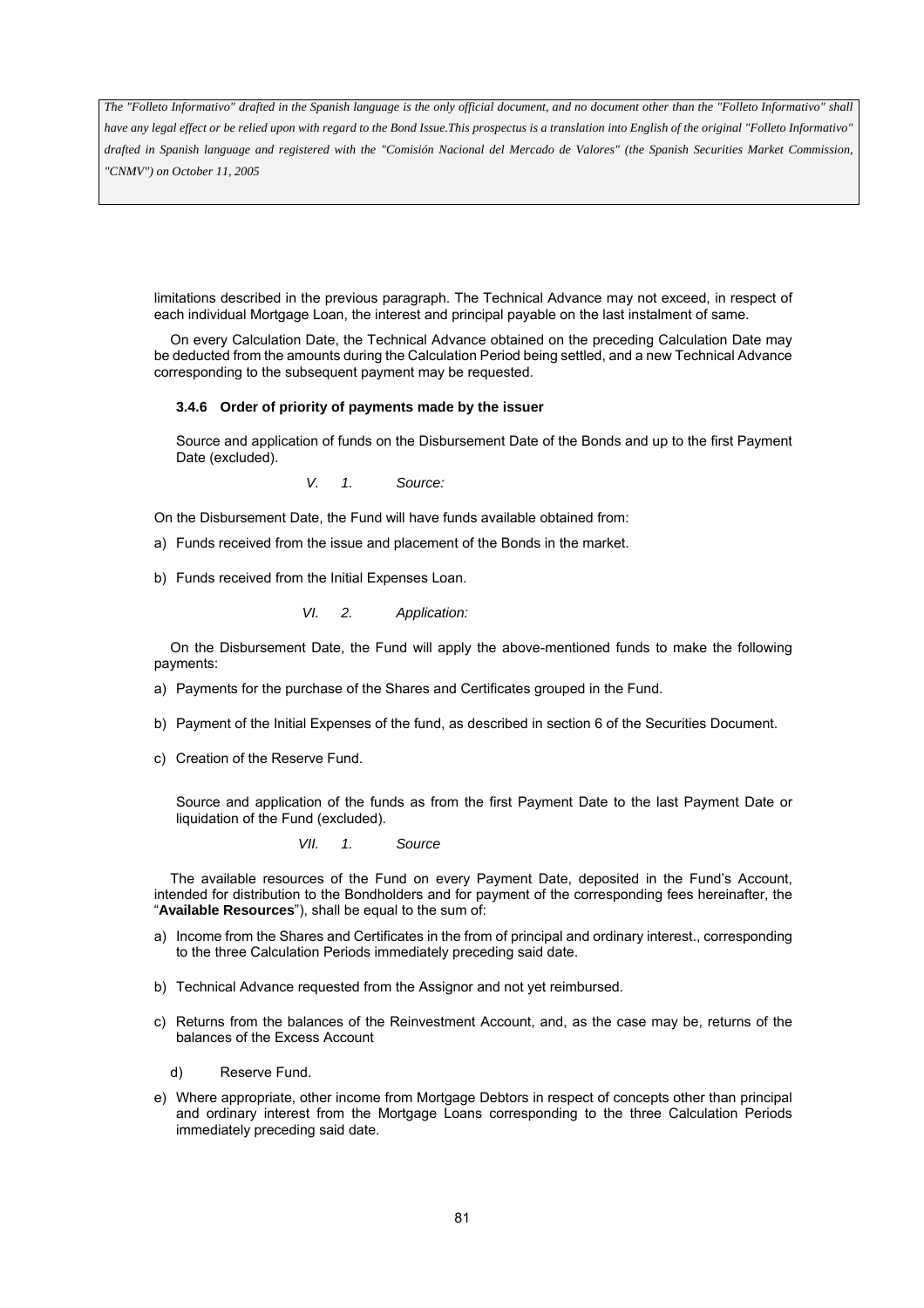limitations described in the previous paragraph. The Technical Advance may not exceed, in respect of each individual Mortgage Loan, the interest and principal payable on the last instalment of same.

On every Calculation Date, the Technical Advance obtained on the preceding Calculation Date may be deducted from the amounts during the Calculation Period being settled, and a new Technical Advance corresponding to the subsequent payment may be requested.

#### 3.4.6 Order of priority of payments made by the issuer

Source and application of funds on the Disbursement Date of the Bonds and up to the first Payment Date (excluded).

*V. 1. Source:*

On the Disbursement Date, the Fund will have funds available obtained from:

a) Funds received from the issue and placement of the Bonds in the market.

b) Funds received from the Initial Expenses Loan.

*VI. 2. Application:*

On the Disbursement Date, the Fund will apply the above-mentioned funds to make the following payments:

a) Payments for the purchase of the Shares and Certificates grouped in the Fund.

b) Payment of the Initial Expenses of the fund, as described in section 6 of the Securities Document.

c) Creation of the Reserve Fund.

Source and application of the funds as from the first Payment Date to the last Payment Date or liquidation of the Fund (excluded).

*VII. 1. Source*

The available resources of the Fund on every Payment Date, deposited in the Fund's Account, intended for distribution to the Bondholders and for payment of the corresponding fees hereinafter, the "**Available Resources**"), shall be equal to the sum of:

a) Income from the Shares and Certificates in the from of principal and ordinary interest., corresponding to the three Calculation Periods immediately preceding said date.

b) Technical Advance requested from the Assignor and not yet reimbursed.

c) Returns from the balances of the Reinvestment Account, and, as the case may be, returns of the balances of the Excess Account

d) Reserve Fund.

e) Where appropriate, other income from Mortgage Debtors in respect of concepts other than principal and ordinary interest from the Mortgage Loans corresponding to the three Calculation Periods immediately preceding said date.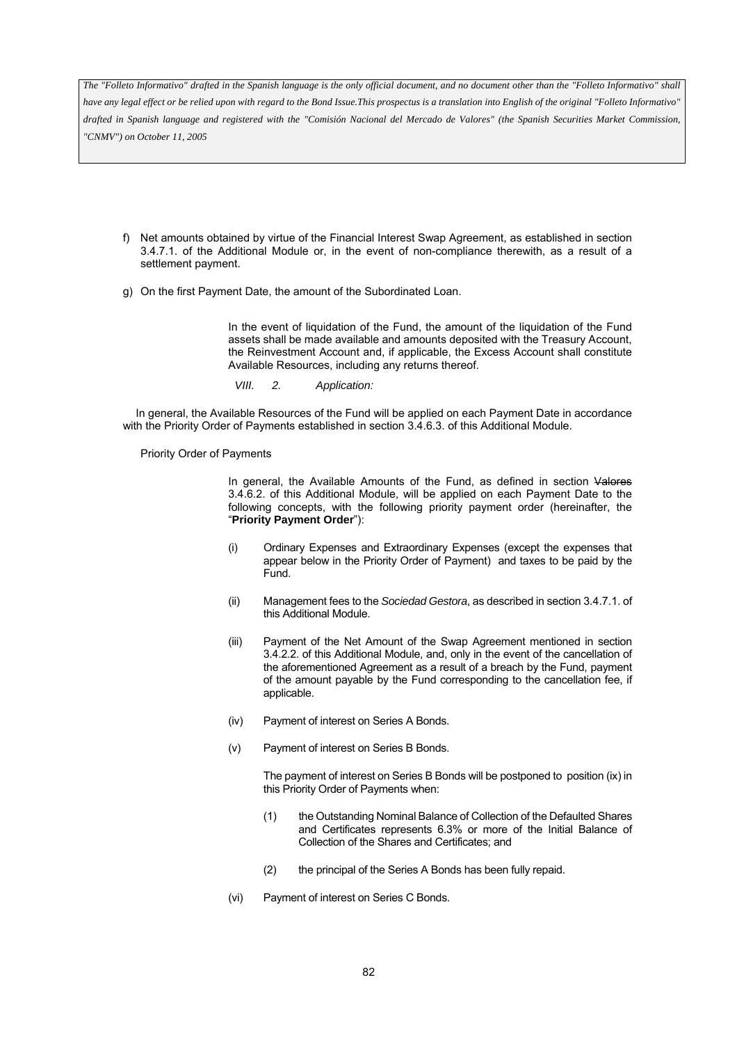f) Net amounts obtained by virtue of the Financial Interest Swap Agreement, as established in section 3.4.7.1. of the Additional Module or, in the event of non-compliance therewith, as a result of a settlement payment.

g) On the first Payment Date, the amount of the Subordinated Loan.

In the event of liquidation of the Fund, the amount of the liquidation of the Fund assets shall be made available and amounts deposited with the Treasury Account, the Reinvestment Account and, if applicable, the Excess Account shall constitute Available Resources, including any returns thereof.

*VIII. 2. Application:*

In general, the Available Resources of the Fund will be applied on each Payment Date in accordance with the Priority Order of Payments established in section 3.4.6.3. of this Additional Module.

Priority Order of Payments

In general, the Available Amounts of the Fund, as defined in section ~~Valores~~ 3.4.6.2. of this Additional Module, will be applied on each Payment Date to the following concepts, with the following priority payment order (hereinafter, the "**Priority Payment Order**"):

(i) Ordinary Expenses and Extraordinary Expenses (except the expenses that appear below in the Priority Order of Payment) and taxes to be paid by the Fund.

(ii) Management fees to the *Sociedad Gestora*, as described in section 3.4.7.1. of this Additional Module.

(iii) Payment of the Net Amount of the Swap Agreement mentioned in section 3.4.2.2. of this Additional Module, and, only in the event of the cancellation of the aforementioned Agreement as a result of a breach by the Fund, payment of the amount payable by the Fund corresponding to the cancellation fee, if applicable.

(iv) Payment of interest on Series A Bonds.

(v) Payment of interest on Series B Bonds.

The payment of interest on Series B Bonds will be postponed to position (ix) in this Priority Order of Payments when:

(1) the Outstanding Nominal Balance of Collection of the Defaulted Shares and Certificates represents 6.3% or more of the Initial Balance of Collection of the Shares and Certificates; and

(2) the principal of the Series A Bonds has been fully repaid.

(vi) Payment of interest on Series C Bonds.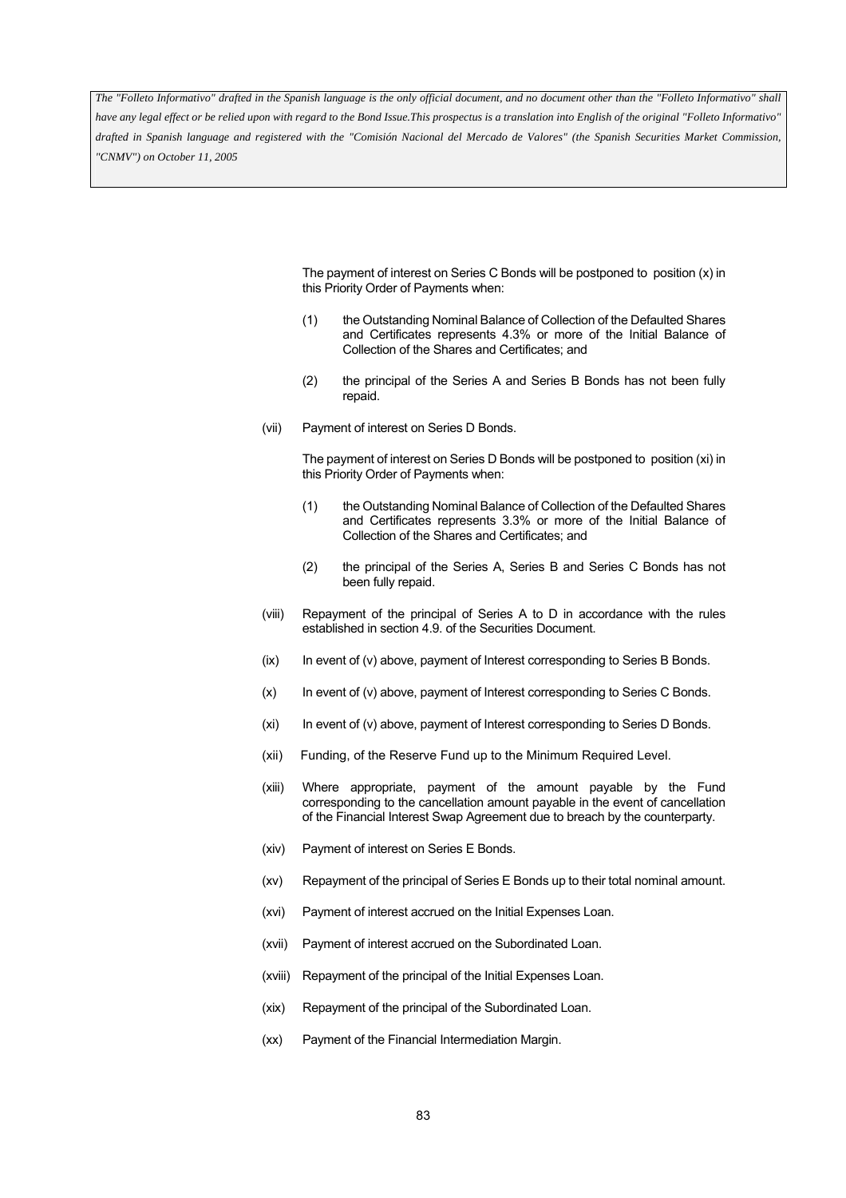*The "Folleto Informativo" drafted in the Spanish language is the only official document, and no document other than the "Folleto Informativo" shall have any legal effect or be relied upon with regard to the Bond Issue.This prospectus is a translation into English of the original "Folleto Informativo" drafted in Spanish language and registered with the "Comisión Nacional del Mercado de Valores" (the Spanish Securities Market Commission, "CNMV") on October 11, 2005*

The payment of interest on Series C Bonds will be postponed to position (x) in this Priority Order of Payments when:

(1) the Outstanding Nominal Balance of Collection of the Defaulted Shares and Certificates represents 4.3% or more of the Initial Balance of Collection of the Shares and Certificates; and

(2) the principal of the Series A and Series B Bonds has not been fully repaid.

(vii) Payment of interest on Series D Bonds.

The payment of interest on Series D Bonds will be postponed to position (xi) in this Priority Order of Payments when:

(1) the Outstanding Nominal Balance of Collection of the Defaulted Shares and Certificates represents 3.3% or more of the Initial Balance of Collection of the Shares and Certificates; and

(2) the principal of the Series A, Series B and Series C Bonds has not been fully repaid.

(viii) Repayment of the principal of Series A to D in accordance with the rules established in section 4.9. of the Securities Document.

(ix) In event of (v) above, payment of Interest corresponding to Series B Bonds.

(x) In event of (v) above, payment of Interest corresponding to Series C Bonds.

(xi) In event of (v) above, payment of Interest corresponding to Series D Bonds.

(xii) Funding, of the Reserve Fund up to the Minimum Required Level.

(xiii) Where appropriate, payment of the amount payable by the Fund corresponding to the cancellation amount payable in the event of cancellation of the Financial Interest Swap Agreement due to breach by the counterparty.

(xiv) Payment of interest on Series E Bonds.

(xv) Repayment of the principal of Series E Bonds up to their total nominal amount.

(xvi) Payment of interest accrued on the Initial Expenses Loan.

(xvii) Payment of interest accrued on the Subordinated Loan.

(xviii) Repayment of the principal of the Initial Expenses Loan.

(xix) Repayment of the principal of the Subordinated Loan.

(xx) Payment of the Financial Intermediation Margin.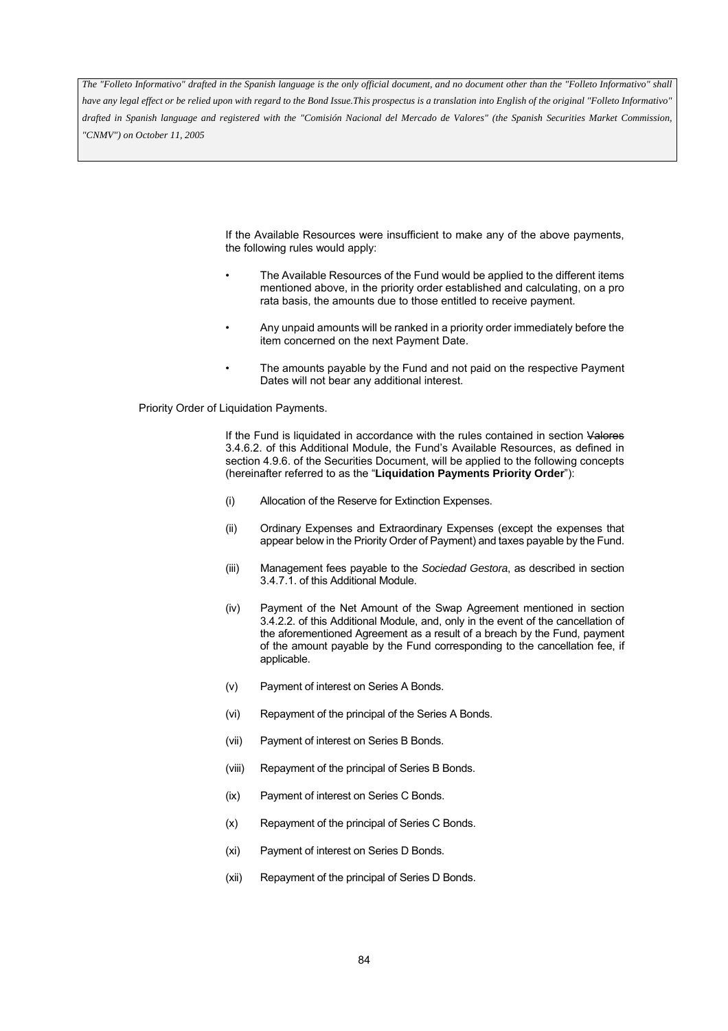If the Available Resources were insufficient to make any of the above payments, the following rules would apply:

- The Available Resources of the Fund would be applied to the different items mentioned above, in the priority order established and calculating, on a pro rata basis, the amounts due to those entitled to receive payment.
- Any unpaid amounts will be ranked in a priority order immediately before the item concerned on the next Payment Date.
- The amounts payable by the Fund and not paid on the respective Payment Dates will not bear any additional interest.

Priority Order of Liquidation Payments.

If the Fund is liquidated in accordance with the rules contained in section ~~Valores~~ 3.4.6.2. of this Additional Module, the Fund's Available Resources, as defined in section 4.9.6. of the Securities Document, will be applied to the following concepts (hereinafter referred to as the "**Liquidation Payments Priority Order**"):

(i) Allocation of the Reserve for Extinction Expenses.

(ii) Ordinary Expenses and Extraordinary Expenses (except the expenses that appear below in the Priority Order of Payment) and taxes payable by the Fund.

(iii) Management fees payable to the *Sociedad Gestora*, as described in section 3.4.7.1. of this Additional Module.

(iv) Payment of the Net Amount of the Swap Agreement mentioned in section 3.4.2.2. of this Additional Module, and, only in the event of the cancellation of the aforementioned Agreement as a result of a breach by the Fund, payment of the amount payable by the Fund corresponding to the cancellation fee, if applicable.

(v) Payment of interest on Series A Bonds.

(vi) Repayment of the principal of the Series A Bonds.

(vii) Payment of interest on Series B Bonds.

(viii) Repayment of the principal of Series B Bonds.

(ix) Payment of interest on Series C Bonds.

(x) Repayment of the principal of Series C Bonds.

(xi) Payment of interest on Series D Bonds.

(xii) Repayment of the principal of Series D Bonds.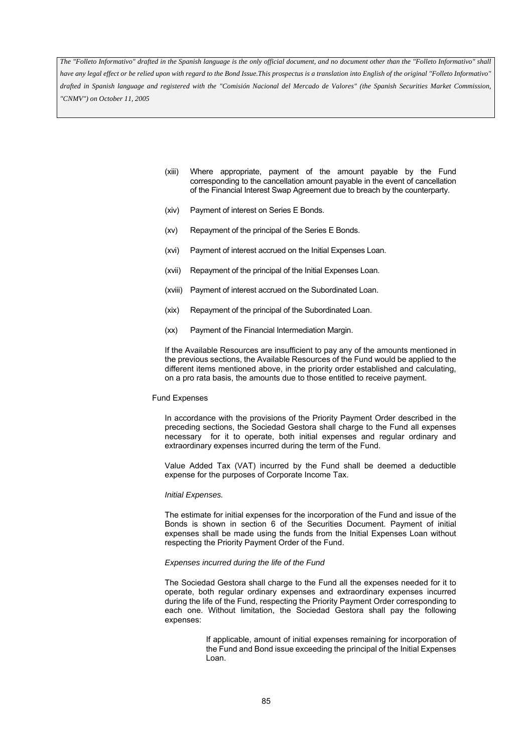(xiii) Where appropriate, payment of the amount payable by the Fund corresponding to the cancellation amount payable in the event of cancellation of the Financial Interest Swap Agreement due to breach by the counterparty.

(xiv) Payment of interest on Series E Bonds.

(xv) Repayment of the principal of the Series E Bonds.

(xvi) Payment of interest accrued on the Initial Expenses Loan.

(xvii) Repayment of the principal of the Initial Expenses Loan.

(xviii) Payment of interest accrued on the Subordinated Loan.

(xix) Repayment of the principal of the Subordinated Loan.

(xx) Payment of the Financial Intermediation Margin.

If the Available Resources are insufficient to pay any of the amounts mentioned in the previous sections, the Available Resources of the Fund would be applied to the different items mentioned above, in the priority order established and calculating, on a pro rata basis, the amounts due to those entitled to receive payment.

Fund Expenses

In accordance with the provisions of the Priority Payment Order described in the preceding sections, the Sociedad Gestora shall charge to the Fund all expenses necessary for it to operate, both initial expenses and regular ordinary and extraordinary expenses incurred during the term of the Fund.

Value Added Tax (VAT) incurred by the Fund shall be deemed a deductible expense for the purposes of Corporate Income Tax.

*Initial Expenses.*

The estimate for initial expenses for the incorporation of the Fund and issue of the Bonds is shown in section 6 of the Securities Document. Payment of initial expenses shall be made using the funds from the Initial Expenses Loan without respecting the Priority Payment Order of the Fund.

*Expenses incurred during the life of the Fund*

The Sociedad Gestora shall charge to the Fund all the expenses needed for it to operate, both regular ordinary expenses and extraordinary expenses incurred during the life of the Fund, respecting the Priority Payment Order corresponding to each one. Without limitation, the Sociedad Gestora shall pay the following expenses:

If applicable, amount of initial expenses remaining for incorporation of the Fund and Bond issue exceeding the principal of the Initial Expenses Loan.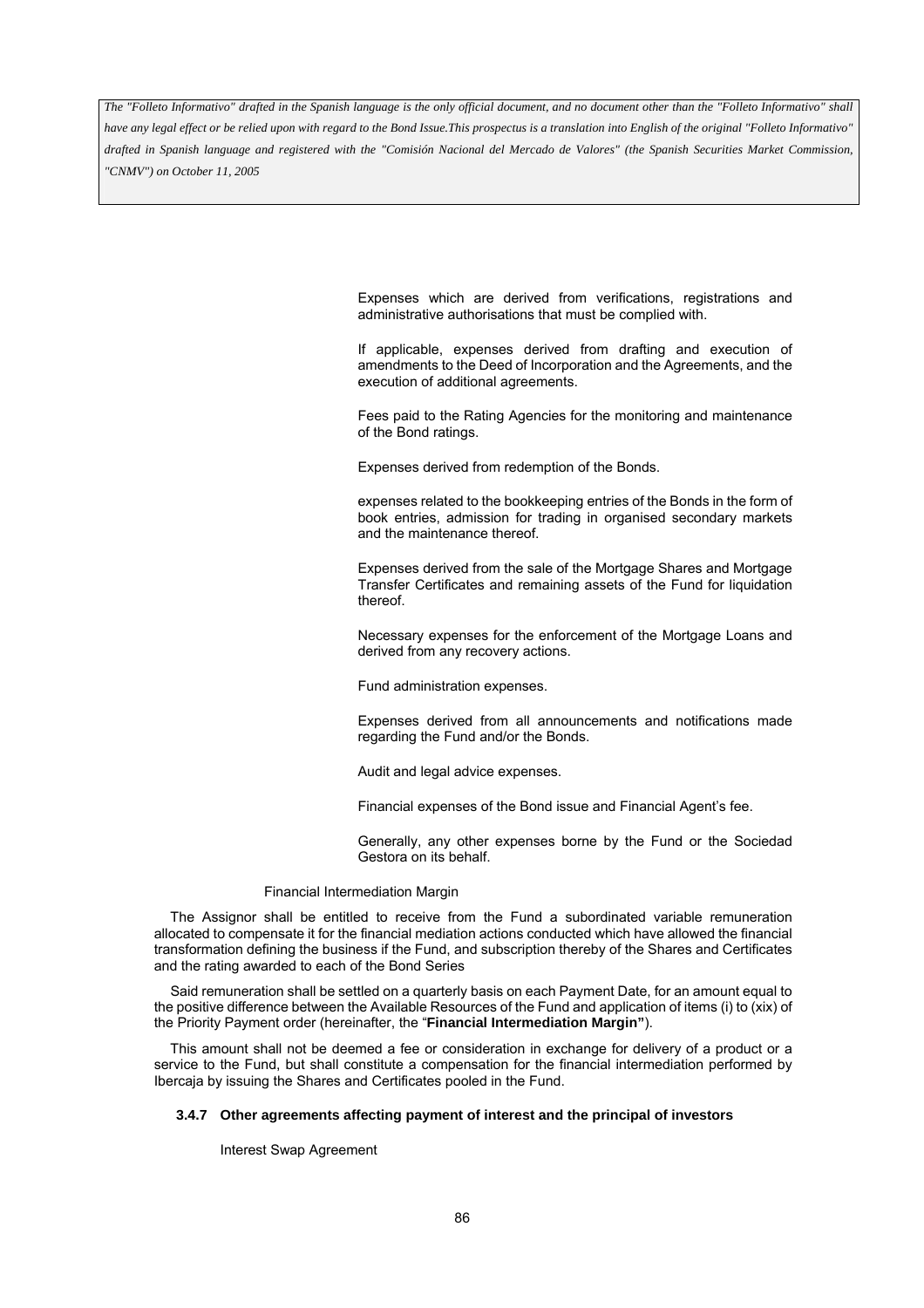*The "Folleto Informativo" drafted in the Spanish language is the only official document, and no document other than the "Folleto Informativo" shall have any legal effect or be relied upon with regard to the Bond Issue.This prospectus is a translation into English of the original "Folleto Informativo" drafted in Spanish language and registered with the "Comisión Nacional del Mercado de Valores" (the Spanish Securities Market Commission, "CNMV") on October 11, 2005*

Expenses which are derived from verifications, registrations and administrative authorisations that must be complied with.

If applicable, expenses derived from drafting and execution of amendments to the Deed of Incorporation and the Agreements, and the execution of additional agreements.

Fees paid to the Rating Agencies for the monitoring and maintenance of the Bond ratings.

Expenses derived from redemption of the Bonds.

expenses related to the bookkeeping entries of the Bonds in the form of book entries, admission for trading in organised secondary markets and the maintenance thereof.

Expenses derived from the sale of the Mortgage Shares and Mortgage Transfer Certificates and remaining assets of the Fund for liquidation thereof.

Necessary expenses for the enforcement of the Mortgage Loans and derived from any recovery actions.

Fund administration expenses.

Expenses derived from all announcements and notifications made regarding the Fund and/or the Bonds.

Audit and legal advice expenses.

Financial expenses of the Bond issue and Financial Agent's fee.

Generally, any other expenses borne by the Fund or the Sociedad Gestora on its behalf.

Financial Intermediation Margin

The Assignor shall be entitled to receive from the Fund a subordinated variable remuneration allocated to compensate it for the financial mediation actions conducted which have allowed the financial transformation defining the business if the Fund, and subscription thereby of the Shares and Certificates and the rating awarded to each of the Bond Series

Said remuneration shall be settled on a quarterly basis on each Payment Date, for an amount equal to the positive difference between the Available Resources of the Fund and application of items (i) to (xix) of the Priority Payment order (hereinafter, the "**Financial Intermediation Margin"**).

This amount shall not be deemed a fee or consideration in exchange for delivery of a product or a service to the Fund, but shall constitute a compensation for the financial intermediation performed by Ibercaja by issuing the Shares and Certificates pooled in the Fund.

### 3.4.7 Other agreements affecting payment of interest and the principal of investors

Interest Swap Agreement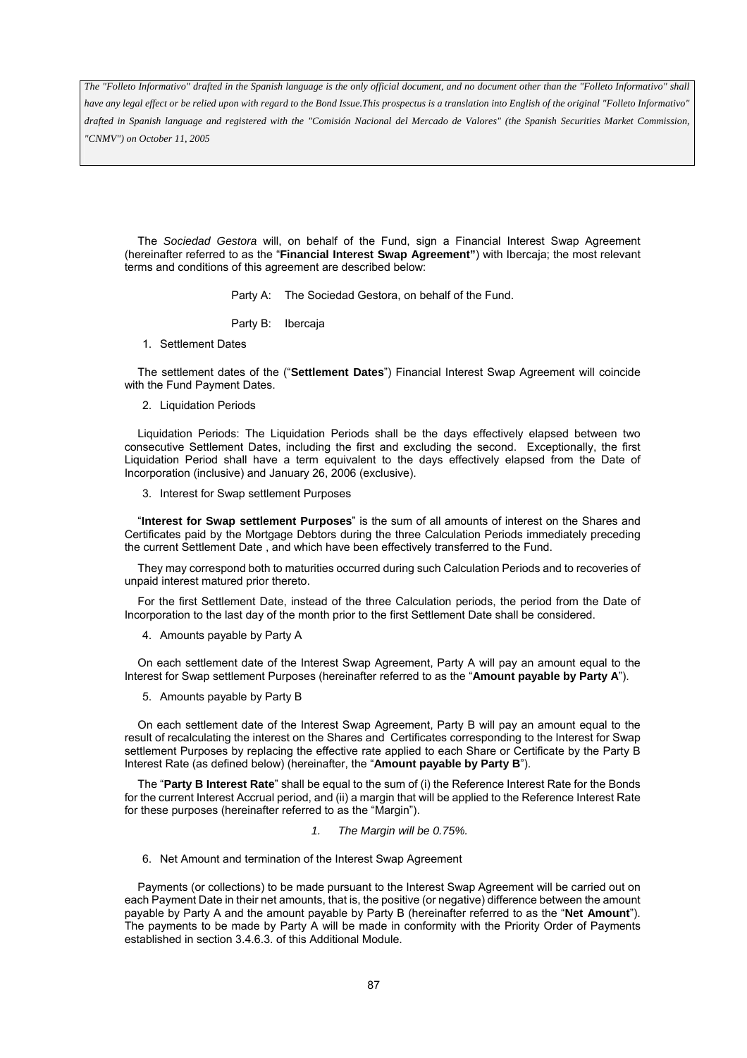The *Sociedad Gestora* will, on behalf of the Fund, sign a Financial Interest Swap Agreement (hereinafter referred to as the "**Financial Interest Swap Agreement"**) with Ibercaja; the most relevant terms and conditions of this agreement are described below:

Party A: The Sociedad Gestora, on behalf of the Fund.

Party B: Ibercaja

1. Settlement Dates

The settlement dates of the ("**Settlement Dates**") Financial Interest Swap Agreement will coincide with the Fund Payment Dates.

2. Liquidation Periods

Liquidation Periods: The Liquidation Periods shall be the days effectively elapsed between two consecutive Settlement Dates, including the first and excluding the second. Exceptionally, the first Liquidation Period shall have a term equivalent to the days effectively elapsed from the Date of Incorporation (inclusive) and January 26, 2006 (exclusive).

3. Interest for Swap settlement Purposes

"**Interest for Swap settlement Purposes**" is the sum of all amounts of interest on the Shares and Certificates paid by the Mortgage Debtors during the three Calculation Periods immediately preceding the current Settlement Date , and which have been effectively transferred to the Fund.

They may correspond both to maturities occurred during such Calculation Periods and to recoveries of unpaid interest matured prior thereto.

For the first Settlement Date, instead of the three Calculation periods, the period from the Date of Incorporation to the last day of the month prior to the first Settlement Date shall be considered.

4. Amounts payable by Party A

On each settlement date of the Interest Swap Agreement, Party A will pay an amount equal to the Interest for Swap settlement Purposes (hereinafter referred to as the "**Amount payable by Party A**").

5. Amounts payable by Party B

On each settlement date of the Interest Swap Agreement, Party B will pay an amount equal to the result of recalculating the interest on the Shares and Certificates corresponding to the Interest for Swap settlement Purposes by replacing the effective rate applied to each Share or Certificate by the Party B Interest Rate (as defined below) (hereinafter, the "**Amount payable by Party B**").

The "**Party B Interest Rate**" shall be equal to the sum of (i) the Reference Interest Rate for the Bonds for the current Interest Accrual period, and (ii) a margin that will be applied to the Reference Interest Rate for these purposes (hereinafter referred to as the "Margin").

*1. The Margin will be 0.75%.*

6. Net Amount and termination of the Interest Swap Agreement

Payments (or collections) to be made pursuant to the Interest Swap Agreement will be carried out on each Payment Date in their net amounts, that is, the positive (or negative) difference between the amount payable by Party A and the amount payable by Party B (hereinafter referred to as the "**Net Amount**"). The payments to be made by Party A will be made in conformity with the Priority Order of Payments established in section 3.4.6.3. of this Additional Module.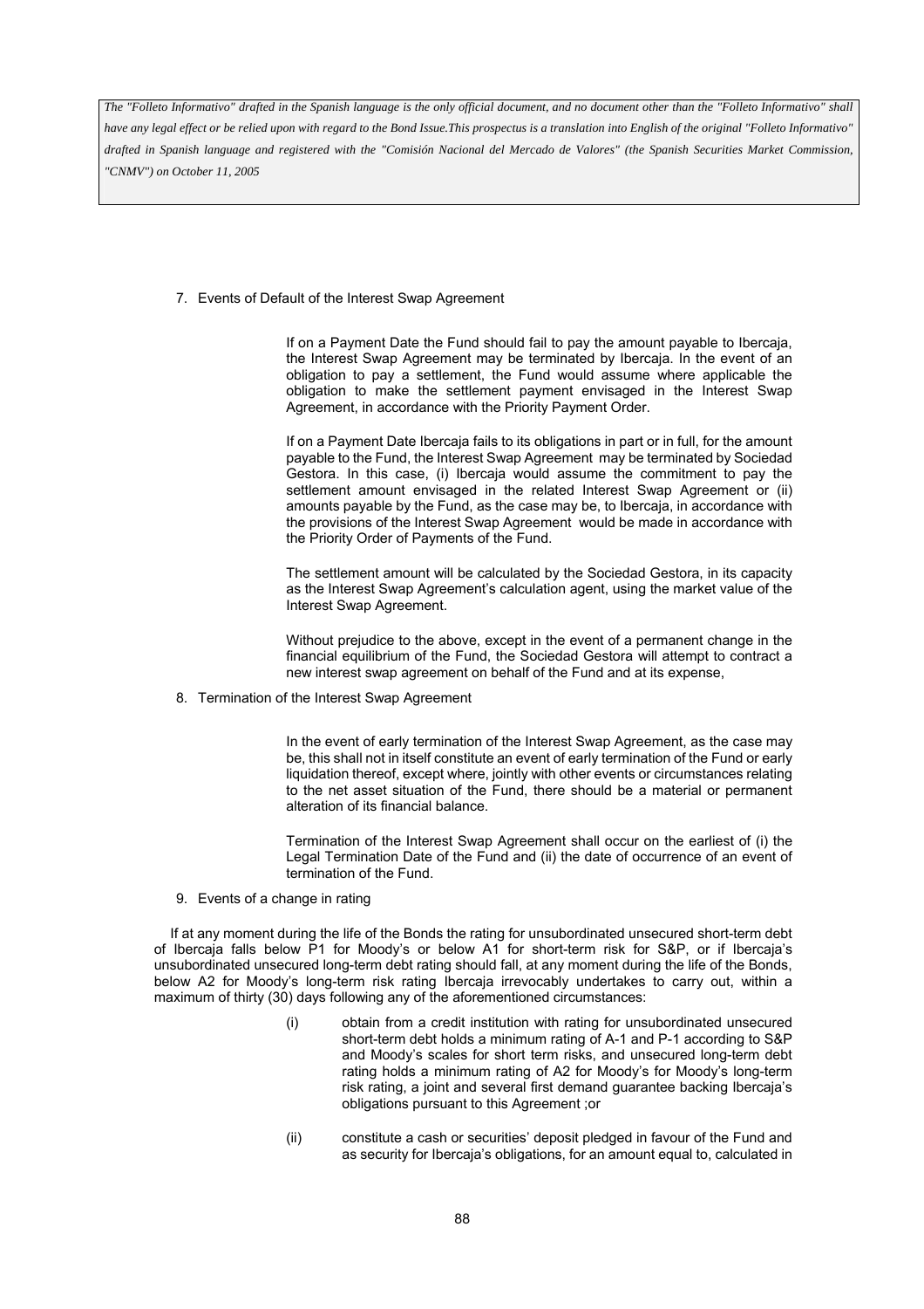7. Events of Default of the Interest Swap Agreement

If on a Payment Date the Fund should fail to pay the amount payable to Ibercaja, the Interest Swap Agreement may be terminated by Ibercaja. In the event of an obligation to pay a settlement, the Fund would assume where applicable the obligation to make the settlement payment envisaged in the Interest Swap Agreement, in accordance with the Priority Payment Order.

If on a Payment Date Ibercaja fails to its obligations in part or in full, for the amount payable to the Fund, the Interest Swap Agreement may be terminated by Sociedad Gestora. In this case, (i) Ibercaja would assume the commitment to pay the settlement amount envisaged in the related Interest Swap Agreement or (ii) amounts payable by the Fund, as the case may be, to Ibercaja, in accordance with the provisions of the Interest Swap Agreement would be made in accordance with the Priority Order of Payments of the Fund.

The settlement amount will be calculated by the Sociedad Gestora, in its capacity as the Interest Swap Agreement's calculation agent, using the market value of the Interest Swap Agreement.

Without prejudice to the above, except in the event of a permanent change in the financial equilibrium of the Fund, the Sociedad Gestora will attempt to contract a new interest swap agreement on behalf of the Fund and at its expense,

8. Termination of the Interest Swap Agreement

In the event of early termination of the Interest Swap Agreement, as the case may be, this shall not in itself constitute an event of early termination of the Fund or early liquidation thereof, except where, jointly with other events or circumstances relating to the net asset situation of the Fund, there should be a material or permanent alteration of its financial balance.

Termination of the Interest Swap Agreement shall occur on the earliest of (i) the Legal Termination Date of the Fund and (ii) the date of occurrence of an event of termination of the Fund.

9. Events of a change in rating

If at any moment during the life of the Bonds the rating for unsubordinated unsecured short-term debt of Ibercaja falls below P1 for Moody's or below A1 for short-term risk for S&P, or if Ibercaja's unsubordinated unsecured long-term debt rating should fall, at any moment during the life of the Bonds, below A2 for Moody's long-term risk rating Ibercaja irrevocably undertakes to carry out, within a maximum of thirty (30) days following any of the aforementioned circumstances:

(i) obtain from a credit institution with rating for unsubordinated unsecured short-term debt holds a minimum rating of A-1 and P-1 according to S&P and Moody's scales for short term risks, and unsecured long-term debt rating holds a minimum rating of A2 for Moody's for Moody's long-term risk rating, a joint and several first demand guarantee backing Ibercaja's obligations pursuant to this Agreement ;or

(ii) constitute a cash or securities' deposit pledged in favour of the Fund and as security for Ibercaja's obligations, for an amount equal to, calculated in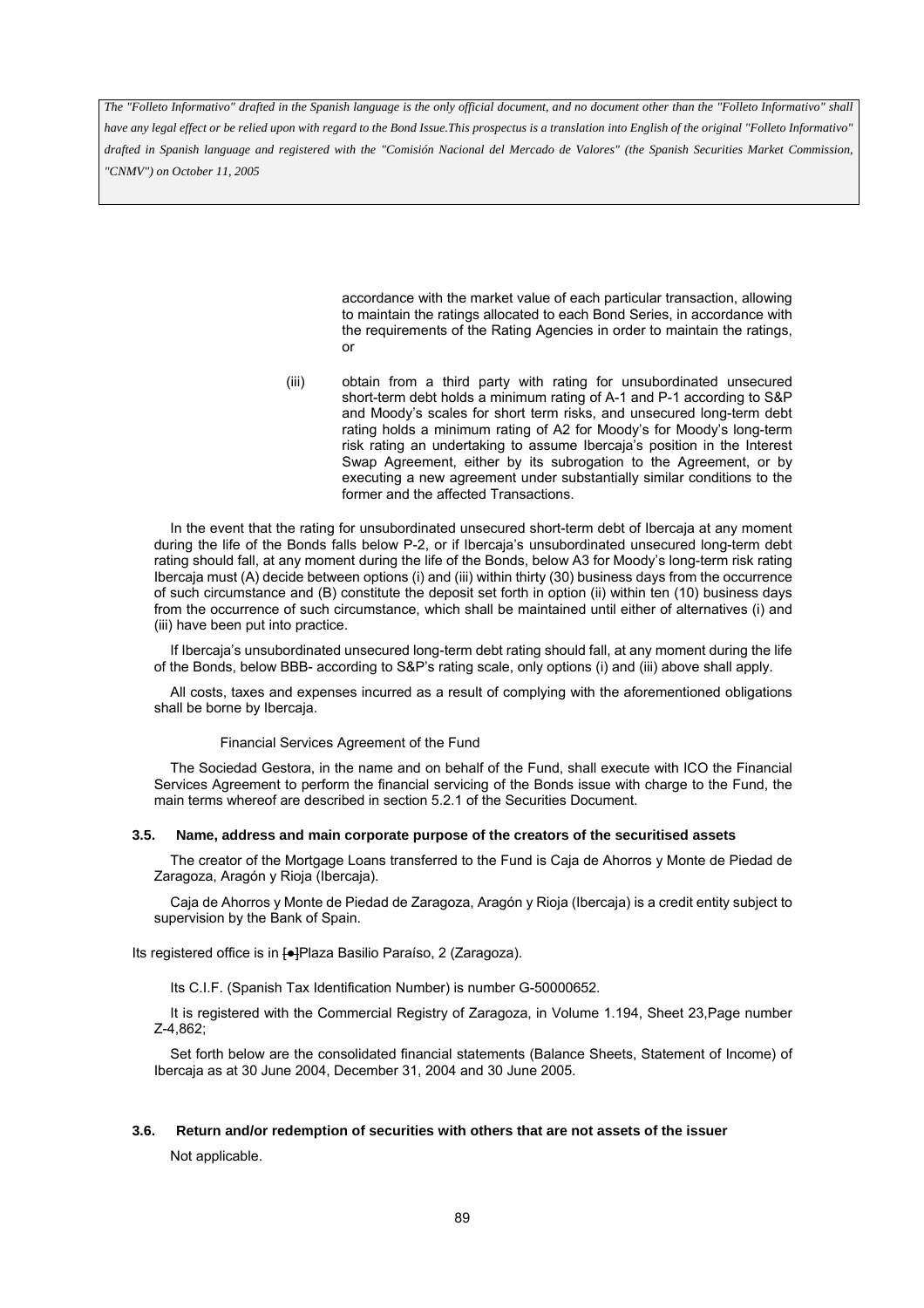accordance with the market value of each particular transaction, allowing to maintain the ratings allocated to each Bond Series, in accordance with the requirements of the Rating Agencies in order to maintain the ratings, or

(iii) obtain from a third party with rating for unsubordinated unsecured short-term debt holds a minimum rating of A-1 and P-1 according to S&P and Moody's scales for short term risks, and unsecured long-term debt rating holds a minimum rating of A2 for Moody's for Moody's long-term risk rating an undertaking to assume Ibercaja's position in the Interest Swap Agreement, either by its subrogation to the Agreement, or by executing a new agreement under substantially similar conditions to the former and the affected Transactions.

In the event that the rating for unsubordinated unsecured short-term debt of Ibercaja at any moment during the life of the Bonds falls below P-2, or if Ibercaja's unsubordinated unsecured long-term debt rating should fall, at any moment during the life of the Bonds, below A3 for Moody's long-term risk rating Ibercaja must (A) decide between options (i) and (iii) within thirty (30) business days from the occurrence of such circumstance and (B) constitute the deposit set forth in option (ii) within ten (10) business days from the occurrence of such circumstance, which shall be maintained until either of alternatives (i) and (iii) have been put into practice.

If Ibercaja's unsubordinated unsecured long-term debt rating should fall, at any moment during the life of the Bonds, below BBB- according to S&P's rating scale, only options (i) and (iii) above shall apply.

All costs, taxes and expenses incurred as a result of complying with the aforementioned obligations shall be borne by Ibercaja.

Financial Services Agreement of the Fund

The Sociedad Gestora, in the name and on behalf of the Fund, shall execute with ICO the Financial Services Agreement to perform the financial servicing of the Bonds issue with charge to the Fund, the main terms whereof are described in section 5.2.1 of the Securities Document.

### 3.5. Name, address and main corporate purpose of the creators of the securitised assets

The creator of the Mortgage Loans transferred to the Fund is Caja de Ahorros y Monte de Piedad de Zaragoza, Aragón y Rioja (Ibercaja).

Caja de Ahorros y Monte de Piedad de Zaragoza, Aragón y Rioja (Ibercaja) is a credit entity subject to supervision by the Bank of Spain.

Its registered office is in [•]Plaza Basilio Paraíso, 2 (Zaragoza).

Its C.I.F. (Spanish Tax Identification Number) is number G-50000652.

It is registered with the Commercial Registry of Zaragoza, in Volume 1.194, Sheet 23,Page number Z-4,862;

Set forth below are the consolidated financial statements (Balance Sheets, Statement of Income) of Ibercaja as at 30 June 2004, December 31, 2004 and 30 June 2005.

### 3.6. Return and/or redemption of securities with others that are not assets of the issuer

Not applicable.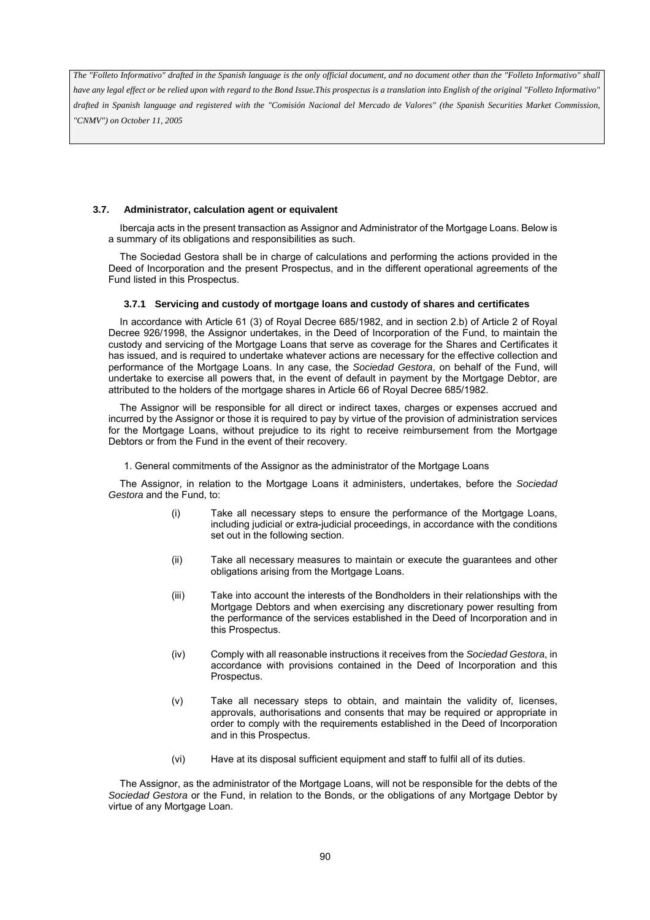*The "Folleto Informativo" drafted in the Spanish language is the only official document, and no document other than the "Folleto Informativo" shall have any legal effect or be relied upon with regard to the Bond Issue.This prospectus is a translation into English of the original "Folleto Informativo" drafted in Spanish language and registered with the "Comisión Nacional del Mercado de Valores" (the Spanish Securities Market Commission, "CNMV") on October 11, 2005*

### 3.7. Administrator, calculation agent or equivalent

Ibercaja acts in the present transaction as Assignor and Administrator of the Mortgage Loans. Below is a summary of its obligations and responsibilities as such.

The Sociedad Gestora shall be in charge of calculations and performing the actions provided in the Deed of Incorporation and the present Prospectus, and in the different operational agreements of the Fund listed in this Prospectus.

#### 3.7.1 Servicing and custody of mortgage loans and custody of shares and certificates

In accordance with Article 61 (3) of Royal Decree 685/1982, and in section 2.b) of Article 2 of Royal Decree 926/1998, the Assignor undertakes, in the Deed of Incorporation of the Fund, to maintain the custody and servicing of the Mortgage Loans that serve as coverage for the Shares and Certificates it has issued, and is required to undertake whatever actions are necessary for the effective collection and performance of the Mortgage Loans. In any case, the *Sociedad Gestora*, on behalf of the Fund, will undertake to exercise all powers that, in the event of default in payment by the Mortgage Debtor, are attributed to the holders of the mortgage shares in Article 66 of Royal Decree 685/1982.

The Assignor will be responsible for all direct or indirect taxes, charges or expenses accrued and incurred by the Assignor or those it is required to pay by virtue of the provision of administration services for the Mortgage Loans, without prejudice to its right to receive reimbursement from the Mortgage Debtors or from the Fund in the event of their recovery.

1. General commitments of the Assignor as the administrator of the Mortgage Loans

The Assignor, in relation to the Mortgage Loans it administers, undertakes, before the *Sociedad Gestora* and the Fund, to:

(i) Take all necessary steps to ensure the performance of the Mortgage Loans, including judicial or extra-judicial proceedings, in accordance with the conditions set out in the following section.

(ii) Take all necessary measures to maintain or execute the guarantees and other obligations arising from the Mortgage Loans.

(iii) Take into account the interests of the Bondholders in their relationships with the Mortgage Debtors and when exercising any discretionary power resulting from the performance of the services established in the Deed of Incorporation and in this Prospectus.

(iv) Comply with all reasonable instructions it receives from the *Sociedad Gestora*, in accordance with provisions contained in the Deed of Incorporation and this Prospectus.

(v) Take all necessary steps to obtain, and maintain the validity of, licenses, approvals, authorisations and consents that may be required or appropriate in order to comply with the requirements established in the Deed of Incorporation and in this Prospectus.

(vi) Have at its disposal sufficient equipment and staff to fulfil all of its duties.

The Assignor, as the administrator of the Mortgage Loans, will not be responsible for the debts of the *Sociedad Gestora* or the Fund, in relation to the Bonds, or the obligations of any Mortgage Debtor by virtue of any Mortgage Loan.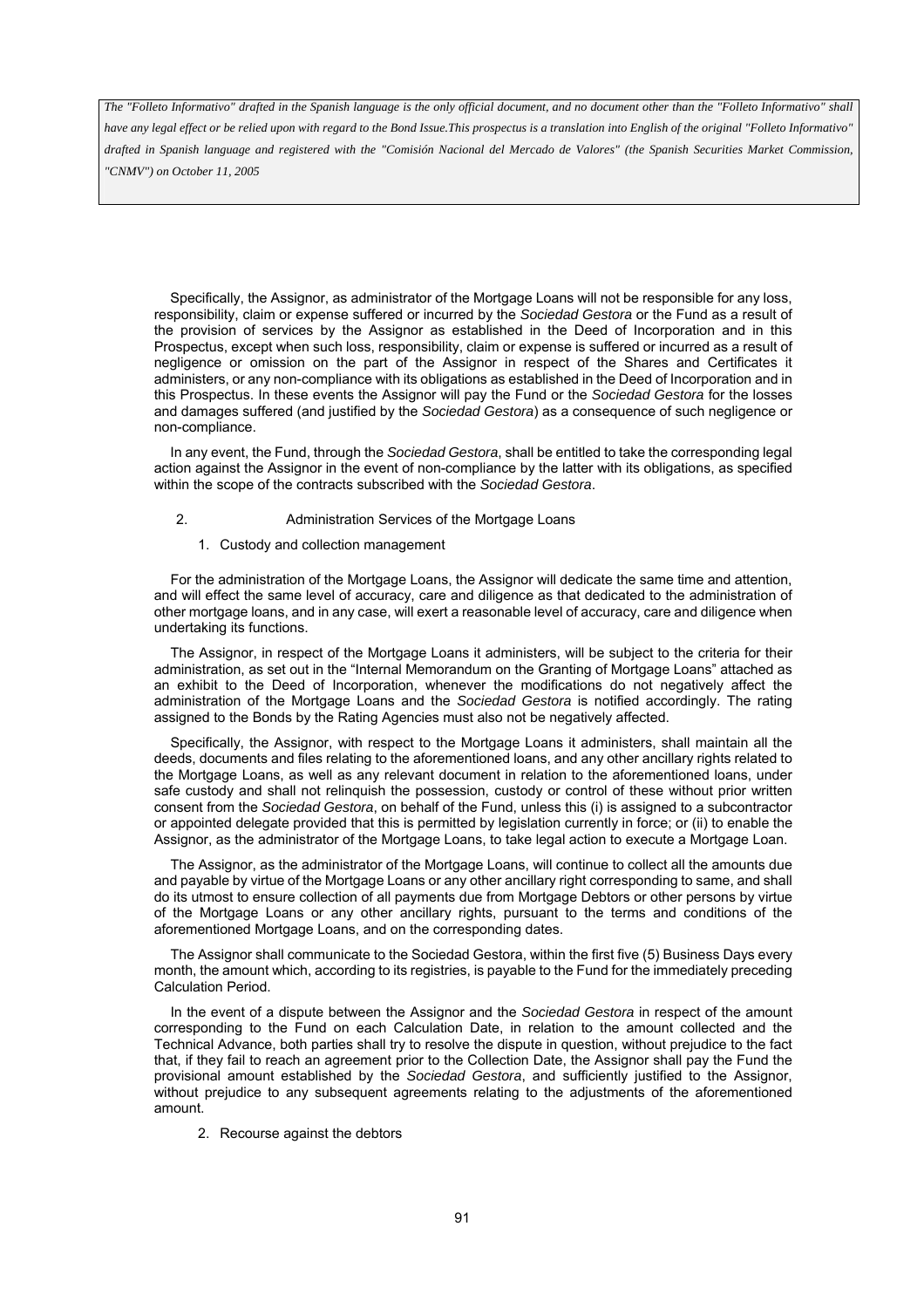Specifically, the Assignor, as administrator of the Mortgage Loans will not be responsible for any loss, responsibility, claim or expense suffered or incurred by the *Sociedad Gestora* or the Fund as a result of the provision of services by the Assignor as established in the Deed of Incorporation and in this Prospectus, except when such loss, responsibility, claim or expense is suffered or incurred as a result of negligence or omission on the part of the Assignor in respect of the Shares and Certificates it administers, or any non-compliance with its obligations as established in the Deed of Incorporation and in this Prospectus. In these events the Assignor will pay the Fund or the *Sociedad Gestora* for the losses and damages suffered (and justified by the *Sociedad Gestora*) as a consequence of such negligence or non-compliance.

In any event, the Fund, through the *Sociedad Gestora*, shall be entitled to take the corresponding legal action against the Assignor in the event of non-compliance by the latter with its obligations, as specified within the scope of the contracts subscribed with the *Sociedad Gestora*.

2. Administration Services of the Mortgage Loans

1. Custody and collection management

For the administration of the Mortgage Loans, the Assignor will dedicate the same time and attention, and will effect the same level of accuracy, care and diligence as that dedicated to the administration of other mortgage loans, and in any case, will exert a reasonable level of accuracy, care and diligence when undertaking its functions.

The Assignor, in respect of the Mortgage Loans it administers, will be subject to the criteria for their administration, as set out in the "Internal Memorandum on the Granting of Mortgage Loans" attached as an exhibit to the Deed of Incorporation, whenever the modifications do not negatively affect the administration of the Mortgage Loans and the *Sociedad Gestora* is notified accordingly. The rating assigned to the Bonds by the Rating Agencies must also not be negatively affected.

Specifically, the Assignor, with respect to the Mortgage Loans it administers, shall maintain all the deeds, documents and files relating to the aforementioned loans, and any other ancillary rights related to the Mortgage Loans, as well as any relevant document in relation to the aforementioned loans, under safe custody and shall not relinquish the possession, custody or control of these without prior written consent from the *Sociedad Gestora*, on behalf of the Fund, unless this (i) is assigned to a subcontractor or appointed delegate provided that this is permitted by legislation currently in force; or (ii) to enable the Assignor, as the administrator of the Mortgage Loans, to take legal action to execute a Mortgage Loan.

The Assignor, as the administrator of the Mortgage Loans, will continue to collect all the amounts due and payable by virtue of the Mortgage Loans or any other ancillary right corresponding to same, and shall do its utmost to ensure collection of all payments due from Mortgage Debtors or other persons by virtue of the Mortgage Loans or any other ancillary rights, pursuant to the terms and conditions of the aforementioned Mortgage Loans, and on the corresponding dates.

The Assignor shall communicate to the Sociedad Gestora, within the first five (5) Business Days every month, the amount which, according to its registries, is payable to the Fund for the immediately preceding Calculation Period.

In the event of a dispute between the Assignor and the *Sociedad Gestora* in respect of the amount corresponding to the Fund on each Calculation Date, in relation to the amount collected and the Technical Advance, both parties shall try to resolve the dispute in question, without prejudice to the fact that, if they fail to reach an agreement prior to the Collection Date, the Assignor shall pay the Fund the provisional amount established by the *Sociedad Gestora*, and sufficiently justified to the Assignor, without prejudice to any subsequent agreements relating to the adjustments of the aforementioned amount.

2. Recourse against the debtors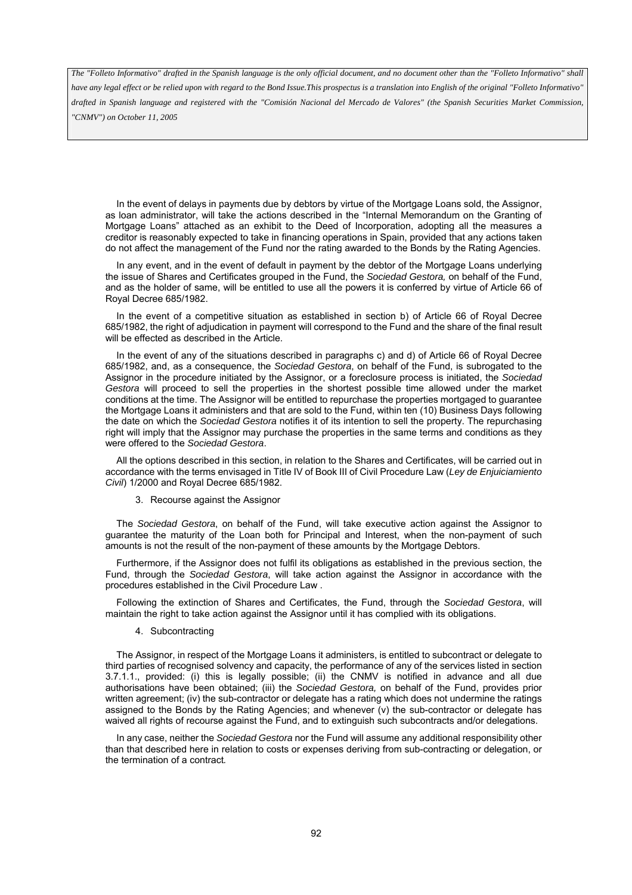In the event of delays in payments due by debtors by virtue of the Mortgage Loans sold, the Assignor, as loan administrator, will take the actions described in the "Internal Memorandum on the Granting of Mortgage Loans" attached as an exhibit to the Deed of Incorporation, adopting all the measures a creditor is reasonably expected to take in financing operations in Spain, provided that any actions taken do not affect the management of the Fund nor the rating awarded to the Bonds by the Rating Agencies.

In any event, and in the event of default in payment by the debtor of the Mortgage Loans underlying the issue of Shares and Certificates grouped in the Fund, the *Sociedad Gestora,* on behalf of the Fund, and as the holder of same, will be entitled to use all the powers it is conferred by virtue of Article 66 of Royal Decree 685/1982.

In the event of a competitive situation as established in section b) of Article 66 of Royal Decree 685/1982, the right of adjudication in payment will correspond to the Fund and the share of the final result will be effected as described in the Article.

In the event of any of the situations described in paragraphs c) and d) of Article 66 of Royal Decree 685/1982, and, as a consequence, the *Sociedad Gestora*, on behalf of the Fund, is subrogated to the Assignor in the procedure initiated by the Assignor, or a foreclosure process is initiated, the *Sociedad Gestora* will proceed to sell the properties in the shortest possible time allowed under the market conditions at the time. The Assignor will be entitled to repurchase the properties mortgaged to guarantee the Mortgage Loans it administers and that are sold to the Fund, within ten (10) Business Days following the date on which the *Sociedad Gestora* notifies it of its intention to sell the property. The repurchasing right will imply that the Assignor may purchase the properties in the same terms and conditions as they were offered to the *Sociedad Gestora*.

All the options described in this section, in relation to the Shares and Certificates, will be carried out in accordance with the terms envisaged in Title IV of Book III of Civil Procedure Law (*Ley de Enjuiciamiento Civil*) 1/2000 and Royal Decree 685/1982.

3. Recourse against the Assignor

The *Sociedad Gestora*, on behalf of the Fund, will take executive action against the Assignor to guarantee the maturity of the Loan both for Principal and Interest, when the non-payment of such amounts is not the result of the non-payment of these amounts by the Mortgage Debtors.

Furthermore, if the Assignor does not fulfil its obligations as established in the previous section, the Fund, through the *Sociedad Gestora*, will take action against the Assignor in accordance with the procedures established in the Civil Procedure Law .

Following the extinction of Shares and Certificates, the Fund, through the *Sociedad Gestora*, will maintain the right to take action against the Assignor until it has complied with its obligations.

4. Subcontracting

The Assignor, in respect of the Mortgage Loans it administers, is entitled to subcontract or delegate to third parties of recognised solvency and capacity, the performance of any of the services listed in section 3.7.1.1., provided: (i) this is legally possible; (ii) the CNMV is notified in advance and all due authorisations have been obtained; (iii) the *Sociedad Gestora,* on behalf of the Fund, provides prior written agreement; (iv) the sub-contractor or delegate has a rating which does not undermine the ratings assigned to the Bonds by the Rating Agencies; and whenever (v) the sub-contractor or delegate has waived all rights of recourse against the Fund, and to extinguish such subcontracts and/or delegations.

In any case, neither the *Sociedad Gestora* nor the Fund will assume any additional responsibility other than that described here in relation to costs or expenses deriving from sub-contracting or delegation, or the termination of a contract.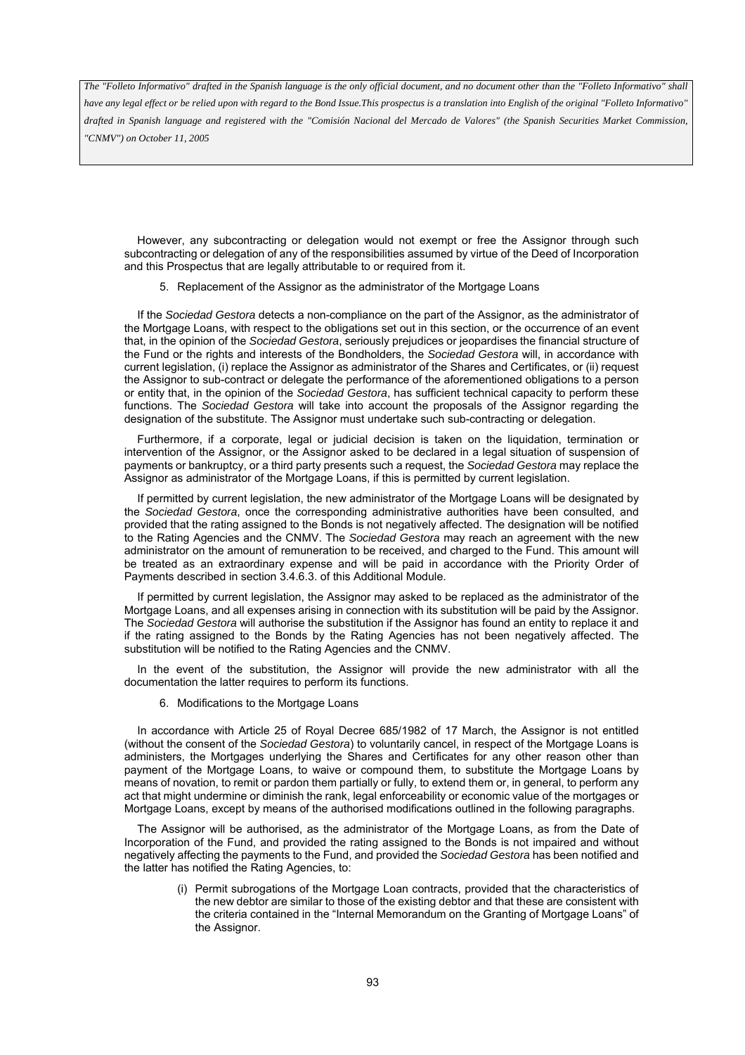However, any subcontracting or delegation would not exempt or free the Assignor through such subcontracting or delegation of any of the responsibilities assumed by virtue of the Deed of Incorporation and this Prospectus that are legally attributable to or required from it.

5. Replacement of the Assignor as the administrator of the Mortgage Loans

If the *Sociedad Gestora* detects a non-compliance on the part of the Assignor, as the administrator of the Mortgage Loans, with respect to the obligations set out in this section, or the occurrence of an event that, in the opinion of the *Sociedad Gestora*, seriously prejudices or jeopardises the financial structure of the Fund or the rights and interests of the Bondholders, the *Sociedad Gestora* will, in accordance with current legislation, (i) replace the Assignor as administrator of the Shares and Certificates, or (ii) request the Assignor to sub-contract or delegate the performance of the aforementioned obligations to a person or entity that, in the opinion of the *Sociedad Gestora*, has sufficient technical capacity to perform these functions. The *Sociedad Gestora* will take into account the proposals of the Assignor regarding the designation of the substitute. The Assignor must undertake such sub-contracting or delegation.

Furthermore, if a corporate, legal or judicial decision is taken on the liquidation, termination or intervention of the Assignor, or the Assignor asked to be declared in a legal situation of suspension of payments or bankruptcy, or a third party presents such a request, the *Sociedad Gestora* may replace the Assignor as administrator of the Mortgage Loans, if this is permitted by current legislation.

If permitted by current legislation, the new administrator of the Mortgage Loans will be designated by the *Sociedad Gestora*, once the corresponding administrative authorities have been consulted, and provided that the rating assigned to the Bonds is not negatively affected. The designation will be notified to the Rating Agencies and the CNMV. The *Sociedad Gestora* may reach an agreement with the new administrator on the amount of remuneration to be received, and charged to the Fund. This amount will be treated as an extraordinary expense and will be paid in accordance with the Priority Order of Payments described in section 3.4.6.3. of this Additional Module.

If permitted by current legislation, the Assignor may asked to be replaced as the administrator of the Mortgage Loans, and all expenses arising in connection with its substitution will be paid by the Assignor. The *Sociedad Gestora* will authorise the substitution if the Assignor has found an entity to replace it and if the rating assigned to the Bonds by the Rating Agencies has not been negatively affected. The substitution will be notified to the Rating Agencies and the CNMV.

In the event of the substitution, the Assignor will provide the new administrator with all the documentation the latter requires to perform its functions.

6. Modifications to the Mortgage Loans

In accordance with Article 25 of Royal Decree 685/1982 of 17 March, the Assignor is not entitled (without the consent of the *Sociedad Gestora*) to voluntarily cancel, in respect of the Mortgage Loans is administers, the Mortgages underlying the Shares and Certificates for any other reason other than payment of the Mortgage Loans, to waive or compound them, to substitute the Mortgage Loans by means of novation, to remit or pardon them partially or fully, to extend them or, in general, to perform any act that might undermine or diminish the rank, legal enforceability or economic value of the mortgages or Mortgage Loans, except by means of the authorised modifications outlined in the following paragraphs.

The Assignor will be authorised, as the administrator of the Mortgage Loans, as from the Date of Incorporation of the Fund, and provided the rating assigned to the Bonds is not impaired and without negatively affecting the payments to the Fund, and provided the *Sociedad Gestora* has been notified and the latter has notified the Rating Agencies, to:

(i) Permit subrogations of the Mortgage Loan contracts, provided that the characteristics of the new debtor are similar to those of the existing debtor and that these are consistent with the criteria contained in the "Internal Memorandum on the Granting of Mortgage Loans" of the Assignor.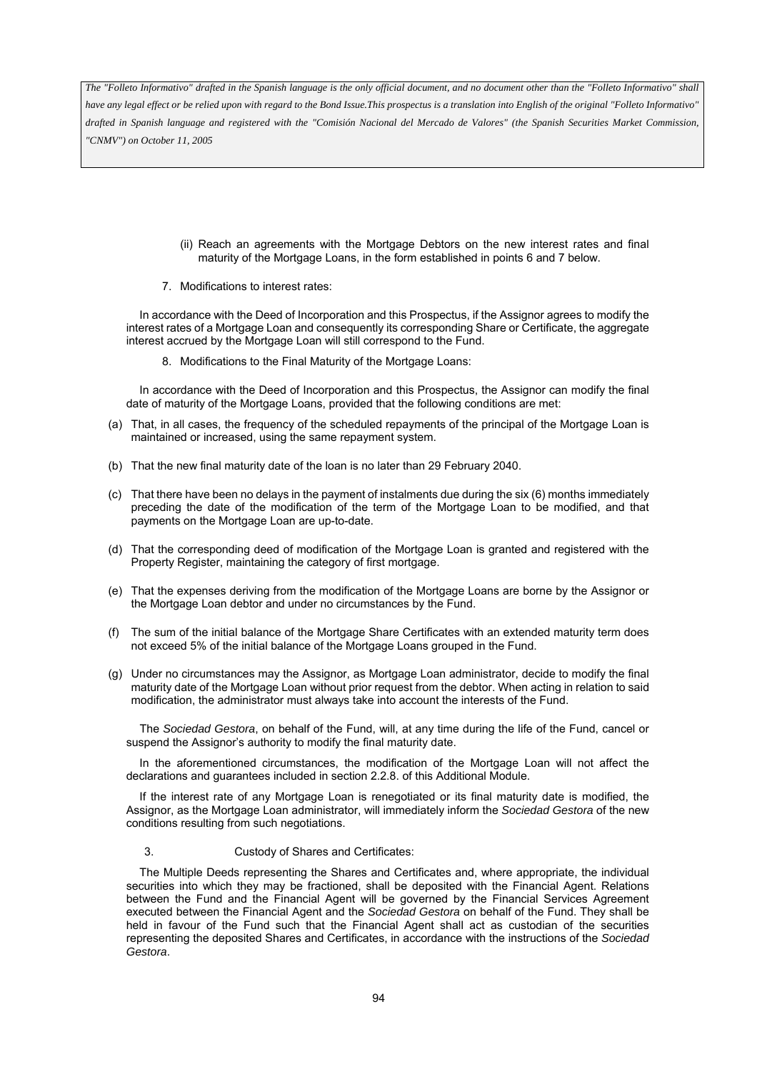*The "Folleto Informativo" drafted in the Spanish language is the only official document, and no document other than the "Folleto Informativo" shall have any legal effect or be relied upon with regard to the Bond Issue.This prospectus is a translation into English of the original "Folleto Informativo" drafted in Spanish language and registered with the "Comisión Nacional del Mercado de Valores" (the Spanish Securities Market Commission, "CNMV") on October 11, 2005*

(ii) Reach an agreements with the Mortgage Debtors on the new interest rates and final maturity of the Mortgage Loans, in the form established in points 6 and 7 below.

7. Modifications to interest rates:

In accordance with the Deed of Incorporation and this Prospectus, if the Assignor agrees to modify the interest rates of a Mortgage Loan and consequently its corresponding Share or Certificate, the aggregate interest accrued by the Mortgage Loan will still correspond to the Fund.

8. Modifications to the Final Maturity of the Mortgage Loans:

In accordance with the Deed of Incorporation and this Prospectus, the Assignor can modify the final date of maturity of the Mortgage Loans, provided that the following conditions are met:

(a) That, in all cases, the frequency of the scheduled repayments of the principal of the Mortgage Loan is maintained or increased, using the same repayment system.

(b) That the new final maturity date of the loan is no later than 29 February 2040.

(c) That there have been no delays in the payment of instalments due during the six (6) months immediately preceding the date of the modification of the term of the Mortgage Loan to be modified, and that payments on the Mortgage Loan are up-to-date.

(d) That the corresponding deed of modification of the Mortgage Loan is granted and registered with the Property Register, maintaining the category of first mortgage.

(e) That the expenses deriving from the modification of the Mortgage Loans are borne by the Assignor or the Mortgage Loan debtor and under no circumstances by the Fund.

(f) The sum of the initial balance of the Mortgage Share Certificates with an extended maturity term does not exceed 5% of the initial balance of the Mortgage Loans grouped in the Fund.

(g) Under no circumstances may the Assignor, as Mortgage Loan administrator, decide to modify the final maturity date of the Mortgage Loan without prior request from the debtor. When acting in relation to said modification, the administrator must always take into account the interests of the Fund.

The *Sociedad Gestora*, on behalf of the Fund, will, at any time during the life of the Fund, cancel or suspend the Assignor's authority to modify the final maturity date.

In the aforementioned circumstances, the modification of the Mortgage Loan will not affect the declarations and guarantees included in section 2.2.8. of this Additional Module.

If the interest rate of any Mortgage Loan is renegotiated or its final maturity date is modified, the Assignor, as the Mortgage Loan administrator, will immediately inform the *Sociedad Gestora* of the new conditions resulting from such negotiations.

3. Custody of Shares and Certificates:

The Multiple Deeds representing the Shares and Certificates and, where appropriate, the individual securities into which they may be fractioned, shall be deposited with the Financial Agent. Relations between the Fund and the Financial Agent will be governed by the Financial Services Agreement executed between the Financial Agent and the *Sociedad Gestora* on behalf of the Fund. They shall be held in favour of the Fund such that the Financial Agent shall act as custodian of the securities representing the deposited Shares and Certificates, in accordance with the instructions of the *Sociedad Gestora*.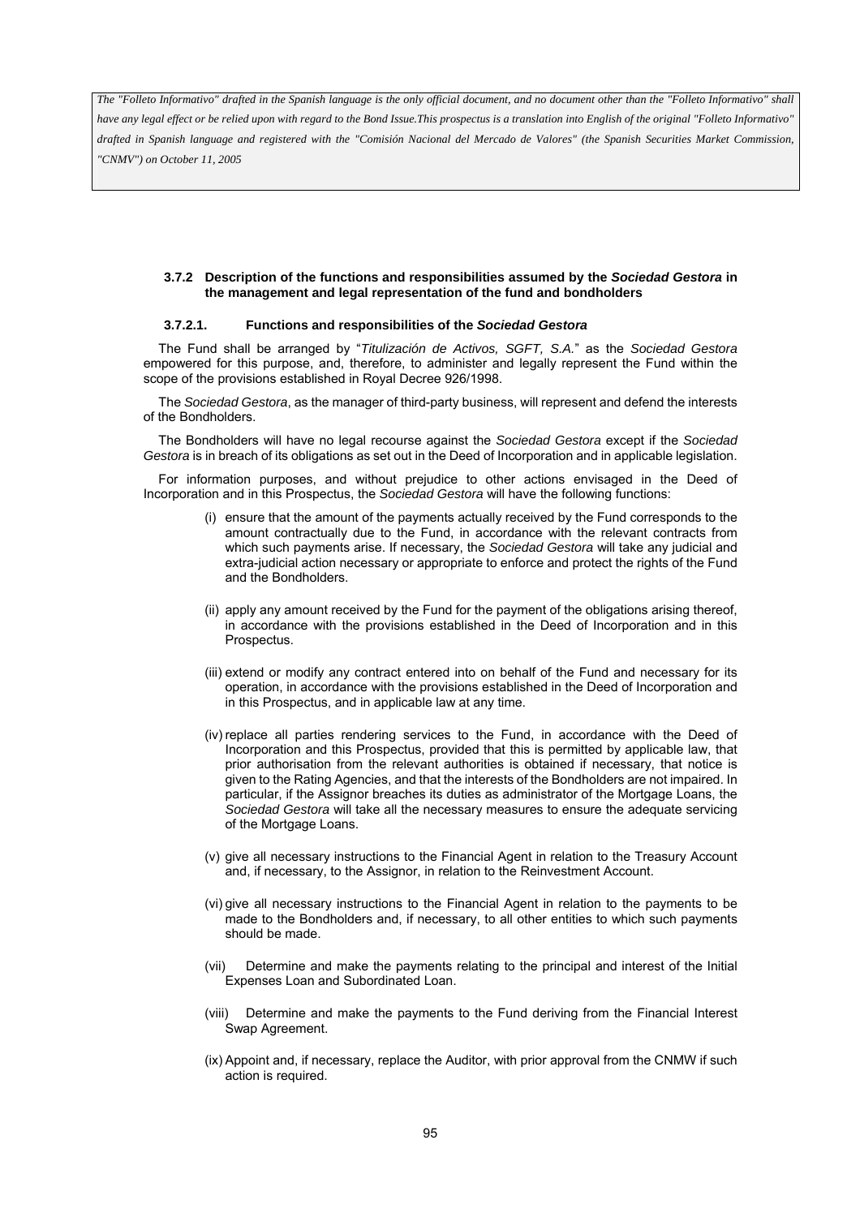*The "Folleto Informativo" drafted in the Spanish language is the only official document, and no document other than the "Folleto Informativo" shall have any legal effect or be relied upon with regard to the Bond Issue.This prospectus is a translation into English of the original "Folleto Informativo" drafted in Spanish language and registered with the "Comisión Nacional del Mercado de Valores" (the Spanish Securities Market Commission, "CNMV") on October 11, 2005*

### 3.7.2 Description of the functions and responsibilities assumed by the *Sociedad Gestora* in the management and legal representation of the fund and bondholders

#### 3.7.2.1. Functions and responsibilities of the *Sociedad Gestora*

The Fund shall be arranged by "*Titulización de Activos, SGFT, S.A.*" as the *Sociedad Gestora* empowered for this purpose, and, therefore, to administer and legally represent the Fund within the scope of the provisions established in Royal Decree 926/1998.

The *Sociedad Gestora*, as the manager of third-party business, will represent and defend the interests of the Bondholders.

The Bondholders will have no legal recourse against the *Sociedad Gestora* except if the *Sociedad Gestora* is in breach of its obligations as set out in the Deed of Incorporation and in applicable legislation.

For information purposes, and without prejudice to other actions envisaged in the Deed of Incorporation and in this Prospectus, the *Sociedad Gestora* will have the following functions:

(i) ensure that the amount of the payments actually received by the Fund corresponds to the amount contractually due to the Fund, in accordance with the relevant contracts from which such payments arise. If necessary, the *Sociedad Gestora* will take any judicial and extra-judicial action necessary or appropriate to enforce and protect the rights of the Fund and the Bondholders.

(ii) apply any amount received by the Fund for the payment of the obligations arising thereof, in accordance with the provisions established in the Deed of Incorporation and in this Prospectus.

(iii) extend or modify any contract entered into on behalf of the Fund and necessary for its operation, in accordance with the provisions established in the Deed of Incorporation and in this Prospectus, and in applicable law at any time.

(iv) replace all parties rendering services to the Fund, in accordance with the Deed of Incorporation and this Prospectus, provided that this is permitted by applicable law, that prior authorisation from the relevant authorities is obtained if necessary, that notice is given to the Rating Agencies, and that the interests of the Bondholders are not impaired. In particular, if the Assignor breaches its duties as administrator of the Mortgage Loans, the *Sociedad Gestora* will take all the necessary measures to ensure the adequate servicing of the Mortgage Loans.

(v) give all necessary instructions to the Financial Agent in relation to the Treasury Account and, if necessary, to the Assignor, in relation to the Reinvestment Account.

(vi) give all necessary instructions to the Financial Agent in relation to the payments to be made to the Bondholders and, if necessary, to all other entities to which such payments should be made.

(vii) Determine and make the payments relating to the principal and interest of the Initial Expenses Loan and Subordinated Loan.

(viii) Determine and make the payments to the Fund deriving from the Financial Interest Swap Agreement.

(ix) Appoint and, if necessary, replace the Auditor, with prior approval from the CNMW if such action is required.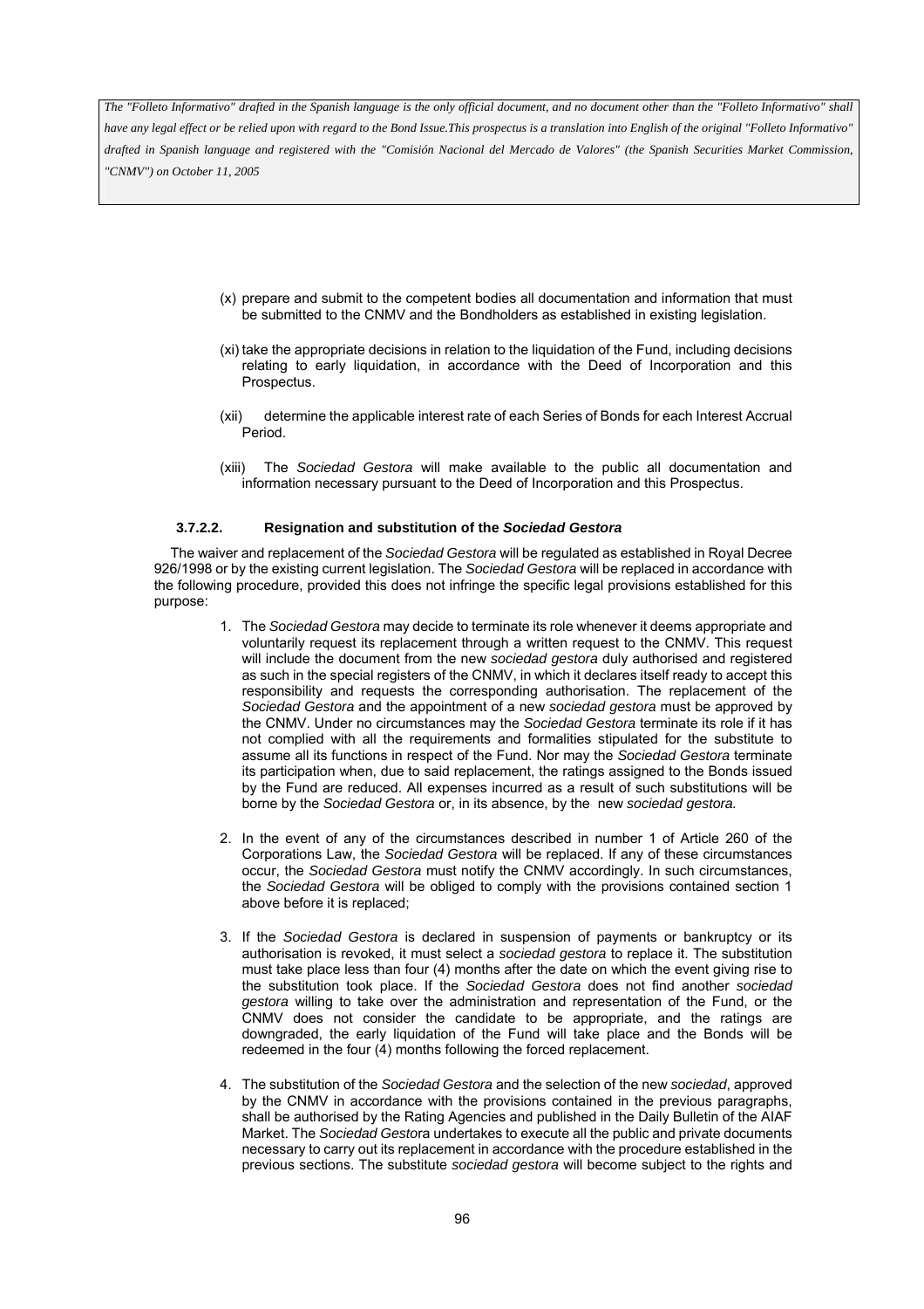(x) prepare and submit to the competent bodies all documentation and information that must be submitted to the CNMV and the Bondholders as established in existing legislation.

(xi) take the appropriate decisions in relation to the liquidation of the Fund, including decisions relating to early liquidation, in accordance with the Deed of Incorporation and this Prospectus.

(xii) determine the applicable interest rate of each Series of Bonds for each Interest Accrual Period.

(xiii) The *Sociedad Gestora* will make available to the public all documentation and information necessary pursuant to the Deed of Incorporation and this Prospectus.

#### 3.7.2.2. Resignation and substitution of the *Sociedad Gestora*

The waiver and replacement of the *Sociedad Gestora* will be regulated as established in Royal Decree 926/1998 or by the existing current legislation. The *Sociedad Gestora* will be replaced in accordance with the following procedure, provided this does not infringe the specific legal provisions established for this purpose:

1. The *Sociedad Gestora* may decide to terminate its role whenever it deems appropriate and voluntarily request its replacement through a written request to the CNMV. This request will include the document from the new *sociedad gestora* duly authorised and registered as such in the special registers of the CNMV, in which it declares itself ready to accept this responsibility and requests the corresponding authorisation. The replacement of the *Sociedad Gestora* and the appointment of a new *sociedad gestora* must be approved by the CNMV. Under no circumstances may the *Sociedad Gestora* terminate its role if it has not complied with all the requirements and formalities stipulated for the substitute to assume all its functions in respect of the Fund. Nor may the *Sociedad Gestora* terminate its participation when, due to said replacement, the ratings assigned to the Bonds issued by the Fund are reduced. All expenses incurred as a result of such substitutions will be borne by the *Sociedad Gestora* or, in its absence, by the new *sociedad gestora.*

2. In the event of any of the circumstances described in number 1 of Article 260 of the Corporations Law, the *Sociedad Gestora* will be replaced. If any of these circumstances occur, the *Sociedad Gestora* must notify the CNMV accordingly. In such circumstances, the *Sociedad Gestora* will be obliged to comply with the provisions contained section 1 above before it is replaced;

3. If the *Sociedad Gestora* is declared in suspension of payments or bankruptcy or its authorisation is revoked, it must select a *sociedad gestora* to replace it. The substitution must take place less than four (4) months after the date on which the event giving rise to the substitution took place. If the *Sociedad Gestora* does not find another *sociedad gestora* willing to take over the administration and representation of the Fund, or the CNMV does not consider the candidate to be appropriate, and the ratings are downgraded, the early liquidation of the Fund will take place and the Bonds will be redeemed in the four (4) months following the forced replacement.

4. The substitution of the *Sociedad Gestora* and the selection of the new *sociedad*, approved by the CNMV in accordance with the provisions contained in the previous paragraphs, shall be authorised by the Rating Agencies and published in the Daily Bulletin of the AIAF Market. The *Sociedad Gestora* undertakes to execute all the public and private documents necessary to carry out its replacement in accordance with the procedure established in the previous sections. The substitute *sociedad gestora* will become subject to the rights and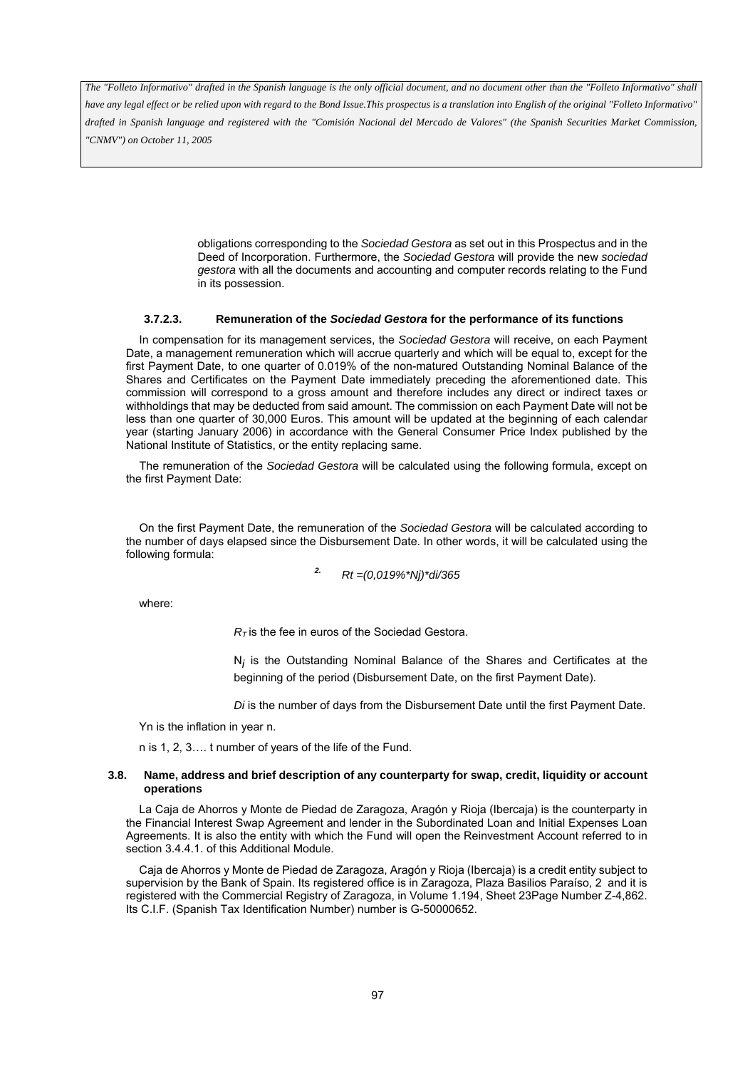obligations corresponding to the *Sociedad Gestora* as set out in this Prospectus and in the Deed of Incorporation. Furthermore, the *Sociedad Gestora* will provide the new *sociedad gestora* with all the documents and accounting and computer records relating to the Fund in its possession.

#### 3.7.2.3. Remuneration of the *Sociedad Gestora* for the performance of its functions

In compensation for its management services, the *Sociedad Gestora* will receive, on each Payment Date, a management remuneration which will accrue quarterly and which will be equal to, except for the first Payment Date, to one quarter of 0.019% of the non-matured Outstanding Nominal Balance of the Shares and Certificates on the Payment Date immediately preceding the aforementioned date. This commission will correspond to a gross amount and therefore includes any direct or indirect taxes or withholdings that may be deducted from said amount. The commission on each Payment Date will not be less than one quarter of 30,000 Euros. This amount will be updated at the beginning of each calendar year (starting January 2006) in accordance with the General Consumer Price Index published by the National Institute of Statistics, or the entity replacing same.

The remuneration of the *Sociedad Gestora* will be calculated using the following formula, except on the first Payment Date:

On the first Payment Date, the remuneration of the *Sociedad Gestora* will be calculated according to the number of days elapsed since the Disbursement Date. In other words, it will be calculated using the following formula:

2. *Rt =(0,019%\*Nj)\*di/365*

where:

$R_T$ is the fee in euros of the Sociedad Gestora.

$N_j$ is the Outstanding Nominal Balance of the Shares and Certificates at the beginning of the period (Disbursement Date, on the first Payment Date).

*Di* is the number of days from the Disbursement Date until the first Payment Date.

Yn is the inflation in year n.

n is 1, 2, 3…. t number of years of the life of the Fund.

### 3.8. Name, address and brief description of any counterparty for swap, credit, liquidity or account operations

La Caja de Ahorros y Monte de Piedad de Zaragoza, Aragón y Rioja (Ibercaja) is the counterparty in the Financial Interest Swap Agreement and lender in the Subordinated Loan and Initial Expenses Loan Agreements. It is also the entity with which the Fund will open the Reinvestment Account referred to in section 3.4.4.1. of this Additional Module.

Caja de Ahorros y Monte de Piedad de Zaragoza, Aragón y Rioja (Ibercaja) is a credit entity subject to supervision by the Bank of Spain. Its registered office is in Zaragoza, Plaza Basilios Paraíso, 2 and it is registered with the Commercial Registry of Zaragoza, in Volume 1.194, Sheet 23Page Number Z-4,862. Its C.I.F. (Spanish Tax Identification Number) number is G-50000652.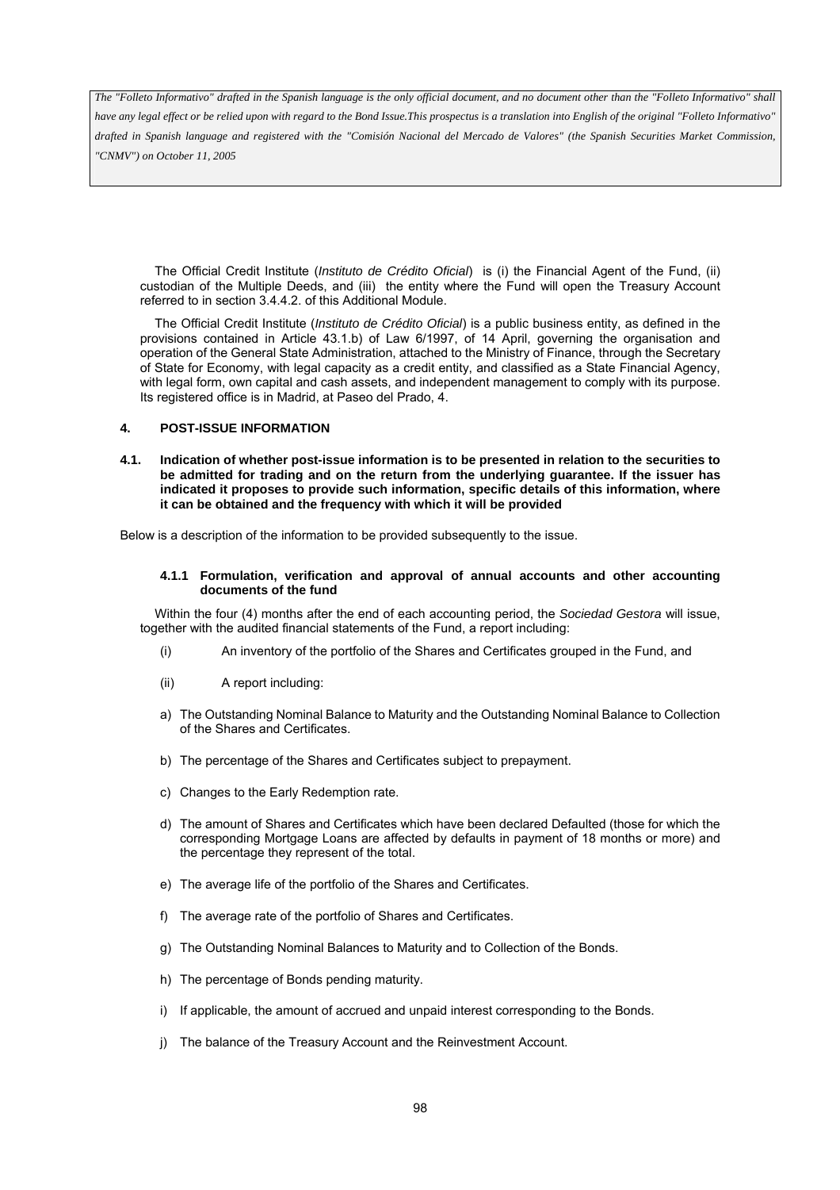The Official Credit Institute (*Instituto de Crédito Oficial*) is (i) the Financial Agent of the Fund, (ii) custodian of the Multiple Deeds, and (iii) the entity where the Fund will open the Treasury Account referred to in section 3.4.4.2. of this Additional Module.

The Official Credit Institute (*Instituto de Crédito Oficial*) is a public business entity, as defined in the provisions contained in Article 43.1.b) of Law 6/1997, of 14 April, governing the organisation and operation of the General State Administration, attached to the Ministry of Finance, through the Secretary of State for Economy, with legal capacity as a credit entity, and classified as a State Financial Agency, with legal form, own capital and cash assets, and independent management to comply with its purpose. Its registered office is in Madrid, at Paseo del Prado, 4.

## 4. POST-ISSUE INFORMATION

### 4.1. Indication of whether post-issue information is to be presented in relation to the securities to be admitted for trading and on the return from the underlying guarantee. If the issuer has indicated it proposes to provide such information, specific details of this information, where it can be obtained and the frequency with which it will be provided

Below is a description of the information to be provided subsequently to the issue.

#### 4.1.1 Formulation, verification and approval of annual accounts and other accounting documents of the fund

Within the four (4) months after the end of each accounting period, the *Sociedad Gestora* will issue, together with the audited financial statements of the Fund, a report including:

(i) An inventory of the portfolio of the Shares and Certificates grouped in the Fund, and

(ii) A report including:

a) The Outstanding Nominal Balance to Maturity and the Outstanding Nominal Balance to Collection of the Shares and Certificates.

b) The percentage of the Shares and Certificates subject to prepayment.

c) Changes to the Early Redemption rate.

d) The amount of Shares and Certificates which have been declared Defaulted (those for which the corresponding Mortgage Loans are affected by defaults in payment of 18 months or more) and the percentage they represent of the total.

e) The average life of the portfolio of the Shares and Certificates.

f) The average rate of the portfolio of Shares and Certificates.

g) The Outstanding Nominal Balances to Maturity and to Collection of the Bonds.

h) The percentage of Bonds pending maturity.

i) If applicable, the amount of accrued and unpaid interest corresponding to the Bonds.

j) The balance of the Treasury Account and the Reinvestment Account.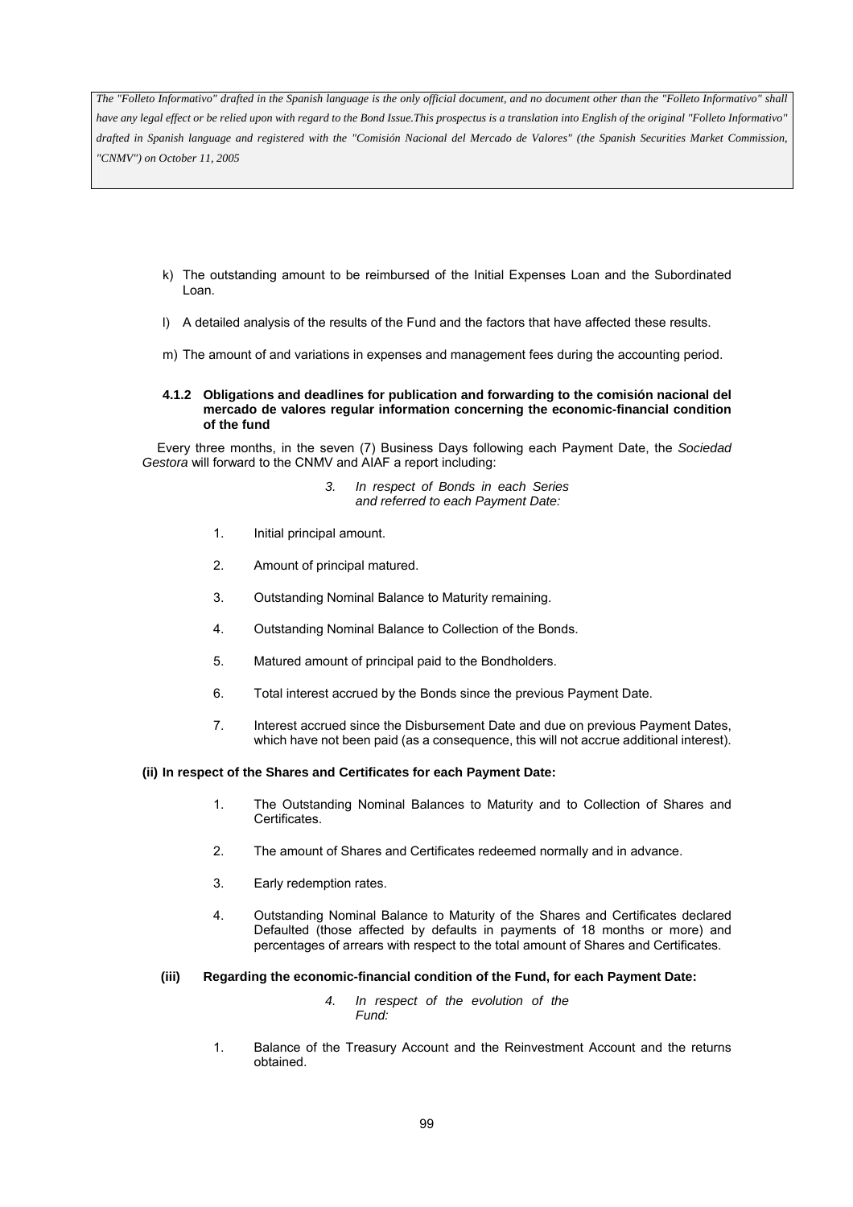k) The outstanding amount to be reimbursed of the Initial Expenses Loan and the Subordinated Loan.

l) A detailed analysis of the results of the Fund and the factors that have affected these results.

m) The amount of and variations in expenses and management fees during the accounting period.

#### 4.1.2 Obligations and deadlines for publication and forwarding to the comisión nacional del mercado de valores regular information concerning the economic-financial condition of the fund

Every three months, in the seven (7) Business Days following each Payment Date, the *Sociedad Gestora* will forward to the CNMV and AIAF a report including:

*3. In respect of Bonds in each Series and referred to each Payment Date:*

1. Initial principal amount.
2. Amount of principal matured.
3. Outstanding Nominal Balance to Maturity remaining.
4. Outstanding Nominal Balance to Collection of the Bonds.
5. Matured amount of principal paid to the Bondholders.
6. Total interest accrued by the Bonds since the previous Payment Date.
7. Interest accrued since the Disbursement Date and due on previous Payment Dates, which have not been paid (as a consequence, this will not accrue additional interest).

**(ii) In respect of the Shares and Certificates for each Payment Date:**

1. The Outstanding Nominal Balances to Maturity and to Collection of Shares and Certificates.
2. The amount of Shares and Certificates redeemed normally and in advance.
3. Early redemption rates.
4. Outstanding Nominal Balance to Maturity of the Shares and Certificates declared Defaulted (those affected by defaults in payments of 18 months or more) and percentages of arrears with respect to the total amount of Shares and Certificates.

**(iii) Regarding the economic-financial condition of the Fund, for each Payment Date:**

*4. In respect of the evolution of the Fund:*

1. Balance of the Treasury Account and the Reinvestment Account and the returns obtained.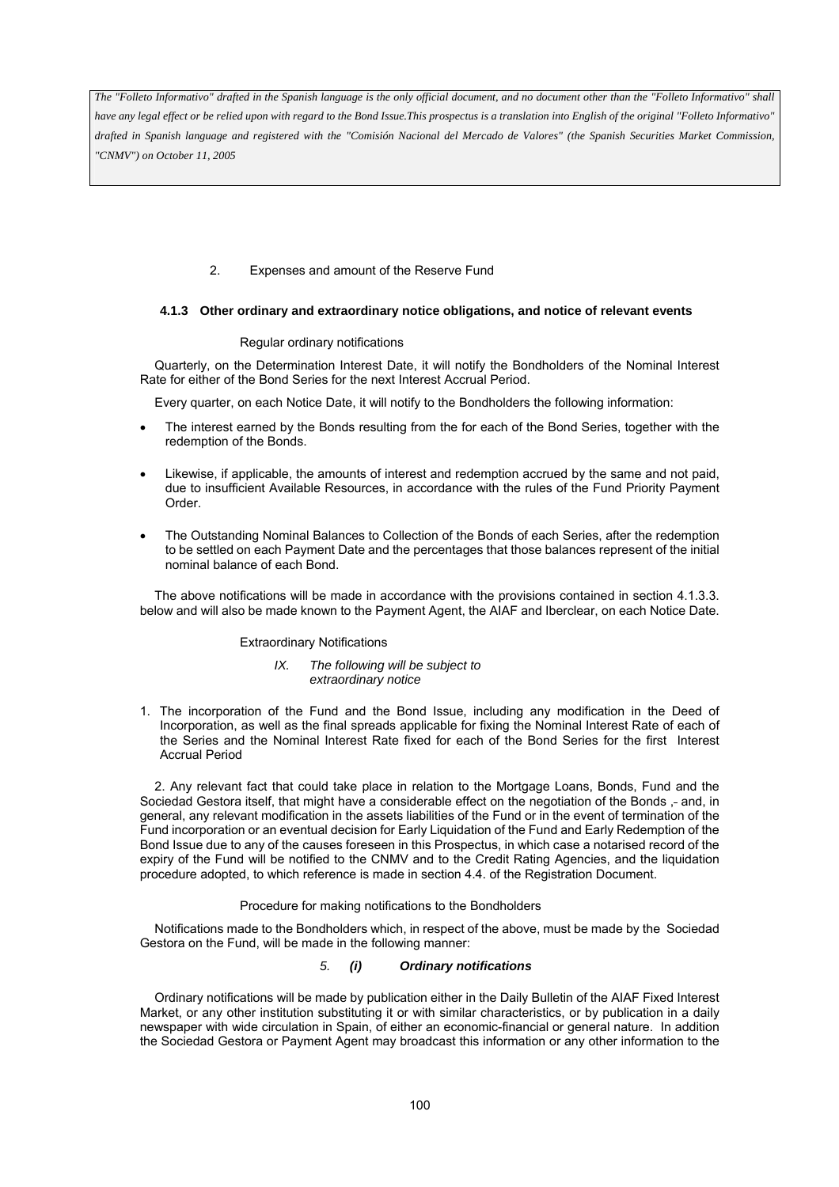*The "Folleto Informativo" drafted in the Spanish language is the only official document, and no document other than the "Folleto Informativo" shall have any legal effect or be relied upon with regard to the Bond Issue.This prospectus is a translation into English of the original "Folleto Informativo" drafted in Spanish language and registered with the "Comisión Nacional del Mercado de Valores" (the Spanish Securities Market Commission, "CNMV") on October 11, 2005*

2. Expenses and amount of the Reserve Fund

### 4.1.3 Other ordinary and extraordinary notice obligations, and notice of relevant events

Regular ordinary notifications

Quarterly, on the Determination Interest Date, it will notify the Bondholders of the Nominal Interest Rate for either of the Bond Series for the next Interest Accrual Period.

Every quarter, on each Notice Date, it will notify to the Bondholders the following information:

- The interest earned by the Bonds resulting from the for each of the Bond Series, together with the redemption of the Bonds.
- Likewise, if applicable, the amounts of interest and redemption accrued by the same and not paid, due to insufficient Available Resources, in accordance with the rules of the Fund Priority Payment Order.
- The Outstanding Nominal Balances to Collection of the Bonds of each Series, after the redemption to be settled on each Payment Date and the percentages that those balances represent of the initial nominal balance of each Bond.

The above notifications will be made in accordance with the provisions contained in section 4.1.3.3. below and will also be made known to the Payment Agent, the AIAF and Iberclear, on each Notice Date.

Extraordinary Notifications

*IX. The following will be subject to extraordinary notice*

1. The incorporation of the Fund and the Bond Issue, including any modification in the Deed of Incorporation, as well as the final spreads applicable for fixing the Nominal Interest Rate of each of the Series and the Nominal Interest Rate fixed for each of the Bond Series for the first Interest Accrual Period

2. Any relevant fact that could take place in relation to the Mortgage Loans, Bonds, Fund and the Sociedad Gestora itself, that might have a considerable effect on the negotiation of the Bonds ,- and, in general, any relevant modification in the assets liabilities of the Fund or in the event of termination of the Fund incorporation or an eventual decision for Early Liquidation of the Fund and Early Redemption of the Bond Issue due to any of the causes foreseen in this Prospectus, in which case a notarised record of the expiry of the Fund will be notified to the CNMV and to the Credit Rating Agencies, and the liquidation procedure adopted, to which reference is made in section 4.4. of the Registration Document.

Procedure for making notifications to the Bondholders

Notifications made to the Bondholders which, in respect of the above, must be made by the Sociedad Gestora on the Fund, will be made in the following manner:

*5.* ***(i) Ordinary notifications***

Ordinary notifications will be made by publication either in the Daily Bulletin of the AIAF Fixed Interest Market, or any other institution substituting it or with similar characteristics, or by publication in a daily newspaper with wide circulation in Spain, of either an economic-financial or general nature. In addition the Sociedad Gestora or Payment Agent may broadcast this information or any other information to the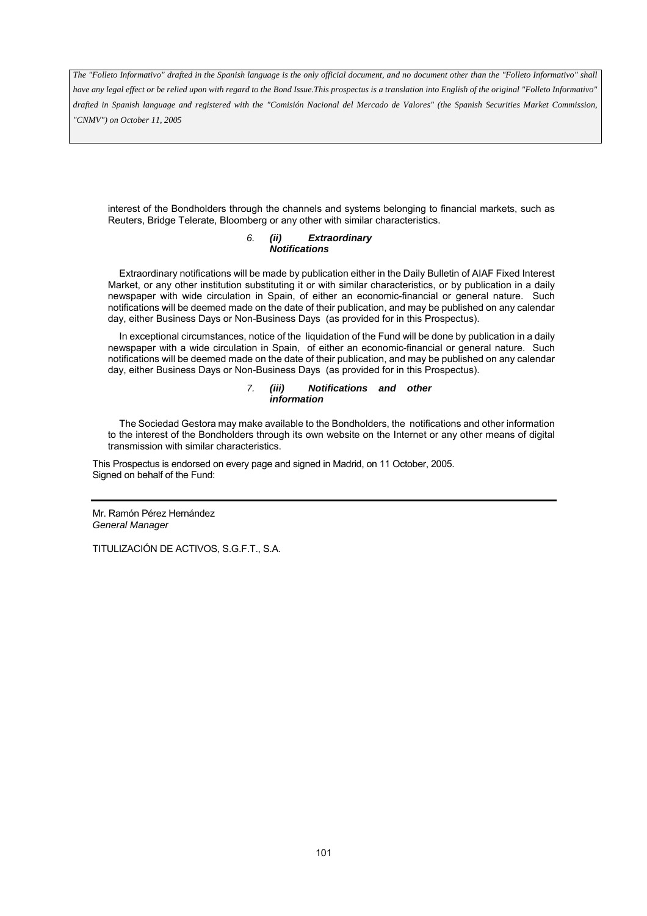interest of the Bondholders through the channels and systems belonging to financial markets, such as Reuters, Bridge Telerate, Bloomberg or any other with similar characteristics.

#### 6. *(ii) Extraordinary Notifications*

Extraordinary notifications will be made by publication either in the Daily Bulletin of AIAF Fixed Interest Market, or any other institution substituting it or with similar characteristics, or by publication in a daily newspaper with wide circulation in Spain, of either an economic-financial or general nature. Such notifications will be deemed made on the date of their publication, and may be published on any calendar day, either Business Days or Non-Business Days (as provided for in this Prospectus).

In exceptional circumstances, notice of the liquidation of the Fund will be done by publication in a daily newspaper with a wide circulation in Spain, of either an economic-financial or general nature. Such notifications will be deemed made on the date of their publication, and may be published on any calendar day, either Business Days or Non-Business Days (as provided for in this Prospectus).

#### 7. *(iii) Notifications and other information*

The Sociedad Gestora may make available to the Bondholders, the notifications and other information to the interest of the Bondholders through its own website on the Internet or any other means of digital transmission with similar characteristics.

This Prospectus is endorsed on every page and signed in Madrid, on 11 October, 2005.
Signed on behalf of the Fund:

---

Mr. Ramón Pérez Hernández
*General Manager*

TITULIZACIÓN DE ACTIVOS, S.G.F.T., S.A.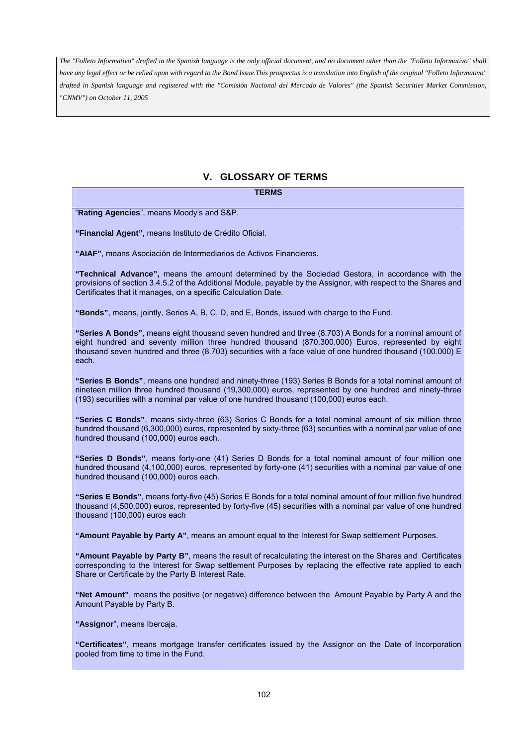*The "Folleto Informativo" drafted in the Spanish language is the only official document, and no document other than the "Folleto Informativo" shall have any legal effect or be relied upon with regard to the Bond Issue.This prospectus is a translation into English of the original "Folleto Informativo" drafted in Spanish language and registered with the "Comisión Nacional del Mercado de Valores" (the Spanish Securities Market Commission, "CNMV") on October 11, 2005*

## V. GLOSSARY OF TERMS

**TERMS**

"**Rating Agencies**", means Moody's and S&P.

**"Financial Agent"**, means Instituto de Crédito Oficial.

**"AIAF"**, means Asociación de Intermediarios de Activos Financieros.

**"Technical Advance",** means the amount determined by the Sociedad Gestora, in accordance with the provisions of section 3.4.5.2 of the Additional Module, payable by the Assignor, with respect to the Shares and Certificates that it manages, on a specific Calculation Date.

**"Bonds"**, means, jointly, Series A, B, C, D, and E, Bonds, issued with charge to the Fund.

**"Series A Bonds"**, means eight thousand seven hundred and three (8.703) A Bonds for a nominal amount of eight hundred and seventy million three hundred thousand (870.300.000) Euros, represented by eight thousand seven hundred and three (8.703) securities with a face value of one hundred thousand (100.000) E each.

**"Series B Bonds"**, means one hundred and ninety-three (193) Series B Bonds for a total nominal amount of nineteen million three hundred thousand (19,300,000) euros, represented by one hundred and ninety-three (193) securities with a nominal par value of one hundred thousand (100,000) euros each.

**"Series C Bonds"**, means sixty-three (63) Series C Bonds for a total nominal amount of six million three hundred thousand (6,300,000) euros, represented by sixty-three (63) securities with a nominal par value of one hundred thousand (100,000) euros each.

**"Series D Bonds"**, means forty-one (41) Series D Bonds for a total nominal amount of four million one hundred thousand (4,100,000) euros, represented by forty-one (41) securities with a nominal par value of one hundred thousand (100,000) euros each.

**"Series E Bonds"**, means forty-five (45) Series E Bonds for a total nominal amount of four million five hundred thousand (4,500,000) euros, represented by forty-five (45) securities with a nominal par value of one hundred thousand (100,000) euros each

**"Amount Payable by Party A"**, means an amount equal to the Interest for Swap settlement Purposes.

**"Amount Payable by Party B"**, means the result of recalculating the interest on the Shares and Certificates corresponding to the Interest for Swap settlement Purposes by replacing the effective rate applied to each Share or Certificate by the Party B Interest Rate.

**"Net Amount"**, means the positive (or negative) difference between the Amount Payable by Party A and the Amount Payable by Party B.

**"Assignor**", means Ibercaja.

**"Certificates"**, means mortgage transfer certificates issued by the Assignor on the Date of Incorporation pooled from time to time in the Fund.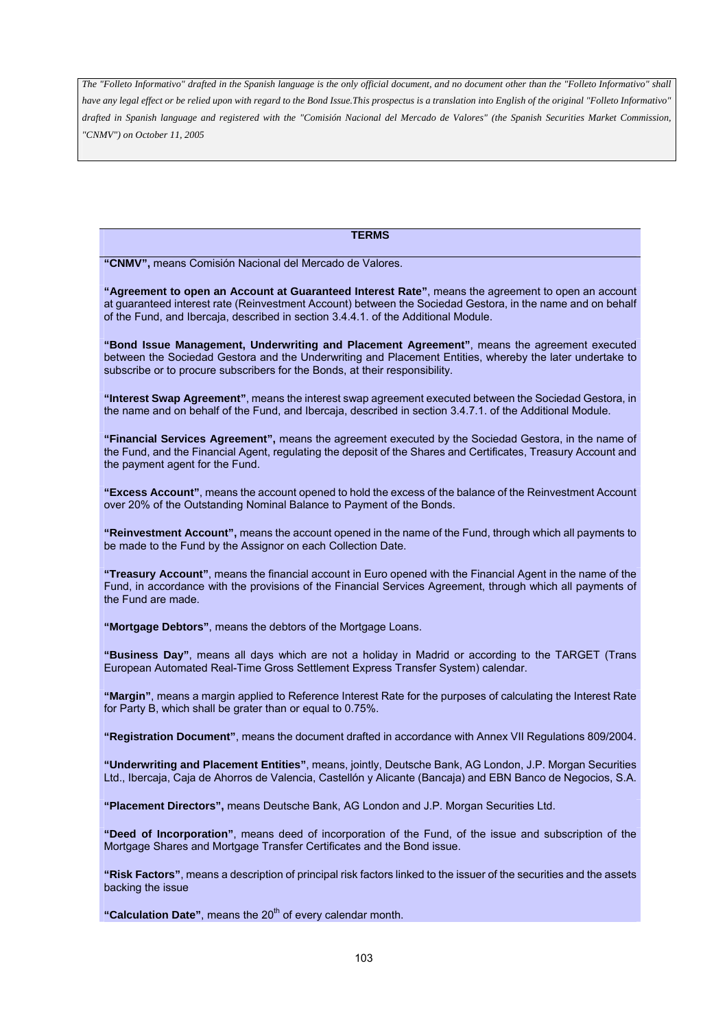*The "Folleto Informativo" drafted in the Spanish language is the only official document, and no document other than the "Folleto Informativo" shall have any legal effect or be relied upon with regard to the Bond Issue.This prospectus is a translation into English of the original "Folleto Informativo" drafted in Spanish language and registered with the "Comisión Nacional del Mercado de Valores" (the Spanish Securities Market Commission, "CNMV") on October 11, 2005*

## TERMS

**"CNMV",** means Comisión Nacional del Mercado de Valores.

**"Agreement to open an Account at Guaranteed Interest Rate"**, means the agreement to open an account at guaranteed interest rate (Reinvestment Account) between the Sociedad Gestora, in the name and on behalf of the Fund, and Ibercaja, described in section 3.4.4.1. of the Additional Module.

**"Bond Issue Management, Underwriting and Placement Agreement"**, means the agreement executed between the Sociedad Gestora and the Underwriting and Placement Entities, whereby the later undertake to subscribe or to procure subscribers for the Bonds, at their responsibility.

**"Interest Swap Agreement"**, means the interest swap agreement executed between the Sociedad Gestora, in the name and on behalf of the Fund, and Ibercaja, described in section 3.4.7.1. of the Additional Module.

**"Financial Services Agreement",** means the agreement executed by the Sociedad Gestora, in the name of the Fund, and the Financial Agent, regulating the deposit of the Shares and Certificates, Treasury Account and the payment agent for the Fund.

**"Excess Account"**, means the account opened to hold the excess of the balance of the Reinvestment Account over 20% of the Outstanding Nominal Balance to Payment of the Bonds.

**"Reinvestment Account",** means the account opened in the name of the Fund, through which all payments to be made to the Fund by the Assignor on each Collection Date.

**"Treasury Account"**, means the financial account in Euro opened with the Financial Agent in the name of the Fund, in accordance with the provisions of the Financial Services Agreement, through which all payments of the Fund are made.

**"Mortgage Debtors"**, means the debtors of the Mortgage Loans.

**"Business Day"**, means all days which are not a holiday in Madrid or according to the TARGET (Trans European Automated Real-Time Gross Settlement Express Transfer System) calendar.

**"Margin"**, means a margin applied to Reference Interest Rate for the purposes of calculating the Interest Rate for Party B, which shall be grater than or equal to 0.75%.

**"Registration Document"**, means the document drafted in accordance with Annex VII Regulations 809/2004.

**"Underwriting and Placement Entities"**, means, jointly, Deutsche Bank, AG London, J.P. Morgan Securities Ltd., Ibercaja, Caja de Ahorros de Valencia, Castellón y Alicante (Bancaja) and EBN Banco de Negocios, S.A.

**"Placement Directors",** means Deutsche Bank, AG London and J.P. Morgan Securities Ltd.

**"Deed of Incorporation"**, means deed of incorporation of the Fund, of the issue and subscription of the Mortgage Shares and Mortgage Transfer Certificates and the Bond issue.

**"Risk Factors"**, means a description of principal risk factors linked to the issuer of the securities and the assets backing the issue

**"Calculation Date"**, means the 20th of every calendar month.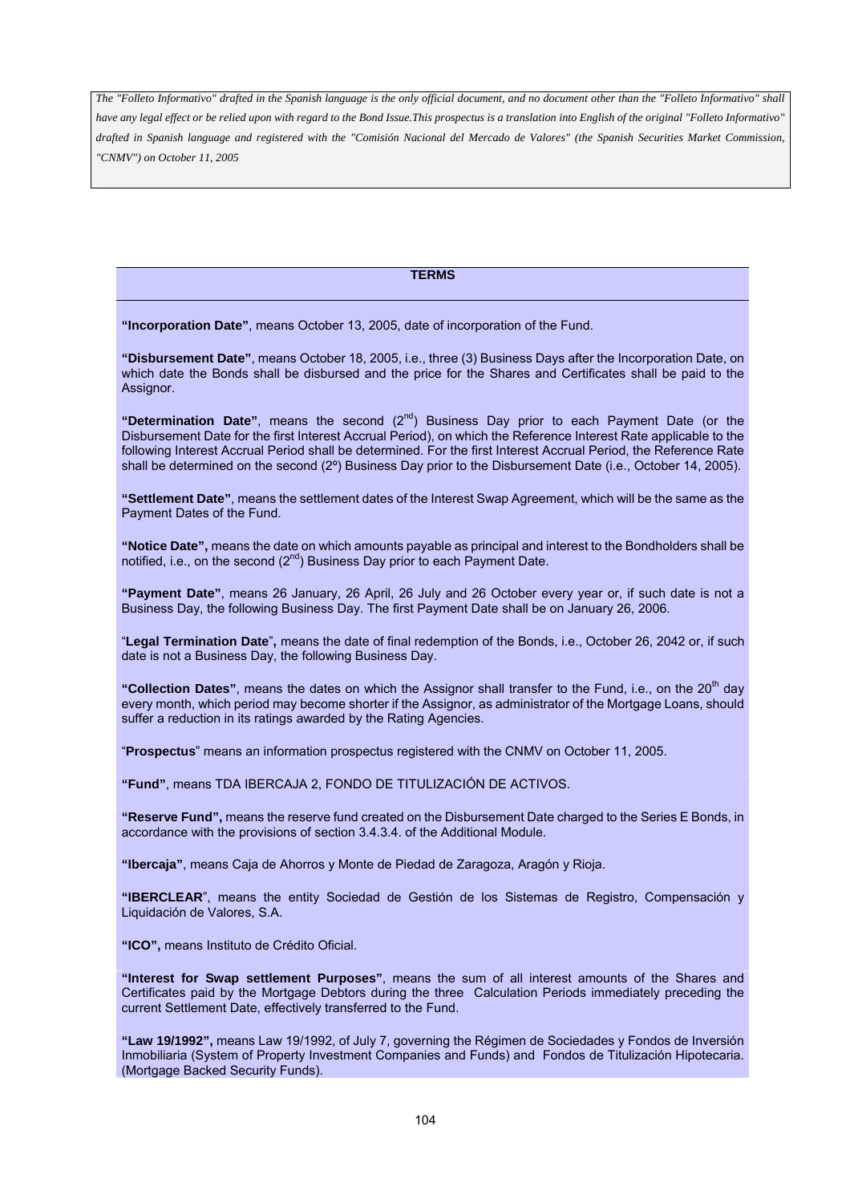*The "Folleto Informativo" drafted in the Spanish language is the only official document, and no document other than the "Folleto Informativo" shall have any legal effect or be relied upon with regard to the Bond Issue.This prospectus is a translation into English of the original "Folleto Informativo" drafted in Spanish language and registered with the "Comisión Nacional del Mercado de Valores" (the Spanish Securities Market Commission, "CNMV") on October 11, 2005*

## TERMS

**"Incorporation Date"**, means October 13, 2005, date of incorporation of the Fund.

**"Disbursement Date"**, means October 18, 2005, i.e., three (3) Business Days after the Incorporation Date, on which date the Bonds shall be disbursed and the price for the Shares and Certificates shall be paid to the Assignor.

**"Determination Date"**, means the second (2nd) Business Day prior to each Payment Date (or the Disbursement Date for the first Interest Accrual Period), on which the Reference Interest Rate applicable to the following Interest Accrual Period shall be determined. For the first Interest Accrual Period, the Reference Rate shall be determined on the second (2º) Business Day prior to the Disbursement Date (i.e., October 14, 2005).

**"Settlement Date"**, means the settlement dates of the Interest Swap Agreement, which will be the same as the Payment Dates of the Fund.

**"Notice Date",** means the date on which amounts payable as principal and interest to the Bondholders shall be notified, i.e., on the second (2nd) Business Day prior to each Payment Date.

**"Payment Date"**, means 26 January, 26 April, 26 July and 26 October every year or, if such date is not a Business Day, the following Business Day. The first Payment Date shall be on January 26, 2006.

"**Legal Termination Date**", means the date of final redemption of the Bonds, i.e., October 26, 2042 or, if such date is not a Business Day, the following Business Day.

**"Collection Dates"**, means the dates on which the Assignor shall transfer to the Fund, i.e., on the 20th day every month, which period may become shorter if the Assignor, as administrator of the Mortgage Loans, should suffer a reduction in its ratings awarded by the Rating Agencies.

"**Prospectus**" means an information prospectus registered with the CNMV on October 11, 2005.

**"Fund"**, means TDA IBERCAJA 2, FONDO DE TITULIZACIÓN DE ACTIVOS.

**"Reserve Fund",** means the reserve fund created on the Disbursement Date charged to the Series E Bonds, in accordance with the provisions of section 3.4.3.4. of the Additional Module.

**"Ibercaja"**, means Caja de Ahorros y Monte de Piedad de Zaragoza, Aragón y Rioja.

**"IBERCLEAR"**, means the entity Sociedad de Gestión de los Sistemas de Registro, Compensación y Liquidación de Valores, S.A.

**"ICO",** means Instituto de Crédito Oficial.

**"Interest for Swap settlement Purposes"**, means the sum of all interest amounts of the Shares and Certificates paid by the Mortgage Debtors during the three Calculation Periods immediately preceding the current Settlement Date, effectively transferred to the Fund.

**"Law 19/1992",** means Law 19/1992, of July 7, governing the Régimen de Sociedades y Fondos de Inversión Inmobiliaria (System of Property Investment Companies and Funds) and Fondos de Titulización Hipotecaria. (Mortgage Backed Security Funds).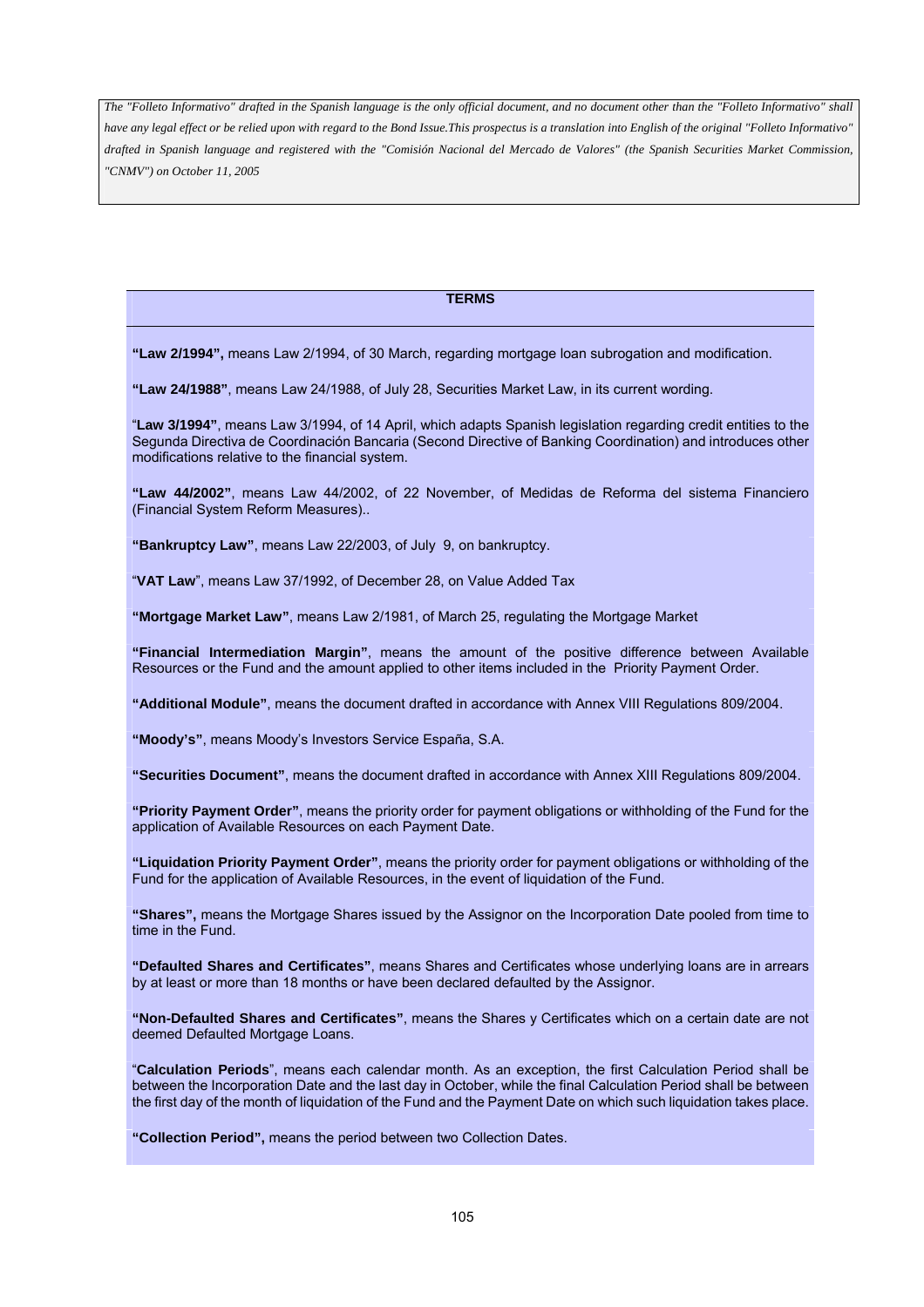*The "Folleto Informativo" drafted in the Spanish language is the only official document, and no document other than the "Folleto Informativo" shall have any legal effect or be relied upon with regard to the Bond Issue.This prospectus is a translation into English of the original "Folleto Informativo" drafted in Spanish language and registered with the "Comisión Nacional del Mercado de Valores" (the Spanish Securities Market Commission, "CNMV") on October 11, 2005*

## TERMS

**"Law 2/1994",** means Law 2/1994, of 30 March, regarding mortgage loan subrogation and modification.

**"Law 24/1988"**, means Law 24/1988, of July 28, Securities Market Law, in its current wording.

"**Law 3/1994"**, means Law 3/1994, of 14 April, which adapts Spanish legislation regarding credit entities to the Segunda Directiva de Coordinación Bancaria (Second Directive of Banking Coordination) and introduces other modifications relative to the financial system.

**"Law 44/2002"**, means Law 44/2002, of 22 November, of Medidas de Reforma del sistema Financiero (Financial System Reform Measures)..

**"Bankruptcy Law"**, means Law 22/2003, of July 9, on bankruptcy.

"**VAT Law**", means Law 37/1992, of December 28, on Value Added Tax

**"Mortgage Market Law"**, means Law 2/1981, of March 25, regulating the Mortgage Market

**"Financial Intermediation Margin"**, means the amount of the positive difference between Available Resources or the Fund and the amount applied to other items included in the Priority Payment Order.

**"Additional Module"**, means the document drafted in accordance with Annex VIII Regulations 809/2004.

**"Moody's"**, means Moody's Investors Service España, S.A.

**"Securities Document"**, means the document drafted in accordance with Annex XIII Regulations 809/2004.

**"Priority Payment Order"**, means the priority order for payment obligations or withholding of the Fund for the application of Available Resources on each Payment Date.

**"Liquidation Priority Payment Order"**, means the priority order for payment obligations or withholding of the Fund for the application of Available Resources, in the event of liquidation of the Fund.

**"Shares",** means the Mortgage Shares issued by the Assignor on the Incorporation Date pooled from time to time in the Fund.

**"Defaulted Shares and Certificates"**, means Shares and Certificates whose underlying loans are in arrears by at least or more than 18 months or have been declared defaulted by the Assignor.

**"Non-Defaulted Shares and Certificates"**, means the Shares y Certificates which on a certain date are not deemed Defaulted Mortgage Loans.

"**Calculation Periods**", means each calendar month. As an exception, the first Calculation Period shall be between the Incorporation Date and the last day in October, while the final Calculation Period shall be between the first day of the month of liquidation of the Fund and the Payment Date on which such liquidation takes place.

**"Collection Period",** means the period between two Collection Dates.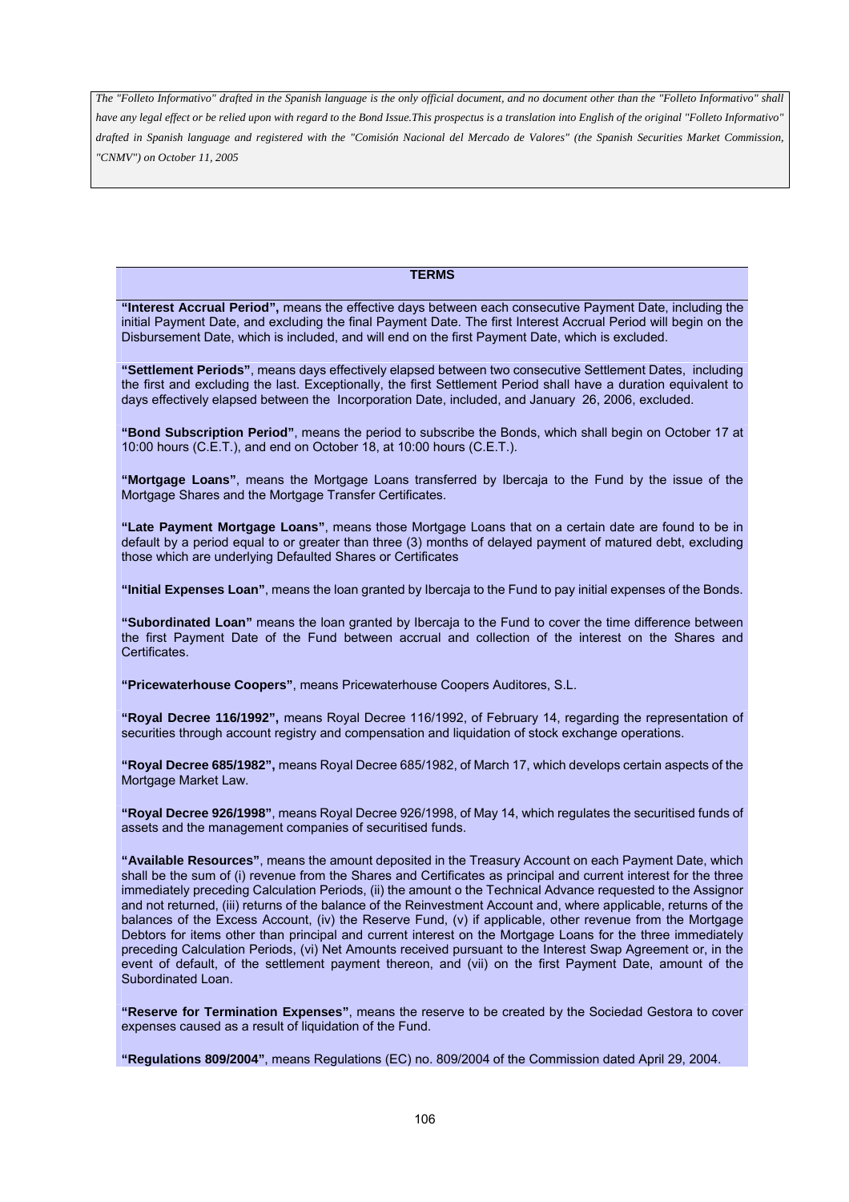*The "Folleto Informativo" drafted in the Spanish language is the only official document, and no document other than the "Folleto Informativo" shall have any legal effect or be relied upon with regard to the Bond Issue.This prospectus is a translation into English of the original "Folleto Informativo" drafted in Spanish language and registered with the "Comisión Nacional del Mercado de Valores" (the Spanish Securities Market Commission, "CNMV") on October 11, 2005*

**TERMS**

**"Interest Accrual Period",** means the effective days between each consecutive Payment Date, including the initial Payment Date, and excluding the final Payment Date. The first Interest Accrual Period will begin on the Disbursement Date, which is included, and will end on the first Payment Date, which is excluded.

**"Settlement Periods"**, means days effectively elapsed between two consecutive Settlement Dates, including the first and excluding the last. Exceptionally, the first Settlement Period shall have a duration equivalent to days effectively elapsed between the Incorporation Date, included, and January 26, 2006, excluded.

**"Bond Subscription Period"**, means the period to subscribe the Bonds, which shall begin on October 17 at 10:00 hours (C.E.T.), and end on October 18, at 10:00 hours (C.E.T.).

**"Mortgage Loans"**, means the Mortgage Loans transferred by Ibercaja to the Fund by the issue of the Mortgage Shares and the Mortgage Transfer Certificates.

**"Late Payment Mortgage Loans"**, means those Mortgage Loans that on a certain date are found to be in default by a period equal to or greater than three (3) months of delayed payment of matured debt, excluding those which are underlying Defaulted Shares or Certificates

**"Initial Expenses Loan"**, means the loan granted by Ibercaja to the Fund to pay initial expenses of the Bonds.

**"Subordinated Loan"** means the loan granted by Ibercaja to the Fund to cover the time difference between the first Payment Date of the Fund between accrual and collection of the interest on the Shares and Certificates.

**"Pricewaterhouse Coopers"**, means Pricewaterhouse Coopers Auditores, S.L.

**"Royal Decree 116/1992",** means Royal Decree 116/1992, of February 14, regarding the representation of securities through account registry and compensation and liquidation of stock exchange operations.

**"Royal Decree 685/1982",** means Royal Decree 685/1982, of March 17, which develops certain aspects of the Mortgage Market Law.

**"Royal Decree 926/1998"**, means Royal Decree 926/1998, of May 14, which regulates the securitised funds of assets and the management companies of securitised funds.

**"Available Resources"**, means the amount deposited in the Treasury Account on each Payment Date, which shall be the sum of (i) revenue from the Shares and Certificates as principal and current interest for the three immediately preceding Calculation Periods, (ii) the amount o the Technical Advance requested to the Assignor and not returned, (iii) returns of the balance of the Reinvestment Account and, where applicable, returns of the balances of the Excess Account, (iv) the Reserve Fund, (v) if applicable, other revenue from the Mortgage Debtors for items other than principal and current interest on the Mortgage Loans for the three immediately preceding Calculation Periods, (vi) Net Amounts received pursuant to the Interest Swap Agreement or, in the event of default, of the settlement payment thereon, and (vii) on the first Payment Date, amount of the Subordinated Loan.

**"Reserve for Termination Expenses"**, means the reserve to be created by the Sociedad Gestora to cover expenses caused as a result of liquidation of the Fund.

**"Regulations 809/2004"**, means Regulations (EC) no. 809/2004 of the Commission dated April 29, 2004.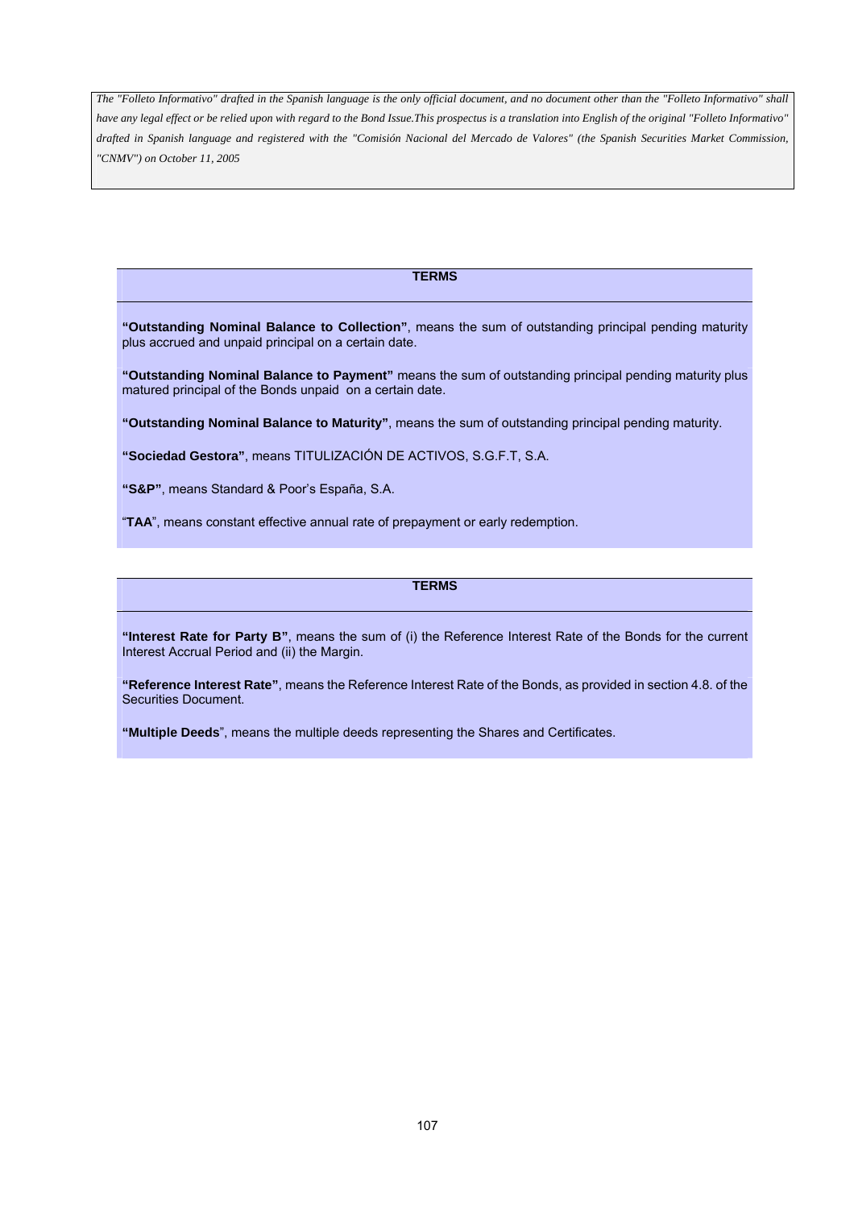*The "Folleto Informativo" drafted in the Spanish language is the only official document, and no document other than the "Folleto Informativo" shall have any legal effect or be relied upon with regard to the Bond Issue.This prospectus is a translation into English of the original "Folleto Informativo" drafted in Spanish language and registered with the "Comisión Nacional del Mercado de Valores" (the Spanish Securities Market Commission, "CNMV") on October 11, 2005*

**TERMS**

**"Outstanding Nominal Balance to Collection"**, means the sum of outstanding principal pending maturity plus accrued and unpaid principal on a certain date.

**"Outstanding Nominal Balance to Payment"** means the sum of outstanding principal pending maturity plus matured principal of the Bonds unpaid on a certain date.

**"Outstanding Nominal Balance to Maturity"**, means the sum of outstanding principal pending maturity.

**"Sociedad Gestora"**, means TITULIZACIÓN DE ACTIVOS, S.G.F.T, S.A.

**"S&P"**, means Standard & Poor's España, S.A.

"**TAA**", means constant effective annual rate of prepayment or early redemption.

**TERMS**

**"Interest Rate for Party B"**, means the sum of (i) the Reference Interest Rate of the Bonds for the current Interest Accrual Period and (ii) the Margin.

**"Reference Interest Rate"**, means the Reference Interest Rate of the Bonds, as provided in section 4.8. of the Securities Document.

**"Multiple Deeds**", means the multiple deeds representing the Shares and Certificates.